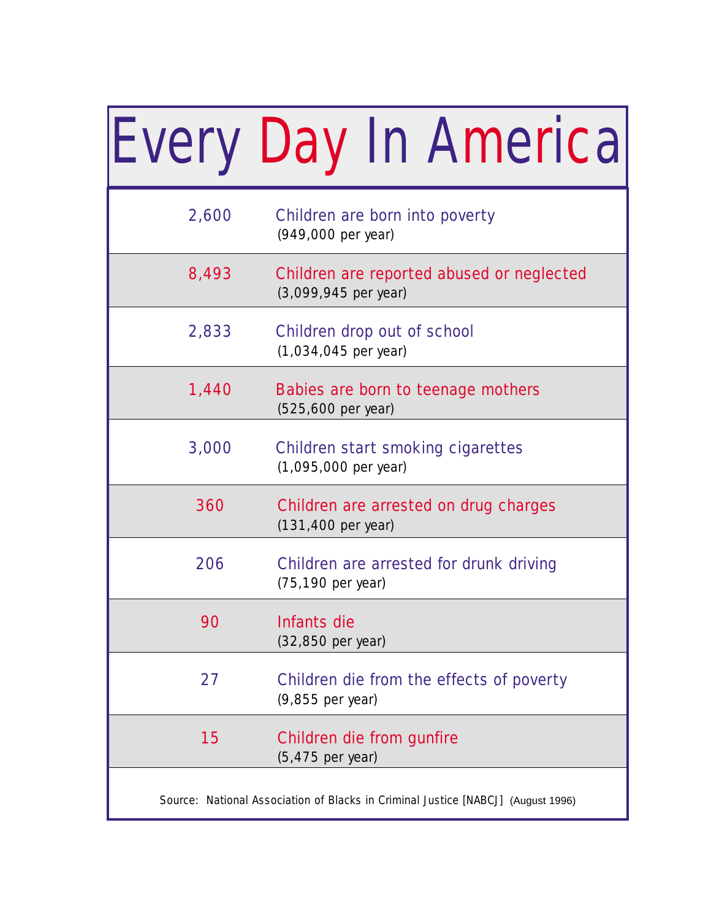# Every Day In America

| | |
|---|---|
| 2,600 | Children are born into poverty (949,000 per year) |
| 8,493 | Children are reported abused or neglected (3,099,945 per year) |
| 2,833 | Children drop out of school (1,034,045 per year) |
| 1,440 | Babies are born to teenage mothers (525,600 per year) |
| 3,000 | Children start smoking cigarettes (1,095,000 per year) |
| 360 | Children are arrested on drug charges (131,400 per year) |
| 206 | Children are arrested for drunk driving (75,190 per year) |
| 90 | Infants die (32,850 per year) |
| 27 | Children die from the effects of poverty (9,855 per year) |
| 15 | Children die from gunfire (5,475 per year) |

Source: National Association of Blacks in Criminal Justice [NABCJ] (August 1996)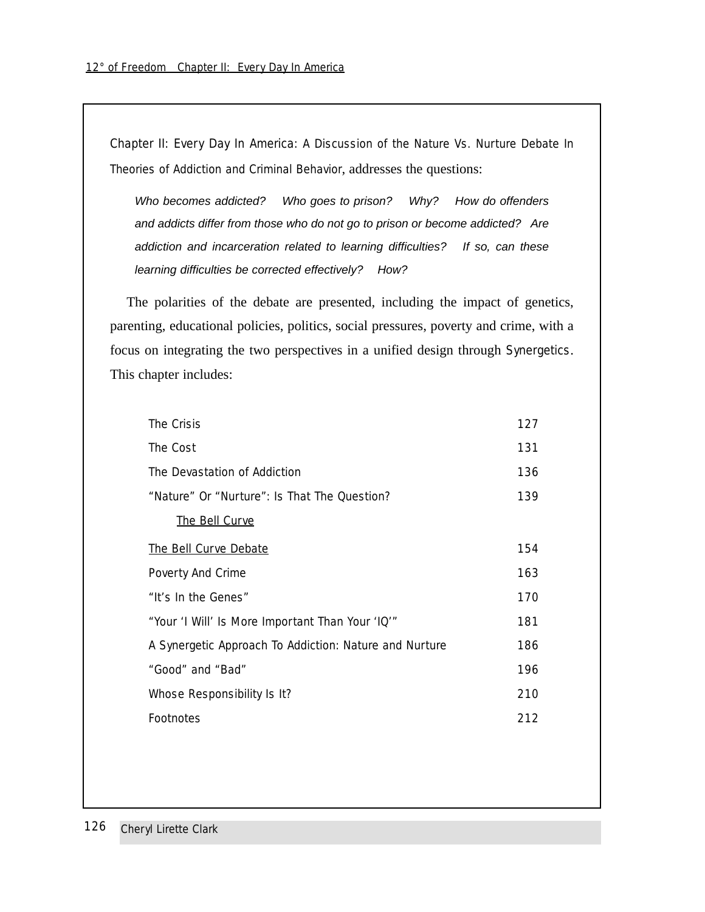Chapter II: Every Day In America: A Discussion of the Nature Vs. Nurture Debate In Theories of Addiction and Criminal Behavior, addresses the questions:

> *Who becomes addicted? Who goes to prison? Why? How do offenders and addicts differ from those who do not go to prison or become addicted? Are addiction and incarceration related to learning difficulties? If so, can these learning difficulties be corrected effectively? How?*

The polarities of the debate are presented, including the impact of genetics, parenting, educational policies, politics, social pressures, poverty and crime, with a focus on integrating the two perspectives in a unified design through Synergetics. This chapter includes:

| | |
|---|---|
| The Crisis | 127 |
| The Cost | 131 |
| The Devastation of Addiction | 136 |
| "Nature" Or "Nurture": Is That The Question? | 139 |
| The Bell Curve | |
| The Bell Curve Debate | 154 |
| Poverty And Crime | 163 |
| "It's In the Genes" | 170 |
| "Your 'I Will' Is More Important Than Your 'IQ'" | 181 |
| A Synergetic Approach To Addiction: Nature and Nurture | 186 |
| "Good" and "Bad" | 196 |
| Whose Responsibility Is It? | 210 |
| Footnotes | 212 |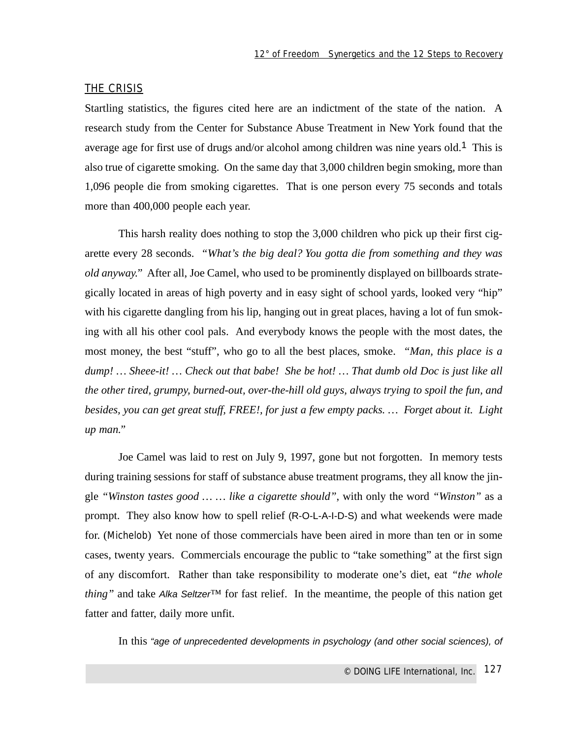## THE CRISIS

Startling statistics, the figures cited here are an indictment of the state of the nation. A research study from the Center for Substance Abuse Treatment in New York found that the average age for first use of drugs and/or alcohol among children was nine years old.[1] This is also true of cigarette smoking. On the same day that 3,000 children begin smoking, more than 1,096 people die from smoking cigarettes. That is one person every 75 seconds and totals more than 400,000 people each year.

This harsh reality does nothing to stop the 3,000 children who pick up their first cigarette every 28 seconds. *"What's the big deal? You gotta die from something and they was old anyway."* After all, Joe Camel, who used to be prominently displayed on billboards strategically located in areas of high poverty and in easy sight of school yards, looked very "hip" with his cigarette dangling from his lip, hanging out in great places, having a lot of fun smoking with all his other cool pals. And everybody knows the people with the most dates, the most money, the best "stuff", who go to all the best places, smoke. *"Man, this place is a dump! … Sheee-it! … Check out that babe! She be hot! … That dumb old Doc is just like all the other tired, grumpy, burned-out, over-the-hill old guys, always trying to spoil the fun, and besides, you can get great stuff, FREE!, for just a few empty packs. … Forget about it. Light up man."*

Joe Camel was laid to rest on July 9, 1997, gone but not forgotten. In memory tests during training sessions for staff of substance abuse treatment programs, they all know the jingle *"Winston tastes good … … like a cigarette should",* with only the word *"Winston"* as a prompt. They also know how to spell relief (R-O-L-A-I-D-S) and what weekends were made for. (Michelob) Yet none of those commercials have been aired in more than ten or in some cases, twenty years. Commercials encourage the public to "take something" at the first sign of any discomfort. Rather than take responsibility to moderate one's diet, eat *"the whole thing"* and take *Alka Seltzer*™ for fast relief. In the meantime, the people of this nation get fatter and fatter, daily more unfit.

In this *"age of unprecedented developments in psychology (and other social sciences), of*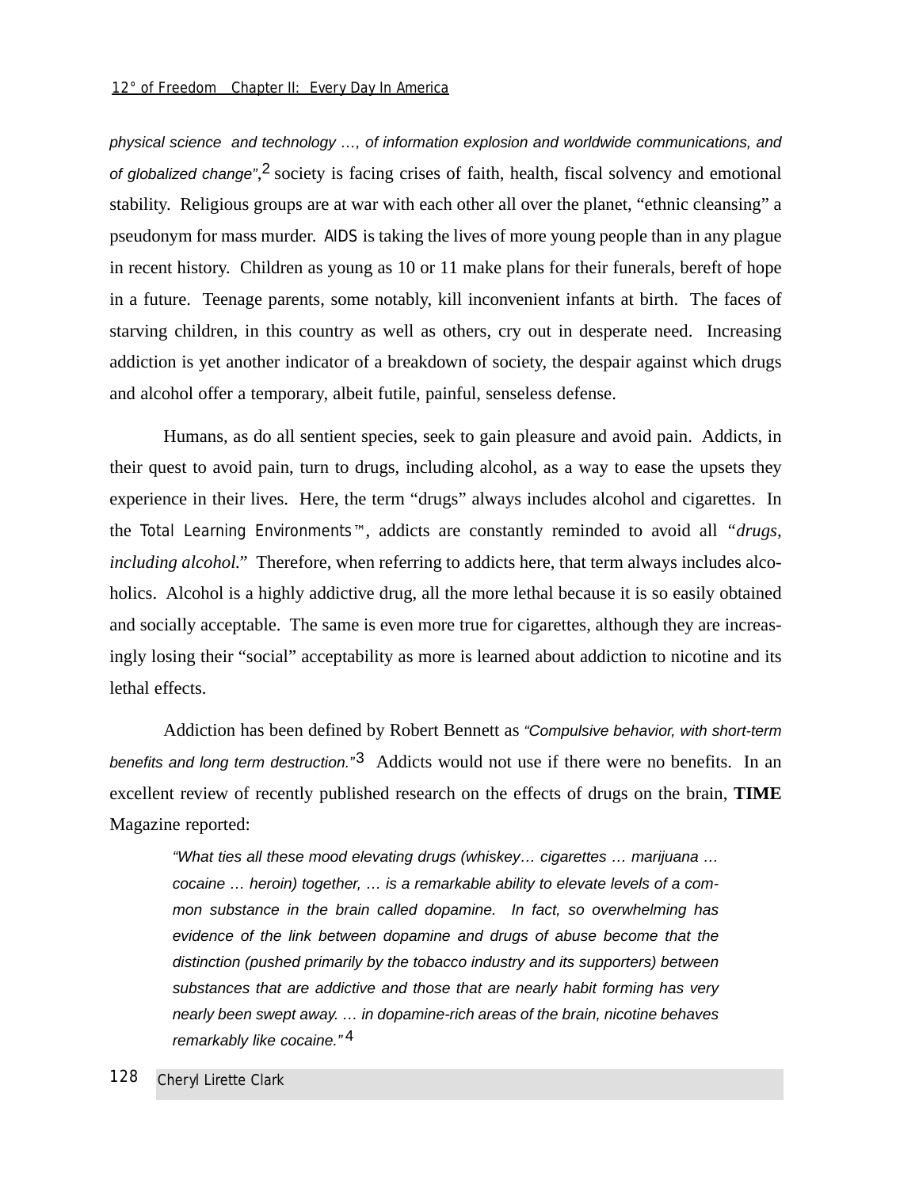*physical science and technology …, of information explosion and worldwide communications, and of globalized change"*,[2] society is facing crises of faith, health, fiscal solvency and emotional stability. Religious groups are at war with each other all over the planet, "ethnic cleansing" a pseudonym for mass murder. AIDS is taking the lives of more young people than in any plague in recent history. Children as young as 10 or 11 make plans for their funerals, bereft of hope in a future. Teenage parents, some notably, kill inconvenient infants at birth. The faces of starving children, in this country as well as others, cry out in desperate need. Increasing addiction is yet another indicator of a breakdown of society, the despair against which drugs and alcohol offer a temporary, albeit futile, painful, senseless defense.

Humans, as do all sentient species, seek to gain pleasure and avoid pain. Addicts, in their quest to avoid pain, turn to drugs, including alcohol, as a way to ease the upsets they experience in their lives. Here, the term "drugs" always includes alcohol and cigarettes. In the Total Learning Environments™, addicts are constantly reminded to avoid all "*drugs, including alcohol*." Therefore, when referring to addicts here, that term always includes alcoholics. Alcohol is a highly addictive drug, all the more lethal because it is so easily obtained and socially acceptable. The same is even more true for cigarettes, although they are increasingly losing their "social" acceptability as more is learned about addiction to nicotine and its lethal effects.

Addiction has been defined by Robert Bennett as *"Compulsive behavior, with short-term benefits and long term destruction."*[3] Addicts would not use if there were no benefits. In an excellent review of recently published research on the effects of drugs on the brain, **TIME** Magazine reported:

> *"What ties all these mood elevating drugs (whiskey… cigarettes … marijuana … cocaine … heroin) together, … is a remarkable ability to elevate levels of a common substance in the brain called dopamine. In fact, so overwhelming has evidence of the link between dopamine and drugs of abuse become that the distinction (pushed primarily by the tobacco industry and its supporters) between substances that are addictive and those that are nearly habit forming has very nearly been swept away. … in dopamine-rich areas of the brain, nicotine behaves remarkably like cocaine."*[4]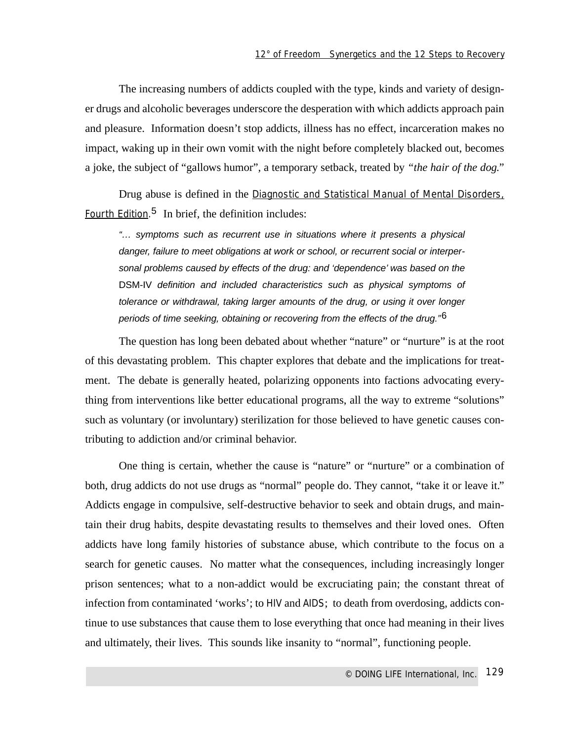The increasing numbers of addicts coupled with the type, kinds and variety of designer drugs and alcoholic beverages underscore the desperation with which addicts approach pain and pleasure. Information doesn't stop addicts, illness has no effect, incarceration makes no impact, waking up in their own vomit with the night before completely blacked out, becomes a joke, the subject of "gallows humor", a temporary setback, treated by *"the hair of the dog."*

Drug abuse is defined in the Diagnostic and Statistical Manual of Mental Disorders, Fourth Edition.[5] In brief, the definition includes:

> *"... symptoms such as recurrent use in situations where it presents a physical danger, failure to meet obligations at work or school, or recurrent social or interpersonal problems caused by effects of the drug: and 'dependence' was based on the* DSM-IV *definition and included characteristics such as physical symptoms of tolerance or withdrawal, taking larger amounts of the drug, or using it over longer periods of time seeking, obtaining or recovering from the effects of the drug."*[6]

The question has long been debated about whether "nature" or "nurture" is at the root of this devastating problem. This chapter explores that debate and the implications for treatment. The debate is generally heated, polarizing opponents into factions advocating everything from interventions like better educational programs, all the way to extreme "solutions" such as voluntary (or involuntary) sterilization for those believed to have genetic causes contributing to addiction and/or criminal behavior.

One thing is certain, whether the cause is "nature" or "nurture" or a combination of both, drug addicts do not use drugs as "normal" people do. They cannot, "take it or leave it." Addicts engage in compulsive, self-destructive behavior to seek and obtain drugs, and maintain their drug habits, despite devastating results to themselves and their loved ones. Often addicts have long family histories of substance abuse, which contribute to the focus on a search for genetic causes. No matter what the consequences, including increasingly longer prison sentences; what to a non-addict would be excruciating pain; the constant threat of infection from contaminated 'works'; to HIV and AIDS; to death from overdosing, addicts continue to use substances that cause them to lose everything that once had meaning in their lives and ultimately, their lives. This sounds like insanity to "normal", functioning people.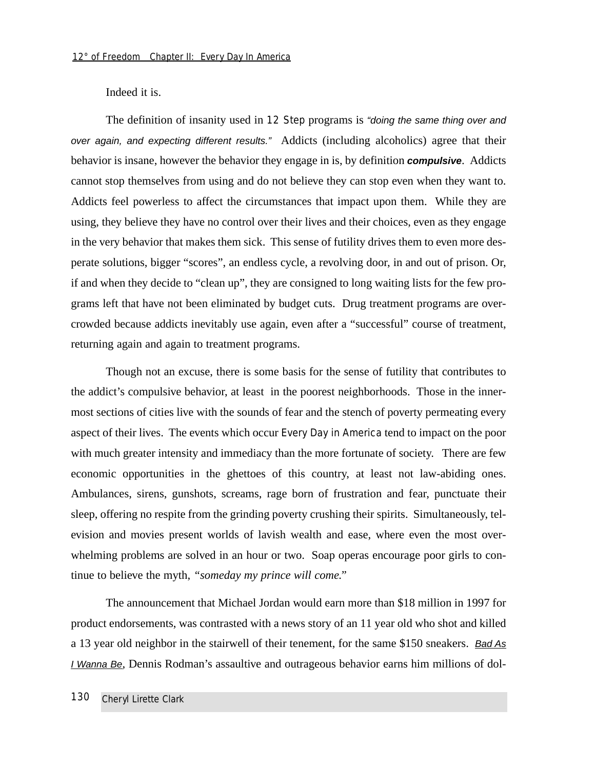Indeed it is.

The definition of insanity used in 12 Step programs is *"doing the same thing over and over again, and expecting different results."* Addicts (including alcoholics) agree that their behavior is insane, however the behavior they engage in is, by definition ***compulsive***. Addicts cannot stop themselves from using and do not believe they can stop even when they want to. Addicts feel powerless to affect the circumstances that impact upon them. While they are using, they believe they have no control over their lives and their choices, even as they engage in the very behavior that makes them sick. This sense of futility drives them to even more desperate solutions, bigger "scores", an endless cycle, a revolving door, in and out of prison. Or, if and when they decide to "clean up", they are consigned to long waiting lists for the few programs left that have not been eliminated by budget cuts. Drug treatment programs are overcrowded because addicts inevitably use again, even after a "successful" course of treatment, returning again and again to treatment programs.

Though not an excuse, there is some basis for the sense of futility that contributes to the addict's compulsive behavior, at least in the poorest neighborhoods. Those in the innermost sections of cities live with the sounds of fear and the stench of poverty permeating every aspect of their lives. The events which occur Every Day in America tend to impact on the poor with much greater intensity and immediacy than the more fortunate of society. There are few economic opportunities in the ghettoes of this country, at least not law-abiding ones. Ambulances, sirens, gunshots, screams, rage born of frustration and fear, punctuate their sleep, offering no respite from the grinding poverty crushing their spirits. Simultaneously, television and movies present worlds of lavish wealth and ease, where even the most overwhelming problems are solved in an hour or two. Soap operas encourage poor girls to continue to believe the myth, *"someday my prince will come."*

The announcement that Michael Jordan would earn more than $18 million in 1997 for product endorsements, was contrasted with a news story of an 11 year old who shot and killed a 13 year old neighbor in the stairwell of their tenement, for the same $150 sneakers. *Bad As I Wanna Be*, Dennis Rodman's assaultive and outrageous behavior earns him millions of dol-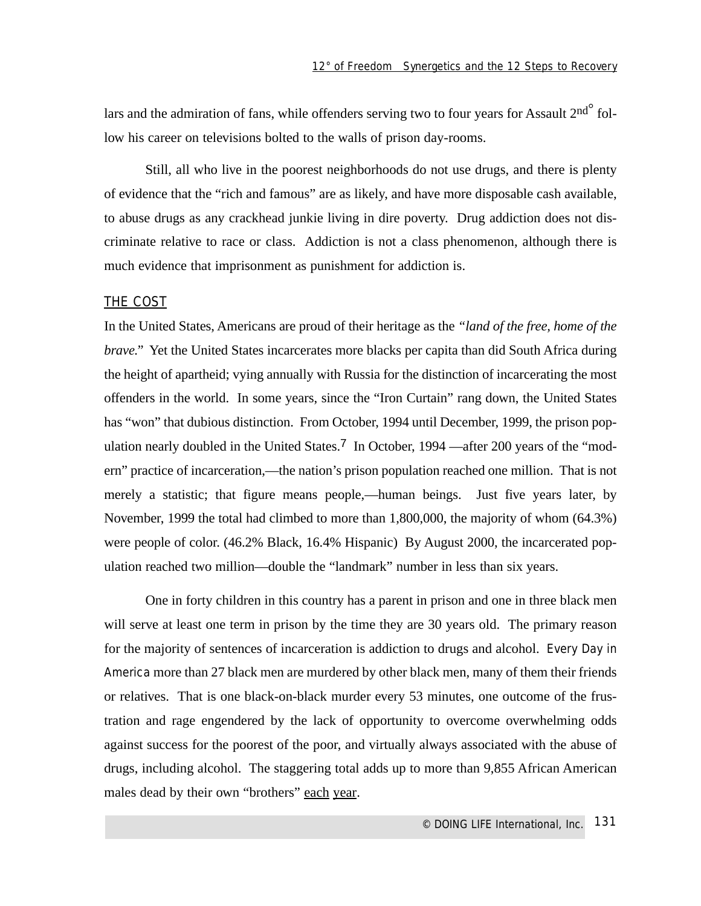lars and the admiration of fans, while offenders serving two to four years for Assault 2nd° follow his career on televisions bolted to the walls of prison day-rooms.

Still, all who live in the poorest neighborhoods do not use drugs, and there is plenty of evidence that the "rich and famous" are as likely, and have more disposable cash available, to abuse drugs as any crackhead junkie living in dire poverty. Drug addiction does not discriminate relative to race or class. Addiction is not a class phenomenon, although there is much evidence that imprisonment as punishment for addiction is.

## THE COST

In the United States, Americans are proud of their heritage as the *"land of the free, home of the brave."* Yet the United States incarcerates more blacks per capita than did South Africa during the height of apartheid; vying annually with Russia for the distinction of incarcerating the most offenders in the world. In some years, since the "Iron Curtain" rang down, the United States has "won" that dubious distinction. From October, 1994 until December, 1999, the prison population nearly doubled in the United States.[7] In October, 1994 —after 200 years of the "modern" practice of incarceration,—the nation's prison population reached one million. That is not merely a statistic; that figure means people,—human beings. Just five years later, by November, 1999 the total had climbed to more than 1,800,000, the majority of whom (64.3%) were people of color. (46.2% Black, 16.4% Hispanic) By August 2000, the incarcerated population reached two million—double the "landmark" number in less than six years.

One in forty children in this country has a parent in prison and one in three black men will serve at least one term in prison by the time they are 30 years old. The primary reason for the majority of sentences of incarceration is addiction to drugs and alcohol. Every Day in America more than 27 black men are murdered by other black men, many of them their friends or relatives. That is one black-on-black murder every 53 minutes, one outcome of the frustration and rage engendered by the lack of opportunity to overcome overwhelming odds against success for the poorest of the poor, and virtually always associated with the abuse of drugs, including alcohol. The staggering total adds up to more than 9,855 African American males dead by their own "brothers" <u>each</u> <u>year</u>.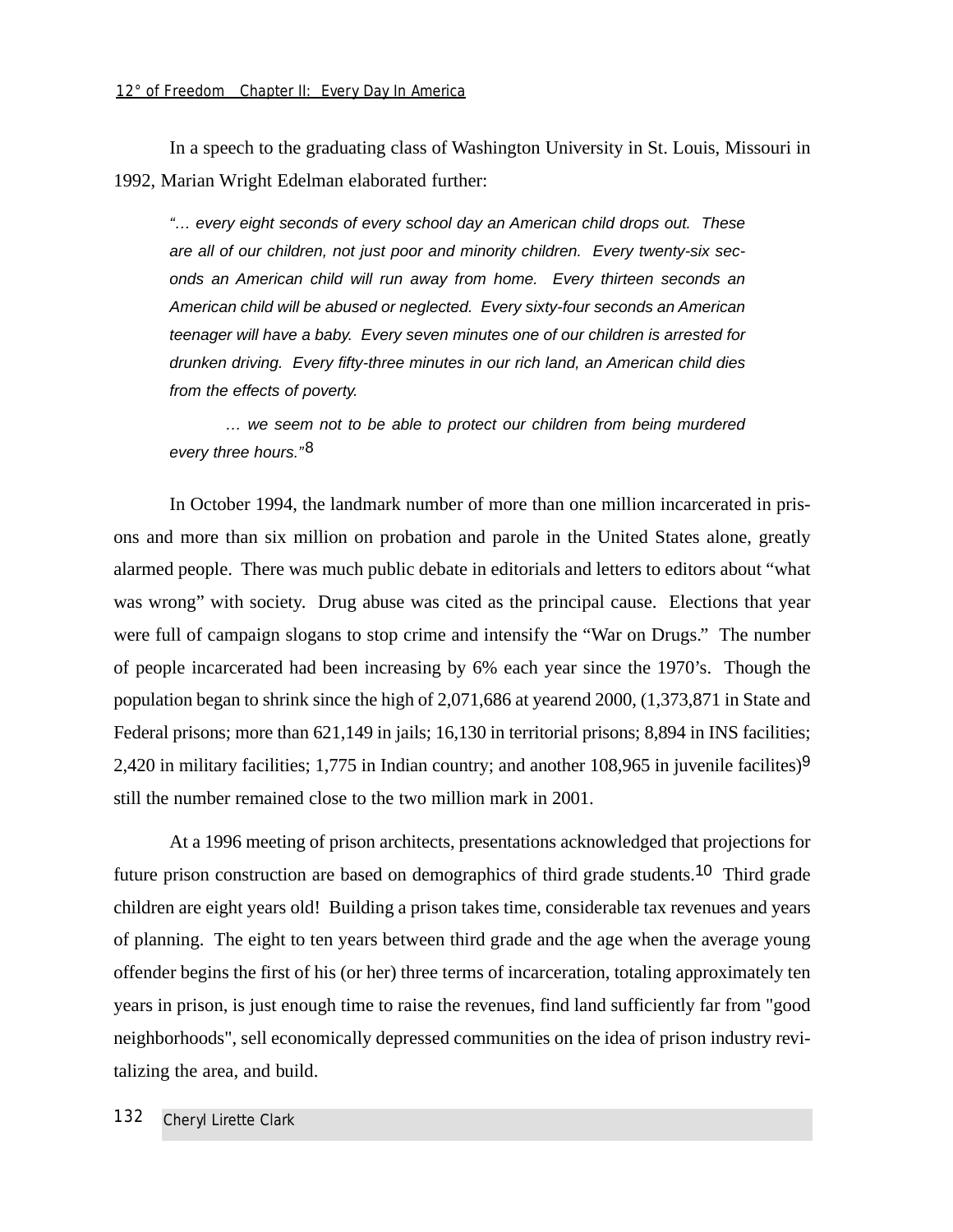In a speech to the graduating class of Washington University in St. Louis, Missouri in 1992, Marian Wright Edelman elaborated further:

> *"… every eight seconds of every school day an American child drops out. These are all of our children, not just poor and minority children. Every twenty-six seconds an American child will run away from home. Every thirteen seconds an American child will be abused or neglected. Every sixty-four seconds an American teenager will have a baby. Every seven minutes one of our children is arrested for drunken driving. Every fifty-three minutes in our rich land, an American child dies from the effects of poverty.*
>
> *… we seem not to be able to protect our children from being murdered every three hours."*[8]

In October 1994, the landmark number of more than one million incarcerated in prisons and more than six million on probation and parole in the United States alone, greatly alarmed people. There was much public debate in editorials and letters to editors about "what was wrong" with society. Drug abuse was cited as the principal cause. Elections that year were full of campaign slogans to stop crime and intensify the "War on Drugs." The number of people incarcerated had been increasing by 6% each year since the 1970's. Though the population began to shrink since the high of 2,071,686 at yearend 2000, (1,373,871 in State and Federal prisons; more than 621,149 in jails; 16,130 in territorial prisons; 8,894 in INS facilities; 2,420 in military facilities; 1,775 in Indian country; and another 108,965 in juvenile facilites)[9] still the number remained close to the two million mark in 2001.

At a 1996 meeting of prison architects, presentations acknowledged that projections for future prison construction are based on demographics of third grade students.[10] Third grade children are eight years old! Building a prison takes time, considerable tax revenues and years of planning. The eight to ten years between third grade and the age when the average young offender begins the first of his (or her) three terms of incarceration, totaling approximately ten years in prison, is just enough time to raise the revenues, find land sufficiently far from "good neighborhoods", sell economically depressed communities on the idea of prison industry revitalizing the area, and build.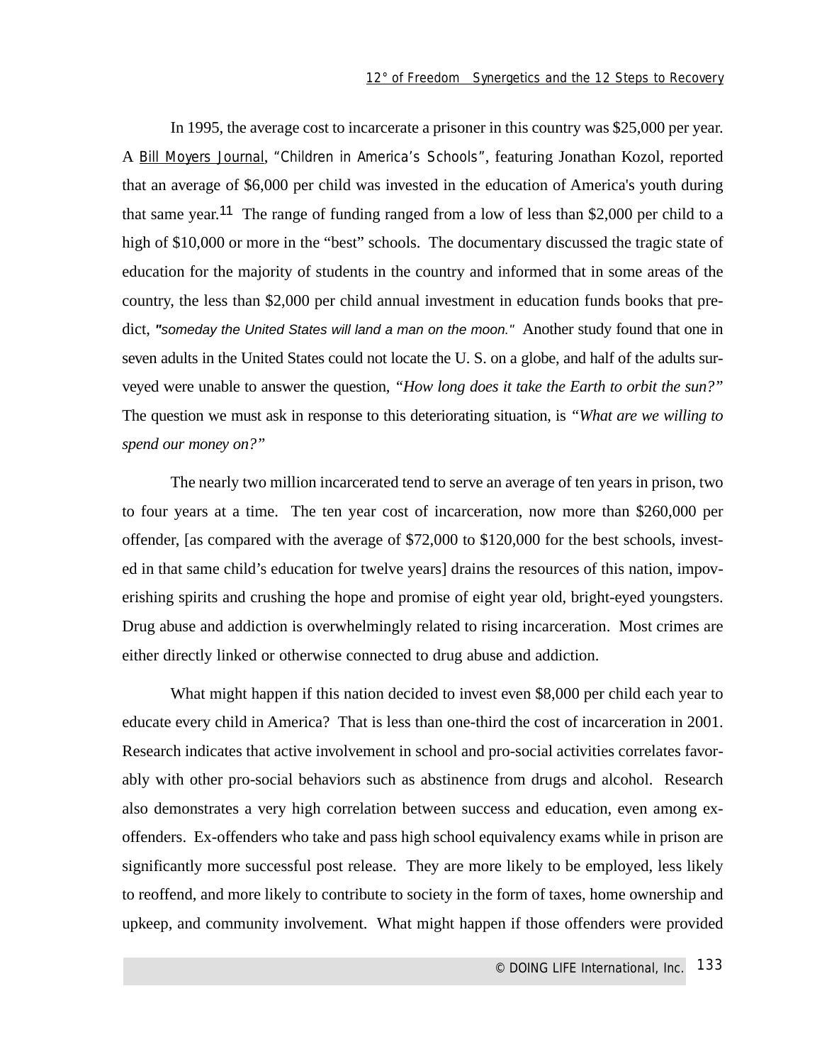In 1995, the average cost to incarcerate a prisoner in this country was $25,000 per year. A Bill Moyers Journal, "Children in America's Schools", featuring Jonathan Kozol, reported that an average of $6,000 per child was invested in the education of America's youth during that same year.[11] The range of funding ranged from a low of less than $2,000 per child to a high of $10,000 or more in the "best" schools. The documentary discussed the tragic state of education for the majority of students in the country and informed that in some areas of the country, the less than $2,000 per child annual investment in education funds books that predict, *"someday the United States will land a man on the moon."* Another study found that one in seven adults in the United States could not locate the U. S. on a globe, and half of the adults surveyed were unable to answer the question, *"How long does it take the Earth to orbit the sun?"* The question we must ask in response to this deteriorating situation, is *"What are we willing to spend our money on?"*

The nearly two million incarcerated tend to serve an average of ten years in prison, two to four years at a time. The ten year cost of incarceration, now more than $260,000 per offender, [as compared with the average of $72,000 to $120,000 for the best schools, invested in that same child's education for twelve years] drains the resources of this nation, impoverishing spirits and crushing the hope and promise of eight year old, bright-eyed youngsters. Drug abuse and addiction is overwhelmingly related to rising incarceration. Most crimes are either directly linked or otherwise connected to drug abuse and addiction.

What might happen if this nation decided to invest even $8,000 per child each year to educate every child in America? That is less than one-third the cost of incarceration in 2001. Research indicates that active involvement in school and pro-social activities correlates favorably with other pro-social behaviors such as abstinence from drugs and alcohol. Research also demonstrates a very high correlation between success and education, even among ex-offenders. Ex-offenders who take and pass high school equivalency exams while in prison are significantly more successful post release. They are more likely to be employed, less likely to reoffend, and more likely to contribute to society in the form of taxes, home ownership and upkeep, and community involvement. What might happen if those offenders were provided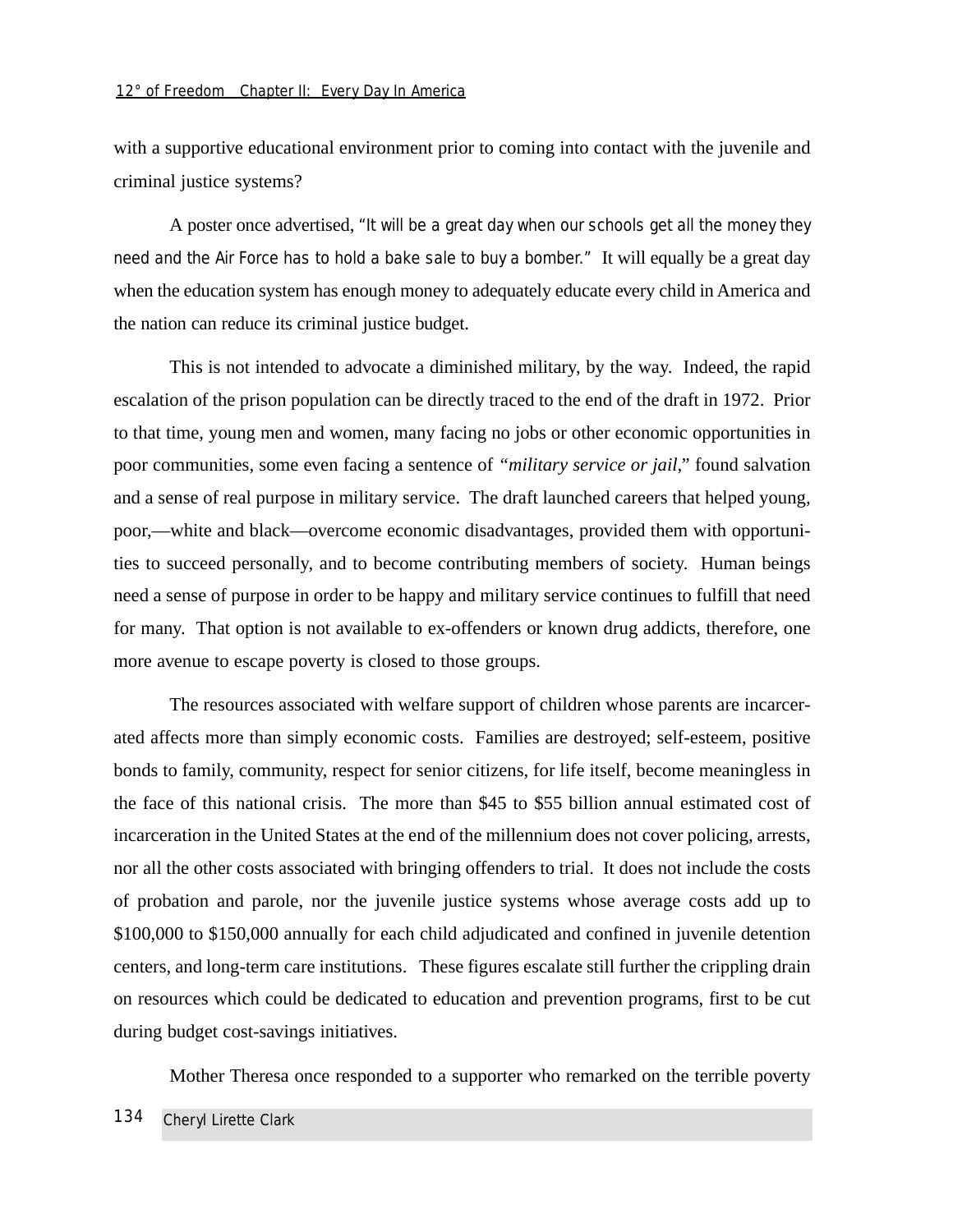with a supportive educational environment prior to coming into contact with the juvenile and criminal justice systems?

A poster once advertised, "It will be a great day when our schools get all the money they need and the Air Force has to hold a bake sale to buy a bomber." It will equally be a great day when the education system has enough money to adequately educate every child in America and the nation can reduce its criminal justice budget.

This is not intended to advocate a diminished military, by the way. Indeed, the rapid escalation of the prison population can be directly traced to the end of the draft in 1972. Prior to that time, young men and women, many facing no jobs or other economic opportunities in poor communities, some even facing a sentence of *"military service or jail,"* found salvation and a sense of real purpose in military service. The draft launched careers that helped young, poor,—white and black—overcome economic disadvantages, provided them with opportunities to succeed personally, and to become contributing members of society. Human beings need a sense of purpose in order to be happy and military service continues to fulfill that need for many. That option is not available to ex-offenders or known drug addicts, therefore, one more avenue to escape poverty is closed to those groups.

The resources associated with welfare support of children whose parents are incarcerated affects more than simply economic costs. Families are destroyed; self-esteem, positive bonds to family, community, respect for senior citizens, for life itself, become meaningless in the face of this national crisis. The more than $45 to $55 billion annual estimated cost of incarceration in the United States at the end of the millennium does not cover policing, arrests, nor all the other costs associated with bringing offenders to trial. It does not include the costs of probation and parole, nor the juvenile justice systems whose average costs add up to $100,000 to $150,000 annually for each child adjudicated and confined in juvenile detention centers, and long-term care institutions. These figures escalate still further the crippling drain on resources which could be dedicated to education and prevention programs, first to be cut during budget cost-savings initiatives.

Mother Theresa once responded to a supporter who remarked on the terrible poverty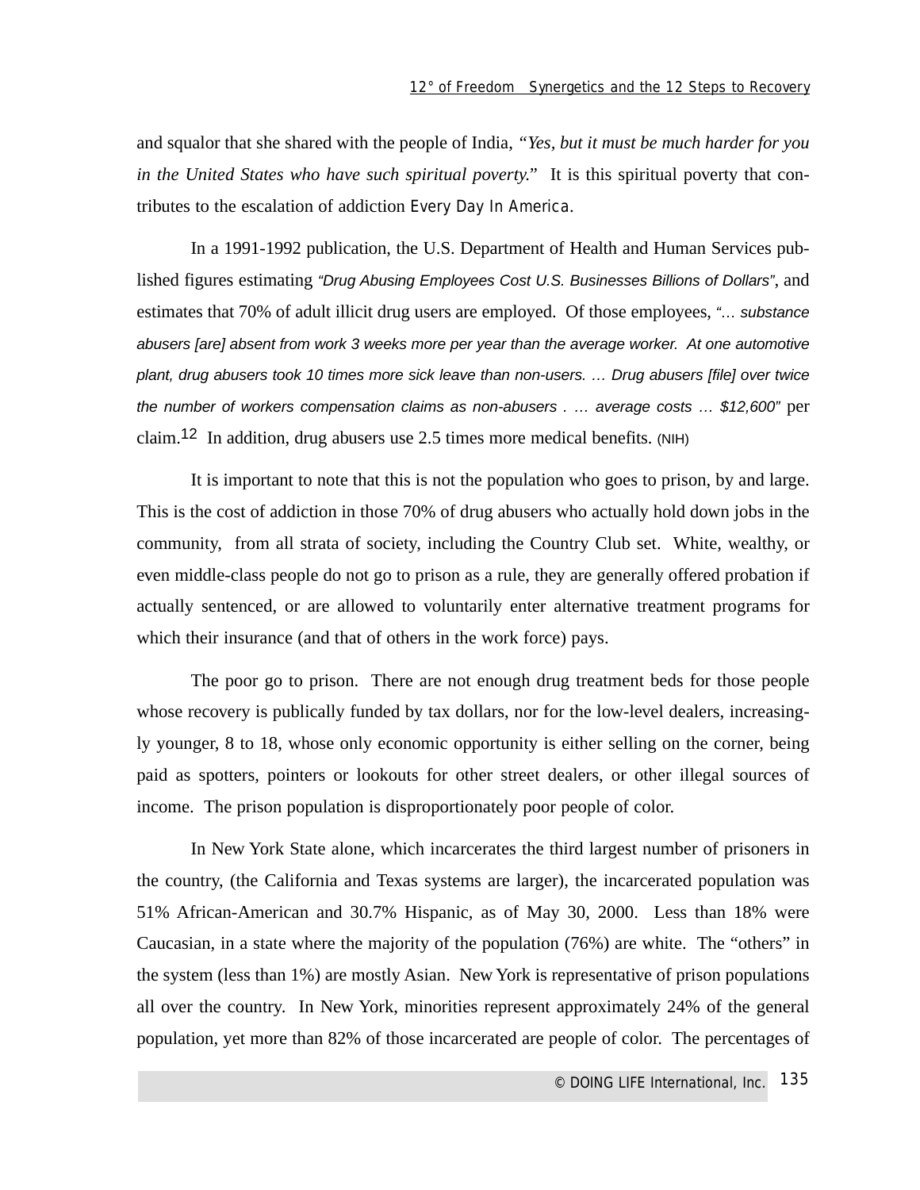and squalor that she shared with the people of India, *"Yes, but it must be much harder for you in the United States who have such spiritual poverty."* It is this spiritual poverty that contributes to the escalation of addiction Every Day In America.

In a 1991-1992 publication, the U.S. Department of Health and Human Services published figures estimating *"Drug Abusing Employees Cost U.S. Businesses Billions of Dollars"*, and estimates that 70% of adult illicit drug users are employed. Of those employees, *"… substance abusers [are] absent from work 3 weeks more per year than the average worker. At one automotive plant, drug abusers took 10 times more sick leave than non-users. … Drug abusers [file] over twice the number of workers compensation claims as non-abusers . … average costs … $12,600"* per claim.[12] In addition, drug abusers use 2.5 times more medical benefits. (NIH)

It is important to note that this is not the population who goes to prison, by and large. This is the cost of addiction in those 70% of drug abusers who actually hold down jobs in the community, from all strata of society, including the Country Club set. White, wealthy, or even middle-class people do not go to prison as a rule, they are generally offered probation if actually sentenced, or are allowed to voluntarily enter alternative treatment programs for which their insurance (and that of others in the work force) pays.

The poor go to prison. There are not enough drug treatment beds for those people whose recovery is publically funded by tax dollars, nor for the low-level dealers, increasingly younger, 8 to 18, whose only economic opportunity is either selling on the corner, being paid as spotters, pointers or lookouts for other street dealers, or other illegal sources of income. The prison population is disproportionately poor people of color.

In New York State alone, which incarcerates the third largest number of prisoners in the country, (the California and Texas systems are larger), the incarcerated population was 51% African-American and 30.7% Hispanic, as of May 30, 2000. Less than 18% were Caucasian, in a state where the majority of the population (76%) are white. The "others" in the system (less than 1%) are mostly Asian. New York is representative of prison populations all over the country. In New York, minorities represent approximately 24% of the general population, yet more than 82% of those incarcerated are people of color. The percentages of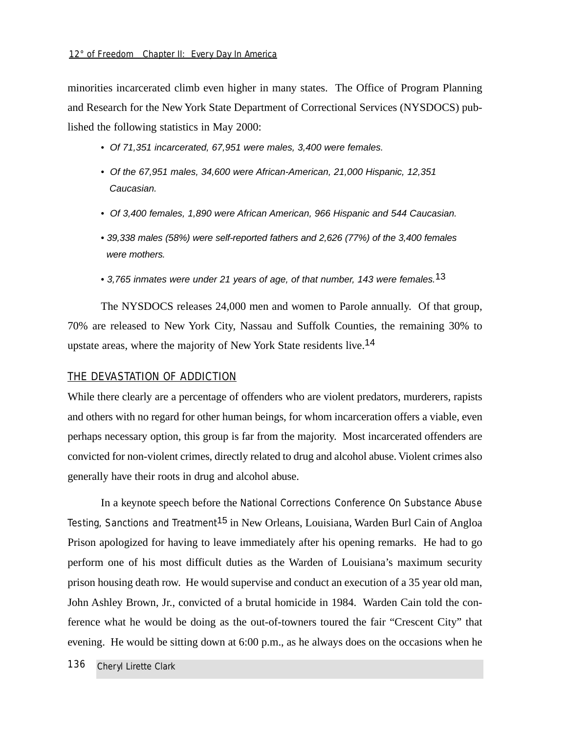minorities incarcerated climb even higher in many states. The Office of Program Planning and Research for the New York State Department of Correctional Services (NYSDOCS) published the following statistics in May 2000:

- *Of 71,351 incarcerated, 67,951 were males, 3,400 were females.*
- *Of the 67,951 males, 34,600 were African-American, 21,000 Hispanic, 12,351 Caucasian.*
- *Of 3,400 females, 1,890 were African American, 966 Hispanic and 544 Caucasian.*
- *39,338 males (58%) were self-reported fathers and 2,626 (77%) of the 3,400 females were mothers.*
- *3,765 inmates were under 21 years of age, of that number, 143 were females.*[13]

The NYSDOCS releases 24,000 men and women to Parole annually. Of that group, 70% are released to New York City, Nassau and Suffolk Counties, the remaining 30% to upstate areas, where the majority of New York State residents live.[14]

## THE DEVASTATION OF ADDICTION

While there clearly are a percentage of offenders who are violent predators, murderers, rapists and others with no regard for other human beings, for whom incarceration offers a viable, even perhaps necessary option, this group is far from the majority. Most incarcerated offenders are convicted for non-violent crimes, directly related to drug and alcohol abuse. Violent crimes also generally have their roots in drug and alcohol abuse.

In a keynote speech before the National Corrections Conference On Substance Abuse Testing, Sanctions and Treatment[15] in New Orleans, Louisiana, Warden Burl Cain of Angloa Prison apologized for having to leave immediately after his opening remarks. He had to go perform one of his most difficult duties as the Warden of Louisiana's maximum security prison housing death row. He would supervise and conduct an execution of a 35 year old man, John Ashley Brown, Jr., convicted of a brutal homicide in 1984. Warden Cain told the conference what he would be doing as the out-of-towners toured the fair "Crescent City" that evening. He would be sitting down at 6:00 p.m., as he always does on the occasions when he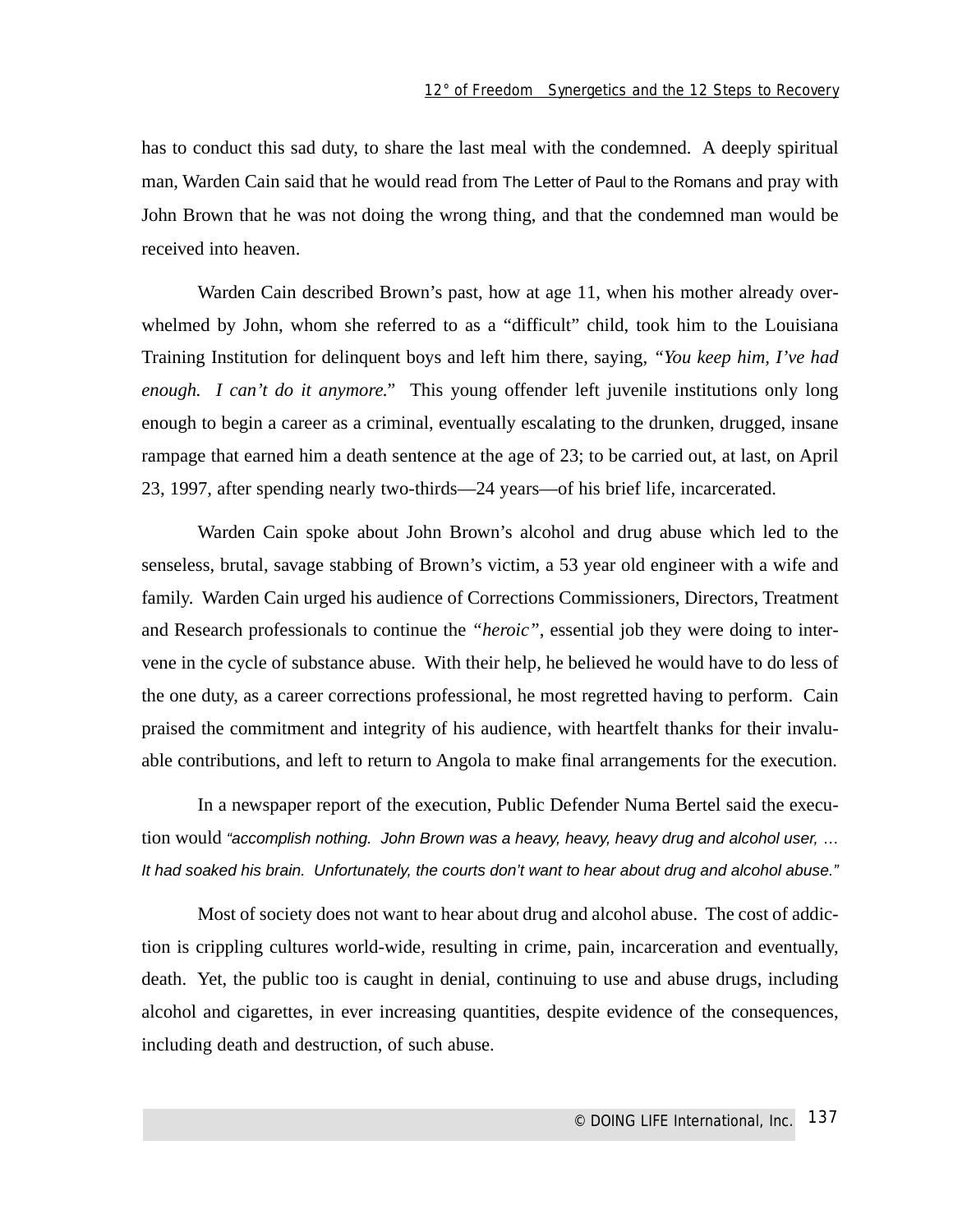has to conduct this sad duty, to share the last meal with the condemned. A deeply spiritual man, Warden Cain said that he would read from The Letter of Paul to the Romans and pray with John Brown that he was not doing the wrong thing, and that the condemned man would be received into heaven.

Warden Cain described Brown's past, how at age 11, when his mother already overwhelmed by John, whom she referred to as a "difficult" child, took him to the Louisiana Training Institution for delinquent boys and left him there, saying, *"You keep him, I've had enough. I can't do it anymore."* This young offender left juvenile institutions only long enough to begin a career as a criminal, eventually escalating to the drunken, drugged, insane rampage that earned him a death sentence at the age of 23; to be carried out, at last, on April 23, 1997, after spending nearly two-thirds—24 years—of his brief life, incarcerated.

Warden Cain spoke about John Brown's alcohol and drug abuse which led to the senseless, brutal, savage stabbing of Brown's victim, a 53 year old engineer with a wife and family. Warden Cain urged his audience of Corrections Commissioners, Directors, Treatment and Research professionals to continue the *"heroic"*, essential job they were doing to intervene in the cycle of substance abuse. With their help, he believed he would have to do less of the one duty, as a career corrections professional, he most regretted having to perform. Cain praised the commitment and integrity of his audience, with heartfelt thanks for their invaluable contributions, and left to return to Angola to make final arrangements for the execution.

In a newspaper report of the execution, Public Defender Numa Bertel said the execution would *"accomplish nothing. John Brown was a heavy, heavy, heavy drug and alcohol user, … It had soaked his brain. Unfortunately, the courts don't want to hear about drug and alcohol abuse."*

Most of society does not want to hear about drug and alcohol abuse. The cost of addiction is crippling cultures world-wide, resulting in crime, pain, incarceration and eventually, death. Yet, the public too is caught in denial, continuing to use and abuse drugs, including alcohol and cigarettes, in ever increasing quantities, despite evidence of the consequences, including death and destruction, of such abuse.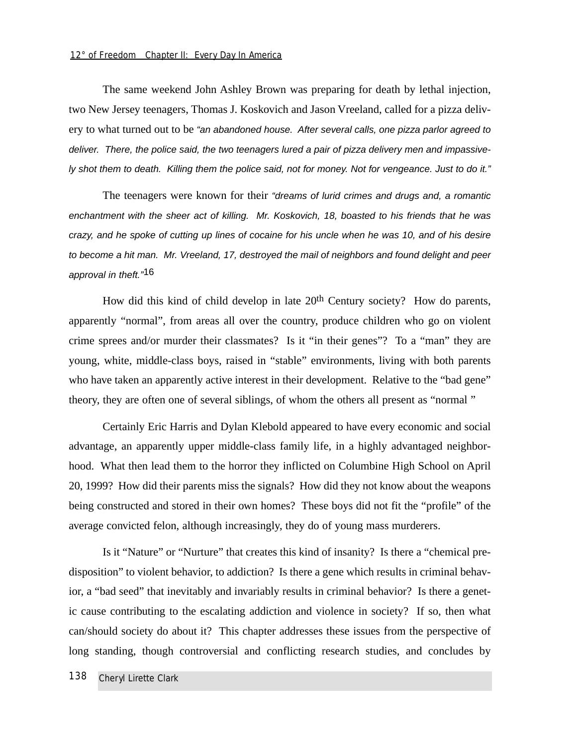The same weekend John Ashley Brown was preparing for death by lethal injection, two New Jersey teenagers, Thomas J. Koskovich and Jason Vreeland, called for a pizza delivery to what turned out to be *"an abandoned house. After several calls, one pizza parlor agreed to deliver. There, the police said, the two teenagers lured a pair of pizza delivery men and impassively shot them to death. Killing them the police said, not for money. Not for vengeance. Just to do it."*

The teenagers were known for their *"dreams of lurid crimes and drugs and, a romantic enchantment with the sheer act of killing. Mr. Koskovich, 18, boasted to his friends that he was crazy, and he spoke of cutting up lines of cocaine for his uncle when he was 10, and of his desire to become a hit man. Mr. Vreeland, 17, destroyed the mail of neighbors and found delight and peer approval in theft."*[16]

How did this kind of child develop in late 20th Century society? How do parents, apparently "normal", from areas all over the country, produce children who go on violent crime sprees and/or murder their classmates? Is it "in their genes"? To a "man" they are young, white, middle-class boys, raised in "stable" environments, living with both parents who have taken an apparently active interest in their development. Relative to the "bad gene" theory, they are often one of several siblings, of whom the others all present as "normal "

Certainly Eric Harris and Dylan Klebold appeared to have every economic and social advantage, an apparently upper middle-class family life, in a highly advantaged neighborhood. What then lead them to the horror they inflicted on Columbine High School on April 20, 1999? How did their parents miss the signals? How did they not know about the weapons being constructed and stored in their own homes? These boys did not fit the "profile" of the average convicted felon, although increasingly, they do of young mass murderers.

Is it "Nature" or "Nurture" that creates this kind of insanity? Is there a "chemical predisposition" to violent behavior, to addiction? Is there a gene which results in criminal behavior, a "bad seed" that inevitably and invariably results in criminal behavior? Is there a genetic cause contributing to the escalating addiction and violence in society? If so, then what can/should society do about it? This chapter addresses these issues from the perspective of long standing, though controversial and conflicting research studies, and concludes by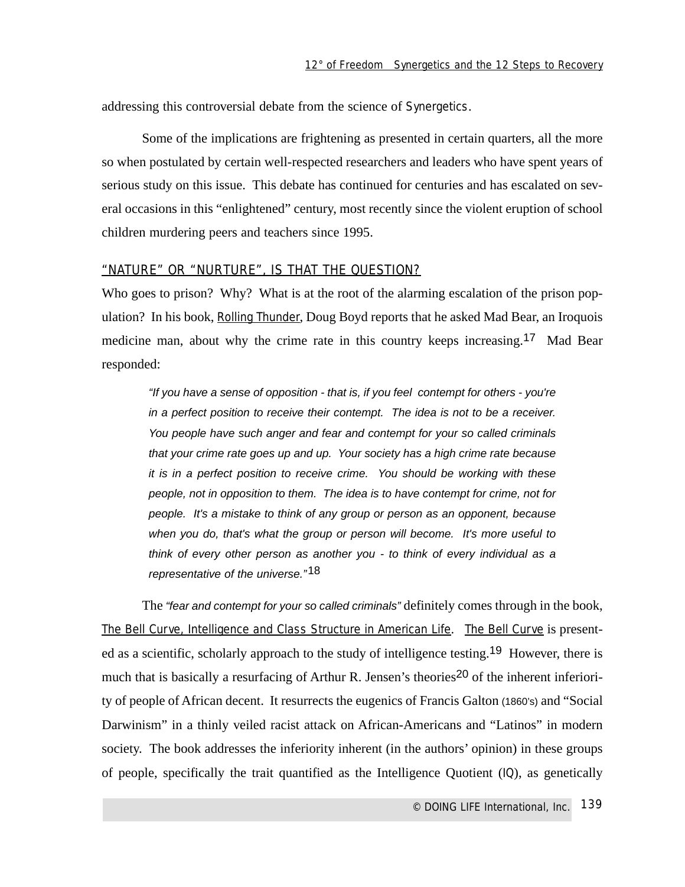addressing this controversial debate from the science of Synergetics.

Some of the implications are frightening as presented in certain quarters, all the more so when postulated by certain well-respected researchers and leaders who have spent years of serious study on this issue. This debate has continued for centuries and has escalated on several occasions in this "enlightened" century, most recently since the violent eruption of school children murdering peers and teachers since 1995.

## "NATURE" OR "NURTURE", IS THAT THE QUESTION?

Who goes to prison? Why? What is at the root of the alarming escalation of the prison population? In his book, Rolling Thunder, Doug Boyd reports that he asked Mad Bear, an Iroquois medicine man, about why the crime rate in this country keeps increasing.[17] Mad Bear responded:

> *"If you have a sense of opposition - that is, if you feel contempt for others - you're in a perfect position to receive their contempt. The idea is not to be a receiver. You people have such anger and fear and contempt for your so called criminals that your crime rate goes up and up. Your society has a high crime rate because it is in a perfect position to receive crime. You should be working with these people, not in opposition to them. The idea is to have contempt for crime, not for people. It's a mistake to think of any group or person as an opponent, because when you do, that's what the group or person will become. It's more useful to think of every other person as another you - to think of every individual as a representative of the universe."*[18]

The *"fear and contempt for your so called criminals"* definitely comes through in the book, The Bell Curve, Intelligence and Class Structure in American Life. The Bell Curve is presented as a scientific, scholarly approach to the study of intelligence testing.[19] However, there is much that is basically a resurfacing of Arthur R. Jensen's theories[20] of the inherent inferiority of people of African decent. It resurrects the eugenics of Francis Galton (1860's) and "Social Darwinism" in a thinly veiled racist attack on African-Americans and "Latinos" in modern society. The book addresses the inferiority inherent (in the authors' opinion) in these groups of people, specifically the trait quantified as the Intelligence Quotient (IQ), as genetically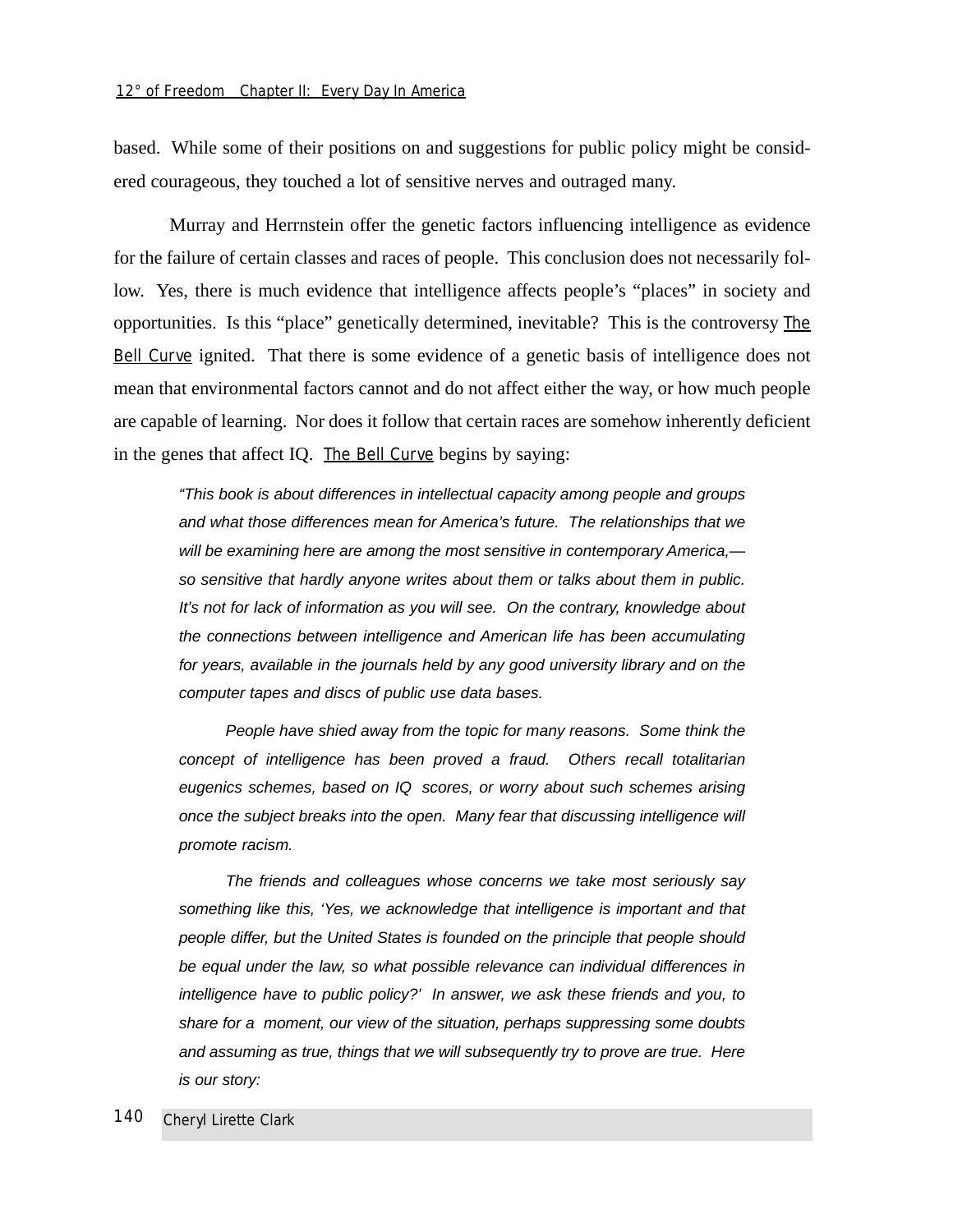based. While some of their positions on and suggestions for public policy might be considered courageous, they touched a lot of sensitive nerves and outraged many.

Murray and Herrnstein offer the genetic factors influencing intelligence as evidence for the failure of certain classes and races of people. This conclusion does not necessarily follow. Yes, there is much evidence that intelligence affects people's "places" in society and opportunities. Is this "place" genetically determined, inevitable? This is the controversy The Bell Curve ignited. That there is some evidence of a genetic basis of intelligence does not mean that environmental factors cannot and do not affect either the way, or how much people are capable of learning. Nor does it follow that certain races are somehow inherently deficient in the genes that affect IQ. The Bell Curve begins by saying:

> *"This book is about differences in intellectual capacity among people and groups and what those differences mean for America's future. The relationships that we will be examining here are among the most sensitive in contemporary America,— so sensitive that hardly anyone writes about them or talks about them in public. It's not for lack of information as you will see. On the contrary, knowledge about the connections between intelligence and American life has been accumulating for years, available in the journals held by any good university library and on the computer tapes and discs of public use data bases.*
>
> *People have shied away from the topic for many reasons. Some think the concept of intelligence has been proved a fraud. Others recall totalitarian eugenics schemes, based on IQ scores, or worry about such schemes arising once the subject breaks into the open. Many fear that discussing intelligence will promote racism.*
>
> *The friends and colleagues whose concerns we take most seriously say something like this, 'Yes, we acknowledge that intelligence is important and that people differ, but the United States is founded on the principle that people should be equal under the law, so what possible relevance can individual differences in intelligence have to public policy?' In answer, we ask these friends and you, to share for a moment, our view of the situation, perhaps suppressing some doubts and assuming as true, things that we will subsequently try to prove are true. Here is our story:*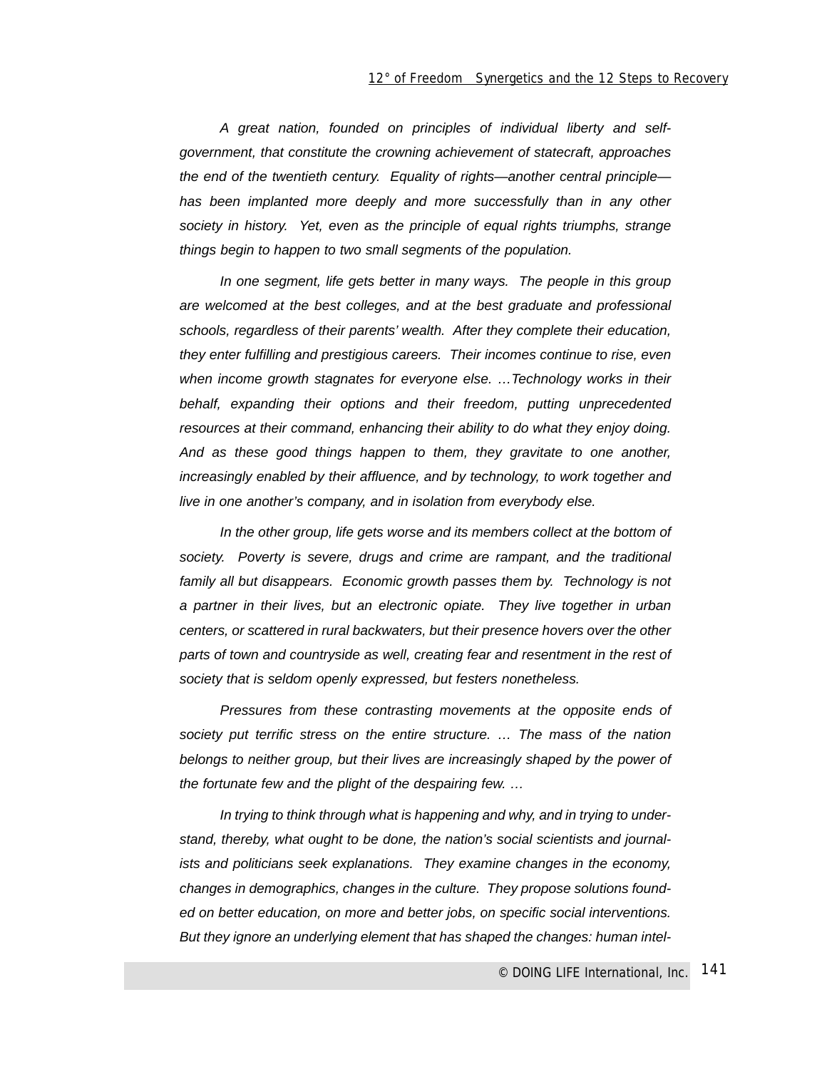*A great nation, founded on principles of individual liberty and self-government, that constitute the crowning achievement of statecraft, approaches the end of the twentieth century. Equality of rights—another central principle—has been implanted more deeply and more successfully than in any other society in history. Yet, even as the principle of equal rights triumphs, strange things begin to happen to two small segments of the population.*

*In one segment, life gets better in many ways. The people in this group are welcomed at the best colleges, and at the best graduate and professional schools, regardless of their parents' wealth. After they complete their education, they enter fulfilling and prestigious careers. Their incomes continue to rise, even when income growth stagnates for everyone else. …Technology works in their behalf, expanding their options and their freedom, putting unprecedented resources at their command, enhancing their ability to do what they enjoy doing. And as these good things happen to them, they gravitate to one another, increasingly enabled by their affluence, and by technology, to work together and live in one another's company, and in isolation from everybody else.*

*In the other group, life gets worse and its members collect at the bottom of society. Poverty is severe, drugs and crime are rampant, and the traditional family all but disappears. Economic growth passes them by. Technology is not a partner in their lives, but an electronic opiate. They live together in urban centers, or scattered in rural backwaters, but their presence hovers over the other parts of town and countryside as well, creating fear and resentment in the rest of society that is seldom openly expressed, but festers nonetheless.*

*Pressures from these contrasting movements at the opposite ends of society put terrific stress on the entire structure. … The mass of the nation belongs to neither group, but their lives are increasingly shaped by the power of the fortunate few and the plight of the despairing few. …*

*In trying to think through what is happening and why, and in trying to understand, thereby, what ought to be done, the nation's social scientists and journalists and politicians seek explanations. They examine changes in the economy, changes in demographics, changes in the culture. They propose solutions founded on better education, on more and better jobs, on specific social interventions. But they ignore an underlying element that has shaped the changes: human intel-*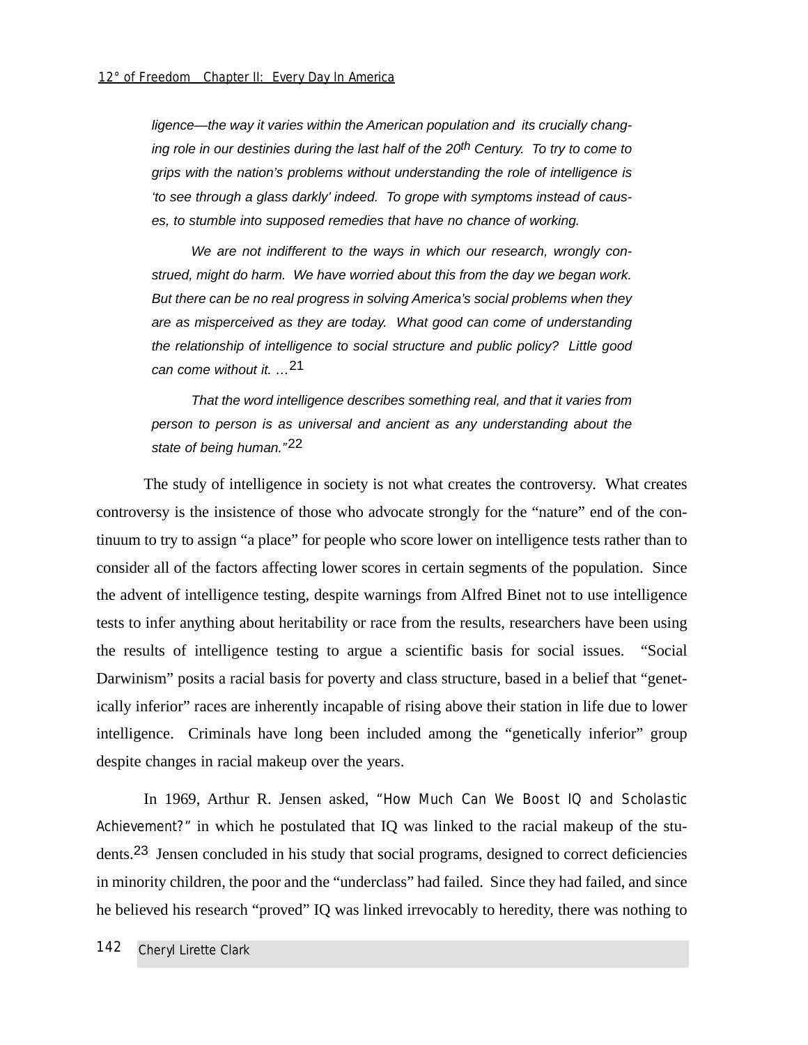*ligence—the way it varies within the American population and its crucially changing role in our destinies during the last half of the 20th Century. To try to come to grips with the nation's problems without understanding the role of intelligence is 'to see through a glass darkly' indeed. To grope with symptoms instead of causes, to stumble into supposed remedies that have no chance of working.*

*We are not indifferent to the ways in which our research, wrongly construed, might do harm. We have worried about this from the day we began work. But there can be no real progress in solving America's social problems when they are as misperceived as they are today. What good can come of understanding the relationship of intelligence to social structure and public policy? Little good can come without it. …*[21]

*That the word intelligence describes something real, and that it varies from person to person is as universal and ancient as any understanding about the state of being human."*[22]

The study of intelligence in society is not what creates the controversy. What creates controversy is the insistence of those who advocate strongly for the "nature" end of the continuum to try to assign "a place" for people who score lower on intelligence tests rather than to consider all of the factors affecting lower scores in certain segments of the population. Since the advent of intelligence testing, despite warnings from Alfred Binet not to use intelligence tests to infer anything about heritability or race from the results, researchers have been using the results of intelligence testing to argue a scientific basis for social issues. "Social Darwinism" posits a racial basis for poverty and class structure, based in a belief that "genetically inferior" races are inherently incapable of rising above their station in life due to lower intelligence. Criminals have long been included among the "genetically inferior" group despite changes in racial makeup over the years.

In 1969, Arthur R. Jensen asked, "How Much Can We Boost IQ and Scholastic Achievement?" in which he postulated that IQ was linked to the racial makeup of the students.[23] Jensen concluded in his study that social programs, designed to correct deficiencies in minority children, the poor and the "underclass" had failed. Since they had failed, and since he believed his research "proved" IQ was linked irrevocably to heredity, there was nothing to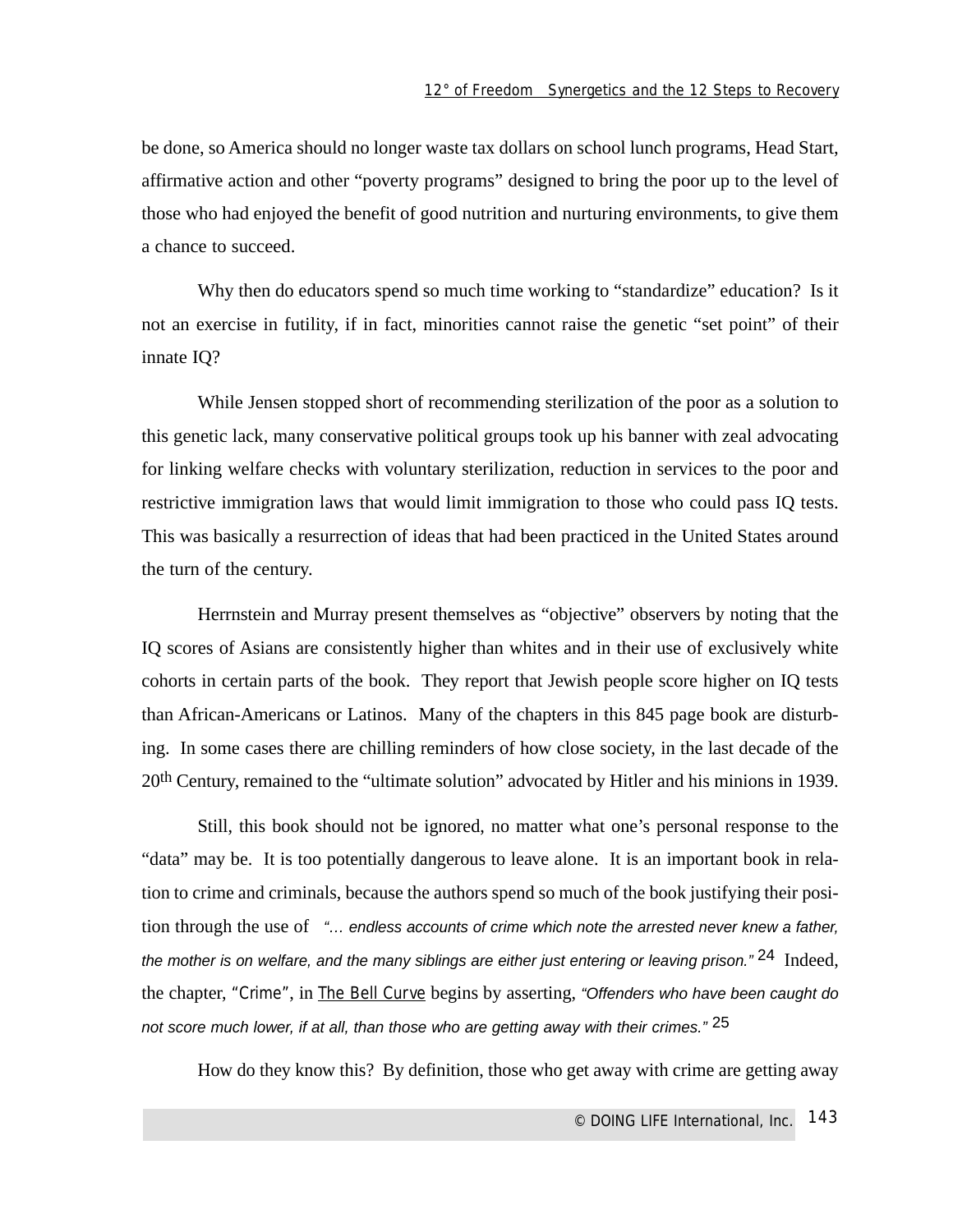be done, so America should no longer waste tax dollars on school lunch programs, Head Start, affirmative action and other "poverty programs" designed to bring the poor up to the level of those who had enjoyed the benefit of good nutrition and nurturing environments, to give them a chance to succeed.

Why then do educators spend so much time working to "standardize" education? Is it not an exercise in futility, if in fact, minorities cannot raise the genetic "set point" of their innate IQ?

While Jensen stopped short of recommending sterilization of the poor as a solution to this genetic lack, many conservative political groups took up his banner with zeal advocating for linking welfare checks with voluntary sterilization, reduction in services to the poor and restrictive immigration laws that would limit immigration to those who could pass IQ tests. This was basically a resurrection of ideas that had been practiced in the United States around the turn of the century.

Herrnstein and Murray present themselves as "objective" observers by noting that the IQ scores of Asians are consistently higher than whites and in their use of exclusively white cohorts in certain parts of the book. They report that Jewish people score higher on IQ tests than African-Americans or Latinos. Many of the chapters in this 845 page book are disturbing. In some cases there are chilling reminders of how close society, in the last decade of the 20th Century, remained to the "ultimate solution" advocated by Hitler and his minions in 1939.

Still, this book should not be ignored, no matter what one's personal response to the "data" may be. It is too potentially dangerous to leave alone. It is an important book in relation to crime and criminals, because the authors spend so much of the book justifying their position through the use of *"… endless accounts of crime which note the arrested never knew a father, the mother is on welfare, and the many siblings are either just entering or leaving prison."* [24] Indeed, the chapter, "Crime", in The Bell Curve begins by asserting, *"Offenders who have been caught do not score much lower, if at all, than those who are getting away with their crimes."* [25]

How do they know this? By definition, those who get away with crime are getting away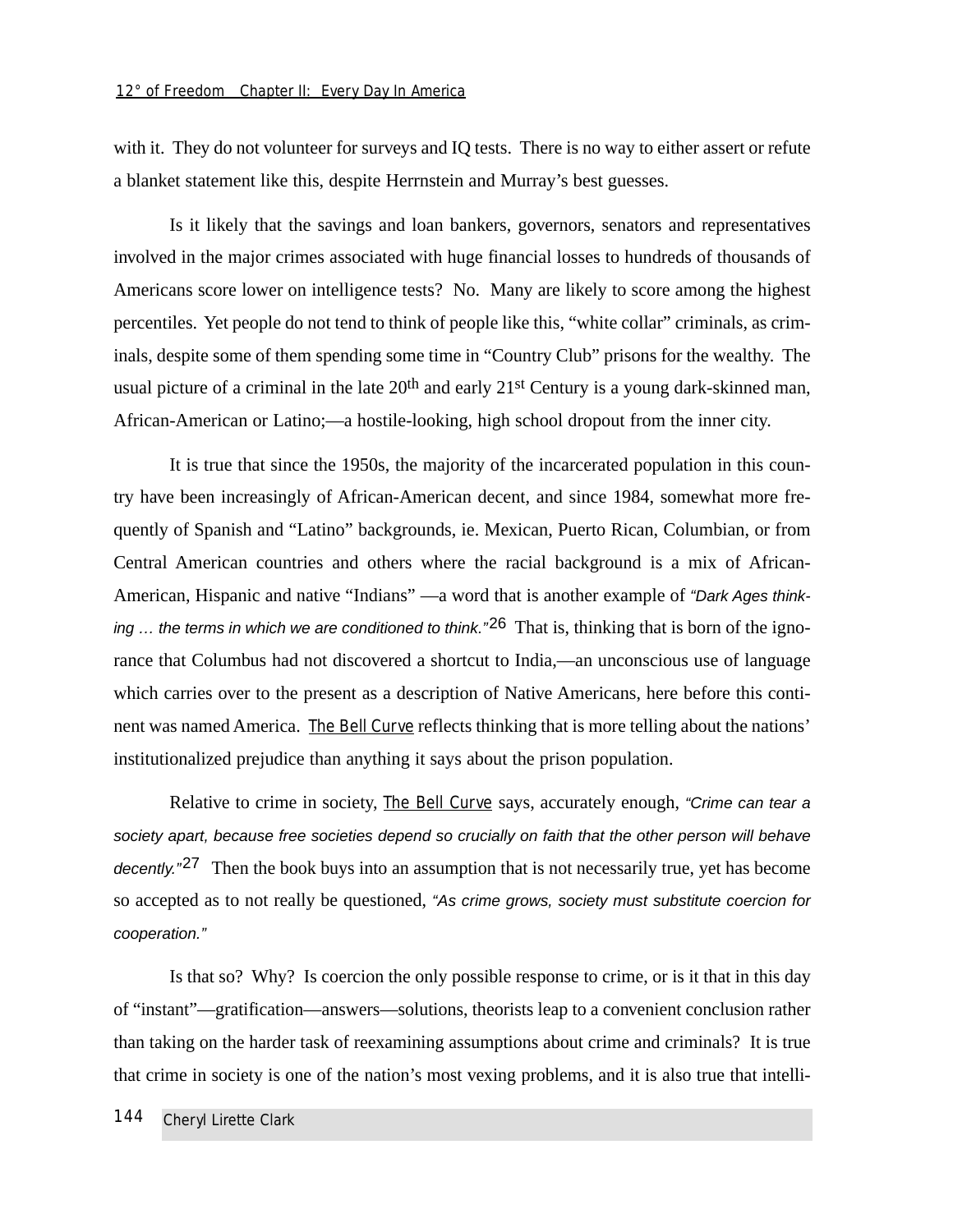with it. They do not volunteer for surveys and IQ tests. There is no way to either assert or refute a blanket statement like this, despite Herrnstein and Murray's best guesses.

Is it likely that the savings and loan bankers, governors, senators and representatives involved in the major crimes associated with huge financial losses to hundreds of thousands of Americans score lower on intelligence tests? No. Many are likely to score among the highest percentiles. Yet people do not tend to think of people like this, "white collar" criminals, as criminals, despite some of them spending some time in "Country Club" prisons for the wealthy. The usual picture of a criminal in the late 20th and early 21st Century is a young dark-skinned man, African-American or Latino;—a hostile-looking, high school dropout from the inner city.

It is true that since the 1950s, the majority of the incarcerated population in this country have been increasingly of African-American decent, and since 1984, somewhat more frequently of Spanish and "Latino" backgrounds, ie. Mexican, Puerto Rican, Columbian, or from Central American countries and others where the racial background is a mix of African-American, Hispanic and native "Indians" —a word that is another example of *"Dark Ages thinking … the terms in which we are conditioned to think."*[26] That is, thinking that is born of the ignorance that Columbus had not discovered a shortcut to India,—an unconscious use of language which carries over to the present as a description of Native Americans, here before this continent was named America. The Bell Curve reflects thinking that is more telling about the nations' institutionalized prejudice than anything it says about the prison population.

Relative to crime in society, The Bell Curve says, accurately enough, *"Crime can tear a society apart, because free societies depend so crucially on faith that the other person will behave decently."*[27] Then the book buys into an assumption that is not necessarily true, yet has become so accepted as to not really be questioned, *"As crime grows, society must substitute coercion for cooperation."*

Is that so? Why? Is coercion the only possible response to crime, or is it that in this day of "instant"—gratification—answers—solutions, theorists leap to a convenient conclusion rather than taking on the harder task of reexamining assumptions about crime and criminals? It is true that crime in society is one of the nation's most vexing problems, and it is also true that intelli-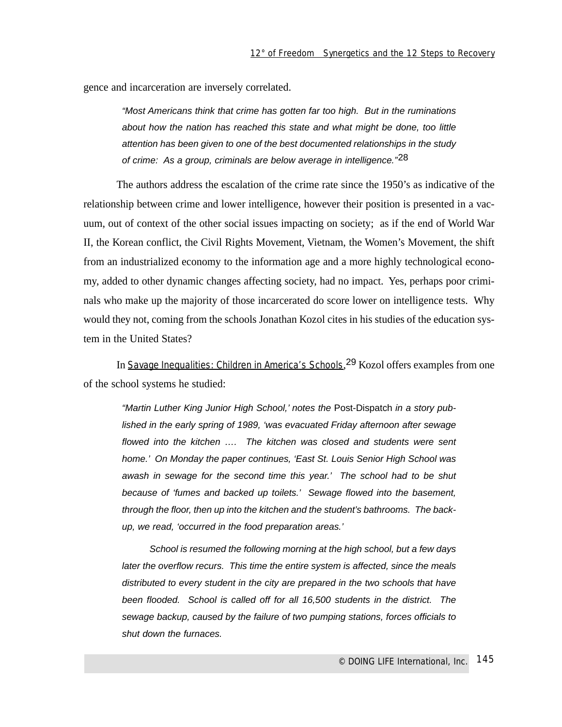gence and incarceration are inversely correlated.

> *"Most Americans think that crime has gotten far too high. But in the ruminations about how the nation has reached this state and what might be done, too little attention has been given to one of the best documented relationships in the study of crime: As a group, criminals are below average in intelligence."*[28]

The authors address the escalation of the crime rate since the 1950's as indicative of the relationship between crime and lower intelligence, however their position is presented in a vacuum, out of context of the other social issues impacting on society; as if the end of World War II, the Korean conflict, the Civil Rights Movement, Vietnam, the Women's Movement, the shift from an industrialized economy to the information age and a more highly technological economy, added to other dynamic changes affecting society, had no impact. Yes, perhaps poor criminals who make up the majority of those incarcerated do score lower on intelligence tests. Why would they not, coming from the schools Jonathan Kozol cites in his studies of the education system in the United States?

In Savage Inequalities: Children in America's Schools,[29] Kozol offers examples from one of the school systems he studied:

> *"Martin Luther King Junior High School,' notes the* Post-Dispatch *in a story published in the early spring of 1989, 'was evacuated Friday afternoon after sewage flowed into the kitchen .... The kitchen was closed and students were sent home.' On Monday the paper continues, 'East St. Louis Senior High School was awash in sewage for the second time this year.' The school had to be shut because of 'fumes and backed up toilets.' Sewage flowed into the basement, through the floor, then up into the kitchen and the student's bathrooms. The back-up, we read, 'occurred in the food preparation areas.'*
>
> *School is resumed the following morning at the high school, but a few days later the overflow recurs. This time the entire system is affected, since the meals distributed to every student in the city are prepared in the two schools that have been flooded. School is called off for all 16,500 students in the district. The sewage backup, caused by the failure of two pumping stations, forces officials to shut down the furnaces.*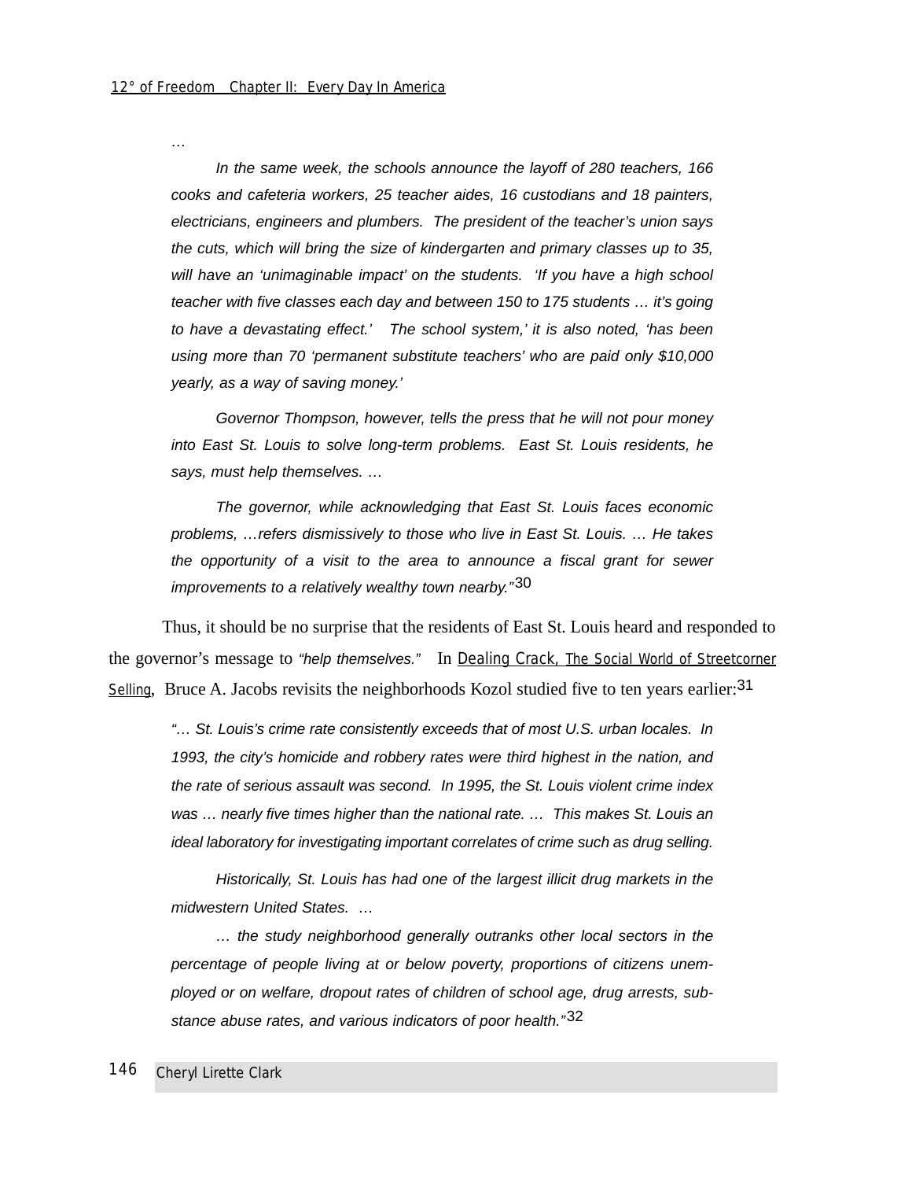…

*In the same week, the schools announce the layoff of 280 teachers, 166 cooks and cafeteria workers, 25 teacher aides, 16 custodians and 18 painters, electricians, engineers and plumbers. The president of the teacher's union says the cuts, which will bring the size of kindergarten and primary classes up to 35, will have an 'unimaginable impact' on the students. 'If you have a high school teacher with five classes each day and between 150 to 175 students … it's going to have a devastating effect.' The school system,' it is also noted, 'has been using more than 70 'permanent substitute teachers' who are paid only $10,000 yearly, as a way of saving money.'*

*Governor Thompson, however, tells the press that he will not pour money into East St. Louis to solve long-term problems. East St. Louis residents, he says, must help themselves. …*

*The governor, while acknowledging that East St. Louis faces economic problems, …refers dismissively to those who live in East St. Louis. … He takes the opportunity of a visit to the area to announce a fiscal grant for sewer improvements to a relatively wealthy town nearby."*[30]

Thus, it should be no surprise that the residents of East St. Louis heard and responded to the governor's message to *"help themselves."* In Dealing Crack, The Social World of Streetcorner Selling, Bruce A. Jacobs revisits the neighborhoods Kozol studied five to ten years earlier:[31]

*"… St. Louis's crime rate consistently exceeds that of most U.S. urban locales. In 1993, the city's homicide and robbery rates were third highest in the nation, and the rate of serious assault was second. In 1995, the St. Louis violent crime index was … nearly five times higher than the national rate. … This makes St. Louis an ideal laboratory for investigating important correlates of crime such as drug selling.*

*Historically, St. Louis has had one of the largest illicit drug markets in the midwestern United States. …*

*… the study neighborhood generally outranks other local sectors in the percentage of people living at or below poverty, proportions of citizens unemployed or on welfare, dropout rates of children of school age, drug arrests, substance abuse rates, and various indicators of poor health."*[32]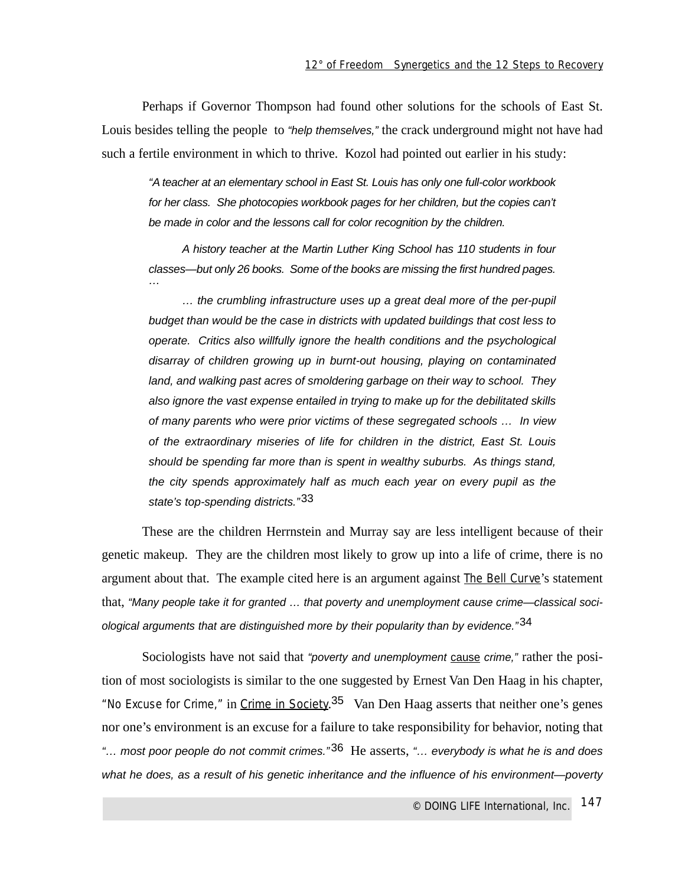Perhaps if Governor Thompson had found other solutions for the schools of East St. Louis besides telling the people to *"help themselves,"* the crack underground might not have had such a fertile environment in which to thrive. Kozol had pointed out earlier in his study:

> *"A teacher at an elementary school in East St. Louis has only one full-color workbook for her class. She photocopies workbook pages for her children, but the copies can't be made in color and the lessons call for color recognition by the children.*
>
> *A history teacher at the Martin Luther King School has 110 students in four classes—but only 26 books. Some of the books are missing the first hundred pages. …*
>
> *… the crumbling infrastructure uses up a great deal more of the per-pupil budget than would be the case in districts with updated buildings that cost less to operate. Critics also willfully ignore the health conditions and the psychological disarray of children growing up in burnt-out housing, playing on contaminated land, and walking past acres of smoldering garbage on their way to school. They also ignore the vast expense entailed in trying to make up for the debilitated skills of many parents who were prior victims of these segregated schools … In view of the extraordinary miseries of life for children in the district, East St. Louis should be spending far more than is spent in wealthy suburbs. As things stand, the city spends approximately half as much each year on every pupil as the state's top-spending districts."*[33]

These are the children Herrnstein and Murray say are less intelligent because of their genetic makeup. They are the children most likely to grow up into a life of crime, there is no argument about that. The example cited here is an argument against <u>The Bell Curve</u>'s statement that, *"Many people take it for granted … that poverty and unemployment cause crime—classical sociological arguments that are distinguished more by their popularity than by evidence."*[34]

Sociologists have not said that *"poverty and unemployment <u>cause</u> crime,"* rather the position of most sociologists is similar to the one suggested by Ernest Van Den Haag in his chapter, "No Excuse for Crime," in <u>Crime in Society</u>.[35] Van Den Haag asserts that neither one's genes nor one's environment is an excuse for a failure to take responsibility for behavior, noting that *"… most poor people do not commit crimes."*[36] He asserts, *"… everybody is what he is and does what he does, as a result of his genetic inheritance and the influence of his environment—poverty*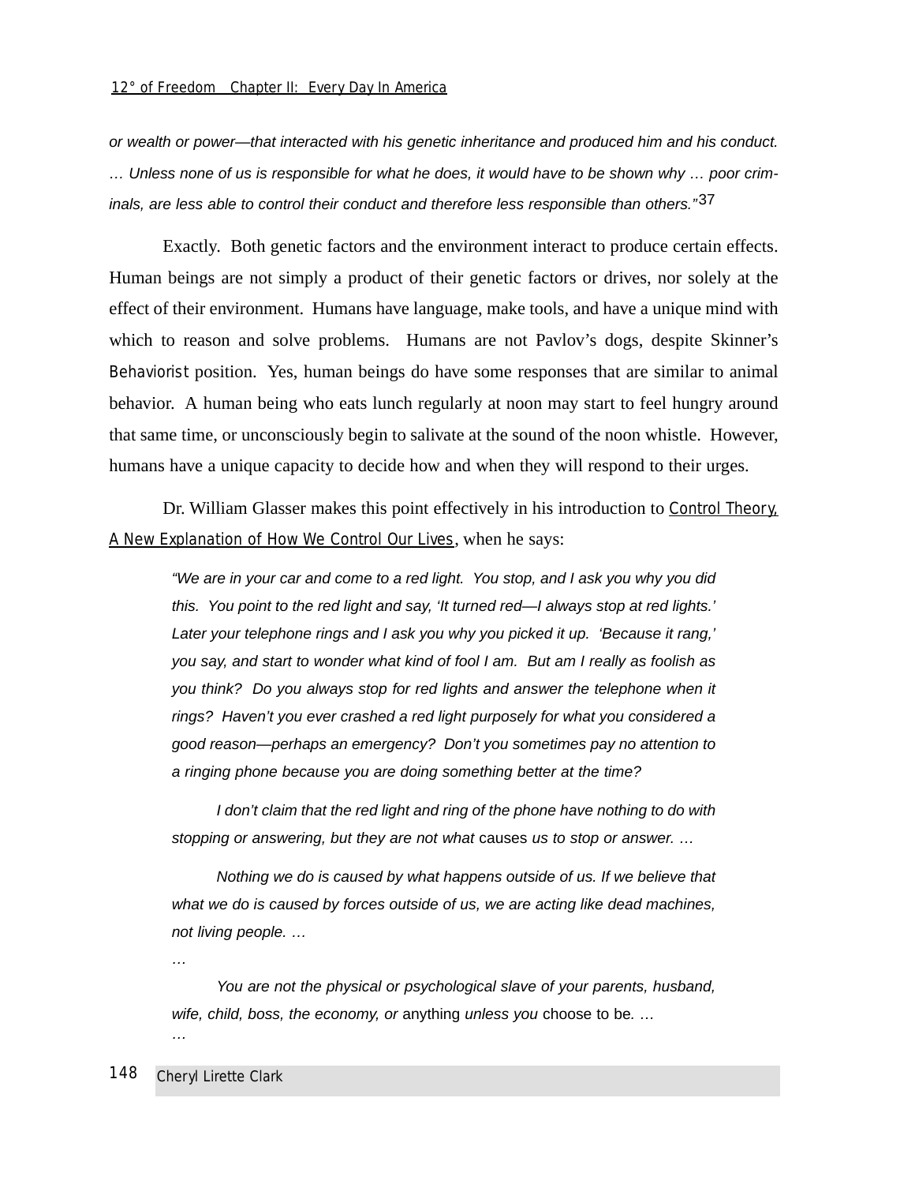*or wealth or power—that interacted with his genetic inheritance and produced him and his conduct. … Unless none of us is responsible for what he does, it would have to be shown why … poor criminals, are less able to control their conduct and therefore less responsible than others."*[37]

Exactly. Both genetic factors and the environment interact to produce certain effects. Human beings are not simply a product of their genetic factors or drives, nor solely at the effect of their environment. Humans have language, make tools, and have a unique mind with which to reason and solve problems. Humans are not Pavlov's dogs, despite Skinner's Behaviorist position. Yes, human beings do have some responses that are similar to animal behavior. A human being who eats lunch regularly at noon may start to feel hungry around that same time, or unconsciously begin to salivate at the sound of the noon whistle. However, humans have a unique capacity to decide how and when they will respond to their urges.

Dr. William Glasser makes this point effectively in his introduction to Control Theory, A New Explanation of How We Control Our Lives, when he says:

> *"We are in your car and come to a red light. You stop, and I ask you why you did this. You point to the red light and say, 'It turned red—I always stop at red lights.' Later your telephone rings and I ask you why you picked it up. 'Because it rang,' you say, and start to wonder what kind of fool I am. But am I really as foolish as you think? Do you always stop for red lights and answer the telephone when it rings? Haven't you ever crashed a red light purposely for what you considered a good reason—perhaps an emergency? Don't you sometimes pay no attention to a ringing phone because you are doing something better at the time?*
>
> *I don't claim that the red light and ring of the phone have nothing to do with stopping or answering, but they are not what* causes *us to stop or answer. …*
>
> *Nothing we do is caused by what happens outside of us. If we believe that what we do is caused by forces outside of us, we are acting like dead machines, not living people. …*
>
> …
>
> *You are not the physical or psychological slave of your parents, husband, wife, child, boss, the economy, or* anything *unless you* choose to be*. …*
>
> …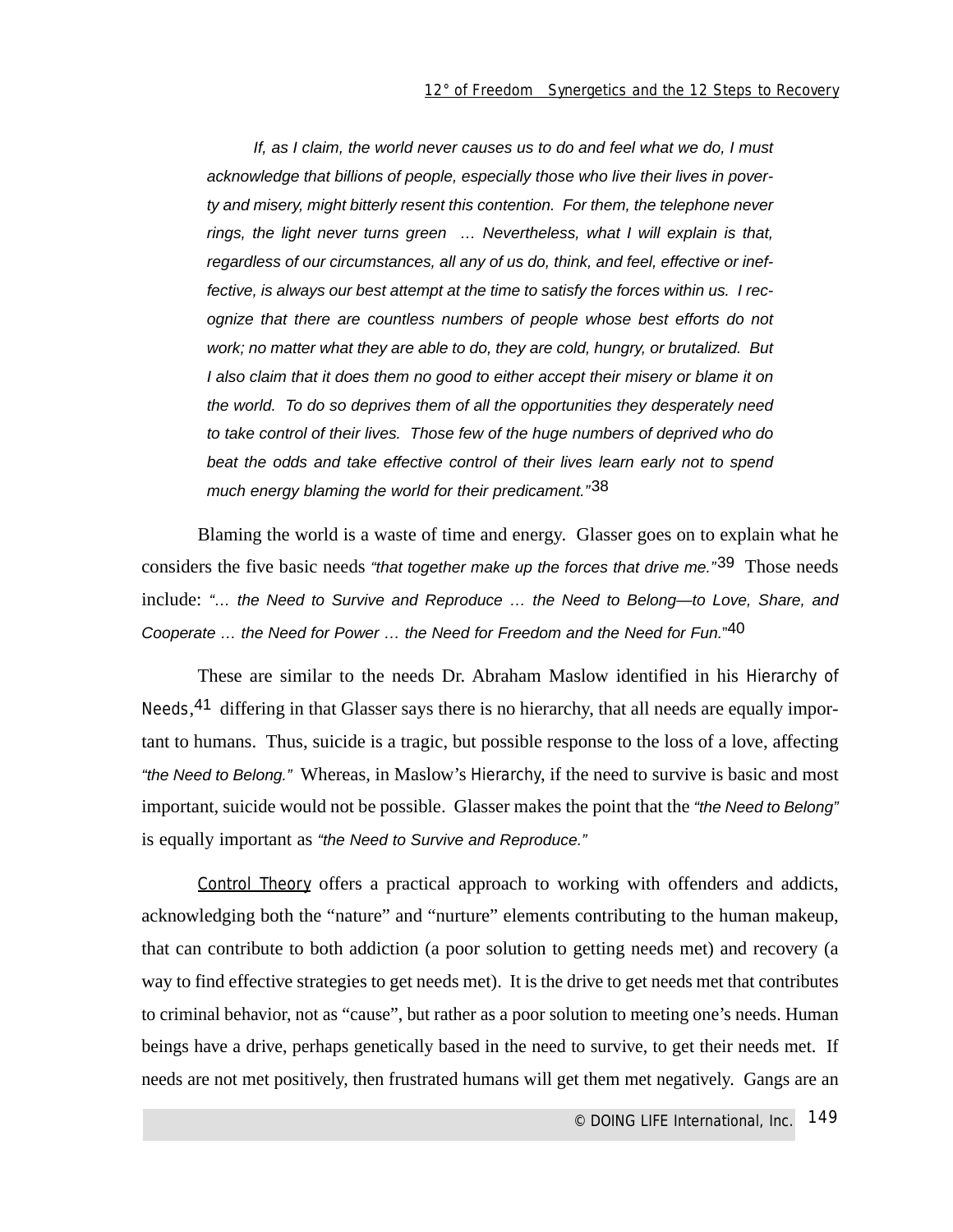*If, as I claim, the world never causes us to do and feel what we do, I must acknowledge that billions of people, especially those who live their lives in poverty and misery, might bitterly resent this contention. For them, the telephone never rings, the light never turns green … Nevertheless, what I will explain is that, regardless of our circumstances, all any of us do, think, and feel, effective or ineffective, is always our best attempt at the time to satisfy the forces within us. I recognize that there are countless numbers of people whose best efforts do not work; no matter what they are able to do, they are cold, hungry, or brutalized. But I also claim that it does them no good to either accept their misery or blame it on the world. To do so deprives them of all the opportunities they desperately need to take control of their lives. Those few of the huge numbers of deprived who do beat the odds and take effective control of their lives learn early not to spend much energy blaming the world for their predicament."*[38]

Blaming the world is a waste of time and energy. Glasser goes on to explain what he considers the five basic needs *"that together make up the forces that drive me."*[39] Those needs include: *"… the Need to Survive and Reproduce … the Need to Belong—to Love, Share, and Cooperate … the Need for Power … the Need for Freedom and the Need for Fun."*[40]

These are similar to the needs Dr. Abraham Maslow identified in his Hierarchy of Needs,[41] differing in that Glasser says there is no hierarchy, that all needs are equally important to humans. Thus, suicide is a tragic, but possible response to the loss of a love, affecting *"the Need to Belong."* Whereas, in Maslow's Hierarchy, if the need to survive is basic and most important, suicide would not be possible. Glasser makes the point that the *"the Need to Belong"* is equally important as *"the Need to Survive and Reproduce."*

Control Theory offers a practical approach to working with offenders and addicts, acknowledging both the "nature" and "nurture" elements contributing to the human makeup, that can contribute to both addiction (a poor solution to getting needs met) and recovery (a way to find effective strategies to get needs met). It is the drive to get needs met that contributes to criminal behavior, not as "cause", but rather as a poor solution to meeting one's needs. Human beings have a drive, perhaps genetically based in the need to survive, to get their needs met. If needs are not met positively, then frustrated humans will get them met negatively. Gangs are an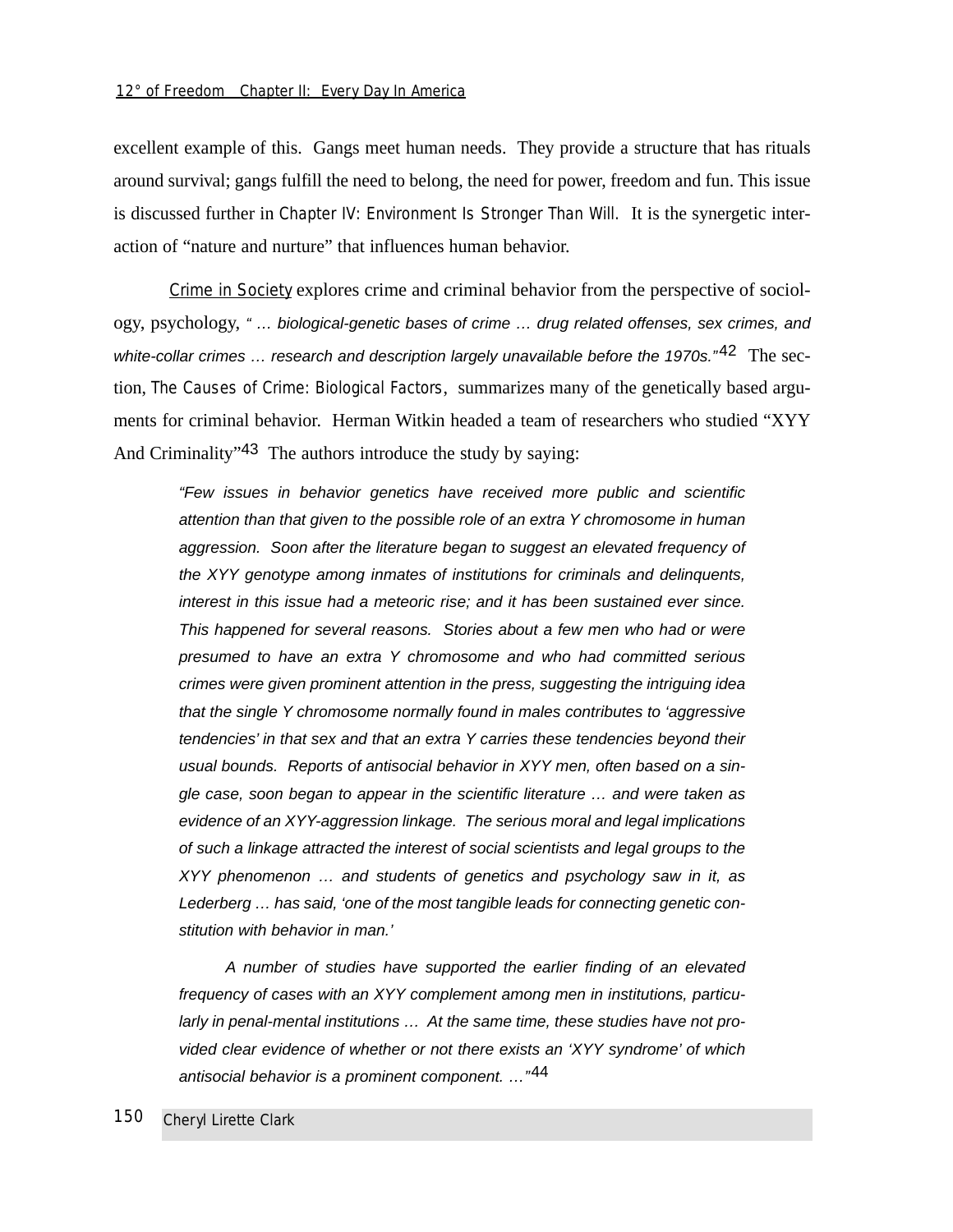excellent example of this. Gangs meet human needs. They provide a structure that has rituals around survival; gangs fulfill the need to belong, the need for power, freedom and fun. This issue is discussed further in Chapter IV: Environment Is Stronger Than Will. It is the synergetic interaction of "nature and nurture" that influences human behavior.

Crime in Society explores crime and criminal behavior from the perspective of sociology, psychology, *" … biological-genetic bases of crime … drug related offenses, sex crimes, and white-collar crimes … research and description largely unavailable before the 1970s."*[42] The section, The Causes of Crime: Biological Factors, summarizes many of the genetically based arguments for criminal behavior. Herman Witkin headed a team of researchers who studied "XYY And Criminality"[43] The authors introduce the study by saying:

> *"Few issues in behavior genetics have received more public and scientific attention than that given to the possible role of an extra Y chromosome in human aggression. Soon after the literature began to suggest an elevated frequency of the XYY genotype among inmates of institutions for criminals and delinquents, interest in this issue had a meteoric rise; and it has been sustained ever since. This happened for several reasons. Stories about a few men who had or were presumed to have an extra Y chromosome and who had committed serious crimes were given prominent attention in the press, suggesting the intriguing idea that the single Y chromosome normally found in males contributes to 'aggressive tendencies' in that sex and that an extra Y carries these tendencies beyond their usual bounds. Reports of antisocial behavior in XYY men, often based on a single case, soon began to appear in the scientific literature … and were taken as evidence of an XYY-aggression linkage. The serious moral and legal implications of such a linkage attracted the interest of social scientists and legal groups to the XYY phenomenon … and students of genetics and psychology saw in it, as Lederberg … has said, 'one of the most tangible leads for connecting genetic constitution with behavior in man.'*
>
> *A number of studies have supported the earlier finding of an elevated frequency of cases with an XYY complement among men in institutions, particularly in penal-mental institutions … At the same time, these studies have not provided clear evidence of whether or not there exists an 'XYY syndrome' of which antisocial behavior is a prominent component. …"*[44]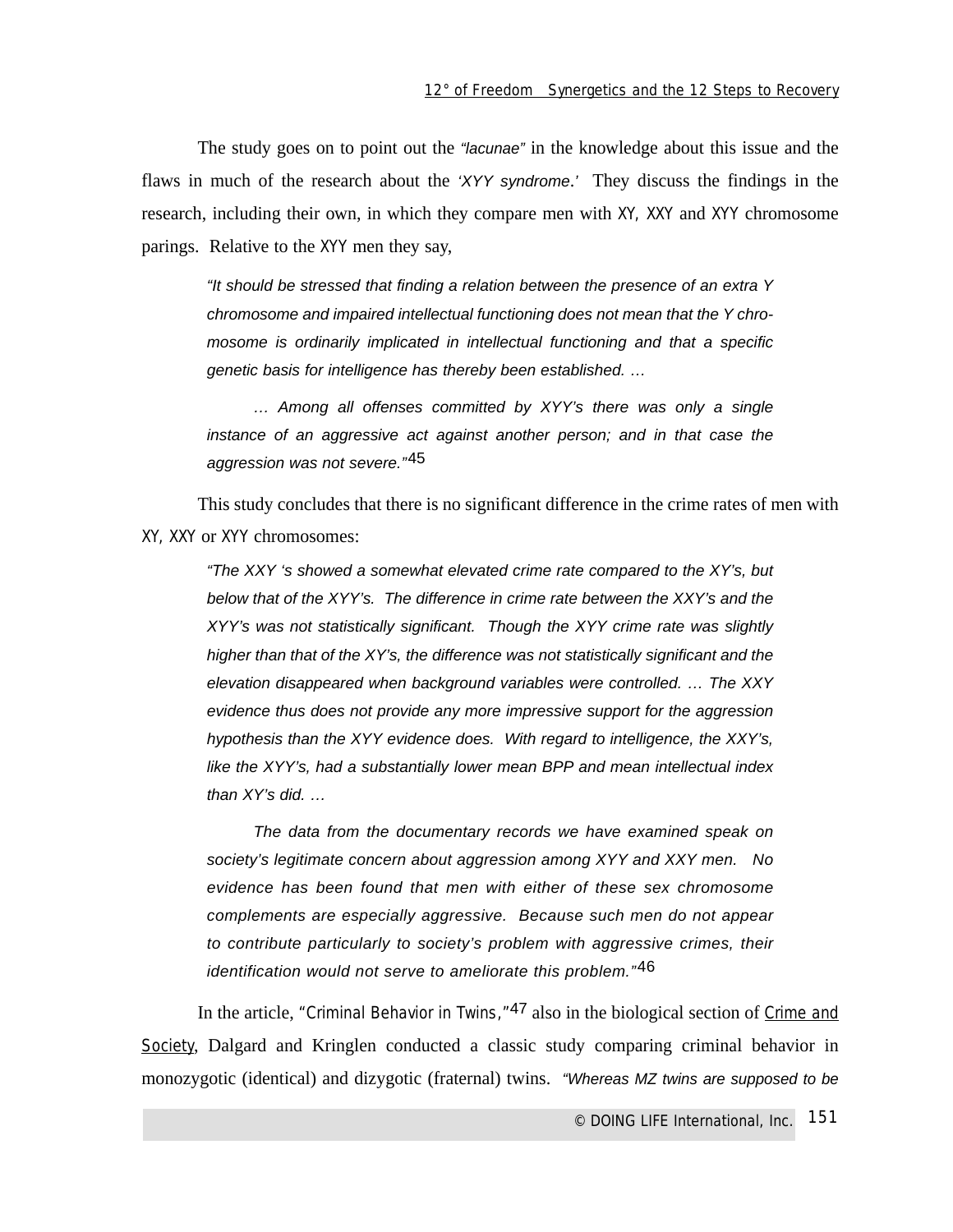The study goes on to point out the *"lacunae"* in the knowledge about this issue and the flaws in much of the research about the *'XYY syndrome.'* They discuss the findings in the research, including their own, in which they compare men with XY, XXY and XYY chromosome parings. Relative to the XYY men they say,

> *"It should be stressed that finding a relation between the presence of an extra Y chromosome and impaired intellectual functioning does not mean that the Y chromosome is ordinarily implicated in intellectual functioning and that a specific genetic basis for intelligence has thereby been established. …*
>
> *… Among all offenses committed by XYY's there was only a single instance of an aggressive act against another person; and in that case the aggression was not severe."*[45]

This study concludes that there is no significant difference in the crime rates of men with XY, XXY or XYY chromosomes:

> *"The XXY 's showed a somewhat elevated crime rate compared to the XY's, but below that of the XYY's. The difference in crime rate between the XXY's and the XYY's was not statistically significant. Though the XYY crime rate was slightly higher than that of the XY's, the difference was not statistically significant and the elevation disappeared when background variables were controlled. … The XXY evidence thus does not provide any more impressive support for the aggression hypothesis than the XYY evidence does. With regard to intelligence, the XXY's, like the XYY's, had a substantially lower mean BPP and mean intellectual index than XY's did. …*
>
> *The data from the documentary records we have examined speak on society's legitimate concern about aggression among XYY and XXY men. No evidence has been found that men with either of these sex chromosome complements are especially aggressive. Because such men do not appear to contribute particularly to society's problem with aggressive crimes, their identification would not serve to ameliorate this problem."*[46]

In the article, "Criminal Behavior in Twins,"[47] also in the biological section of Crime and Society, Dalgard and Kringlen conducted a classic study comparing criminal behavior in monozygotic (identical) and dizygotic (fraternal) twins. *"Whereas MZ twins are supposed to be*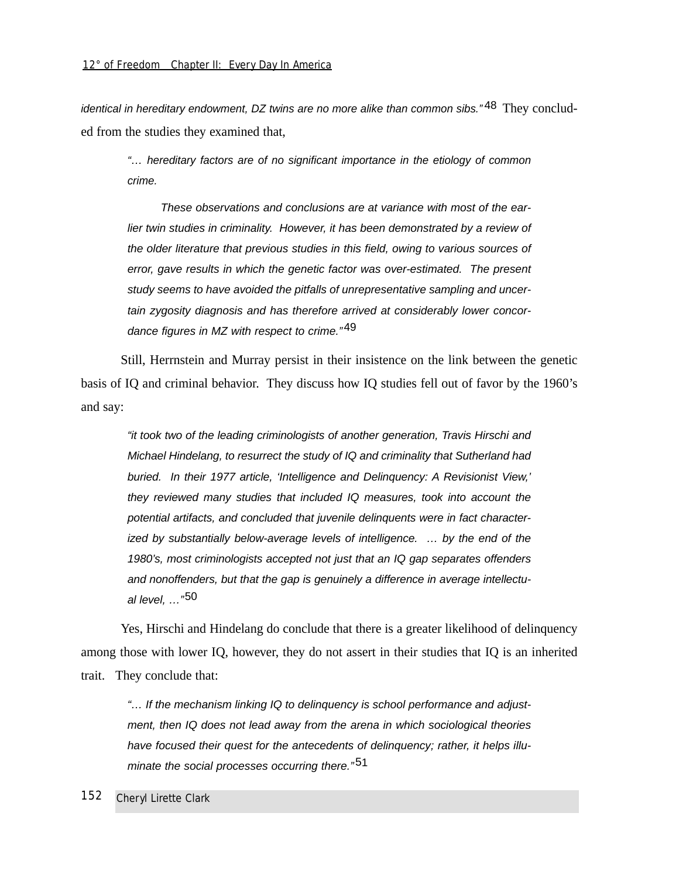*identical in hereditary endowment, DZ twins are no more alike than common sibs."*[48] They concluded from the studies they examined that,

> *"… hereditary factors are of no significant importance in the etiology of common crime.*
>
> *These observations and conclusions are at variance with most of the earlier twin studies in criminality. However, it has been demonstrated by a review of the older literature that previous studies in this field, owing to various sources of error, gave results in which the genetic factor was over-estimated. The present study seems to have avoided the pitfalls of unrepresentative sampling and uncertain zygosity diagnosis and has therefore arrived at considerably lower concordance figures in MZ with respect to crime."*[49]

Still, Herrnstein and Murray persist in their insistence on the link between the genetic basis of IQ and criminal behavior. They discuss how IQ studies fell out of favor by the 1960's and say:

> *"it took two of the leading criminologists of another generation, Travis Hirschi and Michael Hindelang, to resurrect the study of IQ and criminality that Sutherland had buried. In their 1977 article, 'Intelligence and Delinquency: A Revisionist View,' they reviewed many studies that included IQ measures, took into account the potential artifacts, and concluded that juvenile delinquents were in fact characterized by substantially below-average levels of intelligence. … by the end of the 1980's, most criminologists accepted not just that an IQ gap separates offenders and nonoffenders, but that the gap is genuinely a difference in average intellectual level, …"*[50]

Yes, Hirschi and Hindelang do conclude that there is a greater likelihood of delinquency among those with lower IQ, however, they do not assert in their studies that IQ is an inherited trait. They conclude that:

> *"… If the mechanism linking IQ to delinquency is school performance and adjustment, then IQ does not lead away from the arena in which sociological theories have focused their quest for the antecedents of delinquency; rather, it helps illuminate the social processes occurring there."*[51]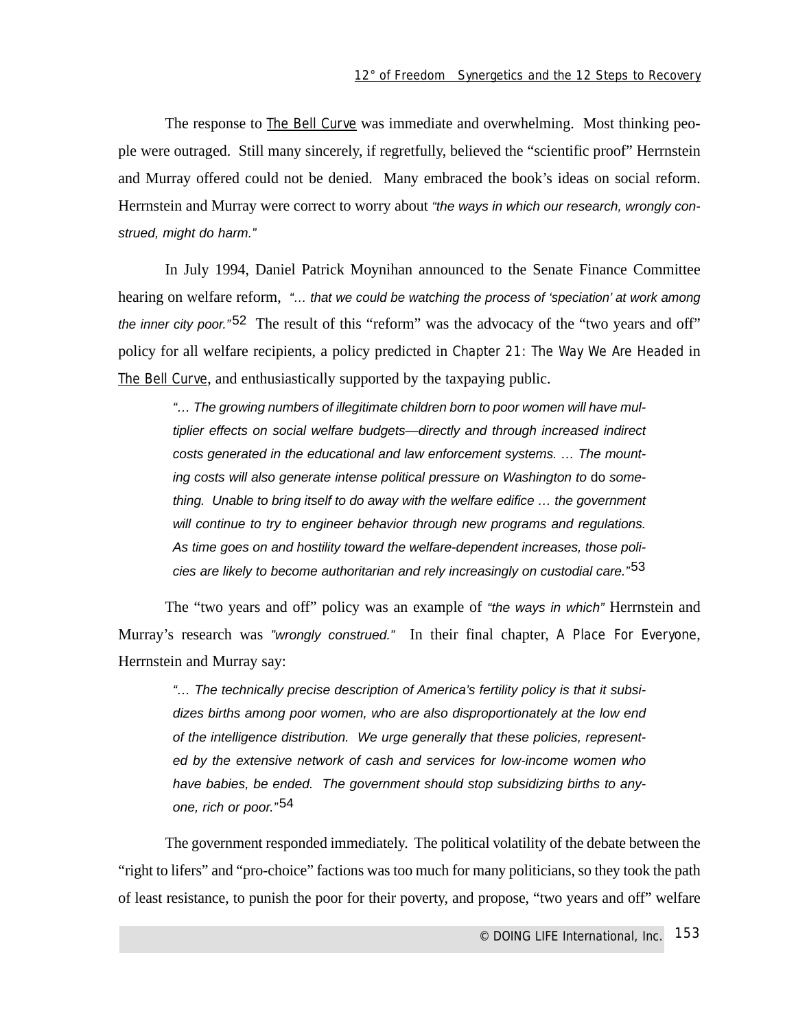The response to The Bell Curve was immediate and overwhelming. Most thinking people were outraged. Still many sincerely, if regretfully, believed the "scientific proof" Herrnstein and Murray offered could not be denied. Many embraced the book's ideas on social reform. Herrnstein and Murray were correct to worry about *"the ways in which our research, wrongly construed, might do harm."*

In July 1994, Daniel Patrick Moynihan announced to the Senate Finance Committee hearing on welfare reform, *"… that we could be watching the process of 'speciation' at work among the inner city poor."*[52] The result of this "reform" was the advocacy of the "two years and off" policy for all welfare recipients, a policy predicted in Chapter 21: The Way We Are Headed in The Bell Curve, and enthusiastically supported by the taxpaying public.

> *"… The growing numbers of illegitimate children born to poor women will have multiplier effects on social welfare budgets—directly and through increased indirect costs generated in the educational and law enforcement systems. … The mounting costs will also generate intense political pressure on Washington to* do *something. Unable to bring itself to do away with the welfare edifice … the government will continue to try to engineer behavior through new programs and regulations. As time goes on and hostility toward the welfare-dependent increases, those policies are likely to become authoritarian and rely increasingly on custodial care."*[53]

The "two years and off" policy was an example of *"the ways in which"* Herrnstein and Murray's research was *"wrongly construed."* In their final chapter, A Place For Everyone, Herrnstein and Murray say:

> *"… The technically precise description of America's fertility policy is that it subsidizes births among poor women, who are also disproportionately at the low end of the intelligence distribution. We urge generally that these policies, represented by the extensive network of cash and services for low-income women who have babies, be ended. The government should stop subsidizing births to anyone, rich or poor."*[54]

The government responded immediately. The political volatility of the debate between the "right to lifers" and "pro-choice" factions was too much for many politicians, so they took the path of least resistance, to punish the poor for their poverty, and propose, "two years and off" welfare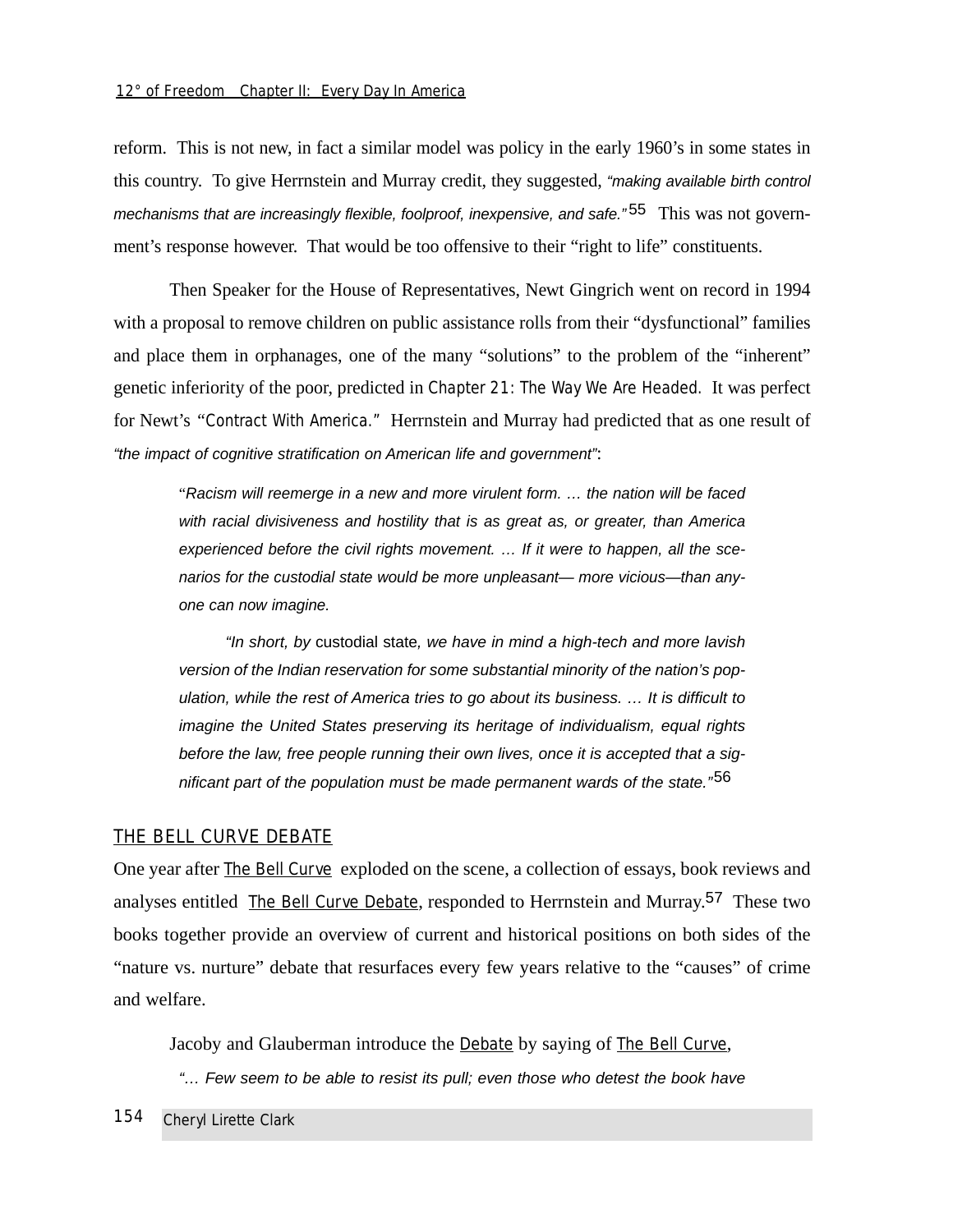reform. This is not new, in fact a similar model was policy in the early 1960's in some states in this country. To give Herrnstein and Murray credit, they suggested, *"making available birth control mechanisms that are increasingly flexible, foolproof, inexpensive, and safe."*[55] This was not government's response however. That would be too offensive to their "right to life" constituents.

Then Speaker for the House of Representatives, Newt Gingrich went on record in 1994 with a proposal to remove children on public assistance rolls from their "dysfunctional" families and place them in orphanages, one of the many "solutions" to the problem of the "inherent" genetic inferiority of the poor, predicted in Chapter 21: The Way We Are Headed. It was perfect for Newt's "Contract With America." Herrnstein and Murray had predicted that as one result of *"the impact of cognitive stratification on American life and government"*:

> "*Racism will reemerge in a new and more virulent form. … the nation will be faced with racial divisiveness and hostility that is as great as, or greater, than America experienced before the civil rights movement. … If it were to happen, all the scenarios for the custodial state would be more unpleasant— more vicious—than anyone can now imagine.*
>
> *"In short, by* custodial state*, we have in mind a high-tech and more lavish version of the Indian reservation for some substantial minority of the nation's population, while the rest of America tries to go about its business. … It is difficult to imagine the United States preserving its heritage of individualism, equal rights before the law, free people running their own lives, once it is accepted that a significant part of the population must be made permanent wards of the state."*[56]

## THE BELL CURVE DEBATE

One year after The Bell Curve exploded on the scene, a collection of essays, book reviews and analyses entitled The Bell Curve Debate, responded to Herrnstein and Murray.[57] These two books together provide an overview of current and historical positions on both sides of the "nature vs. nurture" debate that resurfaces every few years relative to the "causes" of crime and welfare.

Jacoby and Glauberman introduce the Debate by saying of The Bell Curve,

> *"… Few seem to be able to resist its pull; even those who detest the book have*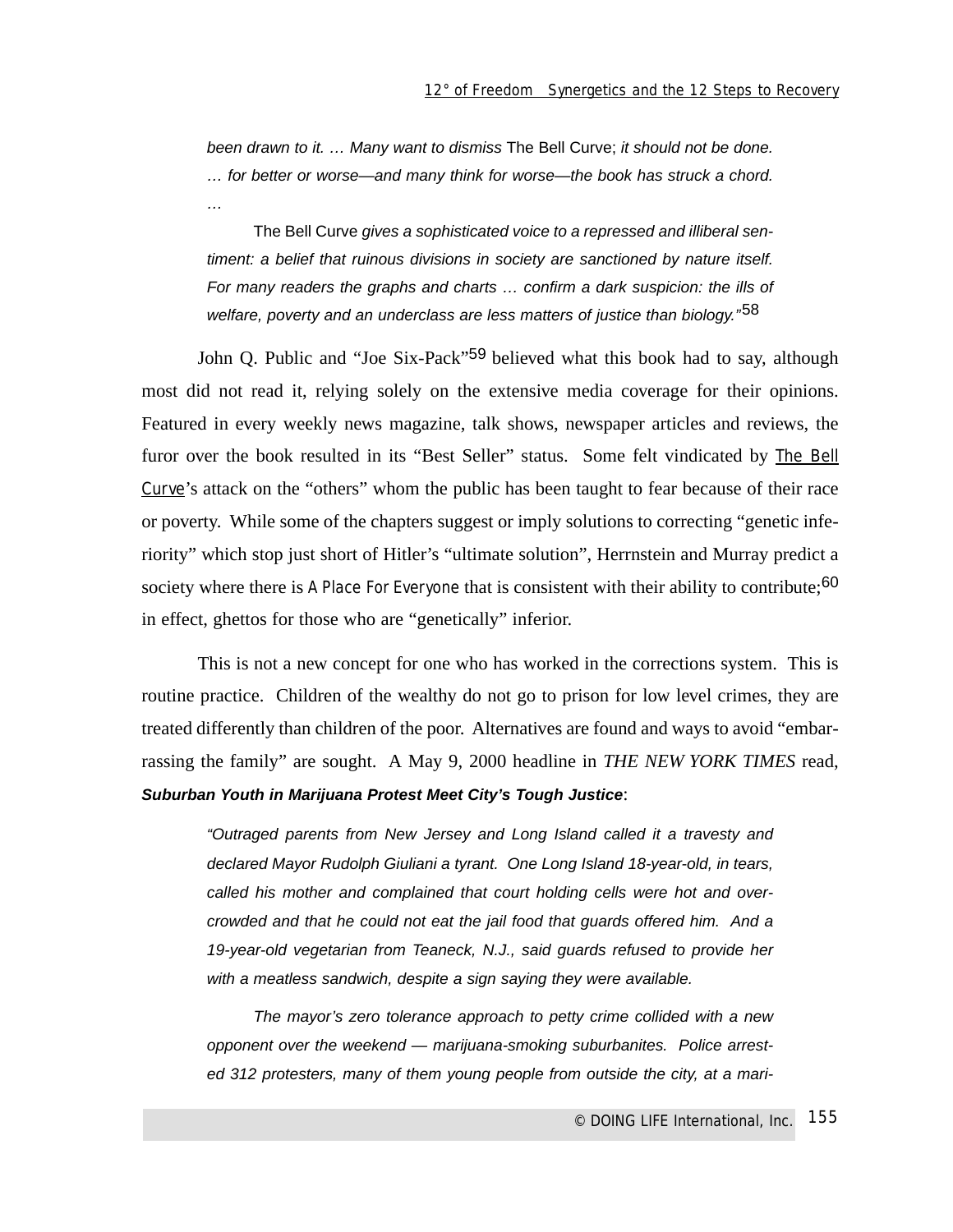> *been drawn to it. … Many want to dismiss* The Bell Curve; *it should not be done. … for better or worse—and many think for worse—the book has struck a chord. …*
>
> The Bell Curve *gives a sophisticated voice to a repressed and illiberal sentiment: a belief that ruinous divisions in society are sanctioned by nature itself. For many readers the graphs and charts … confirm a dark suspicion: the ills of welfare, poverty and an underclass are less matters of justice than biology."*[58]

John Q. Public and "Joe Six-Pack"[59] believed what this book had to say, although most did not read it, relying solely on the extensive media coverage for their opinions. Featured in every weekly news magazine, talk shows, newspaper articles and reviews, the furor over the book resulted in its "Best Seller" status. Some felt vindicated by The Bell Curve's attack on the "others" whom the public has been taught to fear because of their race or poverty. While some of the chapters suggest or imply solutions to correcting "genetic inferiority" which stop just short of Hitler's "ultimate solution", Herrnstein and Murray predict a society where there is *A Place For Everyone* that is consistent with their ability to contribute;[60] in effect, ghettos for those who are "genetically" inferior.

This is not a new concept for one who has worked in the corrections system. This is routine practice. Children of the wealthy do not go to prison for low level crimes, they are treated differently than children of the poor. Alternatives are found and ways to avoid "embarrassing the family" are sought. A May 9, 2000 headline in *THE NEW YORK TIMES* read, ***Suburban Youth in Marijuana Protest Meet City's Tough Justice***:

> *"Outraged parents from New Jersey and Long Island called it a travesty and declared Mayor Rudolph Giuliani a tyrant. One Long Island 18-year-old, in tears, called his mother and complained that court holding cells were hot and overcrowded and that he could not eat the jail food that guards offered him. And a 19-year-old vegetarian from Teaneck, N.J., said guards refused to provide her with a meatless sandwich, despite a sign saying they were available.*
>
> *The mayor's zero tolerance approach to petty crime collided with a new opponent over the weekend — marijuana-smoking suburbanites. Police arrested 312 protesters, many of them young people from outside the city, at a mari-*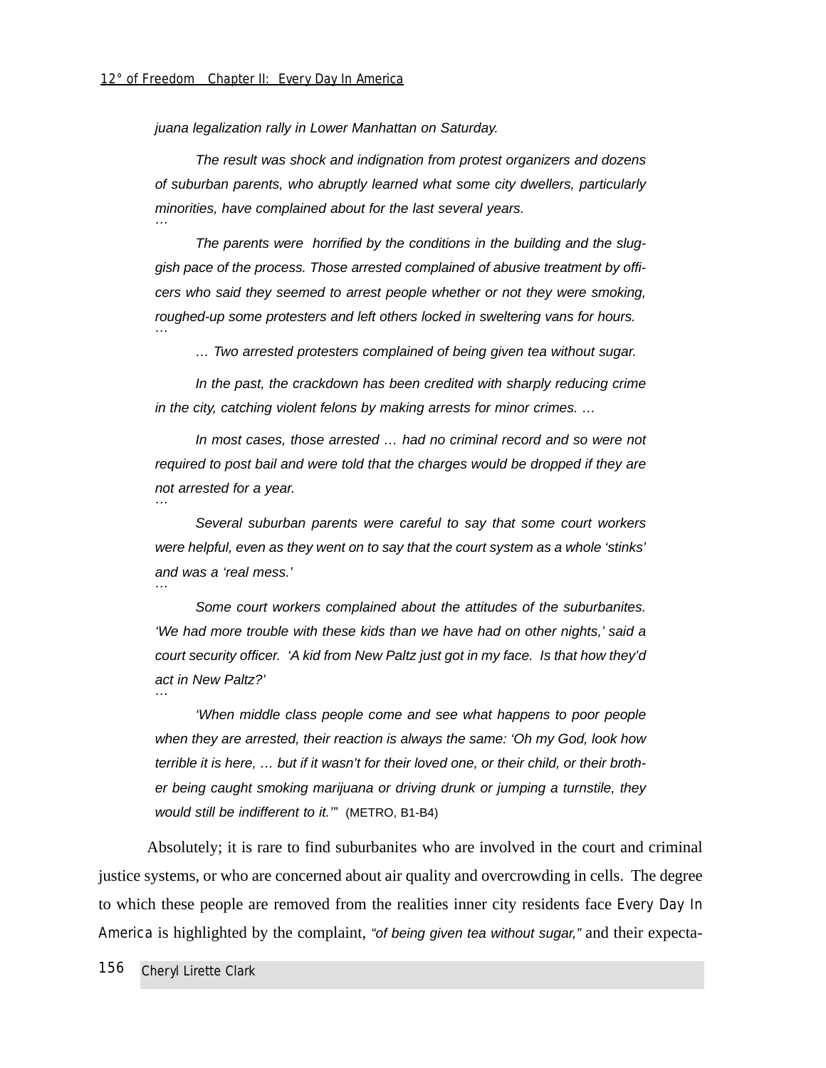*juana legalization rally in Lower Manhattan on Saturday.*

> *The result was shock and indignation from protest organizers and dozens of suburban parents, who abruptly learned what some city dwellers, particularly minorities, have complained about for the last several years.*
> …
>
> *The parents were horrified by the conditions in the building and the sluggish pace of the process. Those arrested complained of abusive treatment by officers who said they seemed to arrest people whether or not they were smoking, roughed-up some protesters and left others locked in sweltering vans for hours.*
> …
>
> *… Two arrested protesters complained of being given tea without sugar.*
>
> *In the past, the crackdown has been credited with sharply reducing crime in the city, catching violent felons by making arrests for minor crimes. …*
>
> *In most cases, those arrested … had no criminal record and so were not required to post bail and were told that the charges would be dropped if they are not arrested for a year.*
> …
>
> *Several suburban parents were careful to say that some court workers were helpful, even as they went on to say that the court system as a whole 'stinks' and was a 'real mess.'*
> …
>
> *Some court workers complained about the attitudes of the suburbanites. 'We had more trouble with these kids than we have had on other nights,' said a court security officer. 'A kid from New Paltz just got in my face. Is that how they'd act in New Paltz?'*
> …
>
> *'When middle class people come and see what happens to poor people when they are arrested, their reaction is always the same: 'Oh my God, look how terrible it is here, … but if it wasn't for their loved one, or their child, or their brother being caught smoking marijuana or driving drunk or jumping a turnstile, they would still be indifferent to it.''* (METRO, B1-B4)

Absolutely; it is rare to find suburbanites who are involved in the court and criminal justice systems, or who are concerned about air quality and overcrowding in cells. The degree to which these people are removed from the realities inner city residents face Every Day In America is highlighted by the complaint, *"of being given tea without sugar,"* and their expecta-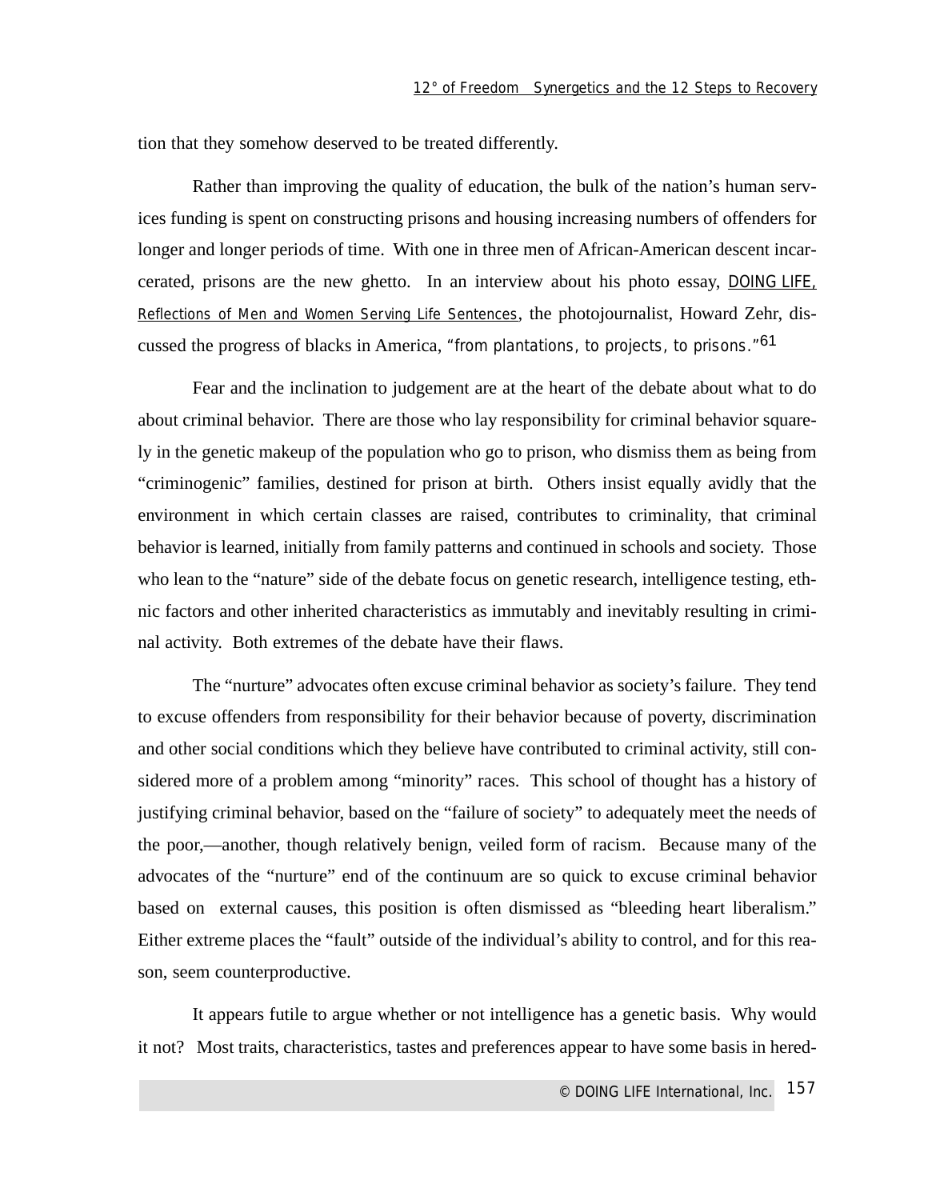tion that they somehow deserved to be treated differently.

Rather than improving the quality of education, the bulk of the nation's human services funding is spent on constructing prisons and housing increasing numbers of offenders for longer and longer periods of time. With one in three men of African-American descent incarcerated, prisons are the new ghetto. In an interview about his photo essay, DOING LIFE, Reflections of Men and Women Serving Life Sentences, the photojournalist, Howard Zehr, discussed the progress of blacks in America, "from plantations, to projects, to prisons."[61]

Fear and the inclination to judgement are at the heart of the debate about what to do about criminal behavior. There are those who lay responsibility for criminal behavior squarely in the genetic makeup of the population who go to prison, who dismiss them as being from "criminogenic" families, destined for prison at birth. Others insist equally avidly that the environment in which certain classes are raised, contributes to criminality, that criminal behavior is learned, initially from family patterns and continued in schools and society. Those who lean to the "nature" side of the debate focus on genetic research, intelligence testing, ethnic factors and other inherited characteristics as immutably and inevitably resulting in criminal activity. Both extremes of the debate have their flaws.

The "nurture" advocates often excuse criminal behavior as society's failure. They tend to excuse offenders from responsibility for their behavior because of poverty, discrimination and other social conditions which they believe have contributed to criminal activity, still considered more of a problem among "minority" races. This school of thought has a history of justifying criminal behavior, based on the "failure of society" to adequately meet the needs of the poor,—another, though relatively benign, veiled form of racism. Because many of the advocates of the "nurture" end of the continuum are so quick to excuse criminal behavior based on external causes, this position is often dismissed as "bleeding heart liberalism." Either extreme places the "fault" outside of the individual's ability to control, and for this reason, seem counterproductive.

It appears futile to argue whether or not intelligence has a genetic basis. Why would it not? Most traits, characteristics, tastes and preferences appear to have some basis in hered-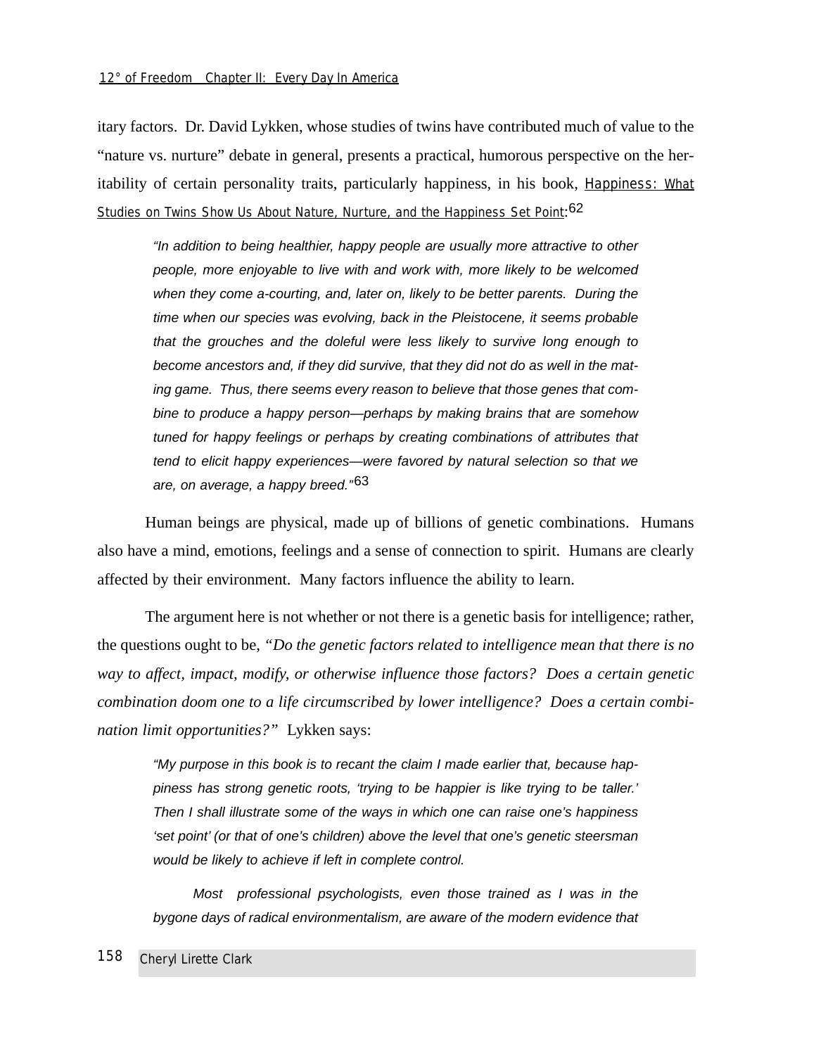itary factors. Dr. David Lykken, whose studies of twins have contributed much of value to the "nature vs. nurture" debate in general, presents a practical, humorous perspective on the heritability of certain personality traits, particularly happiness, in his book, Happiness: What Studies on Twins Show Us About Nature, Nurture, and the Happiness Set Point:[62]

> *"In addition to being healthier, happy people are usually more attractive to other people, more enjoyable to live with and work with, more likely to be welcomed when they come a-courting, and, later on, likely to be better parents. During the time when our species was evolving, back in the Pleistocene, it seems probable that the grouches and the doleful were less likely to survive long enough to become ancestors and, if they did survive, that they did not do as well in the mating game. Thus, there seems every reason to believe that those genes that combine to produce a happy person—perhaps by making brains that are somehow tuned for happy feelings or perhaps by creating combinations of attributes that tend to elicit happy experiences—were favored by natural selection so that we are, on average, a happy breed."*[63]

Human beings are physical, made up of billions of genetic combinations. Humans also have a mind, emotions, feelings and a sense of connection to spirit. Humans are clearly affected by their environment. Many factors influence the ability to learn.

The argument here is not whether or not there is a genetic basis for intelligence; rather, the questions ought to be, *"Do the genetic factors related to intelligence mean that there is no way to affect, impact, modify, or otherwise influence those factors? Does a certain genetic combination doom one to a life circumscribed by lower intelligence? Does a certain combination limit opportunities?"* Lykken says:

> *"My purpose in this book is to recant the claim I made earlier that, because happiness has strong genetic roots, 'trying to be happier is like trying to be taller.' Then I shall illustrate some of the ways in which one can raise one's happiness 'set point' (or that of one's children) above the level that one's genetic steersman would be likely to achieve if left in complete control.*
>
> *Most professional psychologists, even those trained as I was in the bygone days of radical environmentalism, are aware of the modern evidence that*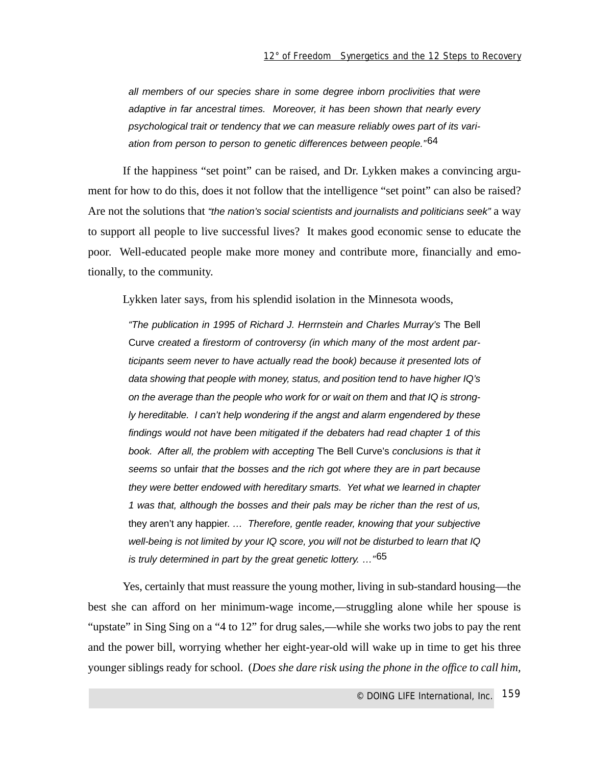*all members of our species share in some degree inborn proclivities that were adaptive in far ancestral times. Moreover, it has been shown that nearly every psychological trait or tendency that we can measure reliably owes part of its variation from person to person to genetic differences between people."*[64]

If the happiness "set point" can be raised, and Dr. Lykken makes a convincing argument for how to do this, does it not follow that the intelligence "set point" can also be raised? Are not the solutions that *"the nation's social scientists and journalists and politicians seek"* a way to support all people to live successful lives? It makes good economic sense to educate the poor. Well-educated people make more money and contribute more, financially and emotionally, to the community.

Lykken later says, from his splendid isolation in the Minnesota woods,

> *"The publication in 1995 of Richard J. Herrnstein and Charles Murray's* The Bell Curve *created a firestorm of controversy (in which many of the most ardent participants seem never to have actually read the book) because it presented lots of data showing that people with money, status, and position tend to have higher IQ's on the average than the people who work for or wait on them* and *that IQ is strongly hereditable. I can't help wondering if the angst and alarm engendered by these findings would not have been mitigated if the debaters had read chapter 1 of this book. After all, the problem with accepting* The Bell Curve's *conclusions is that it seems so* unfair *that the bosses and the rich got where they are in part because they were better endowed with hereditary smarts. Yet what we learned in chapter 1 was that, although the bosses and their pals may be richer than the rest of us,* they aren't any happier. *… Therefore, gentle reader, knowing that your subjective well-being is not limited by your IQ score, you will not be disturbed to learn that IQ is truly determined in part by the great genetic lottery. …"*[65]

Yes, certainly that must reassure the young mother, living in sub-standard housing—the best she can afford on her minimum-wage income,—struggling alone while her spouse is "upstate" in Sing Sing on a "4 to 12" for drug sales,—while she works two jobs to pay the rent and the power bill, worrying whether her eight-year-old will wake up in time to get his three younger siblings ready for school. (*Does she dare risk using the phone in the office to call him,*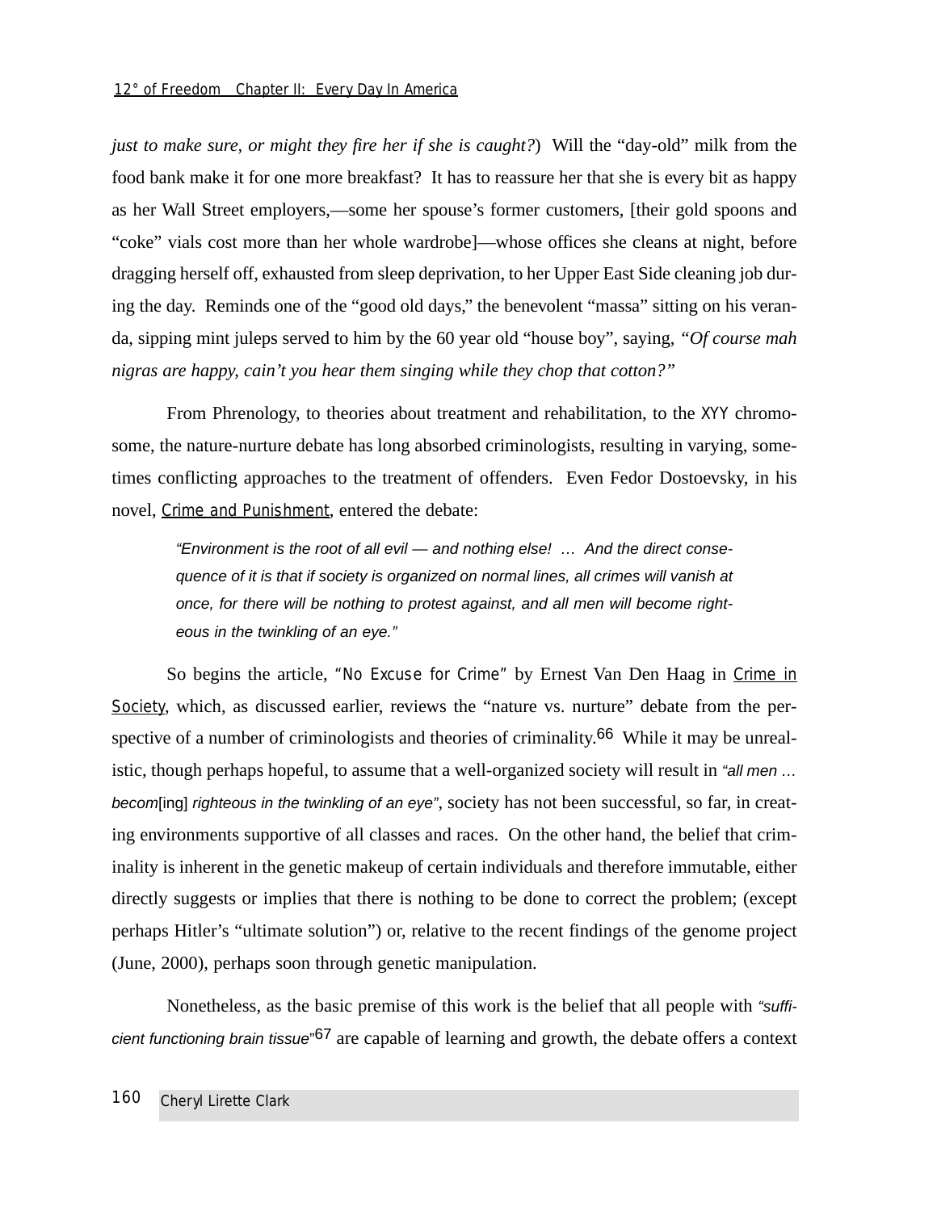*just to make sure, or might they fire her if she is caught?*) Will the “day-old” milk from the food bank make it for one more breakfast? It has to reassure her that she is every bit as happy as her Wall Street employers,—some her spouse’s former customers, [their gold spoons and “coke” vials cost more than her whole wardrobe]—whose offices she cleans at night, before dragging herself off, exhausted from sleep deprivation, to her Upper East Side cleaning job during the day. Reminds one of the “good old days,” the benevolent “massa” sitting on his veranda, sipping mint juleps served to him by the 60 year old “house boy”, saying, *“Of course mah nigras are happy, cain’t you hear them singing while they chop that cotton?”*

From Phrenology, to theories about treatment and rehabilitation, to the XYY chromosome, the nature-nurture debate has long absorbed criminologists, resulting in varying, sometimes conflicting approaches to the treatment of offenders. Even Fedor Dostoevsky, in his novel, Crime and Punishment, entered the debate:

> *“Environment is the root of all evil — and nothing else! … And the direct consequence of it is that if society is organized on normal lines, all crimes will vanish at once, for there will be nothing to protest against, and all men will become righteous in the twinkling of an eye.”*

So begins the article, “No Excuse for Crime” by Ernest Van Den Haag in Crime in Society, which, as discussed earlier, reviews the “nature vs. nurture” debate from the perspective of a number of criminologists and theories of criminality.[66] While it may be unrealistic, though perhaps hopeful, to assume that a well-organized society will result in *“all men … becom*[ing] *righteous in the twinkling of an eye”*, society has not been successful, so far, in creating environments supportive of all classes and races. On the other hand, the belief that criminality is inherent in the genetic makeup of certain individuals and therefore immutable, either directly suggests or implies that there is nothing to be done to correct the problem; (except perhaps Hitler’s “ultimate solution”) or, relative to the recent findings of the genome project (June, 2000), perhaps soon through genetic manipulation.

Nonetheless, as the basic premise of this work is the belief that all people with *“sufficient functioning brain tissue”*[67] are capable of learning and growth, the debate offers a context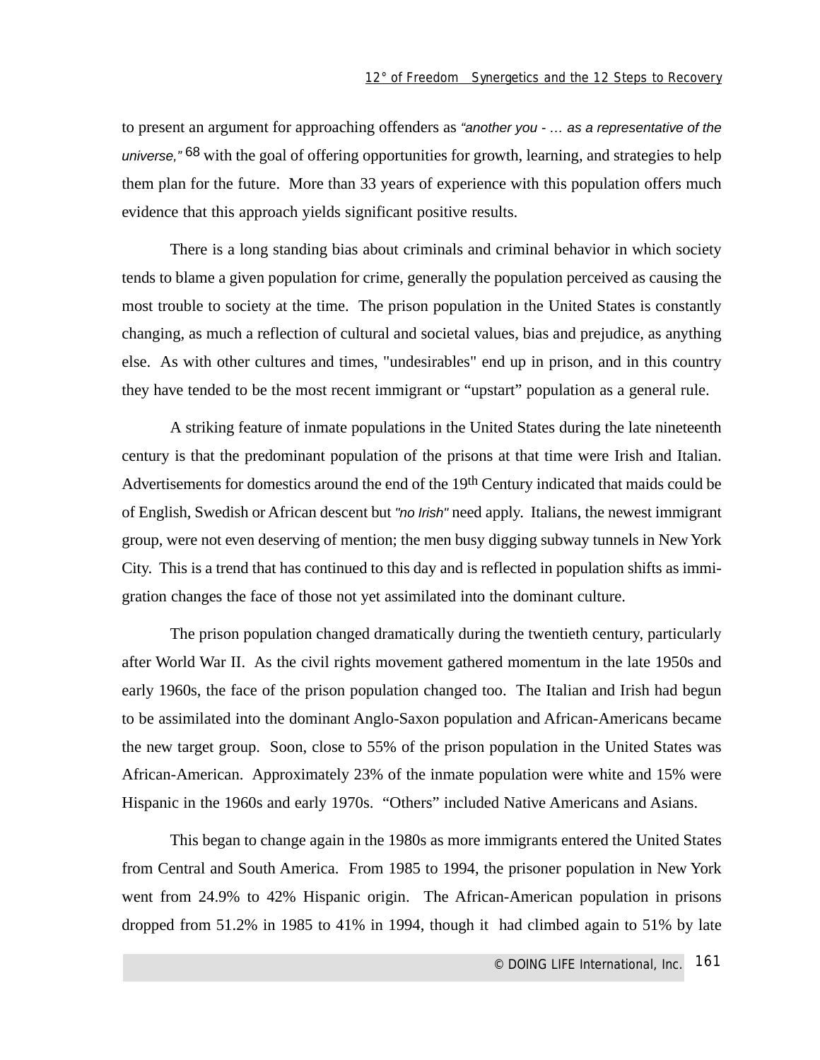to present an argument for approaching offenders as *"another you - … as a representative of the universe,"* [68] with the goal of offering opportunities for growth, learning, and strategies to help them plan for the future. More than 33 years of experience with this population offers much evidence that this approach yields significant positive results.

There is a long standing bias about criminals and criminal behavior in which society tends to blame a given population for crime, generally the population perceived as causing the most trouble to society at the time. The prison population in the United States is constantly changing, as much a reflection of cultural and societal values, bias and prejudice, as anything else. As with other cultures and times, "undesirables" end up in prison, and in this country they have tended to be the most recent immigrant or "upstart" population as a general rule.

A striking feature of inmate populations in the United States during the late nineteenth century is that the predominant population of the prisons at that time were Irish and Italian. Advertisements for domestics around the end of the 19th Century indicated that maids could be of English, Swedish or African descent but *"no Irish"* need apply. Italians, the newest immigrant group, were not even deserving of mention; the men busy digging subway tunnels in New York City. This is a trend that has continued to this day and is reflected in population shifts as immigration changes the face of those not yet assimilated into the dominant culture.

The prison population changed dramatically during the twentieth century, particularly after World War II. As the civil rights movement gathered momentum in the late 1950s and early 1960s, the face of the prison population changed too. The Italian and Irish had begun to be assimilated into the dominant Anglo-Saxon population and African-Americans became the new target group. Soon, close to 55% of the prison population in the United States was African-American. Approximately 23% of the inmate population were white and 15% were Hispanic in the 1960s and early 1970s. "Others" included Native Americans and Asians.

This began to change again in the 1980s as more immigrants entered the United States from Central and South America. From 1985 to 1994, the prisoner population in New York went from 24.9% to 42% Hispanic origin. The African-American population in prisons dropped from 51.2% in 1985 to 41% in 1994, though it had climbed again to 51% by late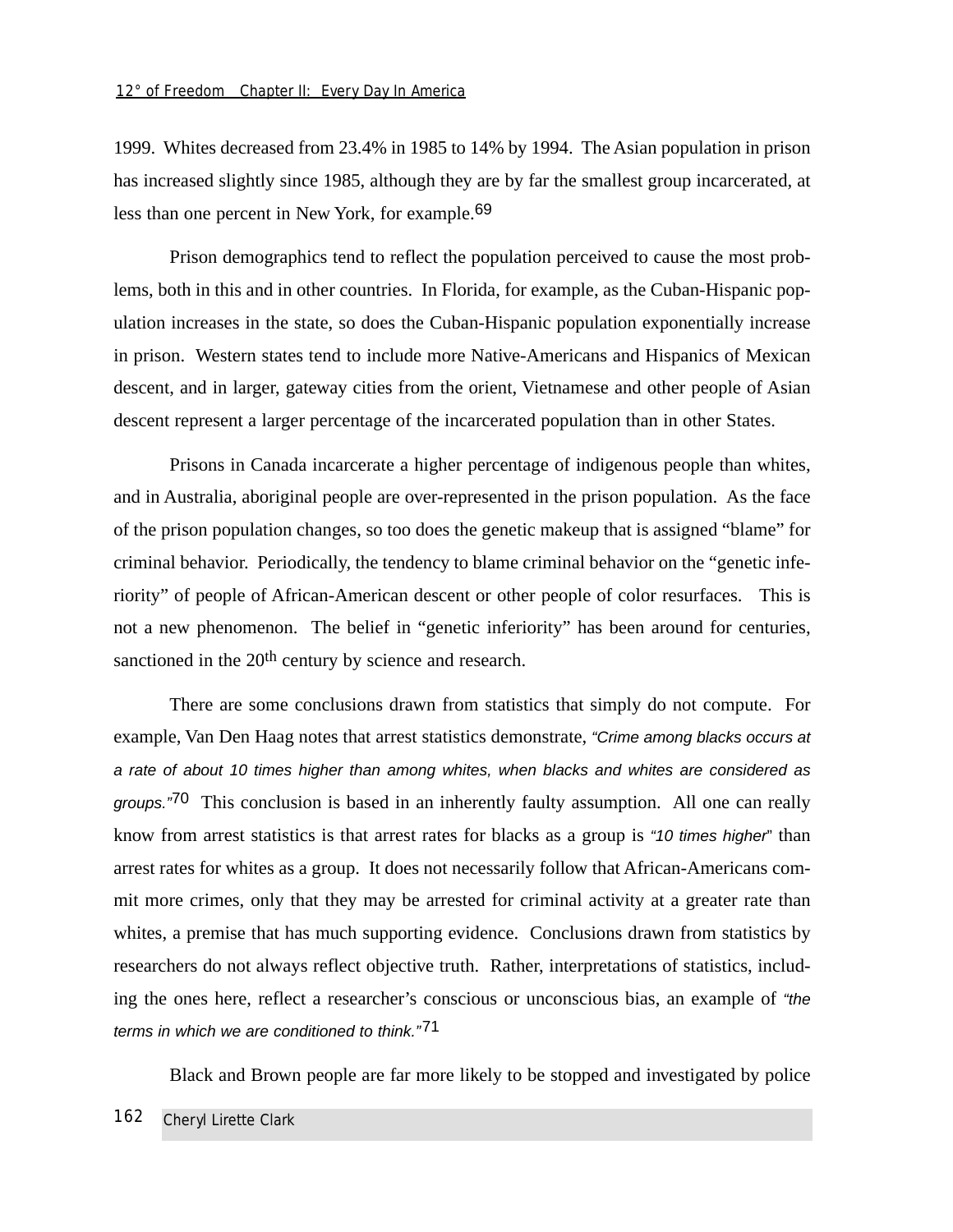1999. Whites decreased from 23.4% in 1985 to 14% by 1994. The Asian population in prison has increased slightly since 1985, although they are by far the smallest group incarcerated, at less than one percent in New York, for example.[69]

Prison demographics tend to reflect the population perceived to cause the most problems, both in this and in other countries. In Florida, for example, as the Cuban-Hispanic population increases in the state, so does the Cuban-Hispanic population exponentially increase in prison. Western states tend to include more Native-Americans and Hispanics of Mexican descent, and in larger, gateway cities from the orient, Vietnamese and other people of Asian descent represent a larger percentage of the incarcerated population than in other States.

Prisons in Canada incarcerate a higher percentage of indigenous people than whites, and in Australia, aboriginal people are over-represented in the prison population. As the face of the prison population changes, so too does the genetic makeup that is assigned "blame" for criminal behavior. Periodically, the tendency to blame criminal behavior on the "genetic inferiority" of people of African-American descent or other people of color resurfaces. This is not a new phenomenon. The belief in "genetic inferiority" has been around for centuries, sanctioned in the 20th century by science and research.

There are some conclusions drawn from statistics that simply do not compute. For example, Van Den Haag notes that arrest statistics demonstrate, *"Crime among blacks occurs at a rate of about 10 times higher than among whites, when blacks and whites are considered as groups."*[70] This conclusion is based in an inherently faulty assumption. All one can really know from arrest statistics is that arrest rates for blacks as a group is *"10 times higher"* than arrest rates for whites as a group. It does not necessarily follow that African-Americans commit more crimes, only that they may be arrested for criminal activity at a greater rate than whites, a premise that has much supporting evidence. Conclusions drawn from statistics by researchers do not always reflect objective truth. Rather, interpretations of statistics, including the ones here, reflect a researcher's conscious or unconscious bias, an example of *"the terms in which we are conditioned to think."*[71]

Black and Brown people are far more likely to be stopped and investigated by police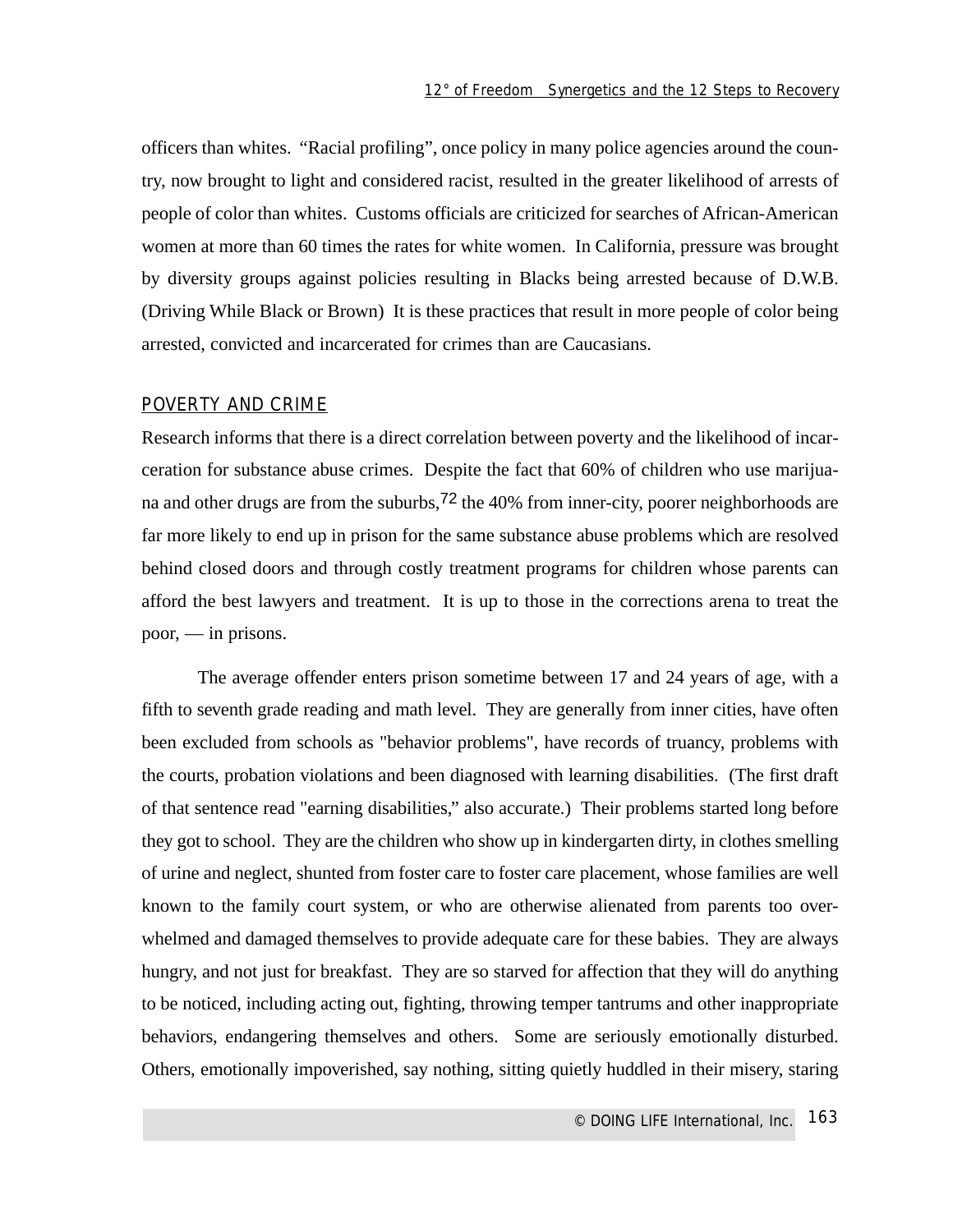officers than whites. "Racial profiling", once policy in many police agencies around the country, now brought to light and considered racist, resulted in the greater likelihood of arrests of people of color than whites. Customs officials are criticized for searches of African-American women at more than 60 times the rates for white women. In California, pressure was brought by diversity groups against policies resulting in Blacks being arrested because of D.W.B. (Driving While Black or Brown) It is these practices that result in more people of color being arrested, convicted and incarcerated for crimes than are Caucasians.

## POVERTY AND CRIME

Research informs that there is a direct correlation between poverty and the likelihood of incarceration for substance abuse crimes. Despite the fact that 60% of children who use marijuana and other drugs are from the suburbs,[72] the 40% from inner-city, poorer neighborhoods are far more likely to end up in prison for the same substance abuse problems which are resolved behind closed doors and through costly treatment programs for children whose parents can afford the best lawyers and treatment. It is up to those in the corrections arena to treat the poor, — in prisons.

The average offender enters prison sometime between 17 and 24 years of age, with a fifth to seventh grade reading and math level. They are generally from inner cities, have often been excluded from schools as "behavior problems", have records of truancy, problems with the courts, probation violations and been diagnosed with learning disabilities. (The first draft of that sentence read "earning disabilities," also accurate.) Their problems started long before they got to school. They are the children who show up in kindergarten dirty, in clothes smelling of urine and neglect, shunted from foster care to foster care placement, whose families are well known to the family court system, or who are otherwise alienated from parents too overwhelmed and damaged themselves to provide adequate care for these babies. They are always hungry, and not just for breakfast. They are so starved for affection that they will do anything to be noticed, including acting out, fighting, throwing temper tantrums and other inappropriate behaviors, endangering themselves and others. Some are seriously emotionally disturbed. Others, emotionally impoverished, say nothing, sitting quietly huddled in their misery, staring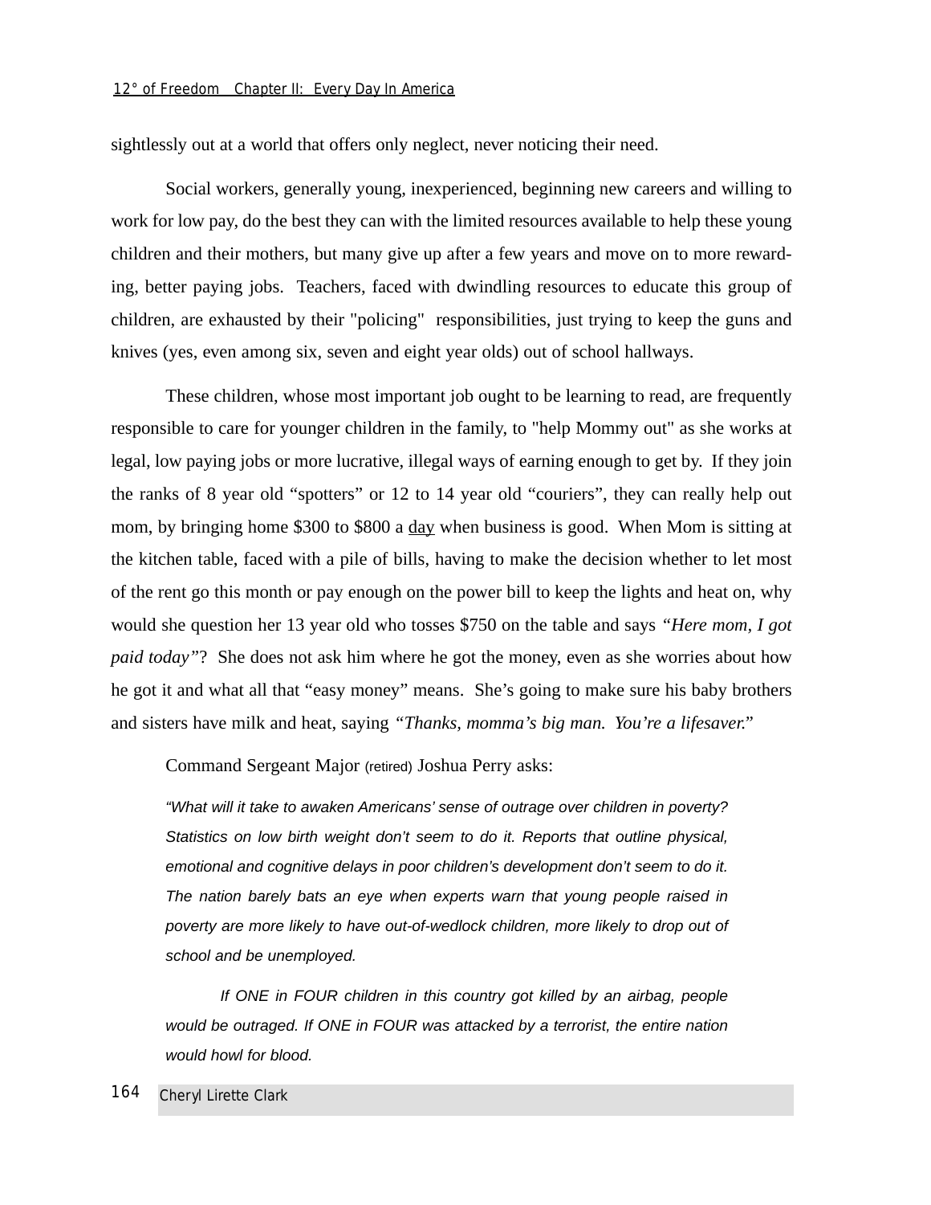sightlessly out at a world that offers only neglect, never noticing their need.

Social workers, generally young, inexperienced, beginning new careers and willing to work for low pay, do the best they can with the limited resources available to help these young children and their mothers, but many give up after a few years and move on to more rewarding, better paying jobs. Teachers, faced with dwindling resources to educate this group of children, are exhausted by their "policing" responsibilities, just trying to keep the guns and knives (yes, even among six, seven and eight year olds) out of school hallways.

These children, whose most important job ought to be learning to read, are frequently responsible to care for younger children in the family, to "help Mommy out" as she works at legal, low paying jobs or more lucrative, illegal ways of earning enough to get by. If they join the ranks of 8 year old "spotters" or 12 to 14 year old "couriers", they can really help out mom, by bringing home $300 to $800 a <u>day</u> when business is good. When Mom is sitting at the kitchen table, faced with a pile of bills, having to make the decision whether to let most of the rent go this month or pay enough on the power bill to keep the lights and heat on, why would she question her 13 year old who tosses $750 on the table and says *"Here mom, I got paid today"*? She does not ask him where he got the money, even as she worries about how he got it and what all that "easy money" means. She's going to make sure his baby brothers and sisters have milk and heat, saying *"Thanks, momma's big man. You're a lifesaver."*

Command Sergeant Major (retired) Joshua Perry asks:

> *"What will it take to awaken Americans' sense of outrage over children in poverty? Statistics on low birth weight don't seem to do it. Reports that outline physical, emotional and cognitive delays in poor children's development don't seem to do it. The nation barely bats an eye when experts warn that young people raised in poverty are more likely to have out-of-wedlock children, more likely to drop out of school and be unemployed.*
>
> *If ONE in FOUR children in this country got killed by an airbag, people would be outraged. If ONE in FOUR was attacked by a terrorist, the entire nation would howl for blood.*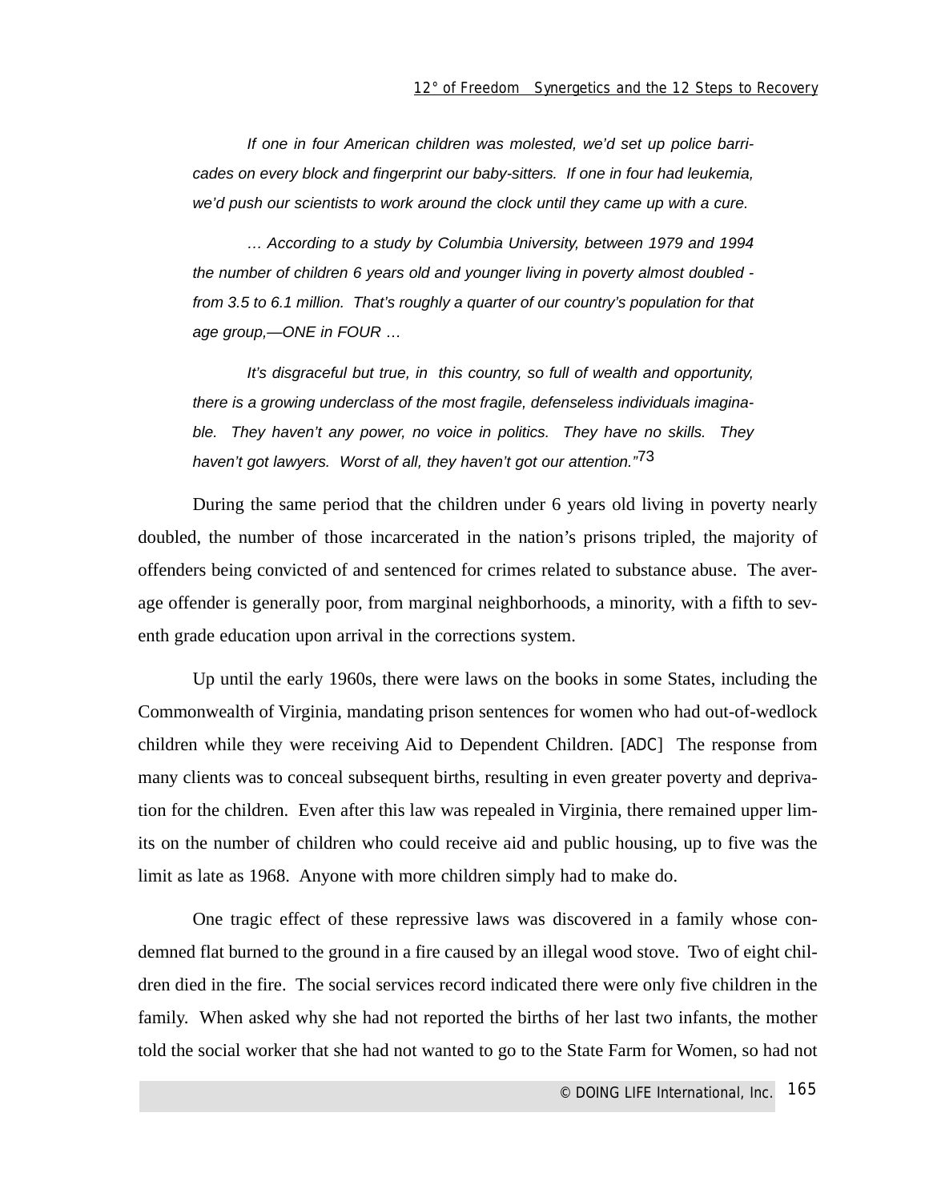*If one in four American children was molested, we'd set up police barricades on every block and fingerprint our baby-sitters. If one in four had leukemia, we'd push our scientists to work around the clock until they came up with a cure.*

*… According to a study by Columbia University, between 1979 and 1994 the number of children 6 years old and younger living in poverty almost doubled - from 3.5 to 6.1 million. That's roughly a quarter of our country's population for that age group,—ONE in FOUR …*

*It's disgraceful but true, in this country, so full of wealth and opportunity, there is a growing underclass of the most fragile, defenseless individuals imaginable. They haven't any power, no voice in politics. They have no skills. They haven't got lawyers. Worst of all, they haven't got our attention."*[73]

During the same period that the children under 6 years old living in poverty nearly doubled, the number of those incarcerated in the nation's prisons tripled, the majority of offenders being convicted of and sentenced for crimes related to substance abuse. The average offender is generally poor, from marginal neighborhoods, a minority, with a fifth to seventh grade education upon arrival in the corrections system.

Up until the early 1960s, there were laws on the books in some States, including the Commonwealth of Virginia, mandating prison sentences for women who had out-of-wedlock children while they were receiving Aid to Dependent Children. [ADC] The response from many clients was to conceal subsequent births, resulting in even greater poverty and deprivation for the children. Even after this law was repealed in Virginia, there remained upper limits on the number of children who could receive aid and public housing, up to five was the limit as late as 1968. Anyone with more children simply had to make do.

One tragic effect of these repressive laws was discovered in a family whose condemned flat burned to the ground in a fire caused by an illegal wood stove. Two of eight children died in the fire. The social services record indicated there were only five children in the family. When asked why she had not reported the births of her last two infants, the mother told the social worker that she had not wanted to go to the State Farm for Women, so had not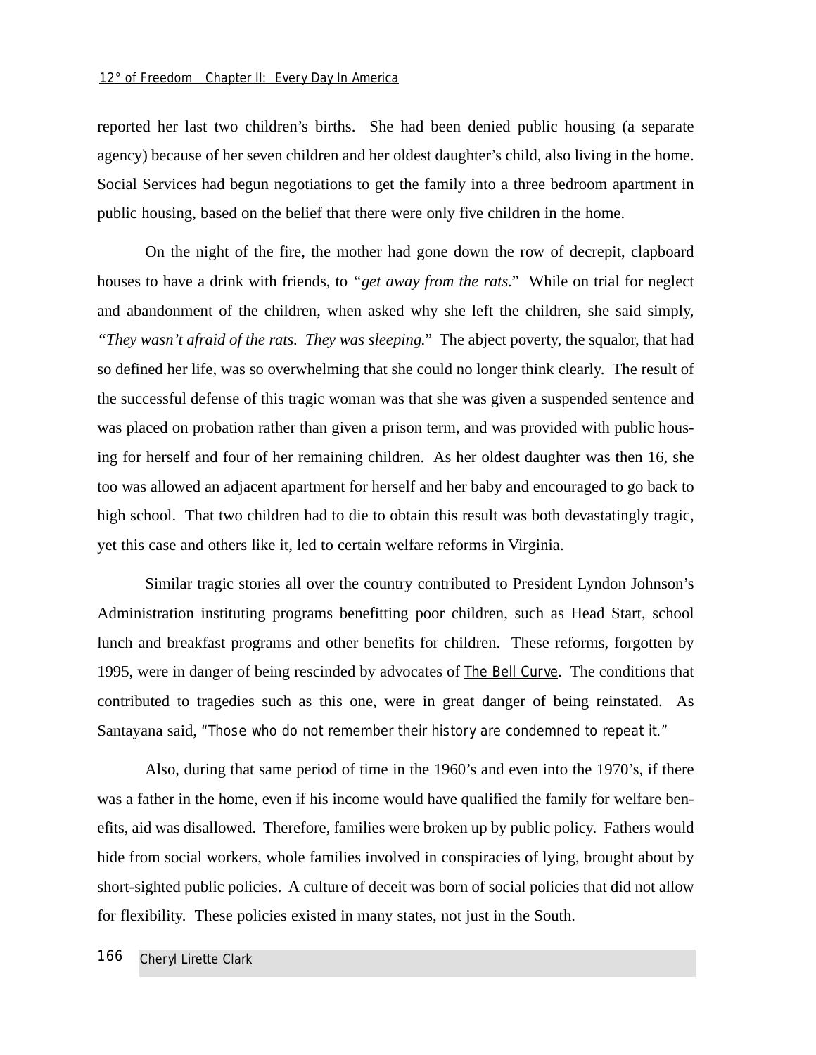reported her last two children's births. She had been denied public housing (a separate agency) because of her seven children and her oldest daughter's child, also living in the home. Social Services had begun negotiations to get the family into a three bedroom apartment in public housing, based on the belief that there were only five children in the home.

On the night of the fire, the mother had gone down the row of decrepit, clapboard houses to have a drink with friends, to "*get away from the rats*." While on trial for neglect and abandonment of the children, when asked why she left the children, she said simply, "*They wasn't afraid of the rats. They was sleeping.*" The abject poverty, the squalor, that had so defined her life, was so overwhelming that she could no longer think clearly. The result of the successful defense of this tragic woman was that she was given a suspended sentence and was placed on probation rather than given a prison term, and was provided with public housing for herself and four of her remaining children. As her oldest daughter was then 16, she too was allowed an adjacent apartment for herself and her baby and encouraged to go back to high school. That two children had to die to obtain this result was both devastatingly tragic, yet this case and others like it, led to certain welfare reforms in Virginia.

Similar tragic stories all over the country contributed to President Lyndon Johnson's Administration instituting programs benefitting poor children, such as Head Start, school lunch and breakfast programs and other benefits for children. These reforms, forgotten by 1995, were in danger of being rescinded by advocates of The Bell Curve. The conditions that contributed to tragedies such as this one, were in great danger of being reinstated. As Santayana said, "Those who do not remember their history are condemned to repeat it."

Also, during that same period of time in the 1960's and even into the 1970's, if there was a father in the home, even if his income would have qualified the family for welfare benefits, aid was disallowed. Therefore, families were broken up by public policy. Fathers would hide from social workers, whole families involved in conspiracies of lying, brought about by short-sighted public policies. A culture of deceit was born of social policies that did not allow for flexibility. These policies existed in many states, not just in the South.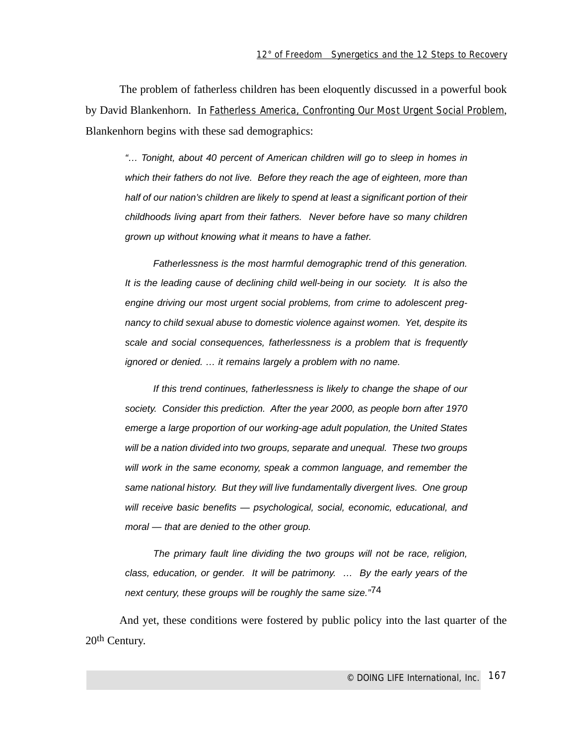The problem of fatherless children has been eloquently discussed in a powerful book by David Blankenhorn. In Fatherless America, Confronting Our Most Urgent Social Problem, Blankenhorn begins with these sad demographics:

> *"… Tonight, about 40 percent of American children will go to sleep in homes in which their fathers do not live. Before they reach the age of eighteen, more than half of our nation's children are likely to spend at least a significant portion of their childhoods living apart from their fathers. Never before have so many children grown up without knowing what it means to have a father.*
>
> *Fatherlessness is the most harmful demographic trend of this generation. It is the leading cause of declining child well-being in our society. It is also the engine driving our most urgent social problems, from crime to adolescent pregnancy to child sexual abuse to domestic violence against women. Yet, despite its scale and social consequences, fatherlessness is a problem that is frequently ignored or denied. … it remains largely a problem with no name.*
>
> *If this trend continues, fatherlessness is likely to change the shape of our society. Consider this prediction. After the year 2000, as people born after 1970 emerge a large proportion of our working-age adult population, the United States will be a nation divided into two groups, separate and unequal. These two groups will work in the same economy, speak a common language, and remember the same national history. But they will live fundamentally divergent lives. One group will receive basic benefits — psychological, social, economic, educational, and moral — that are denied to the other group.*
>
> *The primary fault line dividing the two groups will not be race, religion, class, education, or gender. It will be patrimony. … By the early years of the next century, these groups will be roughly the same size."*[74]

And yet, these conditions were fostered by public policy into the last quarter of the 20th Century.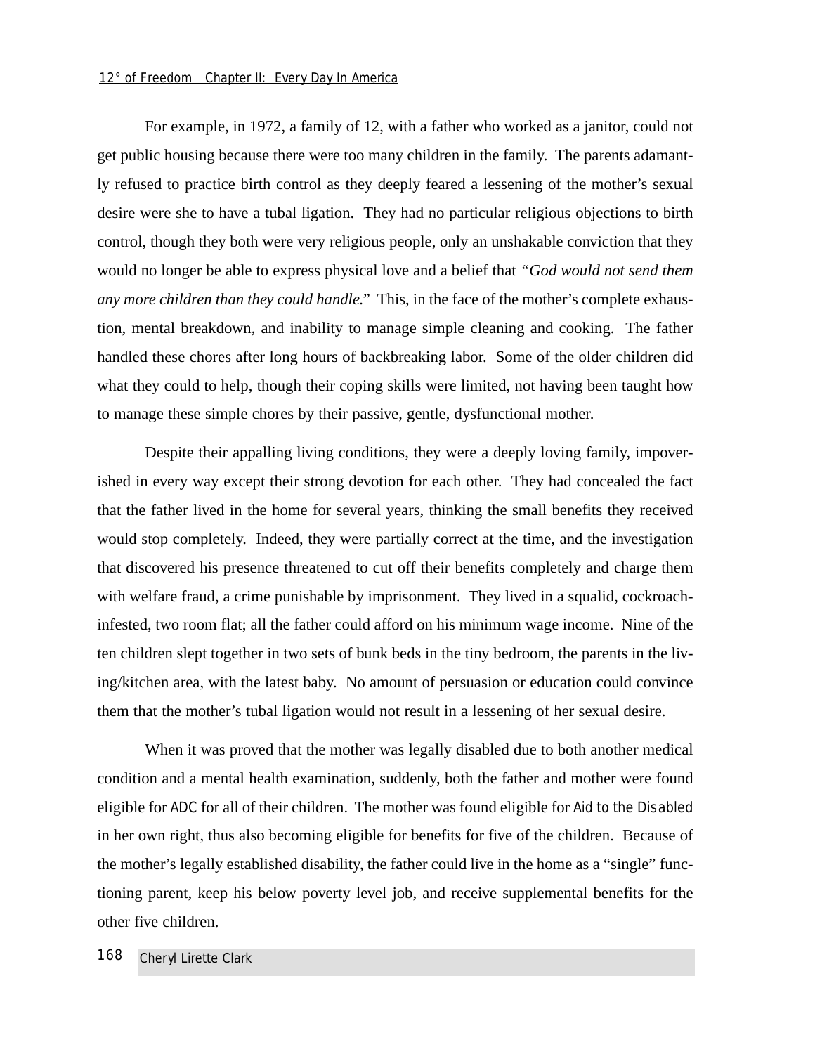For example, in 1972, a family of 12, with a father who worked as a janitor, could not get public housing because there were too many children in the family. The parents adamantly refused to practice birth control as they deeply feared a lessening of the mother's sexual desire were she to have a tubal ligation. They had no particular religious objections to birth control, though they both were very religious people, only an unshakable conviction that they would no longer be able to express physical love and a belief that "*God would not send them any more children than they could handle.*" This, in the face of the mother's complete exhaustion, mental breakdown, and inability to manage simple cleaning and cooking. The father handled these chores after long hours of backbreaking labor. Some of the older children did what they could to help, though their coping skills were limited, not having been taught how to manage these simple chores by their passive, gentle, dysfunctional mother.

Despite their appalling living conditions, they were a deeply loving family, impoverished in every way except their strong devotion for each other. They had concealed the fact that the father lived in the home for several years, thinking the small benefits they received would stop completely. Indeed, they were partially correct at the time, and the investigation that discovered his presence threatened to cut off their benefits completely and charge them with welfare fraud, a crime punishable by imprisonment. They lived in a squalid, cockroach-infested, two room flat; all the father could afford on his minimum wage income. Nine of the ten children slept together in two sets of bunk beds in the tiny bedroom, the parents in the living/kitchen area, with the latest baby. No amount of persuasion or education could convince them that the mother's tubal ligation would not result in a lessening of her sexual desire.

When it was proved that the mother was legally disabled due to both another medical condition and a mental health examination, suddenly, both the father and mother were found eligible for ADC for all of their children. The mother was found eligible for Aid to the Disabled in her own right, thus also becoming eligible for benefits for five of the children. Because of the mother's legally established disability, the father could live in the home as a "single" functioning parent, keep his below poverty level job, and receive supplemental benefits for the other five children.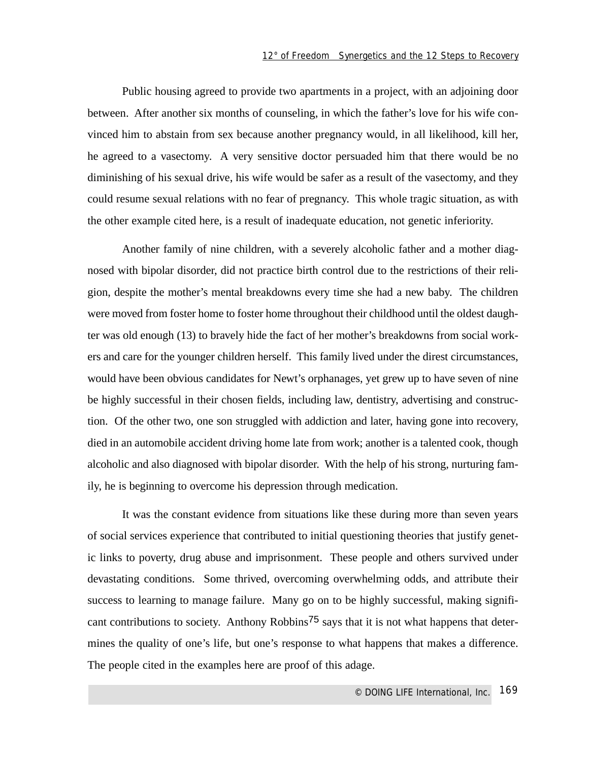Public housing agreed to provide two apartments in a project, with an adjoining door between. After another six months of counseling, in which the father's love for his wife convinced him to abstain from sex because another pregnancy would, in all likelihood, kill her, he agreed to a vasectomy. A very sensitive doctor persuaded him that there would be no diminishing of his sexual drive, his wife would be safer as a result of the vasectomy, and they could resume sexual relations with no fear of pregnancy. This whole tragic situation, as with the other example cited here, is a result of inadequate education, not genetic inferiority.

Another family of nine children, with a severely alcoholic father and a mother diagnosed with bipolar disorder, did not practice birth control due to the restrictions of their religion, despite the mother's mental breakdowns every time she had a new baby. The children were moved from foster home to foster home throughout their childhood until the oldest daughter was old enough (13) to bravely hide the fact of her mother's breakdowns from social workers and care for the younger children herself. This family lived under the direst circumstances, would have been obvious candidates for Newt's orphanages, yet grew up to have seven of nine be highly successful in their chosen fields, including law, dentistry, advertising and construction. Of the other two, one son struggled with addiction and later, having gone into recovery, died in an automobile accident driving home late from work; another is a talented cook, though alcoholic and also diagnosed with bipolar disorder. With the help of his strong, nurturing family, he is beginning to overcome his depression through medication.

It was the constant evidence from situations like these during more than seven years of social services experience that contributed to initial questioning theories that justify genetic links to poverty, drug abuse and imprisonment. These people and others survived under devastating conditions. Some thrived, overcoming overwhelming odds, and attribute their success to learning to manage failure. Many go on to be highly successful, making significant contributions to society. Anthony Robbins[75] says that it is not what happens that determines the quality of one's life, but one's response to what happens that makes a difference. The people cited in the examples here are proof of this adage.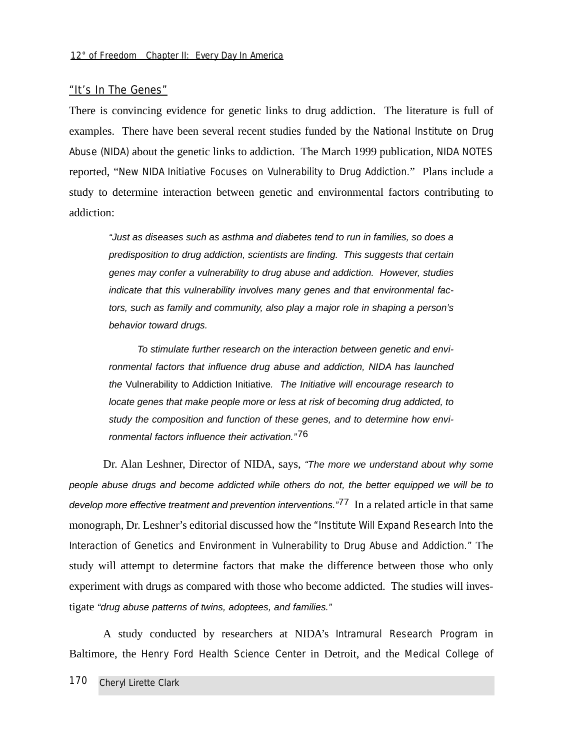## "It's In The Genes"

There is convincing evidence for genetic links to drug addiction. The literature is full of examples. There have been several recent studies funded by the National Institute on Drug Abuse (NIDA) about the genetic links to addiction. The March 1999 publication, NIDA NOTES reported, "New NIDA Initiative Focuses on Vulnerability to Drug Addiction." Plans include a study to determine interaction between genetic and environmental factors contributing to addiction:

> *"Just as diseases such as asthma and diabetes tend to run in families, so does a predisposition to drug addiction, scientists are finding. This suggests that certain genes may confer a vulnerability to drug abuse and addiction. However, studies indicate that this vulnerability involves many genes and that environmental factors, such as family and community, also play a major role in shaping a person's behavior toward drugs.*
>
> *To stimulate further research on the interaction between genetic and environmental factors that influence drug abuse and addiction, NIDA has launched the* Vulnerability to Addiction Initiative*. The Initiative will encourage research to locate genes that make people more or less at risk of becoming drug addicted, to study the composition and function of these genes, and to determine how environmental factors influence their activation."*[76]

Dr. Alan Leshner, Director of NIDA, says, *"The more we understand about why some people abuse drugs and become addicted while others do not, the better equipped we will be to develop more effective treatment and prevention interventions."*[77] In a related article in that same monograph, Dr. Leshner's editorial discussed how the "Institute Will Expand Research Into the Interaction of Genetics and Environment in Vulnerability to Drug Abuse and Addiction." The study will attempt to determine factors that make the difference between those who only experiment with drugs as compared with those who become addicted. The studies will investigate *"drug abuse patterns of twins, adoptees, and families."*

A study conducted by researchers at NIDA's Intramural Research Program in Baltimore, the Henry Ford Health Science Center in Detroit, and the Medical College of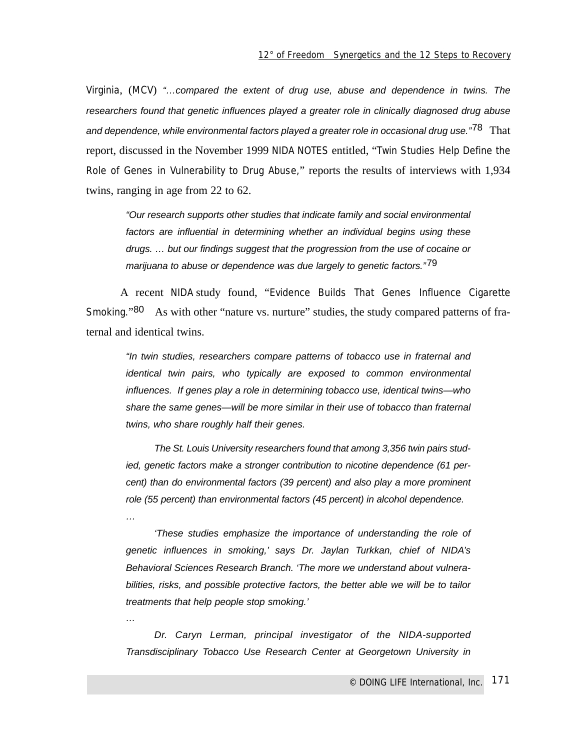Virginia, (MCV) *"…compared the extent of drug use, abuse and dependence in twins. The researchers found that genetic influences played a greater role in clinically diagnosed drug abuse and dependence, while environmental factors played a greater role in occasional drug use."*[78] That report, discussed in the November 1999 NIDA NOTES entitled, "Twin Studies Help Define the Role of Genes in Vulnerability to Drug Abuse," reports the results of interviews with 1,934 twins, ranging in age from 22 to 62.

> *"Our research supports other studies that indicate family and social environmental factors are influential in determining whether an individual begins using these drugs. … but our findings suggest that the progression from the use of cocaine or marijuana to abuse or dependence was due largely to genetic factors."*[79]

A recent NIDA study found, "Evidence Builds That Genes Influence Cigarette Smoking."[80] As with other "nature vs. nurture" studies, the study compared patterns of fraternal and identical twins.

> *"In twin studies, researchers compare patterns of tobacco use in fraternal and identical twin pairs, who typically are exposed to common environmental influences. If genes play a role in determining tobacco use, identical twins—who share the same genes—will be more similar in their use of tobacco than fraternal twins, who share roughly half their genes.*
>
> *The St. Louis University researchers found that among 3,356 twin pairs studied, genetic factors make a stronger contribution to nicotine dependence (61 percent) than do environmental factors (39 percent) and also play a more prominent role (55 percent) than environmental factors (45 percent) in alcohol dependence.*
>
> *…*
>
> *'These studies emphasize the importance of understanding the role of genetic influences in smoking,' says Dr. Jaylan Turkkan, chief of NIDA's Behavioral Sciences Research Branch. 'The more we understand about vulnerabilities, risks, and possible protective factors, the better able we will be to tailor treatments that help people stop smoking.'*
>
> *…*
>
> *Dr. Caryn Lerman, principal investigator of the NIDA-supported Transdisciplinary Tobacco Use Research Center at Georgetown University in*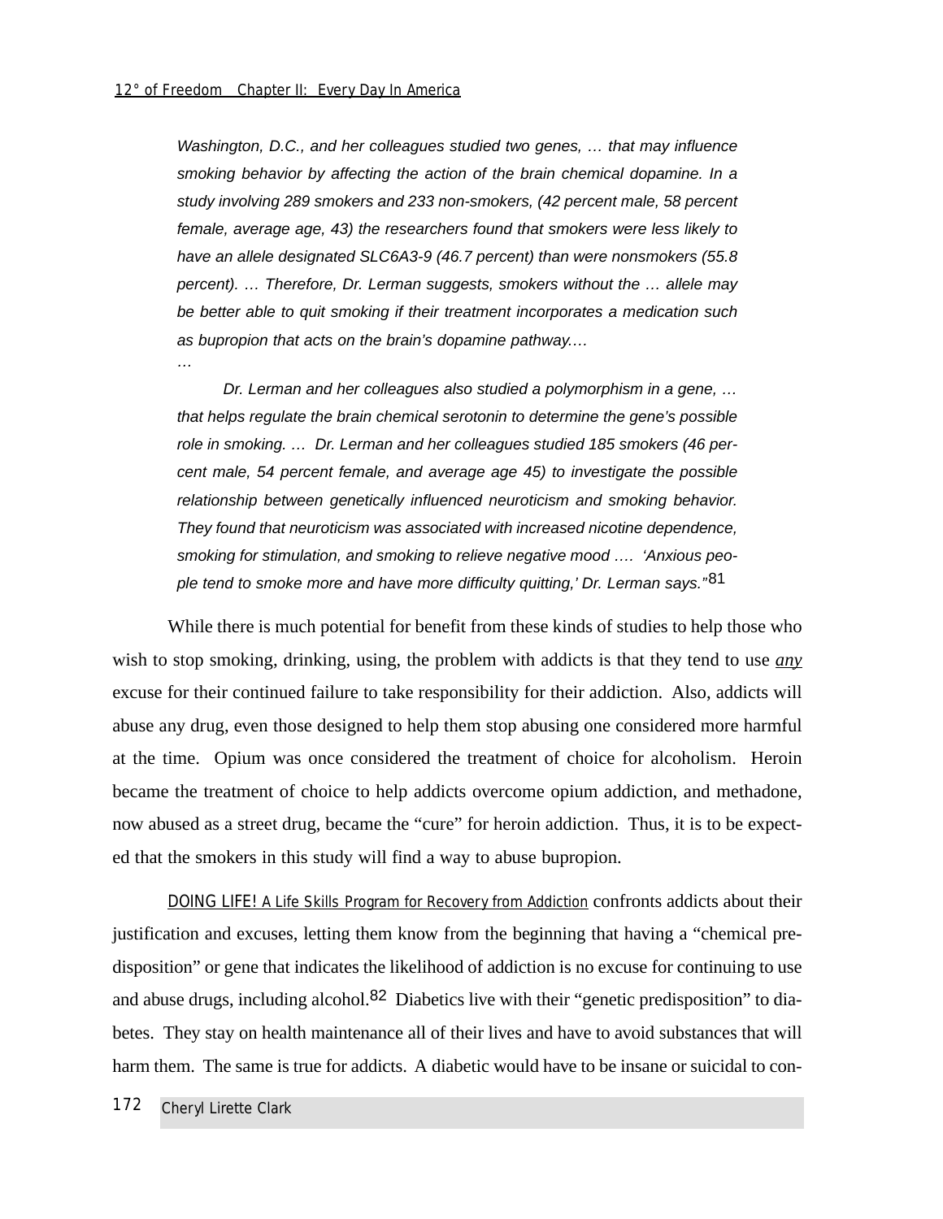*Washington, D.C., and her colleagues studied two genes, … that may influence smoking behavior by affecting the action of the brain chemical dopamine. In a study involving 289 smokers and 233 non-smokers, (42 percent male, 58 percent female, average age, 43) the researchers found that smokers were less likely to have an allele designated SLC6A3-9 (46.7 percent) than were nonsmokers (55.8 percent). … Therefore, Dr. Lerman suggests, smokers without the … allele may be better able to quit smoking if their treatment incorporates a medication such as bupropion that acts on the brain's dopamine pathway.…*

*…*

*Dr. Lerman and her colleagues also studied a polymorphism in a gene, … that helps regulate the brain chemical serotonin to determine the gene's possible role in smoking. … Dr. Lerman and her colleagues studied 185 smokers (46 percent male, 54 percent female, and average age 45) to investigate the possible relationship between genetically influenced neuroticism and smoking behavior. They found that neuroticism was associated with increased nicotine dependence, smoking for stimulation, and smoking to relieve negative mood …. 'Anxious people tend to smoke more and have more difficulty quitting,' Dr. Lerman says."*[81]

While there is much potential for benefit from these kinds of studies to help those who wish to stop smoking, drinking, using, the problem with addicts is that they tend to use ***any*** excuse for their continued failure to take responsibility for their addiction. Also, addicts will abuse any drug, even those designed to help them stop abusing one considered more harmful at the time. Opium was once considered the treatment of choice for alcoholism. Heroin became the treatment of choice to help addicts overcome opium addiction, and methadone, now abused as a street drug, became the "cure" for heroin addiction. Thus, it is to be expected that the smokers in this study will find a way to abuse bupropion.

DOING LIFE! A Life Skills Program for Recovery from Addiction confronts addicts about their justification and excuses, letting them know from the beginning that having a "chemical predisposition" or gene that indicates the likelihood of addiction is no excuse for continuing to use and abuse drugs, including alcohol.[82] Diabetics live with their "genetic predisposition" to diabetes. They stay on health maintenance all of their lives and have to avoid substances that will harm them. The same is true for addicts. A diabetic would have to be insane or suicidal to con-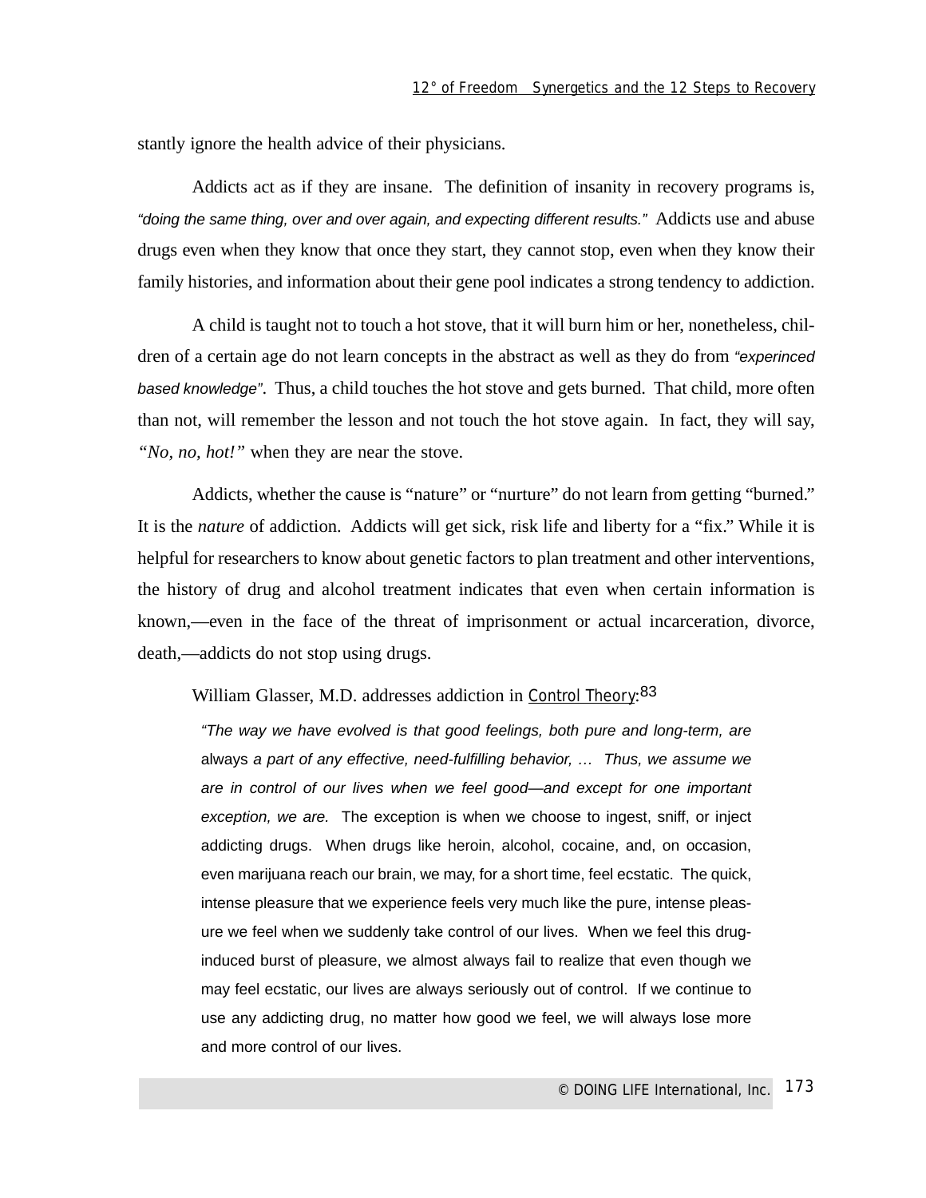stantly ignore the health advice of their physicians.

Addicts act as if they are insane. The definition of insanity in recovery programs is, *"doing the same thing, over and over again, and expecting different results."* Addicts use and abuse drugs even when they know that once they start, they cannot stop, even when they know their family histories, and information about their gene pool indicates a strong tendency to addiction.

A child is taught not to touch a hot stove, that it will burn him or her, nonetheless, children of a certain age do not learn concepts in the abstract as well as they do from *"experinced based knowledge".* Thus, a child touches the hot stove and gets burned. That child, more often than not, will remember the lesson and not touch the hot stove again. In fact, they will say, *"No, no, hot!"* when they are near the stove.

Addicts, whether the cause is "nature" or "nurture" do not learn from getting "burned." It is the *nature* of addiction. Addicts will get sick, risk life and liberty for a "fix." While it is helpful for researchers to know about genetic factors to plan treatment and other interventions, the history of drug and alcohol treatment indicates that even when certain information is known,—even in the face of the threat of imprisonment or actual incarceration, divorce, death,—addicts do not stop using drugs.

William Glasser, M.D. addresses addiction in Control Theory:[83]

> *"The way we have evolved is that good feelings, both pure and long-term, are* always *a part of any effective, need-fulfilling behavior, … Thus, we assume we are in control of our lives when we feel good—and except for one important exception, we are.* The exception is when we choose to ingest, sniff, or inject addicting drugs. When drugs like heroin, alcohol, cocaine, and, on occasion, even marijuana reach our brain, we may, for a short time, feel ecstatic. The quick, intense pleasure that we experience feels very much like the pure, intense pleasure we feel when we suddenly take control of our lives. When we feel this drug-induced burst of pleasure, we almost always fail to realize that even though we may feel ecstatic, our lives are always seriously out of control. If we continue to use any addicting drug, no matter how good we feel, we will always lose more and more control of our lives.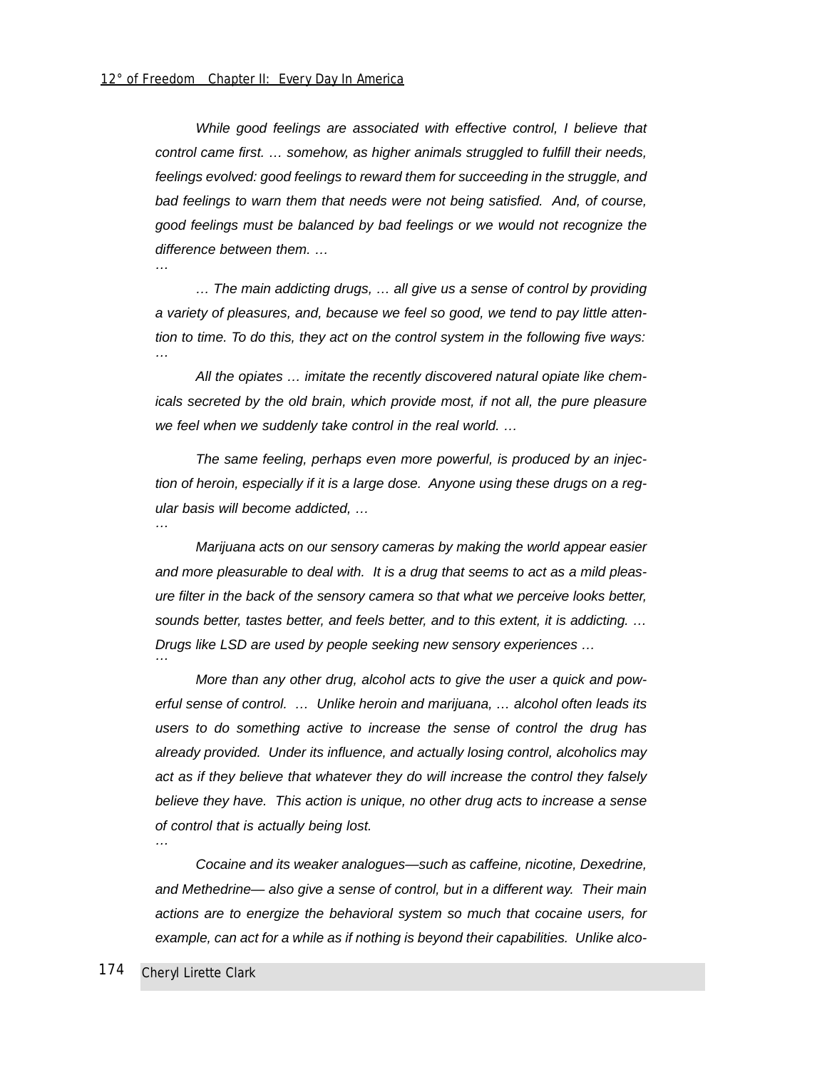*While good feelings are associated with effective control, I believe that control came first. … somehow, as higher animals struggled to fulfill their needs, feelings evolved: good feelings to reward them for succeeding in the struggle, and bad feelings to warn them that needs were not being satisfied. And, of course, good feelings must be balanced by bad feelings or we would not recognize the difference between them. …*

…

*… The main addicting drugs, … all give us a sense of control by providing a variety of pleasures, and, because we feel so good, we tend to pay little attention to time. To do this, they act on the control system in the following five ways:*

…

*All the opiates … imitate the recently discovered natural opiate like chemicals secreted by the old brain, which provide most, if not all, the pure pleasure we feel when we suddenly take control in the real world. …*

*The same feeling, perhaps even more powerful, is produced by an injection of heroin, especially if it is a large dose. Anyone using these drugs on a regular basis will become addicted, …*

…

*Marijuana acts on our sensory cameras by making the world appear easier and more pleasurable to deal with. It is a drug that seems to act as a mild pleasure filter in the back of the sensory camera so that what we perceive looks better, sounds better, tastes better, and feels better, and to this extent, it is addicting. … Drugs like LSD are used by people seeking new sensory experiences …*

…

*More than any other drug, alcohol acts to give the user a quick and powerful sense of control. … Unlike heroin and marijuana, … alcohol often leads its users to do something active to increase the sense of control the drug has already provided. Under its influence, and actually losing control, alcoholics may act as if they believe that whatever they do will increase the control they falsely believe they have. This action is unique, no other drug acts to increase a sense of control that is actually being lost.*

…

*Cocaine and its weaker analogues—such as caffeine, nicotine, Dexedrine, and Methedrine— also give a sense of control, but in a different way. Their main actions are to energize the behavioral system so much that cocaine users, for example, can act for a while as if nothing is beyond their capabilities. Unlike alco-*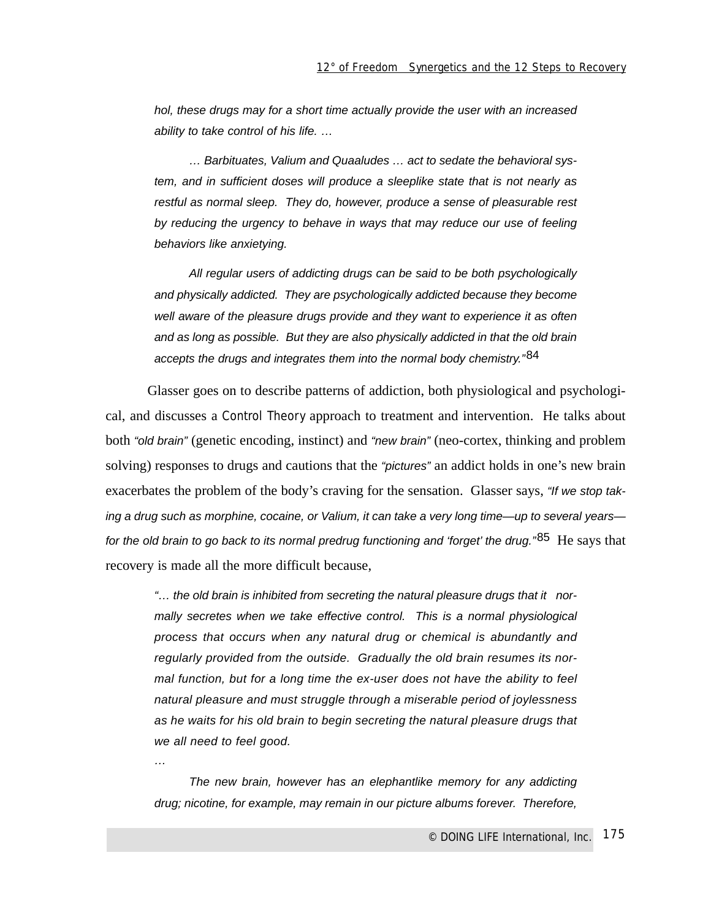*hol, these drugs may for a short time actually provide the user with an increased ability to take control of his life. …*

> *… Barbituates, Valium and Quaaludes … act to sedate the behavioral system, and in sufficient doses will produce a sleeplike state that is not nearly as restful as normal sleep. They do, however, produce a sense of pleasurable rest by reducing the urgency to behave in ways that may reduce our use of feeling behaviors like anxietying.*
>
> *All regular users of addicting drugs can be said to be both psychologically and physically addicted. They are psychologically addicted because they become well aware of the pleasure drugs provide and they want to experience it as often and as long as possible. But they are also physically addicted in that the old brain accepts the drugs and integrates them into the normal body chemistry."*[84]

Glasser goes on to describe patterns of addiction, both physiological and psychological, and discusses a Control Theory approach to treatment and intervention. He talks about both *"old brain"* (genetic encoding, instinct) and *"new brain"* (neo-cortex, thinking and problem solving) responses to drugs and cautions that the *"pictures"* an addict holds in one's new brain exacerbates the problem of the body's craving for the sensation. Glasser says, *"If we stop taking a drug such as morphine, cocaine, or Valium, it can take a very long time—up to several years—for the old brain to go back to its normal predrug functioning and 'forget' the drug."*[85] He says that recovery is made all the more difficult because,

> *"… the old brain is inhibited from secreting the natural pleasure drugs that it normally secretes when we take effective control. This is a normal physiological process that occurs when any natural drug or chemical is abundantly and regularly provided from the outside. Gradually the old brain resumes its normal function, but for a long time the ex-user does not have the ability to feel natural pleasure and must struggle through a miserable period of joylessness as he waits for his old brain to begin secreting the natural pleasure drugs that we all need to feel good.*
>
> *…*
>
> *The new brain, however has an elephantlike memory for any addicting drug; nicotine, for example, may remain in our picture albums forever. Therefore,*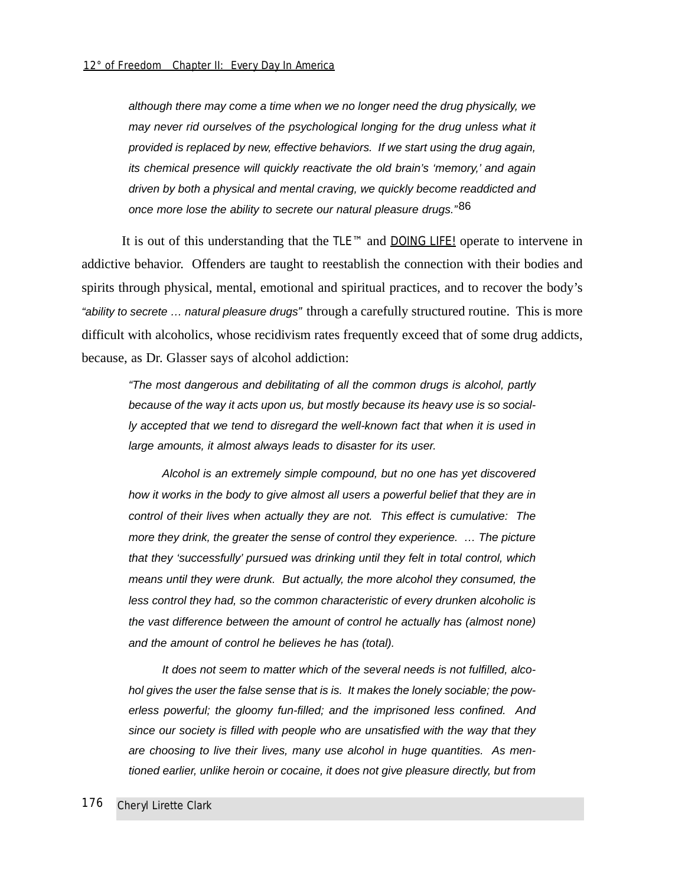*although there may come a time when we no longer need the drug physically, we may never rid ourselves of the psychological longing for the drug unless what it provided is replaced by new, effective behaviors. If we start using the drug again, its chemical presence will quickly reactivate the old brain's 'memory,' and again driven by both a physical and mental craving, we quickly become readdicted and once more lose the ability to secrete our natural pleasure drugs."*[86]

It is out of this understanding that the TLE™ and DOING LIFE! operate to intervene in addictive behavior. Offenders are taught to reestablish the connection with their bodies and spirits through physical, mental, emotional and spiritual practices, and to recover the body's *"ability to secrete … natural pleasure drugs"* through a carefully structured routine. This is more difficult with alcoholics, whose recidivism rates frequently exceed that of some drug addicts, because, as Dr. Glasser says of alcohol addiction:

*"The most dangerous and debilitating of all the common drugs is alcohol, partly because of the way it acts upon us, but mostly because its heavy use is so socially accepted that we tend to disregard the well-known fact that when it is used in large amounts, it almost always leads to disaster for its user.*

*Alcohol is an extremely simple compound, but no one has yet discovered how it works in the body to give almost all users a powerful belief that they are in control of their lives when actually they are not. This effect is cumulative: The more they drink, the greater the sense of control they experience. … The picture that they 'successfully' pursued was drinking until they felt in total control, which means until they were drunk. But actually, the more alcohol they consumed, the less control they had, so the common characteristic of every drunken alcoholic is the vast difference between the amount of control he actually has (almost none) and the amount of control he believes he has (total).*

*It does not seem to matter which of the several needs is not fulfilled, alcohol gives the user the false sense that is is. It makes the lonely sociable; the powerless powerful; the gloomy fun-filled; and the imprisoned less confined. And since our society is filled with people who are unsatisfied with the way that they are choosing to live their lives, many use alcohol in huge quantities. As mentioned earlier, unlike heroin or cocaine, it does not give pleasure directly, but from*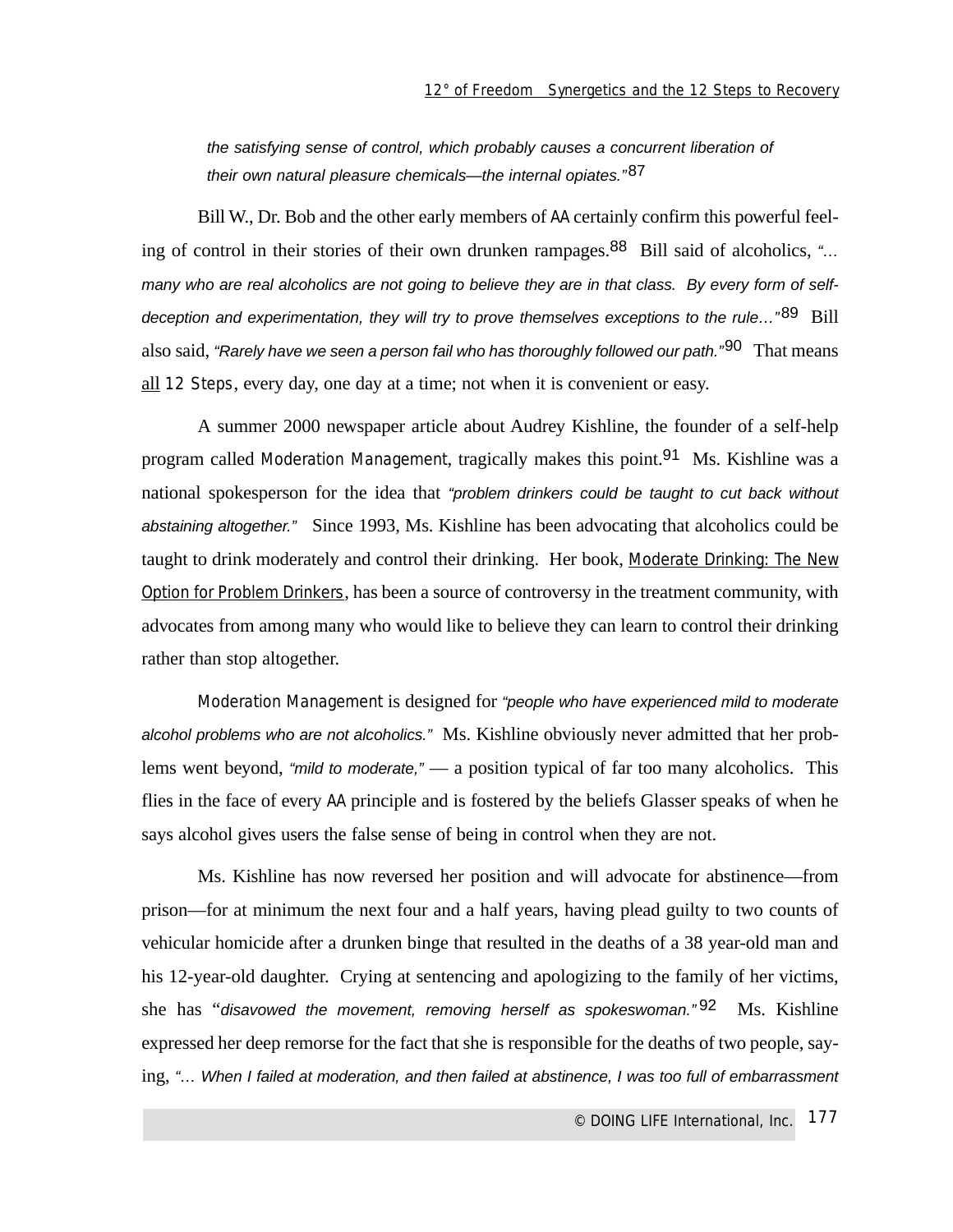*the satisfying sense of control, which probably causes a concurrent liberation of their own natural pleasure chemicals—the internal opiates."*[87]

Bill W., Dr. Bob and the other early members of AA certainly confirm this powerful feeling of control in their stories of their own drunken rampages.[88] Bill said of alcoholics, *"… many who are real alcoholics are not going to believe they are in that class. By every form of self-deception and experimentation, they will try to prove themselves exceptions to the rule…"*[89] Bill also said, *"Rarely have we seen a person fail who has thoroughly followed our path."*[90] That means all 12 Steps, every day, one day at a time; not when it is convenient or easy.

A summer 2000 newspaper article about Audrey Kishline, the founder of a self-help program called Moderation Management, tragically makes this point.[91] Ms. Kishline was a national spokesperson for the idea that *"problem drinkers could be taught to cut back without abstaining altogether."* Since 1993, Ms. Kishline has been advocating that alcoholics could be taught to drink moderately and control their drinking. Her book, Moderate Drinking: The New Option for Problem Drinkers, has been a source of controversy in the treatment community, with advocates from among many who would like to believe they can learn to control their drinking rather than stop altogether.

Moderation Management is designed for *"people who have experienced mild to moderate alcohol problems who are not alcoholics."* Ms. Kishline obviously never admitted that her problems went beyond, *"mild to moderate,"* — a position typical of far too many alcoholics. This flies in the face of every AA principle and is fostered by the beliefs Glasser speaks of when he says alcohol gives users the false sense of being in control when they are not.

Ms. Kishline has now reversed her position and will advocate for abstinence—from prison—for at minimum the next four and a half years, having plead guilty to two counts of vehicular homicide after a drunken binge that resulted in the deaths of a 38 year-old man and his 12-year-old daughter. Crying at sentencing and apologizing to the family of her victims, she has "*disavowed the movement, removing herself as spokeswoman."*[92] Ms. Kishline expressed her deep remorse for the fact that she is responsible for the deaths of two people, saying, *"… When I failed at moderation, and then failed at abstinence, I was too full of embarrassment*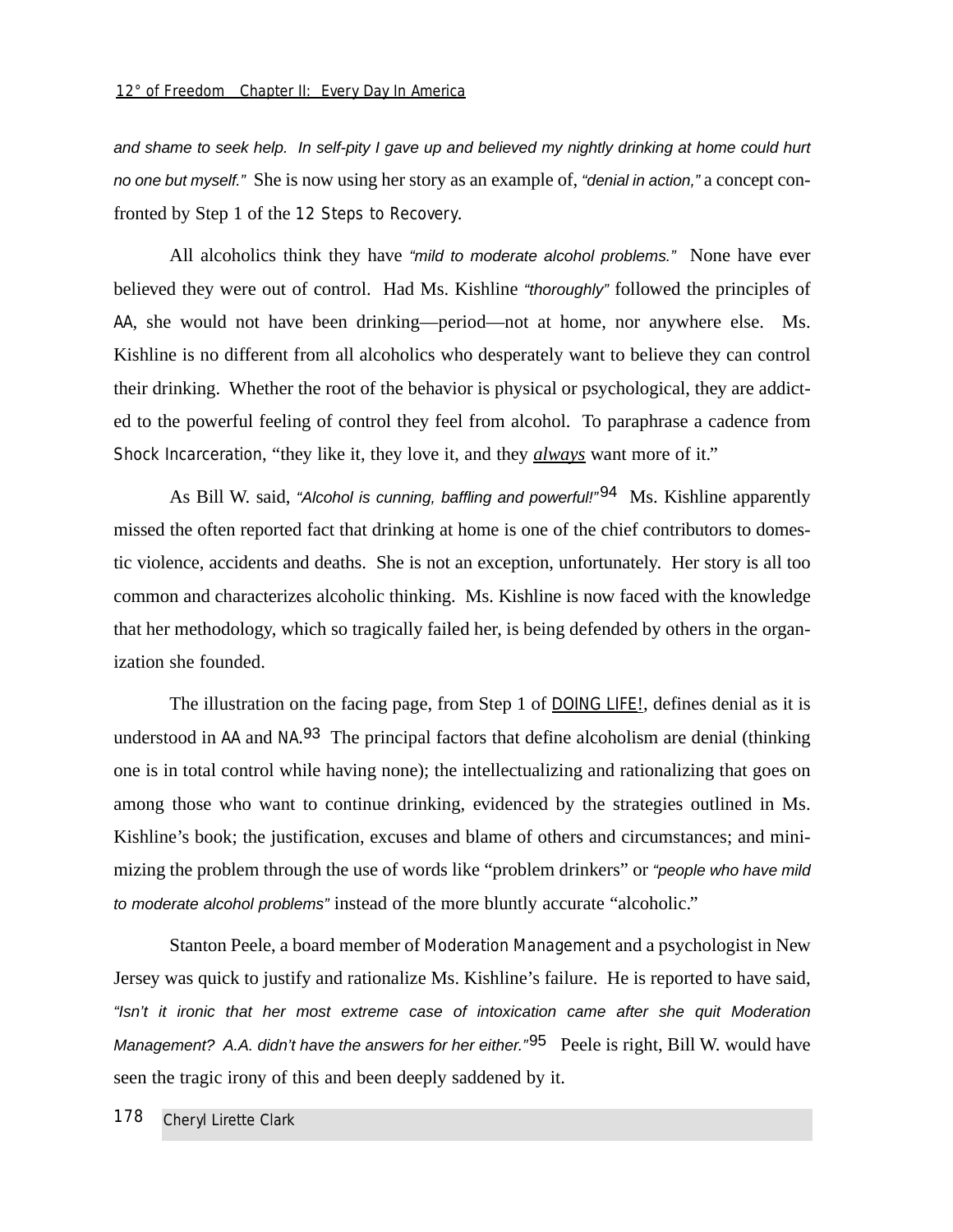*and shame to seek help. In self-pity I gave up and believed my nightly drinking at home could hurt no one but myself."* She is now using her story as an example of, *"denial in action,"* a concept confronted by Step 1 of the 12 Steps to Recovery.

All alcoholics think they have *"mild to moderate alcohol problems."* None have ever believed they were out of control. Had Ms. Kishline *"thoroughly"* followed the principles of AA, she would not have been drinking—period—not at home, nor anywhere else. Ms. Kishline is no different from all alcoholics who desperately want to believe they can control their drinking. Whether the root of the behavior is physical or psychological, they are addicted to the powerful feeling of control they feel from alcohol. To paraphrase a cadence from Shock Incarceration, "they like it, they love it, and they ***always*** want more of it."

As Bill W. said, *"Alcohol is cunning, baffling and powerful!"*[94] Ms. Kishline apparently missed the often reported fact that drinking at home is one of the chief contributors to domestic violence, accidents and deaths. She is not an exception, unfortunately. Her story is all too common and characterizes alcoholic thinking. Ms. Kishline is now faced with the knowledge that her methodology, which so tragically failed her, is being defended by others in the organization she founded.

The illustration on the facing page, from Step 1 of DOING LIFE!, defines denial as it is understood in AA and NA.[93] The principal factors that define alcoholism are denial (thinking one is in total control while having none); the intellectualizing and rationalizing that goes on among those who want to continue drinking, evidenced by the strategies outlined in Ms. Kishline's book; the justification, excuses and blame of others and circumstances; and minimizing the problem through the use of words like "problem drinkers" or *"people who have mild to moderate alcohol problems"* instead of the more bluntly accurate "alcoholic."

Stanton Peele, a board member of Moderation Management and a psychologist in New Jersey was quick to justify and rationalize Ms. Kishline's failure. He is reported to have said, *"Isn't it ironic that her most extreme case of intoxication came after she quit Moderation Management? A.A. didn't have the answers for her either."*[95] Peele is right, Bill W. would have seen the tragic irony of this and been deeply saddened by it.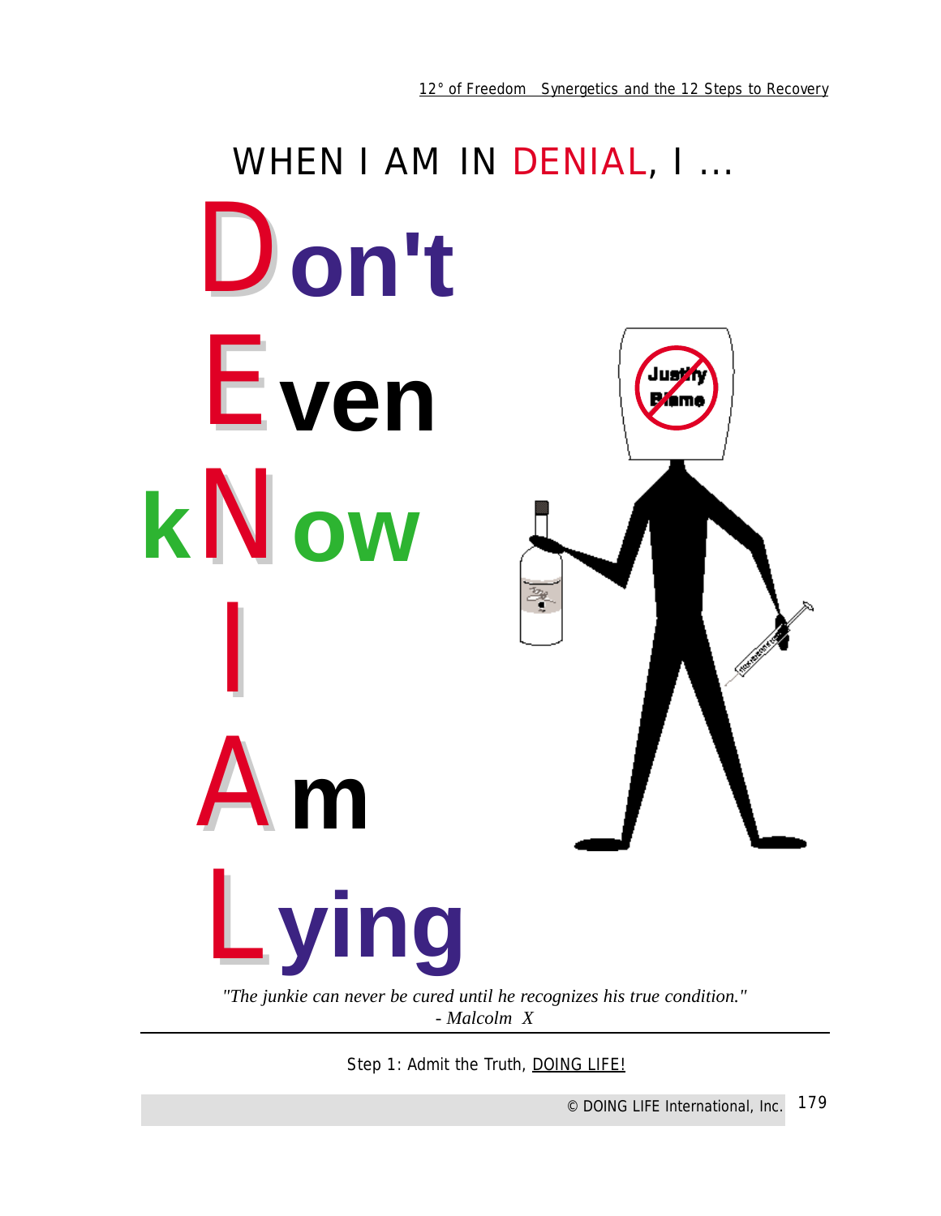# WHEN I AM IN DENIAL, I ...

**D**on't

**E**ven

k**N**ow

**I**

**A**m

**L**ying

*"The junkie can never be cured until he recognizes his true condition."*
*- Malcolm X*

---

Step 1: Admit the Truth, DOING LIFE!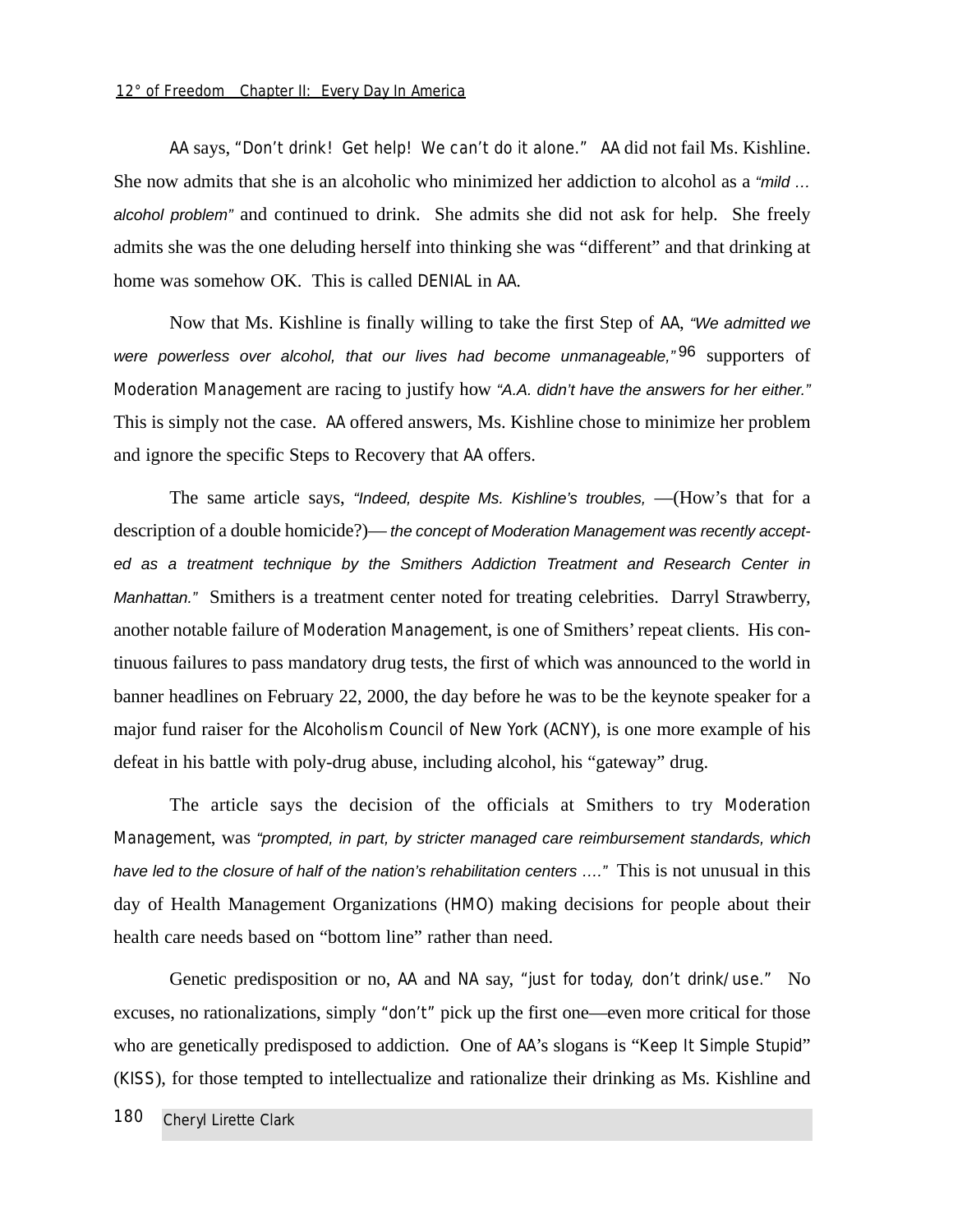AA says, "Don't drink! Get help! We can't do it alone." AA did not fail Ms. Kishline. She now admits that she is an alcoholic who minimized her addiction to alcohol as a *"mild … alcohol problem"* and continued to drink. She admits she did not ask for help. She freely admits she was the one deluding herself into thinking she was "different" and that drinking at home was somehow OK. This is called DENIAL in AA.

Now that Ms. Kishline is finally willing to take the first Step of AA, *"We admitted we were powerless over alcohol, that our lives had become unmanageable,"*[96] supporters of Moderation Management are racing to justify how *"A.A. didn't have the answers for her either."* This is simply not the case. AA offered answers, Ms. Kishline chose to minimize her problem and ignore the specific Steps to Recovery that AA offers.

The same article says, *"Indeed, despite Ms. Kishline's troubles,* —(How's that for a description of a double homicide?)— *the concept of Moderation Management was recently accepted as a treatment technique by the Smithers Addiction Treatment and Research Center in Manhattan."* Smithers is a treatment center noted for treating celebrities. Darryl Strawberry, another notable failure of Moderation Management, is one of Smithers' repeat clients. His continuous failures to pass mandatory drug tests, the first of which was announced to the world in banner headlines on February 22, 2000, the day before he was to be the keynote speaker for a major fund raiser for the Alcoholism Council of New York (ACNY), is one more example of his defeat in his battle with poly-drug abuse, including alcohol, his "gateway" drug.

The article says the decision of the officials at Smithers to try Moderation Management, was *"prompted, in part, by stricter managed care reimbursement standards, which have led to the closure of half of the nation's rehabilitation centers …."* This is not unusual in this day of Health Management Organizations (HMO) making decisions for people about their health care needs based on "bottom line" rather than need.

Genetic predisposition or no, AA and NA say, "just for today, don't drink/use." No excuses, no rationalizations, simply "don't" pick up the first one—even more critical for those who are genetically predisposed to addiction. One of AA's slogans is "Keep It Simple Stupid" (KISS), for those tempted to intellectualize and rationalize their drinking as Ms. Kishline and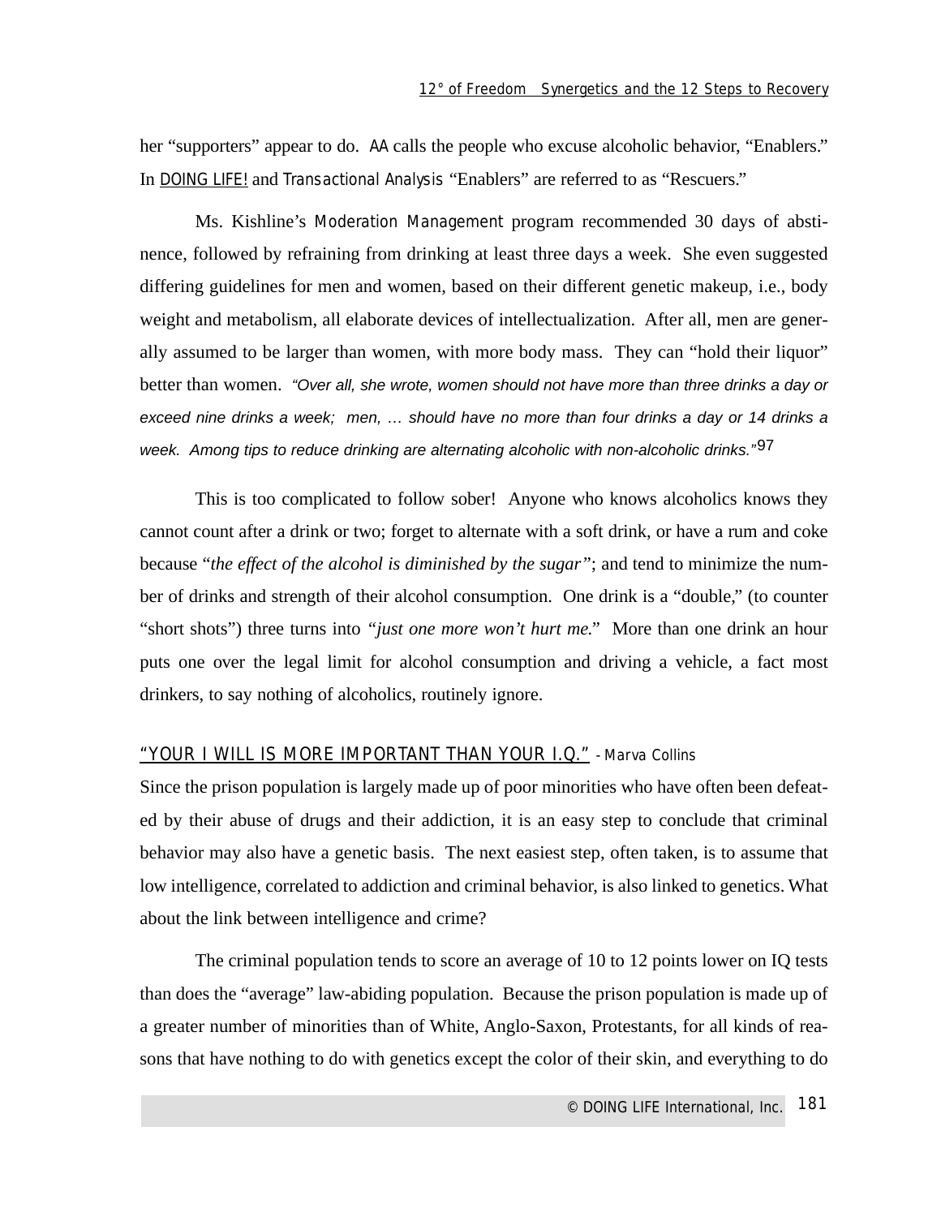her “supporters” appear to do. AA calls the people who excuse alcoholic behavior, “Enablers.” In DOING LIFE! and *Transactional Analysis* “Enablers” are referred to as “Rescuers.”

Ms. Kishline’s Moderation Management program recommended 30 days of abstinence, followed by refraining from drinking at least three days a week. She even suggested differing guidelines for men and women, based on their different genetic makeup, i.e., body weight and metabolism, all elaborate devices of intellectualization. After all, men are generally assumed to be larger than women, with more body mass. They can “hold their liquor” better than women. *“Over all, she wrote, women should not have more than three drinks a day or exceed nine drinks a week; men, ... should have no more than four drinks a day or 14 drinks a week. Among tips to reduce drinking are alternating alcoholic with non-alcoholic drinks.”*[97]

This is too complicated to follow sober! Anyone who knows alcoholics knows they cannot count after a drink or two; forget to alternate with a soft drink, or have a rum and coke because “*the effect of the alcohol is diminished by the sugar*”; and tend to minimize the number of drinks and strength of their alcohol consumption. One drink is a “double,” (to counter “short shots”) three turns into “*just one more won’t hurt me.*” More than one drink an hour puts one over the legal limit for alcohol consumption and driving a vehicle, a fact most drinkers, to say nothing of alcoholics, routinely ignore.

### “YOUR I WILL IS MORE IMPORTANT THAN YOUR I.Q.” - Marva Collins

Since the prison population is largely made up of poor minorities who have often been defeated by their abuse of drugs and their addiction, it is an easy step to conclude that criminal behavior may also have a genetic basis. The next easiest step, often taken, is to assume that low intelligence, correlated to addiction and criminal behavior, is also linked to genetics. What about the link between intelligence and crime?

The criminal population tends to score an average of 10 to 12 points lower on IQ tests than does the “average” law-abiding population. Because the prison population is made up of a greater number of minorities than of White, Anglo-Saxon, Protestants, for all kinds of reasons that have nothing to do with genetics except the color of their skin, and everything to do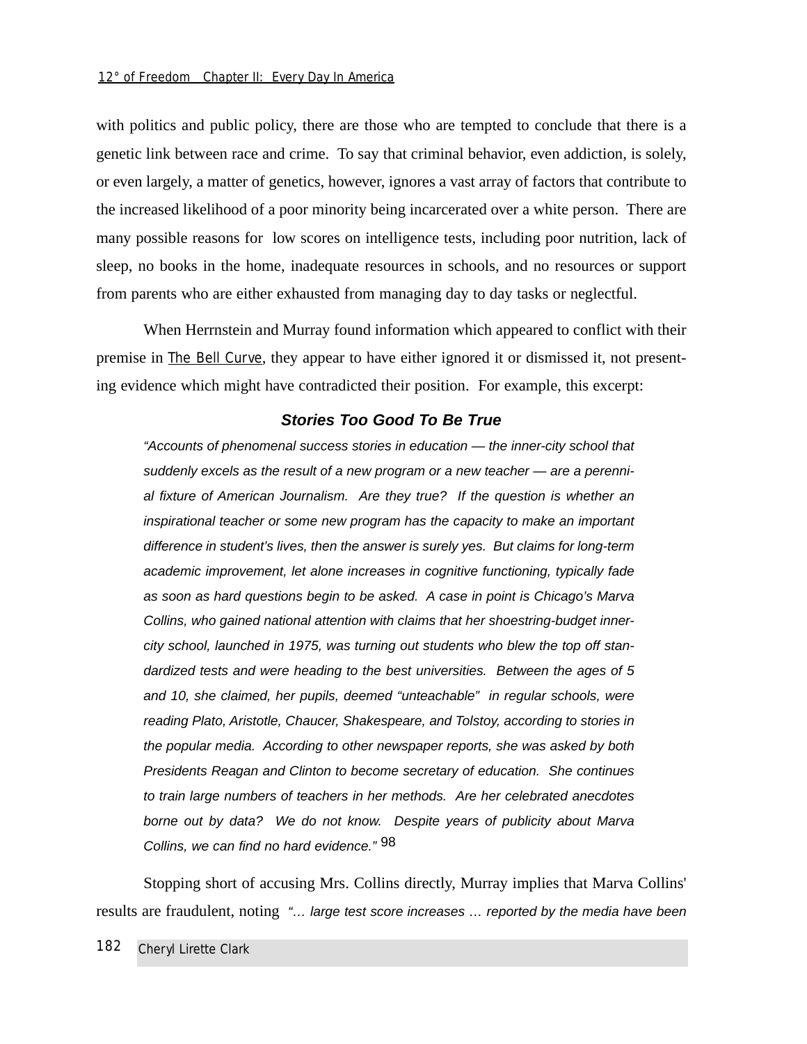with politics and public policy, there are those who are tempted to conclude that there is a genetic link between race and crime. To say that criminal behavior, even addiction, is solely, or even largely, a matter of genetics, however, ignores a vast array of factors that contribute to the increased likelihood of a poor minority being incarcerated over a white person. There are many possible reasons for low scores on intelligence tests, including poor nutrition, lack of sleep, no books in the home, inadequate resources in schools, and no resources or support from parents who are either exhausted from managing day to day tasks or neglectful.

When Herrnstein and Murray found information which appeared to conflict with their premise in The Bell Curve, they appear to have either ignored it or dismissed it, not presenting evidence which might have contradicted their position. For example, this excerpt:

### *Stories Too Good To Be True*

> *"Accounts of phenomenal success stories in education — the inner-city school that suddenly excels as the result of a new program or a new teacher — are a perennial fixture of American Journalism. Are they true? If the question is whether an inspirational teacher or some new program has the capacity to make an important difference in student's lives, then the answer is surely yes. But claims for long-term academic improvement, let alone increases in cognitive functioning, typically fade as soon as hard questions begin to be asked. A case in point is Chicago's Marva Collins, who gained national attention with claims that her shoestring-budget inner-city school, launched in 1975, was turning out students who blew the top off standardized tests and were heading to the best universities. Between the ages of 5 and 10, she claimed, her pupils, deemed "unteachable" in regular schools, were reading Plato, Aristotle, Chaucer, Shakespeare, and Tolstoy, according to stories in the popular media. According to other newspaper reports, she was asked by both Presidents Reagan and Clinton to become secretary of education. She continues to train large numbers of teachers in her methods. Are her celebrated anecdotes borne out by data? We do not know. Despite years of publicity about Marva Collins, we can find no hard evidence."* [98]

Stopping short of accusing Mrs. Collins directly, Murray implies that Marva Collins' results are fraudulent, noting *"… large test score increases … reported by the media have been*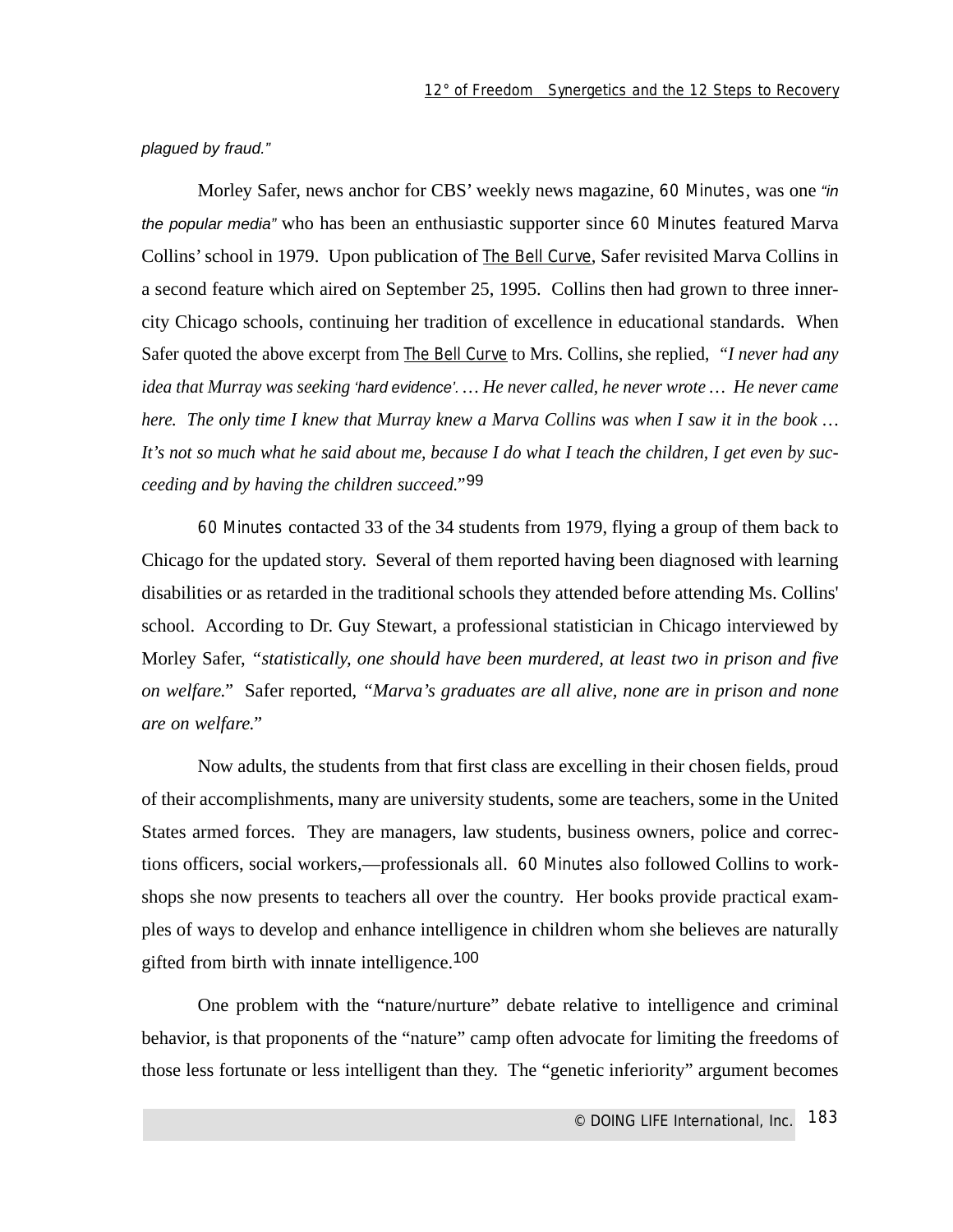*plagued by fraud."*

Morley Safer, news anchor for CBS' weekly news magazine, 60 Minutes, was one *"in the popular media"* who has been an enthusiastic supporter since 60 Minutes featured Marva Collins' school in 1979. Upon publication of The Bell Curve, Safer revisited Marva Collins in a second feature which aired on September 25, 1995. Collins then had grown to three inner-city Chicago schools, continuing her tradition of excellence in educational standards. When Safer quoted the above excerpt from The Bell Curve to Mrs. Collins, she replied, *"I never had any idea that Murray was seeking 'hard evidence'. … He never called, he never wrote … He never came here. The only time I knew that Murray knew a Marva Collins was when I saw it in the book … It's not so much what he said about me, because I do what I teach the children, I get even by succeeding and by having the children succeed."*[99]

60 Minutes contacted 33 of the 34 students from 1979, flying a group of them back to Chicago for the updated story. Several of them reported having been diagnosed with learning disabilities or as retarded in the traditional schools they attended before attending Ms. Collins' school. According to Dr. Guy Stewart, a professional statistician in Chicago interviewed by Morley Safer, *"statistically, one should have been murdered, at least two in prison and five on welfare."* Safer reported, *"Marva's graduates are all alive, none are in prison and none are on welfare."*

Now adults, the students from that first class are excelling in their chosen fields, proud of their accomplishments, many are university students, some are teachers, some in the United States armed forces. They are managers, law students, business owners, police and corrections officers, social workers,—professionals all. 60 Minutes also followed Collins to workshops she now presents to teachers all over the country. Her books provide practical examples of ways to develop and enhance intelligence in children whom she believes are naturally gifted from birth with innate intelligence.[100]

One problem with the "nature/nurture" debate relative to intelligence and criminal behavior, is that proponents of the "nature" camp often advocate for limiting the freedoms of those less fortunate or less intelligent than they. The "genetic inferiority" argument becomes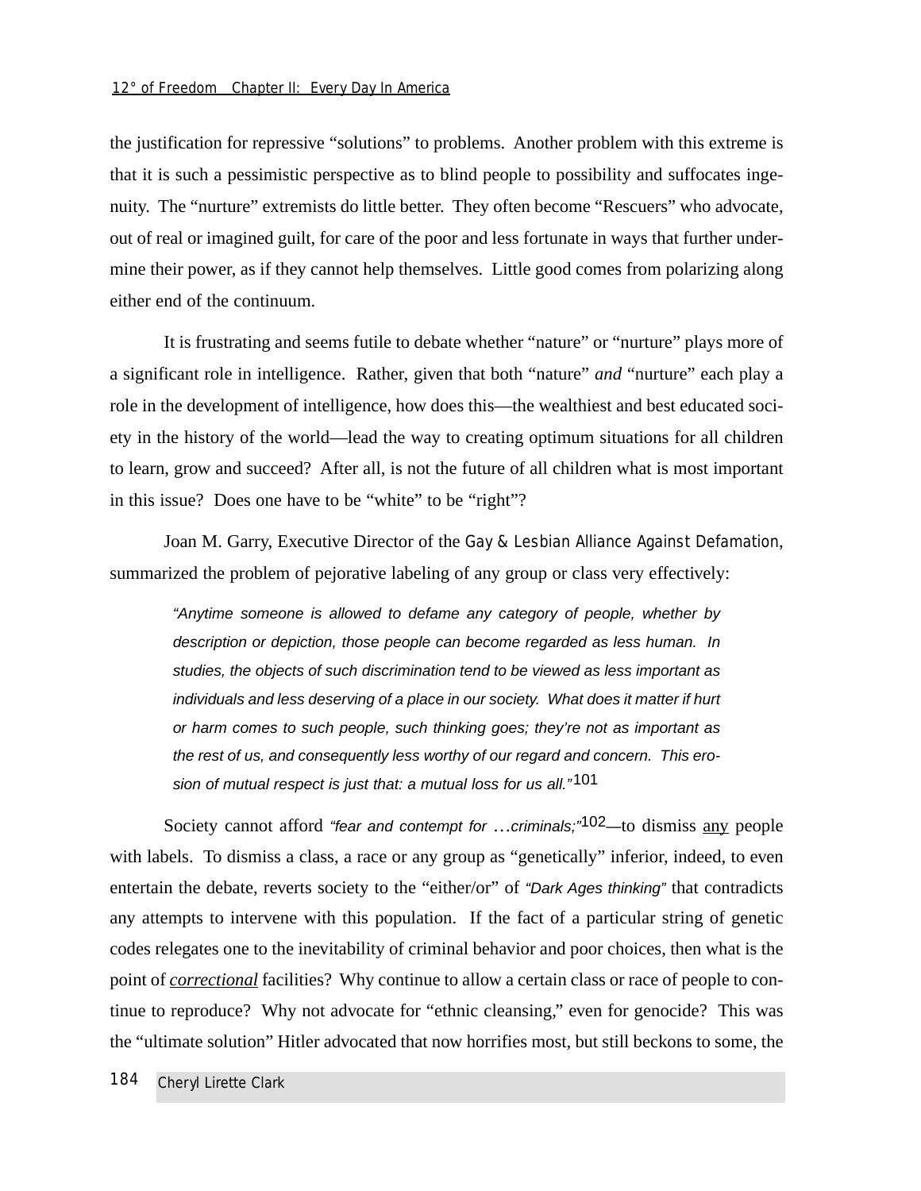the justification for repressive "solutions" to problems. Another problem with this extreme is that it is such a pessimistic perspective as to blind people to possibility and suffocates ingenuity. The "nurture" extremists do little better. They often become "Rescuers" who advocate, out of real or imagined guilt, for care of the poor and less fortunate in ways that further undermine their power, as if they cannot help themselves. Little good comes from polarizing along either end of the continuum.

It is frustrating and seems futile to debate whether "nature" or "nurture" plays more of a significant role in intelligence. Rather, given that both "nature" *and* "nurture" each play a role in the development of intelligence, how does this—the wealthiest and best educated society in the history of the world—lead the way to creating optimum situations for all children to learn, grow and succeed? After all, is not the future of all children what is most important in this issue? Does one have to be "white" to be "right"?

Joan M. Garry, Executive Director of the Gay & Lesbian Alliance Against Defamation, summarized the problem of pejorative labeling of any group or class very effectively:

> *"Anytime someone is allowed to defame any category of people, whether by description or depiction, those people can become regarded as less human. In studies, the objects of such discrimination tend to be viewed as less important as individuals and less deserving of a place in our society. What does it matter if hurt or harm comes to such people, such thinking goes; they're not as important as the rest of us, and consequently less worthy of our regard and concern. This erosion of mutual respect is just that: a mutual loss for us all."*[101]

Society cannot afford *"fear and contempt for …criminals;"*[102]—to dismiss <u>any</u> people with labels. To dismiss a class, a race or any group as "genetically" inferior, indeed, to even entertain the debate, reverts society to the "either/or" of *"Dark Ages thinking"* that contradicts any attempts to intervene with this population. If the fact of a particular string of genetic codes relegates one to the inevitability of criminal behavior and poor choices, then what is the point of <u>*correctional*</u> facilities? Why continue to allow a certain class or race of people to continue to reproduce? Why not advocate for "ethnic cleansing," even for genocide? This was the "ultimate solution" Hitler advocated that now horrifies most, but still beckons to some, the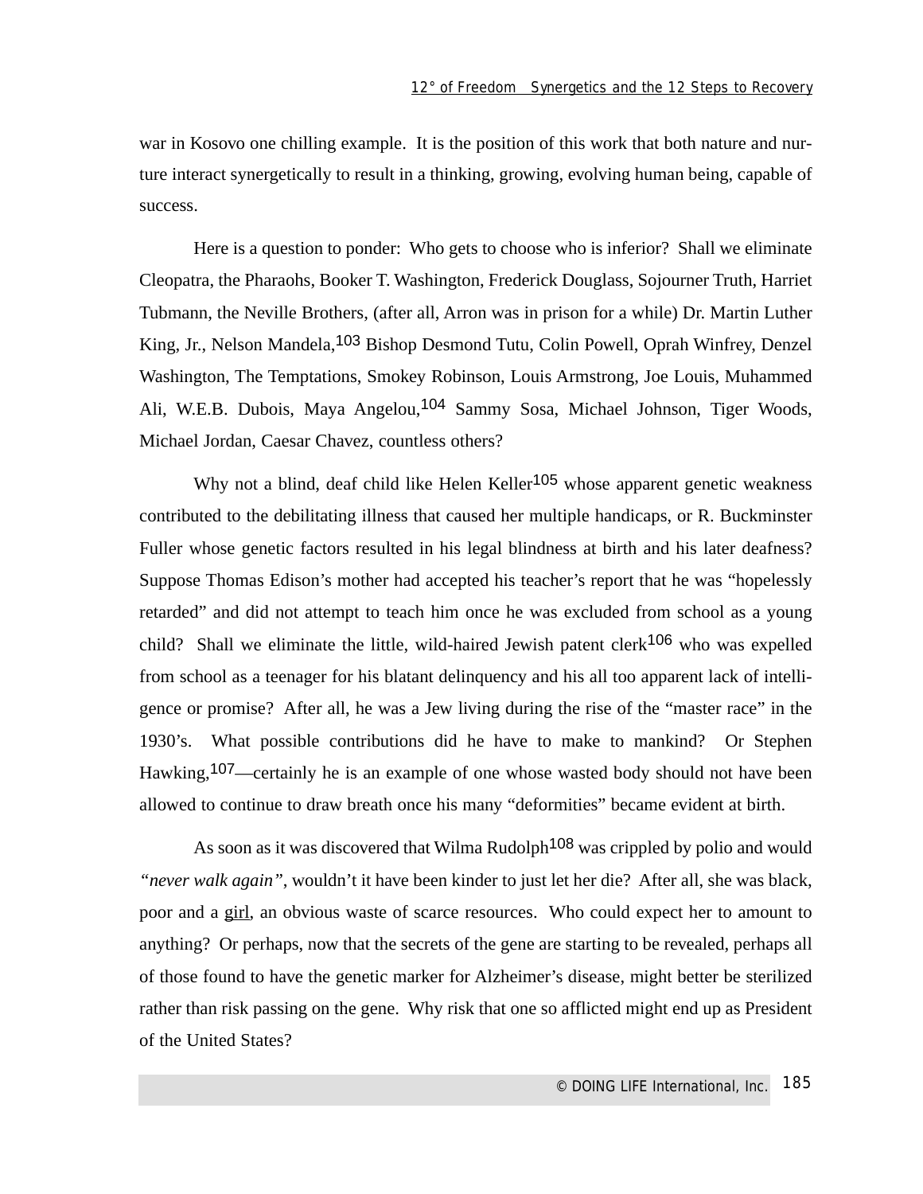war in Kosovo one chilling example. It is the position of this work that both nature and nurture interact synergetically to result in a thinking, growing, evolving human being, capable of success.

Here is a question to ponder: Who gets to choose who is inferior? Shall we eliminate Cleopatra, the Pharaohs, Booker T. Washington, Frederick Douglass, Sojourner Truth, Harriet Tubmann, the Neville Brothers, (after all, Arron was in prison for a while) Dr. Martin Luther King, Jr., Nelson Mandela,[103] Bishop Desmond Tutu, Colin Powell, Oprah Winfrey, Denzel Washington, The Temptations, Smokey Robinson, Louis Armstrong, Joe Louis, Muhammed Ali, W.E.B. Dubois, Maya Angelou,[104] Sammy Sosa, Michael Johnson, Tiger Woods, Michael Jordan, Caesar Chavez, countless others?

Why not a blind, deaf child like Helen Keller[105] whose apparent genetic weakness contributed to the debilitating illness that caused her multiple handicaps, or R. Buckminster Fuller whose genetic factors resulted in his legal blindness at birth and his later deafness? Suppose Thomas Edison's mother had accepted his teacher's report that he was "hopelessly retarded" and did not attempt to teach him once he was excluded from school as a young child? Shall we eliminate the little, wild-haired Jewish patent clerk[106] who was expelled from school as a teenager for his blatant delinquency and his all too apparent lack of intelligence or promise? After all, he was a Jew living during the rise of the "master race" in the 1930's. What possible contributions did he have to make to mankind? Or Stephen Hawking,[107]—certainly he is an example of one whose wasted body should not have been allowed to continue to draw breath once his many "deformities" became evident at birth.

As soon as it was discovered that Wilma Rudolph[108] was crippled by polio and would *"never walk again"*, wouldn't it have been kinder to just let her die? After all, she was black, poor and a <u>girl</u>, an obvious waste of scarce resources. Who could expect her to amount to anything? Or perhaps, now that the secrets of the gene are starting to be revealed, perhaps all of those found to have the genetic marker for Alzheimer's disease, might better be sterilized rather than risk passing on the gene. Why risk that one so afflicted might end up as President of the United States?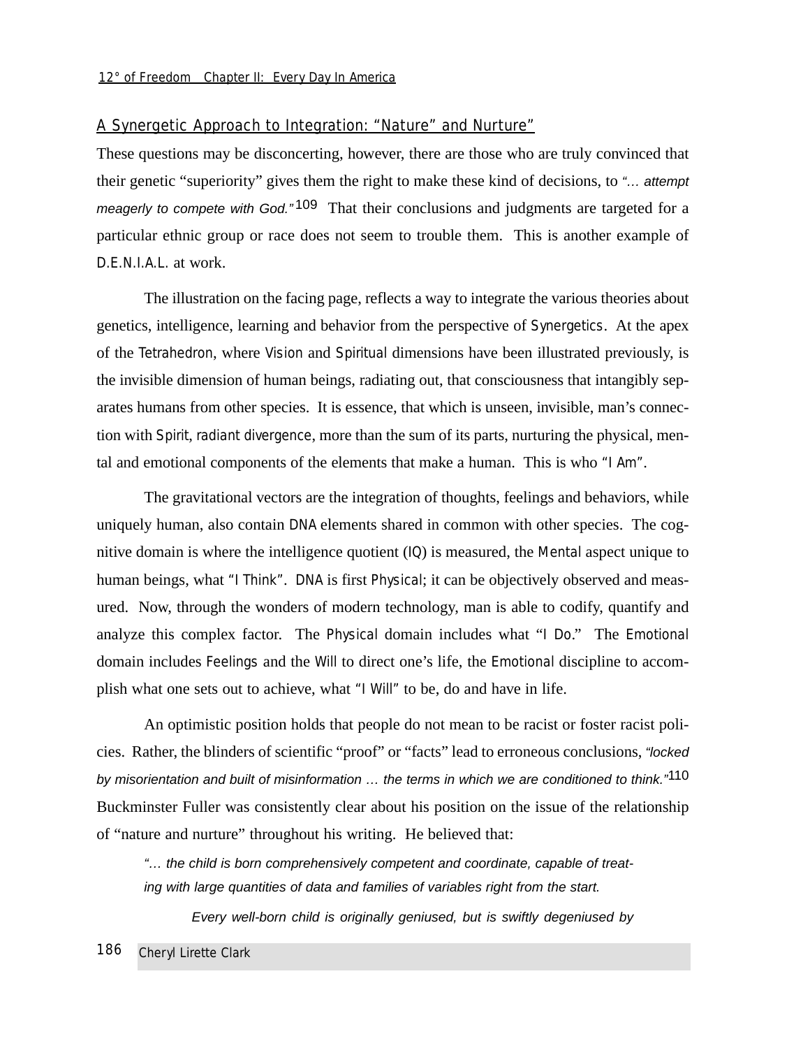## A Synergetic Approach to Integration: "Nature" and Nurture"

These questions may be disconcerting, however, there are those who are truly convinced that their genetic "superiority" gives them the right to make these kind of decisions, to *"... attempt meagerly to compete with God."*[109] That their conclusions and judgments are targeted for a particular ethnic group or race does not seem to trouble them. This is another example of D.E.N.I.A.L. at work.

The illustration on the facing page, reflects a way to integrate the various theories about genetics, intelligence, learning and behavior from the perspective of Synergetics. At the apex of the Tetrahedron, where Vision and Spiritual dimensions have been illustrated previously, is the invisible dimension of human beings, radiating out, that consciousness that intangibly separates humans from other species. It is essence, that which is unseen, invisible, man's connection with Spirit, radiant divergence, more than the sum of its parts, nurturing the physical, mental and emotional components of the elements that make a human. This is who "I Am".

The gravitational vectors are the integration of thoughts, feelings and behaviors, while uniquely human, also contain DNA elements shared in common with other species. The cognitive domain is where the intelligence quotient (IQ) is measured, the Mental aspect unique to human beings, what "I Think". DNA is first Physical; it can be objectively observed and measured. Now, through the wonders of modern technology, man is able to codify, quantify and analyze this complex factor. The Physical domain includes what "I Do." The Emotional domain includes Feelings and the Will to direct one's life, the Emotional discipline to accomplish what one sets out to achieve, what "I Will" to be, do and have in life.

An optimistic position holds that people do not mean to be racist or foster racist policies. Rather, the blinders of scientific "proof" or "facts" lead to erroneous conclusions, *"locked by misorientation and built of misinformation ... the terms in which we are conditioned to think."*[110] Buckminster Fuller was consistently clear about his position on the issue of the relationship of "nature and nurture" throughout his writing. He believed that:

> *"... the child is born comprehensively competent and coordinate, capable of treating with large quantities of data and families of variables right from the start.*
>
> *Every well-born child is originally geniused, but is swiftly degeniused by*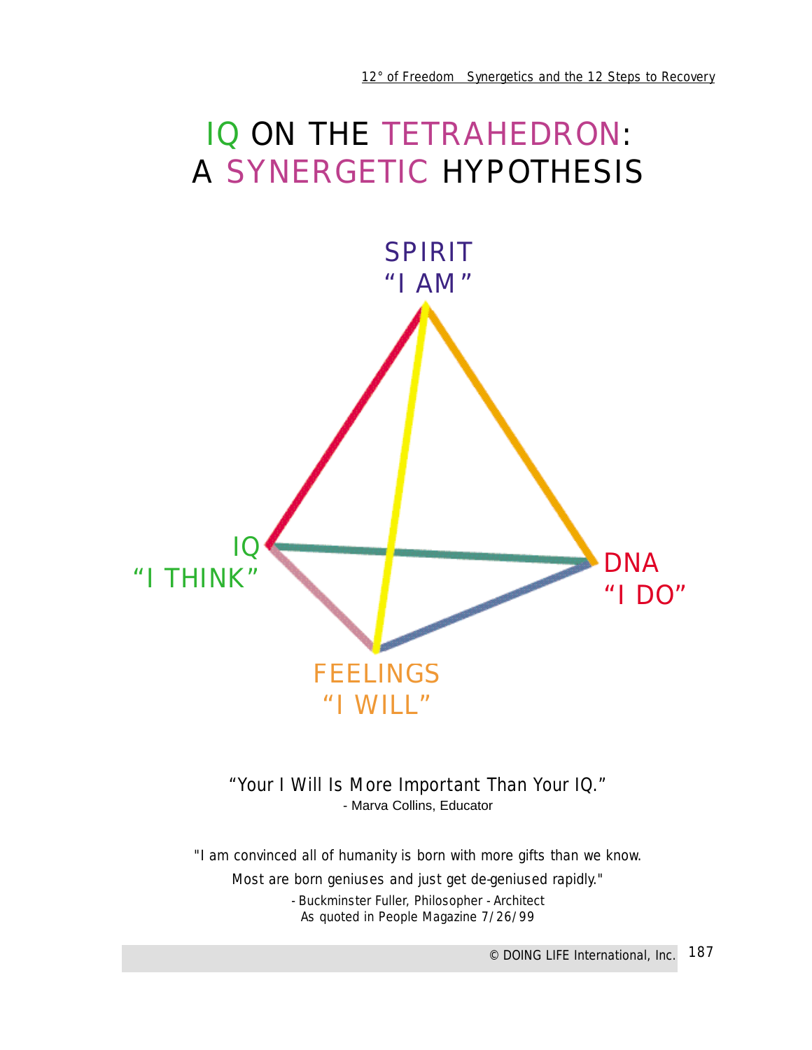# IQ ON THE TETRAHEDRON: A SYNERGETIC HYPOTHESIS

SPIRIT
"I AM"

IQ
"I THINK"

DNA
"I DO"

FEELINGS
"I WILL"

"Your I Will Is More Important Than Your IQ."
- Marva Collins, Educator

"I am convinced all of humanity is born with more gifts than we know. Most are born geniuses and just get de-geniused rapidly."
- Buckminster Fuller, Philosopher - Architect
As quoted in People Magazine 7/26/99

© DOING LIFE International, Inc.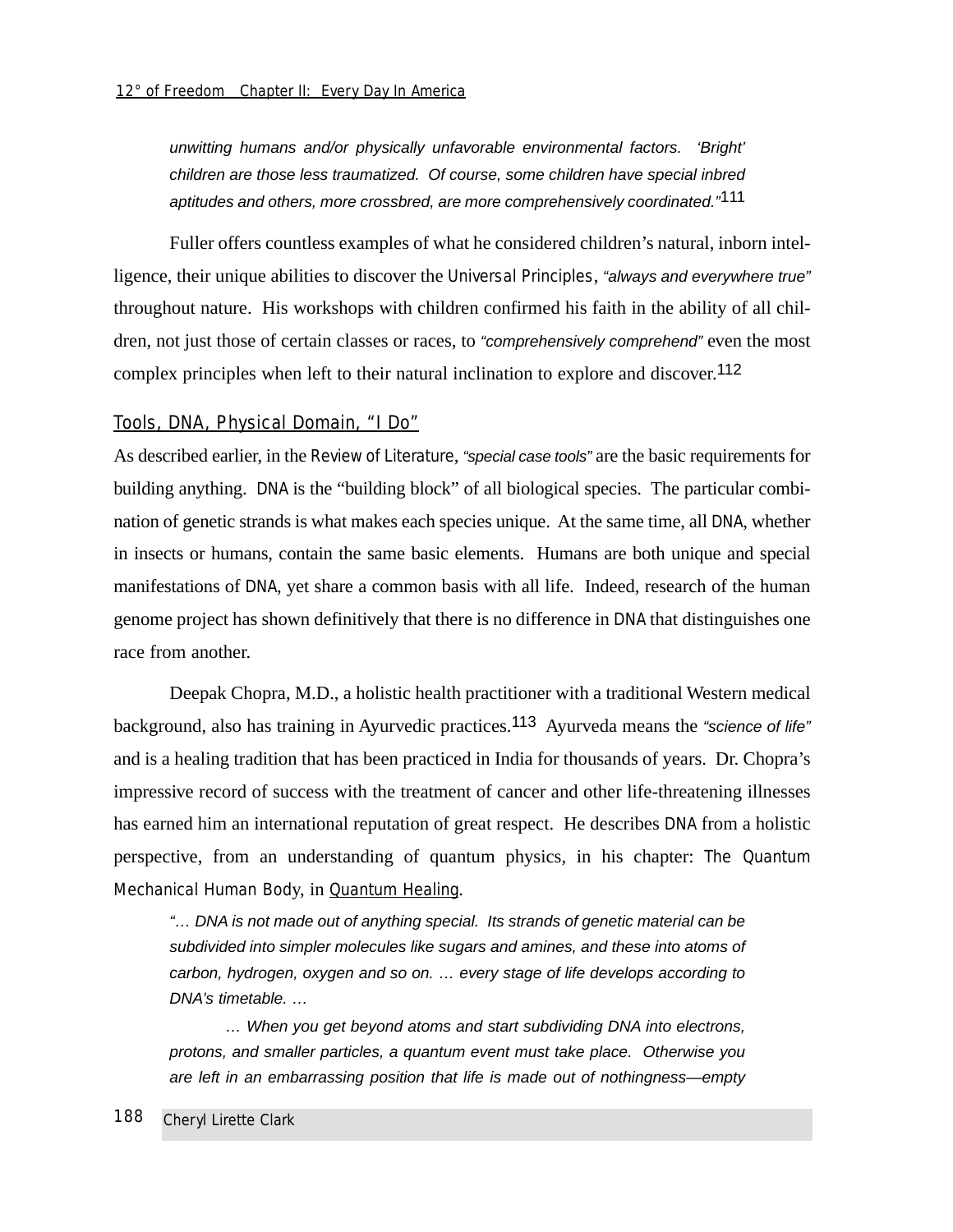*unwitting humans and/or physically unfavorable environmental factors. 'Bright' children are those less traumatized. Of course, some children have special inbred aptitudes and others, more crossbred, are more comprehensively coordinated."*[111]

Fuller offers countless examples of what he considered children's natural, inborn intelligence, their unique abilities to discover the Universal Principles, *"always and everywhere true"* throughout nature. His workshops with children confirmed his faith in the ability of all children, not just those of certain classes or races, to *"comprehensively comprehend"* even the most complex principles when left to their natural inclination to explore and discover.[112]

## Tools, DNA, Physical Domain, "I Do"

As described earlier, in the Review of Literature, *"special case tools"* are the basic requirements for building anything. DNA is the "building block" of all biological species. The particular combination of genetic strands is what makes each species unique. At the same time, all DNA, whether in insects or humans, contain the same basic elements. Humans are both unique and special manifestations of DNA, yet share a common basis with all life. Indeed, research of the human genome project has shown definitively that there is no difference in DNA that distinguishes one race from another.

Deepak Chopra, M.D., a holistic health practitioner with a traditional Western medical background, also has training in Ayurvedic practices.[113] Ayurveda means the *"science of life"* and is a healing tradition that has been practiced in India for thousands of years. Dr. Chopra's impressive record of success with the treatment of cancer and other life-threatening illnesses has earned him an international reputation of great respect. He describes DNA from a holistic perspective, from an understanding of quantum physics, in his chapter: The Quantum Mechanical Human Body, in Quantum Healing.

> *"… DNA is not made out of anything special. Its strands of genetic material can be subdivided into simpler molecules like sugars and amines, and these into atoms of carbon, hydrogen, oxygen and so on. … every stage of life develops according to DNA's timetable. …*
>
> *… When you get beyond atoms and start subdividing DNA into electrons, protons, and smaller particles, a quantum event must take place. Otherwise you are left in an embarrassing position that life is made out of nothingness—empty*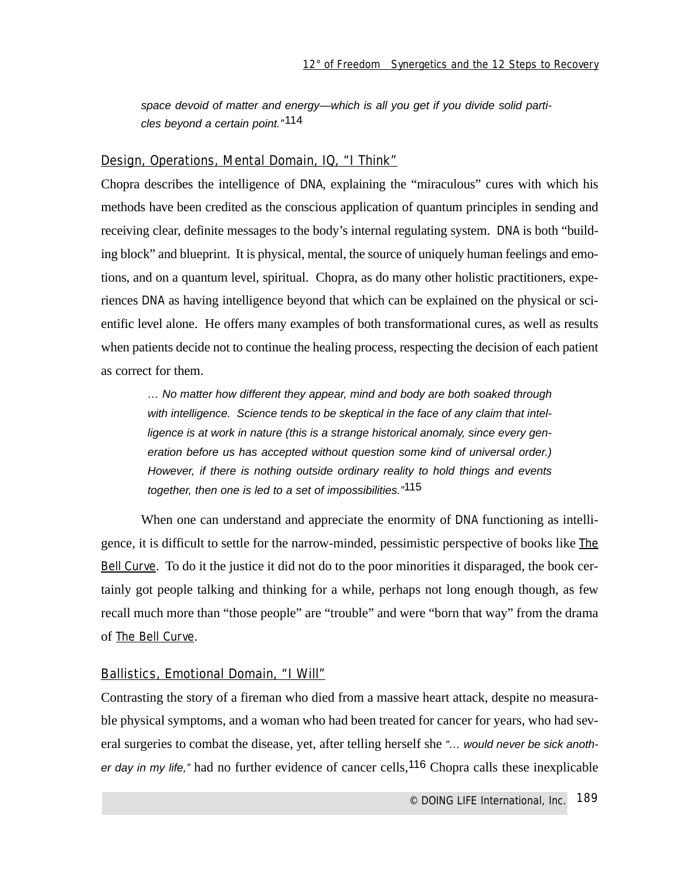*space devoid of matter and energy—which is all you get if you divide solid particles beyond a certain point."*[114]

## Design, Operations, Mental Domain, IQ, "I Think"

Chopra describes the intelligence of DNA, explaining the "miraculous" cures with which his methods have been credited as the conscious application of quantum principles in sending and receiving clear, definite messages to the body's internal regulating system. DNA is both "building block" and blueprint. It is physical, mental, the source of uniquely human feelings and emotions, and on a quantum level, spiritual. Chopra, as do many other holistic practitioners, experiences DNA as having intelligence beyond that which can be explained on the physical or scientific level alone. He offers many examples of both transformational cures, as well as results when patients decide not to continue the healing process, respecting the decision of each patient as correct for them.

> *… No matter how different they appear, mind and body are both soaked through with intelligence. Science tends to be skeptical in the face of any claim that intelligence is at work in nature (this is a strange historical anomaly, since every generation before us has accepted without question some kind of universal order.) However, if there is nothing outside ordinary reality to hold things and events together, then one is led to a set of impossibilities."*[115]

When one can understand and appreciate the enormity of DNA functioning as intelligence, it is difficult to settle for the narrow-minded, pessimistic perspective of books like The Bell Curve. To do it the justice it did not do to the poor minorities it disparaged, the book certainly got people talking and thinking for a while, perhaps not long enough though, as few recall much more than "those people" are "trouble" and were "born that way" from the drama of The Bell Curve.

## Ballistics, Emotional Domain, "I Will"

Contrasting the story of a fireman who died from a massive heart attack, despite no measurable physical symptoms, and a woman who had been treated for cancer for years, who had several surgeries to combat the disease, yet, after telling herself she *"… would never be sick another day in my life,"* had no further evidence of cancer cells,[116] Chopra calls these inexplicable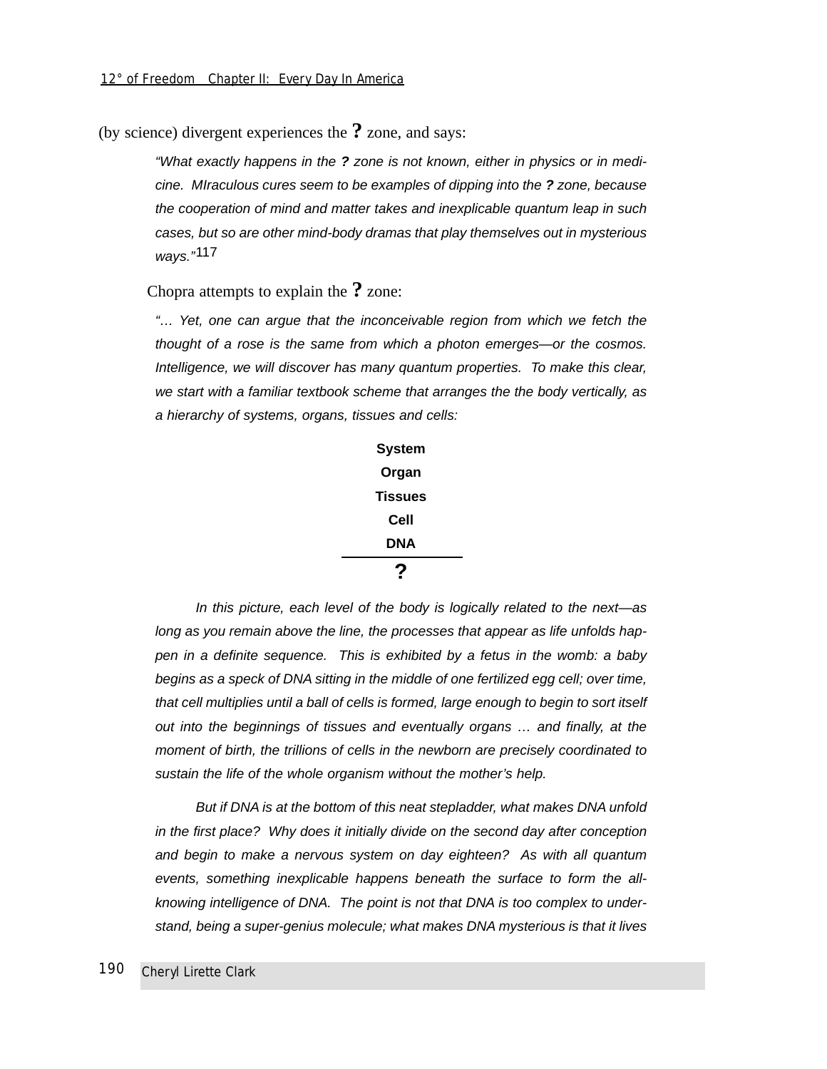(by science) divergent experiences the **?** zone, and says:

> *"What exactly happens in the **?** zone is not known, either in physics or in medicine. MIraculous cures seem to be examples of dipping into the **?** zone, because the cooperation of mind and matter takes and inexplicable quantum leap in such cases, but so are other mind-body dramas that play themselves out in mysterious ways."*[117]

Chopra attempts to explain the **?** zone:

> *"… Yet, one can argue that the inconceivable region from which we fetch the thought of a rose is the same from which a photon emerges—or the cosmos. Intelligence, we will discover has many quantum properties. To make this clear, we start with a familiar textbook scheme that arranges the the body vertically, as a hierarchy of systems, organs, tissues and cells:*
>
> **System**
>
> **Organ**
>
> **Tissues**
>
> **Cell**
>
> **DNA**
>
> ---
>
> **?**
>
> *In this picture, each level of the body is logically related to the next—as long as you remain above the line, the processes that appear as life unfolds happen in a definite sequence. This is exhibited by a fetus in the womb: a baby begins as a speck of DNA sitting in the middle of one fertilized egg cell; over time, that cell multiplies until a ball of cells is formed, large enough to begin to sort itself out into the beginnings of tissues and eventually organs … and finally, at the moment of birth, the trillions of cells in the newborn are precisely coordinated to sustain the life of the whole organism without the mother's help.*
>
> *But if DNA is at the bottom of this neat stepladder, what makes DNA unfold in the first place? Why does it initially divide on the second day after conception and begin to make a nervous system on day eighteen? As with all quantum events, something inexplicable happens beneath the surface to form the all-knowing intelligence of DNA. The point is not that DNA is too complex to understand, being a super-genius molecule; what makes DNA mysterious is that it lives*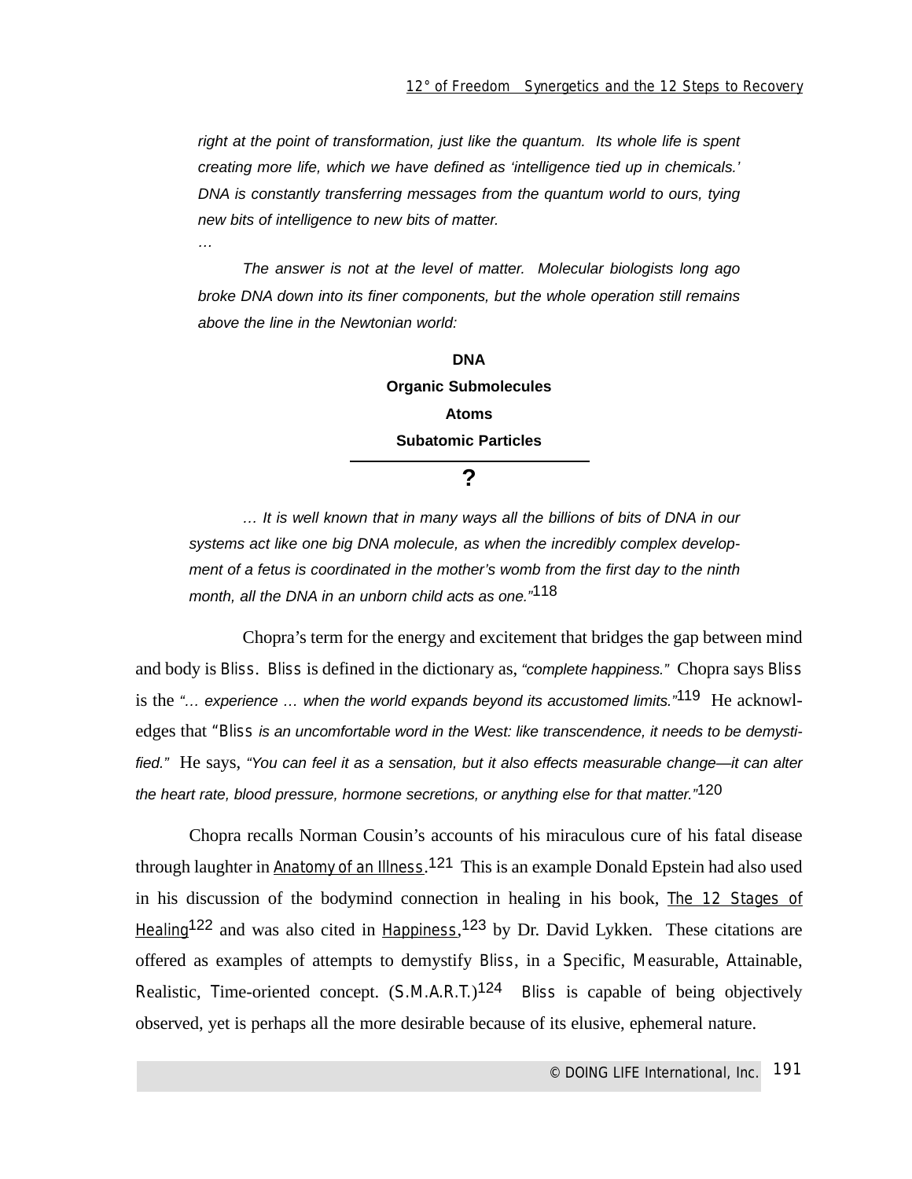*right at the point of transformation, just like the quantum. Its whole life is spent creating more life, which we have defined as 'intelligence tied up in chemicals.' DNA is constantly transferring messages from the quantum world to ours, tying new bits of intelligence to new bits of matter.*

…

*The answer is not at the level of matter. Molecular biologists long ago broke DNA down into its finer components, but the whole operation still remains above the line in the Newtonian world:*

**DNA**

**Organic Submolecules**

**Atoms**

**Subatomic Particles**

---

**?**

*… It is well known that in many ways all the billions of bits of DNA in our systems act like one big DNA molecule, as when the incredibly complex development of a fetus is coordinated in the mother's womb from the first day to the ninth month, all the DNA in an unborn child acts as one."*[118]

Chopra's term for the energy and excitement that bridges the gap between mind and body is Bliss. Bliss is defined in the dictionary as, *"complete happiness."* Chopra says Bliss is the *"… experience … when the world expands beyond its accustomed limits."*[119] He acknowledges that "Bliss *is an uncomfortable word in the West: like transcendence, it needs to be demystified."* He says, *"You can feel it as a sensation, but it also effects measurable change—it can alter the heart rate, blood pressure, hormone secretions, or anything else for that matter."*[120]

Chopra recalls Norman Cousin's accounts of his miraculous cure of his fatal disease through laughter in Anatomy of an Illness.[121] This is an example Donald Epstein had also used in his discussion of the bodymind connection in healing in his book, The 12 Stages of Healing[122] and was also cited in Happiness,[123] by Dr. David Lykken. These citations are offered as examples of attempts to demystify Bliss, in a Specific, Measurable, Attainable, Realistic, Time-oriented concept. (S.M.A.R.T.)[124] Bliss is capable of being objectively observed, yet is perhaps all the more desirable because of its elusive, ephemeral nature.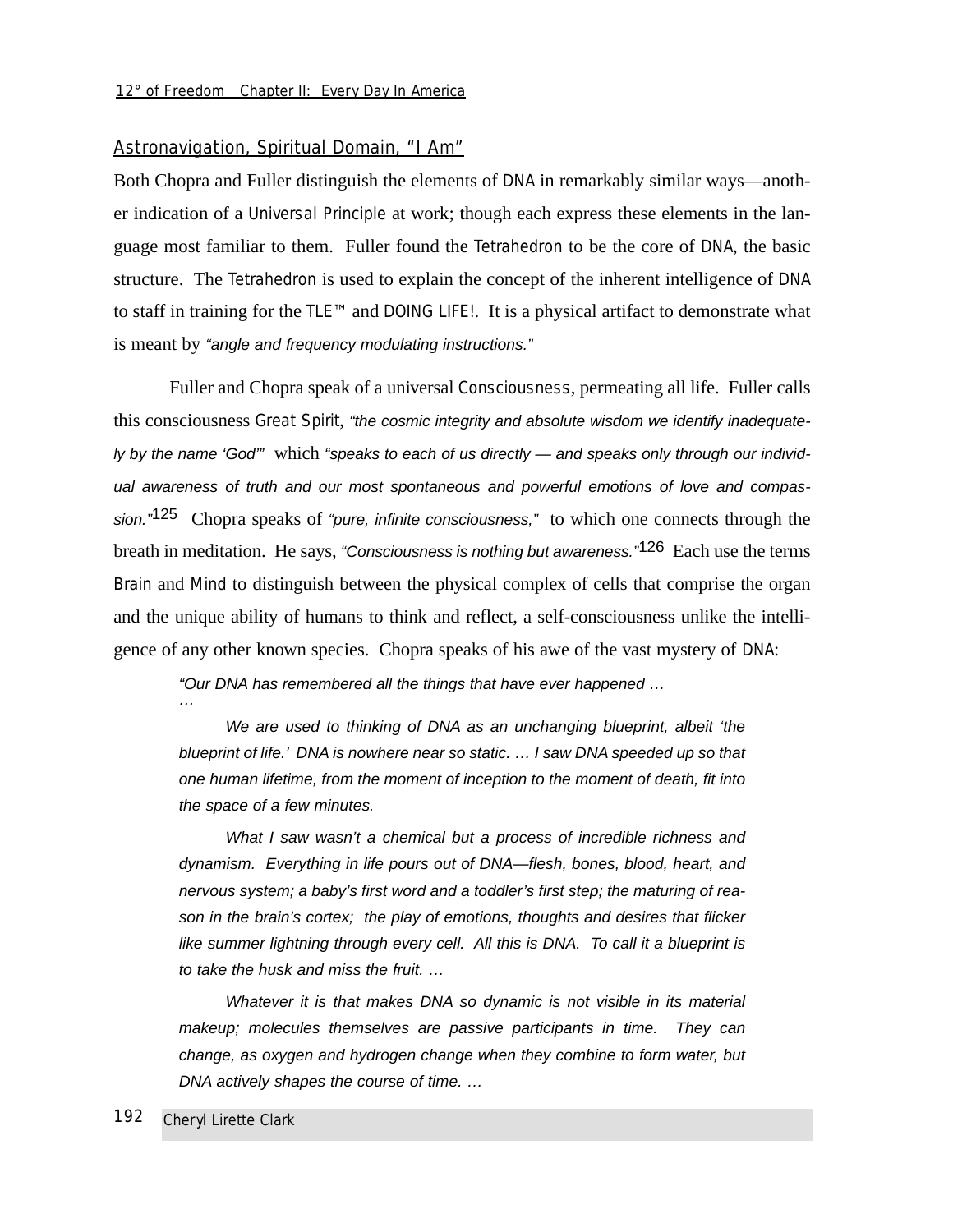## Astronavigation, Spiritual Domain, "I Am"

Both Chopra and Fuller distinguish the elements of DNA in remarkably similar ways—another indication of a Universal Principle at work; though each express these elements in the language most familiar to them. Fuller found the Tetrahedron to be the core of DNA, the basic structure. The Tetrahedron is used to explain the concept of the inherent intelligence of DNA to staff in training for the TLE™ and DOING LIFE!. It is a physical artifact to demonstrate what is meant by *"angle and frequency modulating instructions."*

Fuller and Chopra speak of a universal Consciousness, permeating all life. Fuller calls this consciousness Great Spirit, *"the cosmic integrity and absolute wisdom we identify inadequately by the name 'God'"* which *"speaks to each of us directly — and speaks only through our individual awareness of truth and our most spontaneous and powerful emotions of love and compassion."*[125] Chopra speaks of *"pure, infinite consciousness,"* to which one connects through the breath in meditation. He says, *"Consciousness is nothing but awareness."*[126] Each use the terms Brain and Mind to distinguish between the physical complex of cells that comprise the organ and the unique ability of humans to think and reflect, a self-consciousness unlike the intelligence of any other known species. Chopra speaks of his awe of the vast mystery of DNA:

> *"Our DNA has remembered all the things that have ever happened …*
> *…*
>
> *We are used to thinking of DNA as an unchanging blueprint, albeit 'the blueprint of life.' DNA is nowhere near so static. … I saw DNA speeded up so that one human lifetime, from the moment of inception to the moment of death, fit into the space of a few minutes.*
>
> *What I saw wasn't a chemical but a process of incredible richness and dynamism. Everything in life pours out of DNA—flesh, bones, blood, heart, and nervous system; a baby's first word and a toddler's first step; the maturing of reason in the brain's cortex; the play of emotions, thoughts and desires that flicker like summer lightning through every cell. All this is DNA. To call it a blueprint is to take the husk and miss the fruit. …*
>
> *Whatever it is that makes DNA so dynamic is not visible in its material makeup; molecules themselves are passive participants in time. They can change, as oxygen and hydrogen change when they combine to form water, but DNA actively shapes the course of time. …*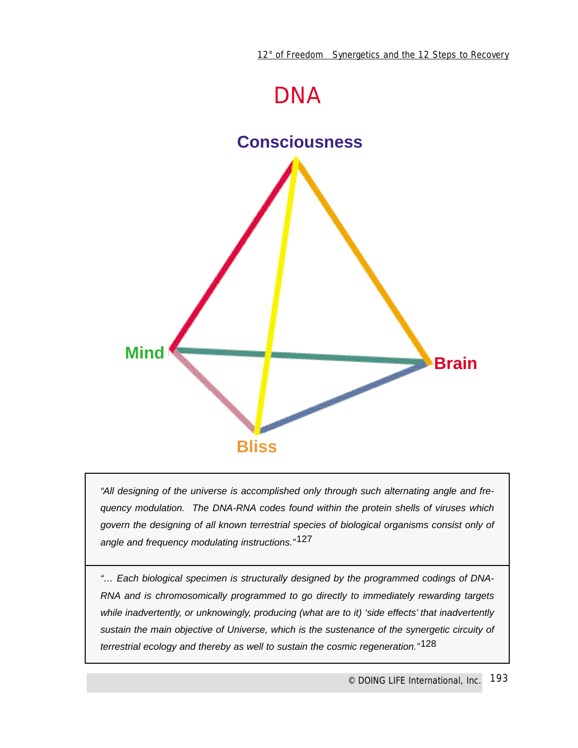# DNA

Consciousness

Mind

Brain

Bliss

> *"All designing of the universe is accomplished only through such alternating angle and frequency modulation. The DNA-RNA codes found within the protein shells of viruses which govern the designing of all known terrestrial species of biological organisms consist only of angle and frequency modulating instructions."*[127]

> *"... Each biological specimen is structurally designed by the programmed codings of DNA-RNA and is chromosomically programmed to go directly to immediately rewarding targets while inadvertently, or unknowingly, producing (what are to it) 'side effects' that inadvertently sustain the main objective of Universe, which is the sustenance of the synergetic circuity of terrestrial ecology and thereby as well to sustain the cosmic regeneration."*[128]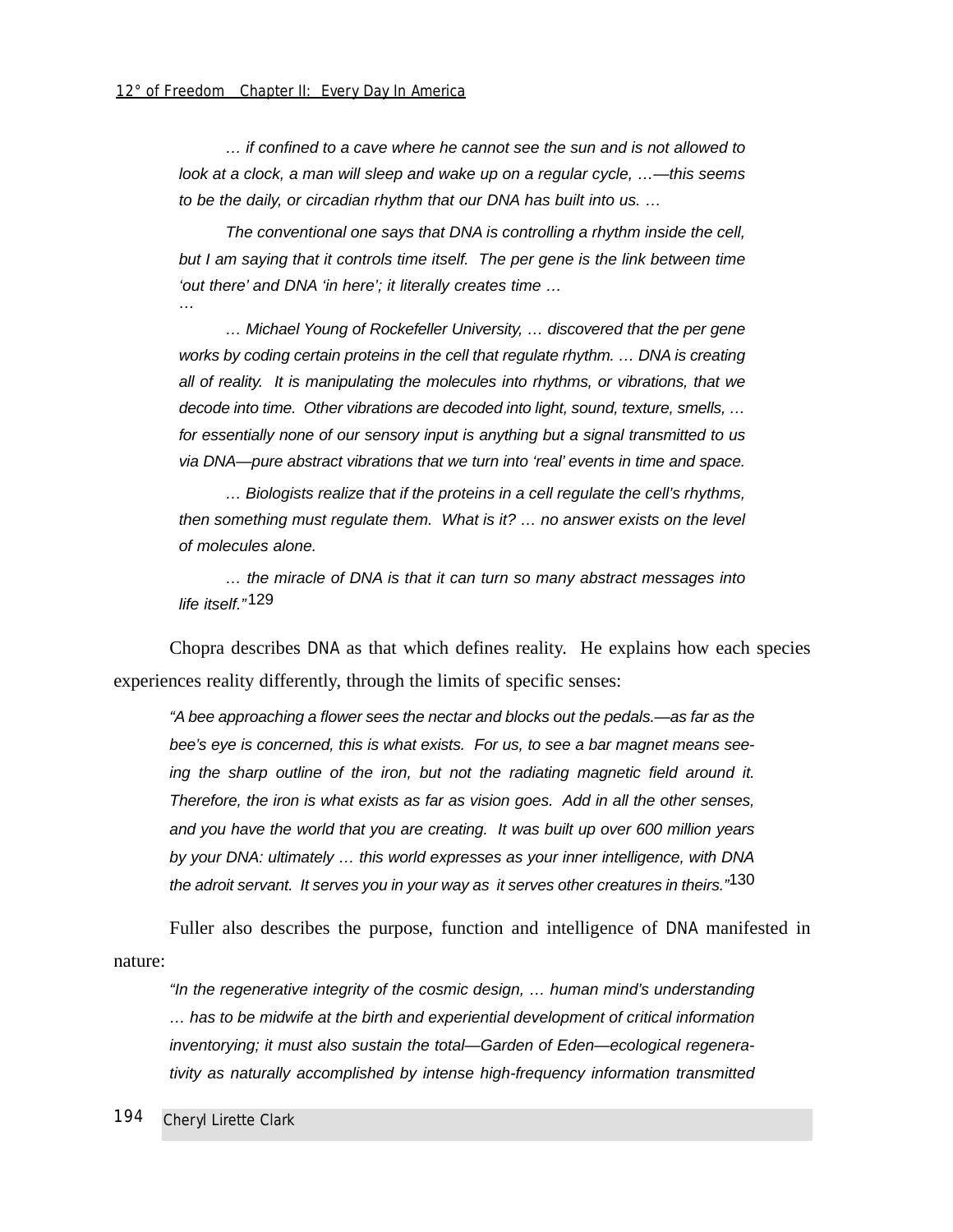*… if confined to a cave where he cannot see the sun and is not allowed to look at a clock, a man will sleep and wake up on a regular cycle, …—this seems to be the daily, or circadian rhythm that our DNA has built into us. …*

*The conventional one says that DNA is controlling a rhythm inside the cell, but I am saying that it controls time itself. The per gene is the link between time 'out there' and DNA 'in here'; it literally creates time …*
…

*… Michael Young of Rockefeller University, … discovered that the per gene works by coding certain proteins in the cell that regulate rhythm. … DNA is creating all of reality. It is manipulating the molecules into rhythms, or vibrations, that we decode into time. Other vibrations are decoded into light, sound, texture, smells, … for essentially none of our sensory input is anything but a signal transmitted to us via DNA—pure abstract vibrations that we turn into 'real' events in time and space.*

*… Biologists realize that if the proteins in a cell regulate the cell's rhythms, then something must regulate them. What is it? … no answer exists on the level of molecules alone.*

*… the miracle of DNA is that it can turn so many abstract messages into life itself."*[129]

Chopra describes DNA as that which defines reality. He explains how each species experiences reality differently, through the limits of specific senses:

*"A bee approaching a flower sees the nectar and blocks out the pedals.—as far as the bee's eye is concerned, this is what exists. For us, to see a bar magnet means seeing the sharp outline of the iron, but not the radiating magnetic field around it. Therefore, the iron is what exists as far as vision goes. Add in all the other senses, and you have the world that you are creating. It was built up over 600 million years by your DNA: ultimately … this world expresses as your inner intelligence, with DNA the adroit servant. It serves you in your way as it serves other creatures in theirs."*[130]

Fuller also describes the purpose, function and intelligence of DNA manifested in nature:

*"In the regenerative integrity of the cosmic design, … human mind's understanding … has to be midwife at the birth and experiential development of critical information inventorying; it must also sustain the total—Garden of Eden—ecological regenerativity as naturally accomplished by intense high-frequency information transmitted*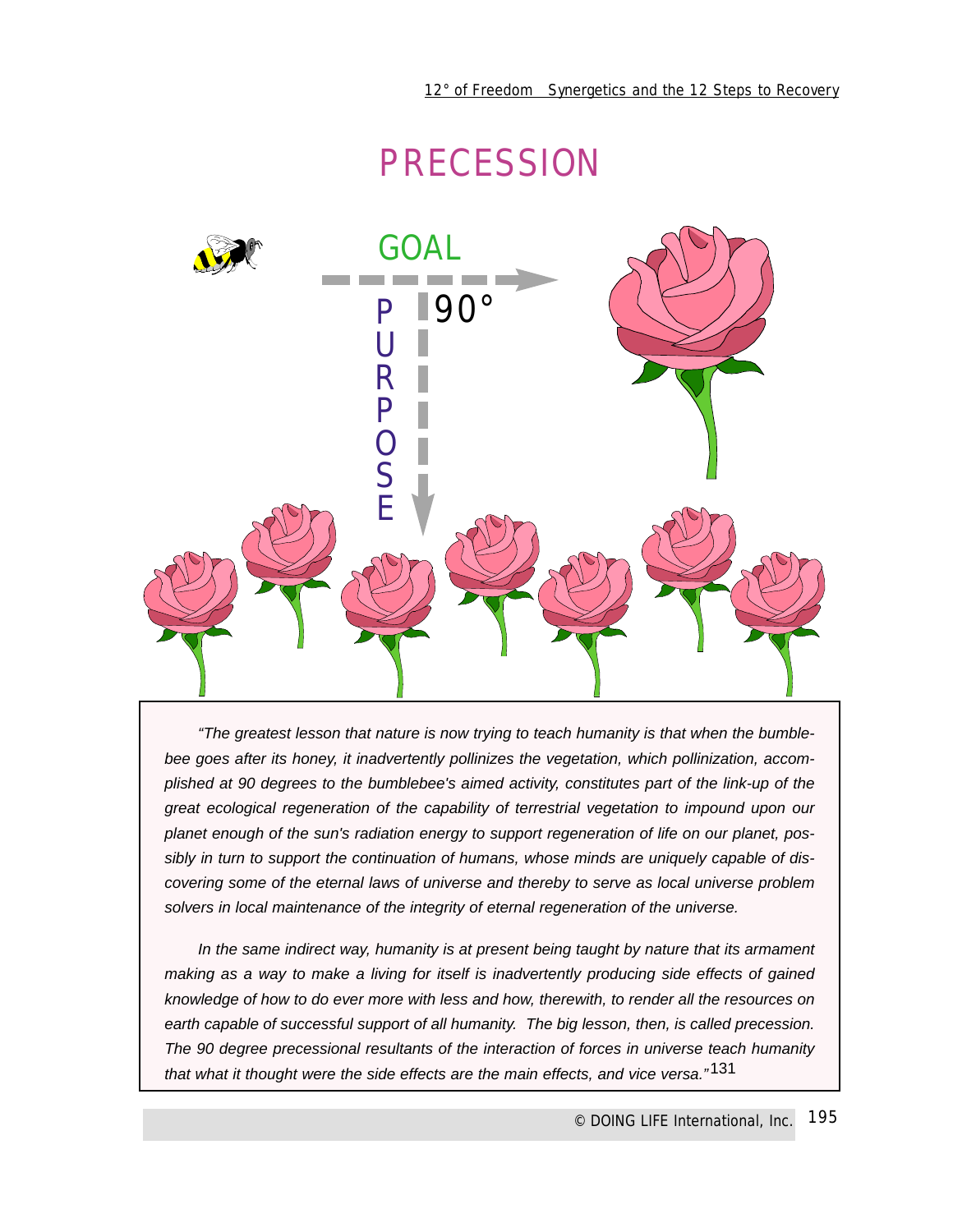# PRECESSION

GOAL

90°

PURPOSE

*"The greatest lesson that nature is now trying to teach humanity is that when the bumblebee goes after its honey, it inadvertently pollinizes the vegetation, which pollinization, accomplished at 90 degrees to the bumblebee's aimed activity, constitutes part of the link-up of the great ecological regeneration of the capability of terrestrial vegetation to impound upon our planet enough of the sun's radiation energy to support regeneration of life on our planet, possibly in turn to support the continuation of humans, whose minds are uniquely capable of discovering some of the eternal laws of universe and thereby to serve as local universe problem solvers in local maintenance of the integrity of eternal regeneration of the universe.*

*In the same indirect way, humanity is at present being taught by nature that its armament making as a way to make a living for itself is inadvertently producing side effects of gained knowledge of how to do ever more with less and how, therewith, to render all the resources on earth capable of successful support of all humanity. The big lesson, then, is called precession. The 90 degree precessional resultants of the interaction of forces in universe teach humanity that what it thought were the side effects are the main effects, and vice versa."*[131]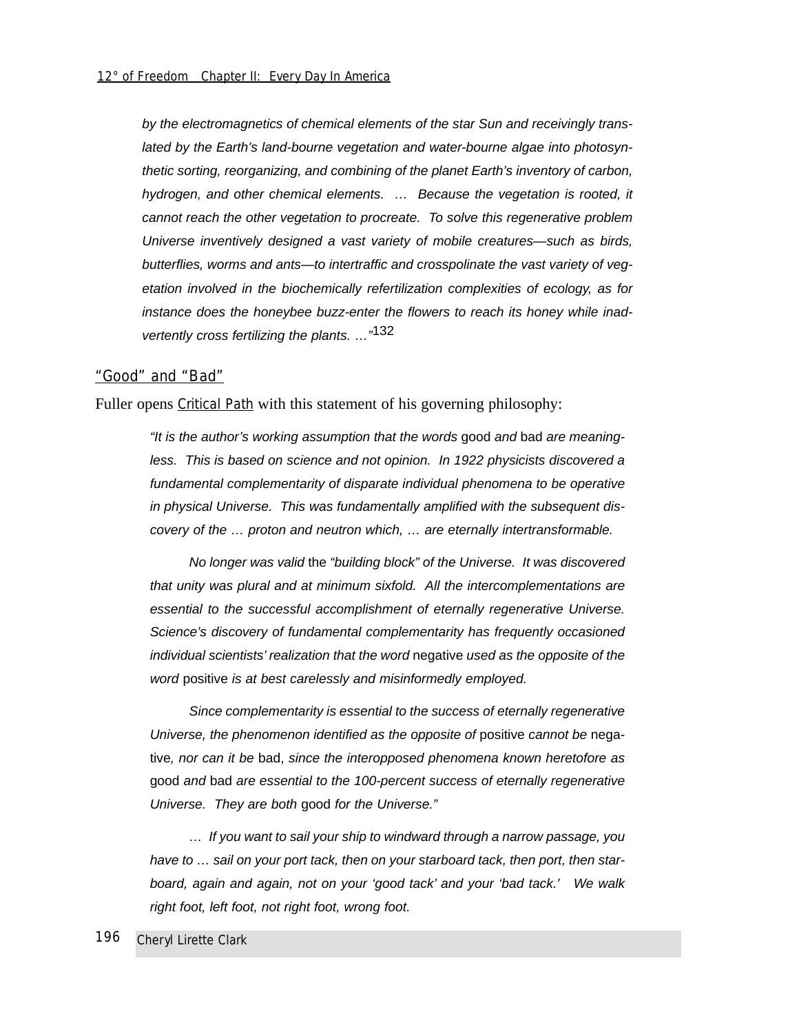*by the electromagnetics of chemical elements of the star Sun and receivingly translated by the Earth's land-bourne vegetation and water-bourne algae into photosynthetic sorting, reorganizing, and combining of the planet Earth's inventory of carbon, hydrogen, and other chemical elements. … Because the vegetation is rooted, it cannot reach the other vegetation to procreate. To solve this regenerative problem Universe inventively designed a vast variety of mobile creatures—such as birds, butterflies, worms and ants—to intertraffic and crosspolinate the vast variety of vegetation involved in the biochemically refertilization complexities of ecology, as for instance does the honeybee buzz-enter the flowers to reach its honey while inadvertently cross fertilizing the plants. …"*[132]

## "Good" and "Bad"

Fuller opens Critical Path with this statement of his governing philosophy:

> *"It is the author's working assumption that the words* good *and* bad *are meaningless. This is based on science and not opinion. In 1922 physicists discovered a fundamental complementarity of disparate individual phenomena to be operative in physical Universe. This was fundamentally amplified with the subsequent discovery of the … proton and neutron which, … are eternally intertransformable.*
>
> *No longer was valid* the *"building block" of the Universe. It was discovered that unity was plural and at minimum sixfold. All the intercomplementations are essential to the successful accomplishment of eternally regenerative Universe. Science's discovery of fundamental complementarity has frequently occasioned individual scientists' realization that the word* negative *used as the opposite of the word* positive *is at best carelessly and misinformedly employed.*
>
> *Since complementarity is essential to the success of eternally regenerative Universe, the phenomenon identified as the opposite of* positive *cannot be* negative*, nor can it be* bad, *since the interopposed phenomena known heretofore as* good *and* bad *are essential to the 100-percent success of eternally regenerative Universe. They are both* good *for the Universe."*
>
> *… If you want to sail your ship to windward through a narrow passage, you have to … sail on your port tack, then on your starboard tack, then port, then starboard, again and again, not on your 'good tack' and your 'bad tack.' We walk right foot, left foot, not right foot, wrong foot.*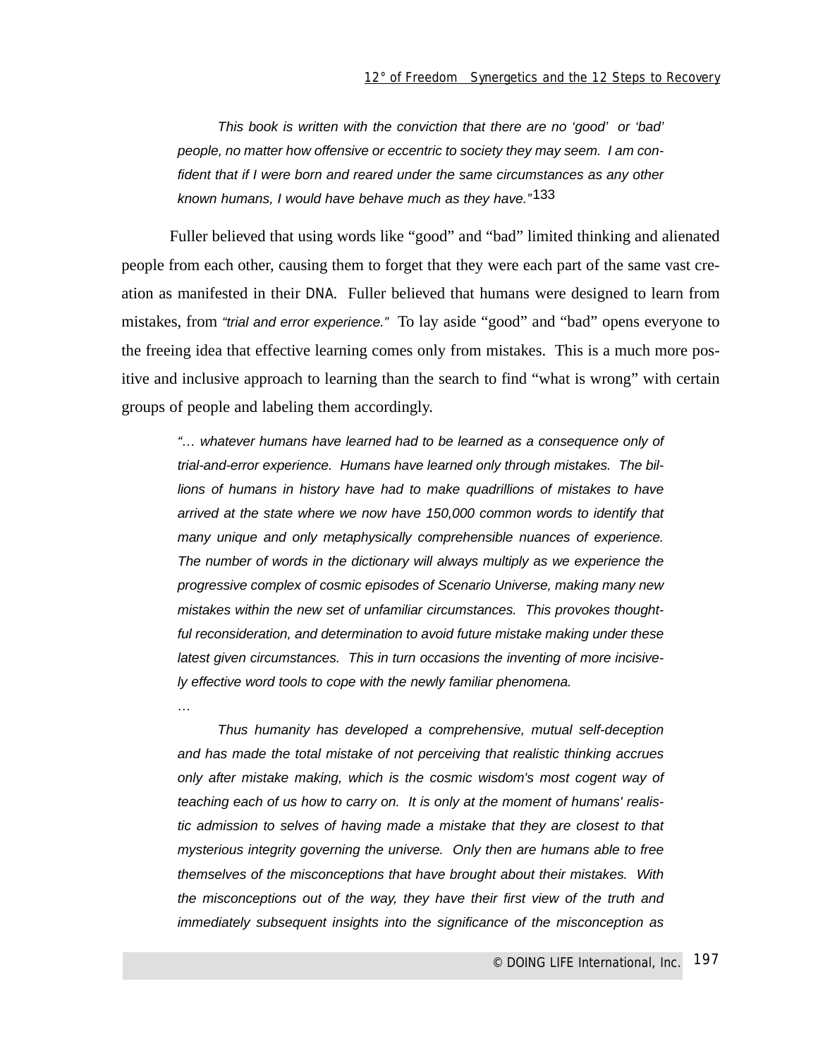*This book is written with the conviction that there are no 'good' or 'bad' people, no matter how offensive or eccentric to society they may seem. I am confident that if I were born and reared under the same circumstances as any other known humans, I would have behave much as they have."*[133]

Fuller believed that using words like "good" and "bad" limited thinking and alienated people from each other, causing them to forget that they were each part of the same vast creation as manifested in their DNA. Fuller believed that humans were designed to learn from mistakes, from *"trial and error experience."* To lay aside "good" and "bad" opens everyone to the freeing idea that effective learning comes only from mistakes. This is a much more positive and inclusive approach to learning than the search to find "what is wrong" with certain groups of people and labeling them accordingly.

*"… whatever humans have learned had to be learned as a consequence only of trial-and-error experience. Humans have learned only through mistakes. The billions of humans in history have had to make quadrillions of mistakes to have arrived at the state where we now have 150,000 common words to identify that many unique and only metaphysically comprehensible nuances of experience. The number of words in the dictionary will always multiply as we experience the progressive complex of cosmic episodes of Scenario Universe, making many new mistakes within the new set of unfamiliar circumstances. This provokes thoughtful reconsideration, and determination to avoid future mistake making under these latest given circumstances. This in turn occasions the inventing of more incisively effective word tools to cope with the newly familiar phenomena.*

*…*

*Thus humanity has developed a comprehensive, mutual self-deception and has made the total mistake of not perceiving that realistic thinking accrues only after mistake making, which is the cosmic wisdom's most cogent way of teaching each of us how to carry on. It is only at the moment of humans' realistic admission to selves of having made a mistake that they are closest to that mysterious integrity governing the universe. Only then are humans able to free themselves of the misconceptions that have brought about their mistakes. With the misconceptions out of the way, they have their first view of the truth and immediately subsequent insights into the significance of the misconception as*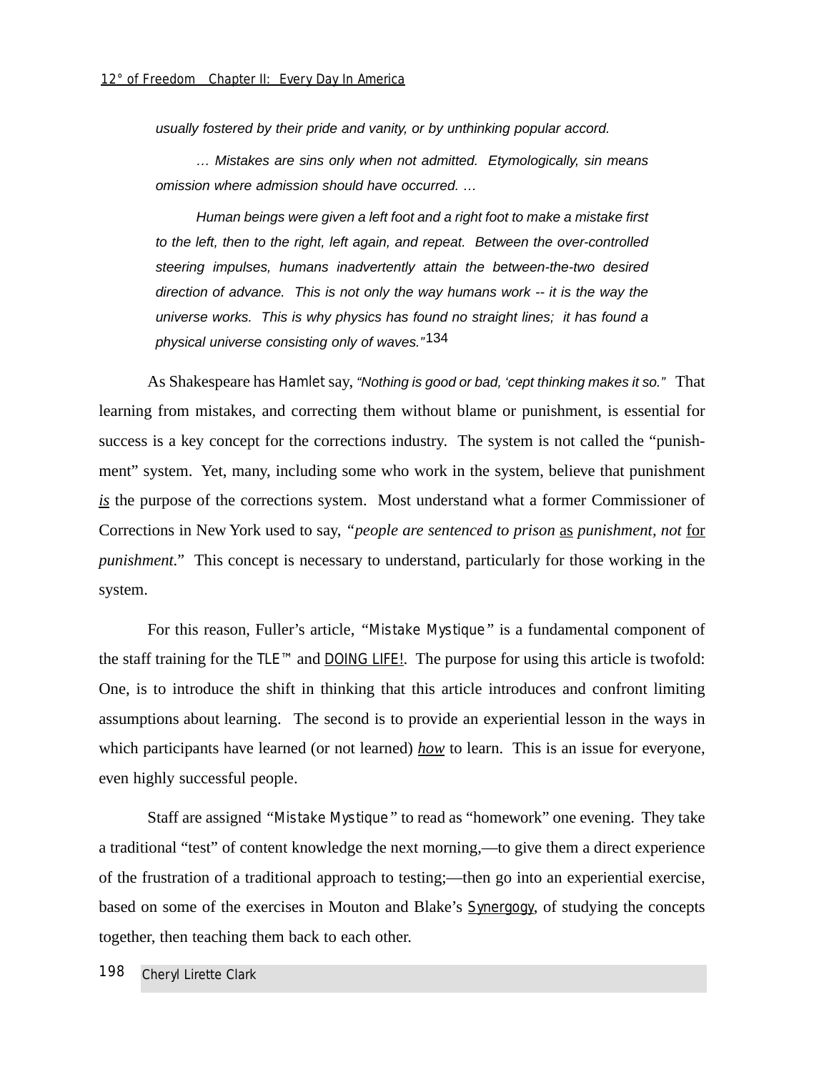*usually fostered by their pride and vanity, or by unthinking popular accord.*

> *… Mistakes are sins only when not admitted. Etymologically, sin means omission where admission should have occurred. …*
>
> *Human beings were given a left foot and a right foot to make a mistake first to the left, then to the right, left again, and repeat. Between the over-controlled steering impulses, humans inadvertently attain the between-the-two desired direction of advance. This is not only the way humans work -- it is the way the universe works. This is why physics has found no straight lines; it has found a physical universe consisting only of waves."*[134]

As Shakespeare has Hamlet say, *"Nothing is good or bad, 'cept thinking makes it so."* That learning from mistakes, and correcting them without blame or punishment, is essential for success is a key concept for the corrections industry. The system is not called the "punishment" system. Yet, many, including some who work in the system, believe that punishment ***is*** the purpose of the corrections system. Most understand what a former Commissioner of Corrections in New York used to say, *"people are sentenced to prison* as *punishment, not* for *punishment.*" This concept is necessary to understand, particularly for those working in the system.

For this reason, Fuller's article, *"Mistake Mystique"* is a fundamental component of the staff training for the TLE™ and DOING LIFE!. The purpose for using this article is twofold: One, is to introduce the shift in thinking that this article introduces and confront limiting assumptions about learning. The second is to provide an experiential lesson in the ways in which participants have learned (or not learned) ***how*** to learn. This is an issue for everyone, even highly successful people.

Staff are assigned *"Mistake Mystique"* to read as "homework" one evening. They take a traditional "test" of content knowledge the next morning,—to give them a direct experience of the frustration of a traditional approach to testing;—then go into an experiential exercise, based on some of the exercises in Mouton and Blake's Synergogy, of studying the concepts together, then teaching them back to each other.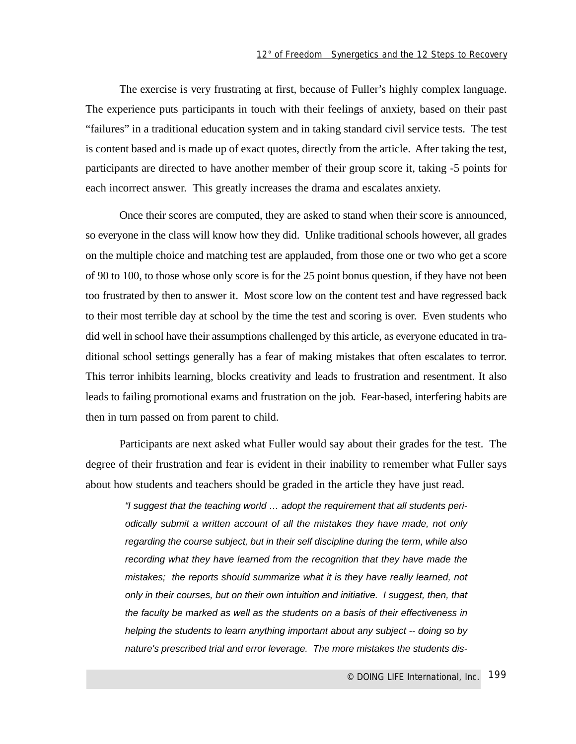The exercise is very frustrating at first, because of Fuller's highly complex language. The experience puts participants in touch with their feelings of anxiety, based on their past "failures" in a traditional education system and in taking standard civil service tests. The test is content based and is made up of exact quotes, directly from the article. After taking the test, participants are directed to have another member of their group score it, taking -5 points for each incorrect answer. This greatly increases the drama and escalates anxiety.

Once their scores are computed, they are asked to stand when their score is announced, so everyone in the class will know how they did. Unlike traditional schools however, all grades on the multiple choice and matching test are applauded, from those one or two who get a score of 90 to 100, to those whose only score is for the 25 point bonus question, if they have not been too frustrated by then to answer it. Most score low on the content test and have regressed back to their most terrible day at school by the time the test and scoring is over. Even students who did well in school have their assumptions challenged by this article, as everyone educated in traditional school settings generally has a fear of making mistakes that often escalates to terror. This terror inhibits learning, blocks creativity and leads to frustration and resentment. It also leads to failing promotional exams and frustration on the job. Fear-based, interfering habits are then in turn passed on from parent to child.

Participants are next asked what Fuller would say about their grades for the test. The degree of their frustration and fear is evident in their inability to remember what Fuller says about how students and teachers should be graded in the article they have just read.

> *"I suggest that the teaching world … adopt the requirement that all students periodically submit a written account of all the mistakes they have made, not only regarding the course subject, but in their self discipline during the term, while also recording what they have learned from the recognition that they have made the mistakes; the reports should summarize what it is they have really learned, not only in their courses, but on their own intuition and initiative. I suggest, then, that the faculty be marked as well as the students on a basis of their effectiveness in helping the students to learn anything important about any subject -- doing so by nature's prescribed trial and error leverage. The more mistakes the students dis-*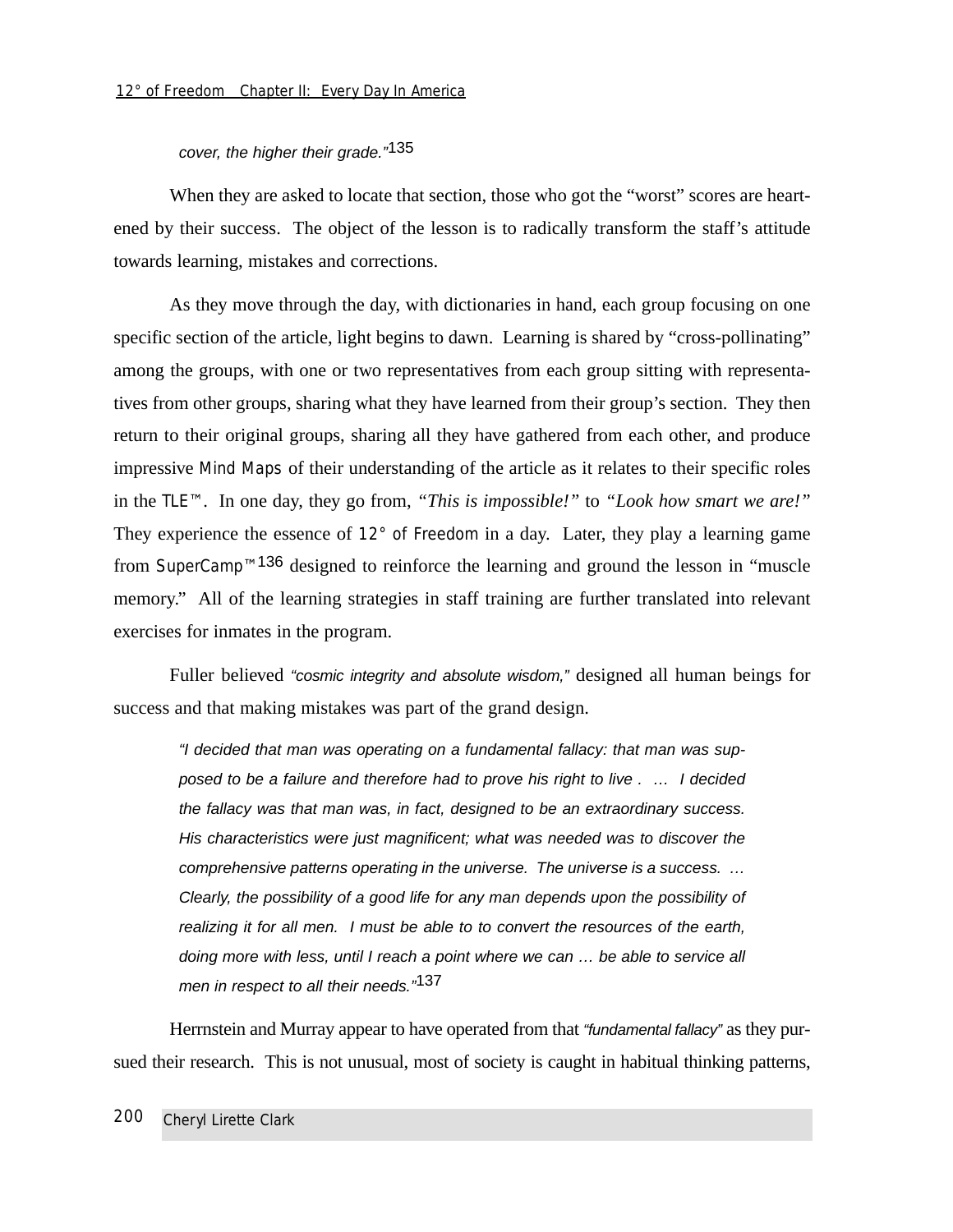*cover, the higher their grade."*[135]

When they are asked to locate that section, those who got the "worst" scores are heartened by their success. The object of the lesson is to radically transform the staff's attitude towards learning, mistakes and corrections.

As they move through the day, with dictionaries in hand, each group focusing on one specific section of the article, light begins to dawn. Learning is shared by "cross-pollinating" among the groups, with one or two representatives from each group sitting with representatives from other groups, sharing what they have learned from their group's section. They then return to their original groups, sharing all they have gathered from each other, and produce impressive Mind Maps of their understanding of the article as it relates to their specific roles in the TLE™. In one day, they go from, *"This is impossible!"* to *"Look how smart we are!"* They experience the essence of 12° of Freedom in a day. Later, they play a learning game from SuperCamp™[136] designed to reinforce the learning and ground the lesson in "muscle memory." All of the learning strategies in staff training are further translated into relevant exercises for inmates in the program.

Fuller believed *"cosmic integrity and absolute wisdom,"* designed all human beings for success and that making mistakes was part of the grand design.

> *"I decided that man was operating on a fundamental fallacy: that man was supposed to be a failure and therefore had to prove his right to live . … I decided the fallacy was that man was, in fact, designed to be an extraordinary success. His characteristics were just magnificent; what was needed was to discover the comprehensive patterns operating in the universe. The universe is a success. … Clearly, the possibility of a good life for any man depends upon the possibility of realizing it for all men. I must be able to to convert the resources of the earth, doing more with less, until I reach a point where we can … be able to service all men in respect to all their needs."*[137]

Herrnstein and Murray appear to have operated from that *"fundamental fallacy"* as they pursued their research. This is not unusual, most of society is caught in habitual thinking patterns,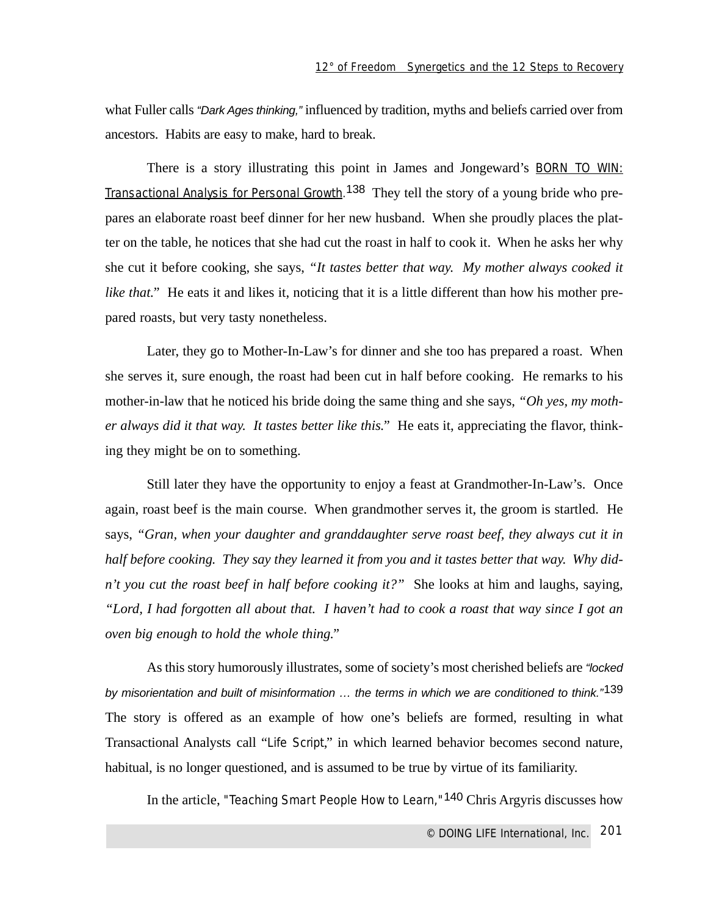what Fuller calls *"Dark Ages thinking,"* influenced by tradition, myths and beliefs carried over from ancestors. Habits are easy to make, hard to break.

There is a story illustrating this point in James and Jongeward's BORN TO WIN: Transactional Analysis for Personal Growth.[138] They tell the story of a young bride who prepares an elaborate roast beef dinner for her new husband. When she proudly places the platter on the table, he notices that she had cut the roast in half to cook it. When he asks her why she cut it before cooking, she says, "*It tastes better that way. My mother always cooked it like that.*" He eats it and likes it, noticing that it is a little different than how his mother prepared roasts, but very tasty nonetheless.

Later, they go to Mother-In-Law's for dinner and she too has prepared a roast. When she serves it, sure enough, the roast had been cut in half before cooking. He remarks to his mother-in-law that he noticed his bride doing the same thing and she says, "*Oh yes, my mother always did it that way. It tastes better like this.*" He eats it, appreciating the flavor, thinking they might be on to something.

Still later they have the opportunity to enjoy a feast at Grandmother-In-Law's. Once again, roast beef is the main course. When grandmother serves it, the groom is startled. He says, *"Gran, when your daughter and granddaughter serve roast beef, they always cut it in half before cooking. They say they learned it from you and it tastes better that way. Why didn't you cut the roast beef in half before cooking it?"* She looks at him and laughs, saying, *"Lord, I had forgotten all about that. I haven't had to cook a roast that way since I got an oven big enough to hold the whole thing.*"

As this story humorously illustrates, some of society's most cherished beliefs are *"locked by misorientation and built of misinformation … the terms in which we are conditioned to think."*[139] The story is offered as an example of how one's beliefs are formed, resulting in what Transactional Analysts call "Life Script," in which learned behavior becomes second nature, habitual, is no longer questioned, and is assumed to be true by virtue of its familiarity.

In the article, "Teaching Smart People How to Learn,"[140] Chris Argyris discusses how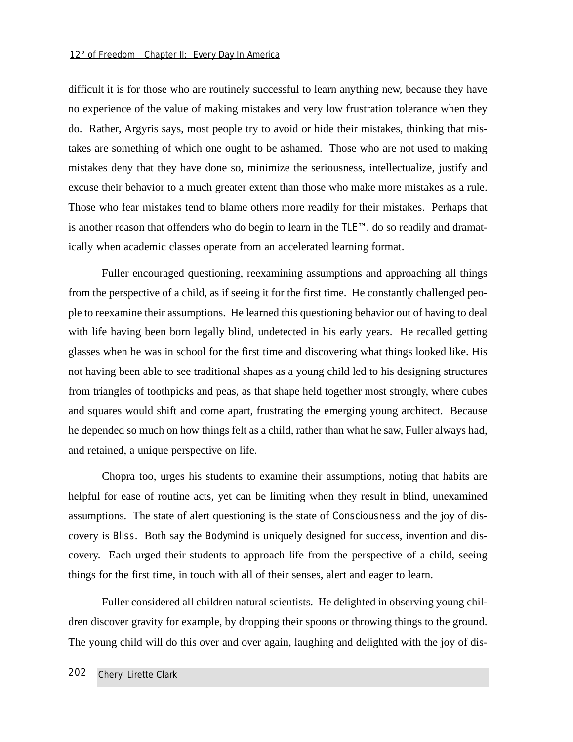difficult it is for those who are routinely successful to learn anything new, because they have no experience of the value of making mistakes and very low frustration tolerance when they do. Rather, Argyris says, most people try to avoid or hide their mistakes, thinking that mistakes are something of which one ought to be ashamed. Those who are not used to making mistakes deny that they have done so, minimize the seriousness, intellectualize, justify and excuse their behavior to a much greater extent than those who make more mistakes as a rule. Those who fear mistakes tend to blame others more readily for their mistakes. Perhaps that is another reason that offenders who do begin to learn in the TLE™, do so readily and dramatically when academic classes operate from an accelerated learning format.

Fuller encouraged questioning, reexamining assumptions and approaching all things from the perspective of a child, as if seeing it for the first time. He constantly challenged people to reexamine their assumptions. He learned this questioning behavior out of having to deal with life having been born legally blind, undetected in his early years. He recalled getting glasses when he was in school for the first time and discovering what things looked like. His not having been able to see traditional shapes as a young child led to his designing structures from triangles of toothpicks and peas, as that shape held together most strongly, where cubes and squares would shift and come apart, frustrating the emerging young architect. Because he depended so much on how things felt as a child, rather than what he saw, Fuller always had, and retained, a unique perspective on life.

Chopra too, urges his students to examine their assumptions, noting that habits are helpful for ease of routine acts, yet can be limiting when they result in blind, unexamined assumptions. The state of alert questioning is the state of Consciousness and the joy of discovery is Bliss. Both say the Bodymind is uniquely designed for success, invention and discovery. Each urged their students to approach life from the perspective of a child, seeing things for the first time, in touch with all of their senses, alert and eager to learn.

Fuller considered all children natural scientists. He delighted in observing young children discover gravity for example, by dropping their spoons or throwing things to the ground. The young child will do this over and over again, laughing and delighted with the joy of dis-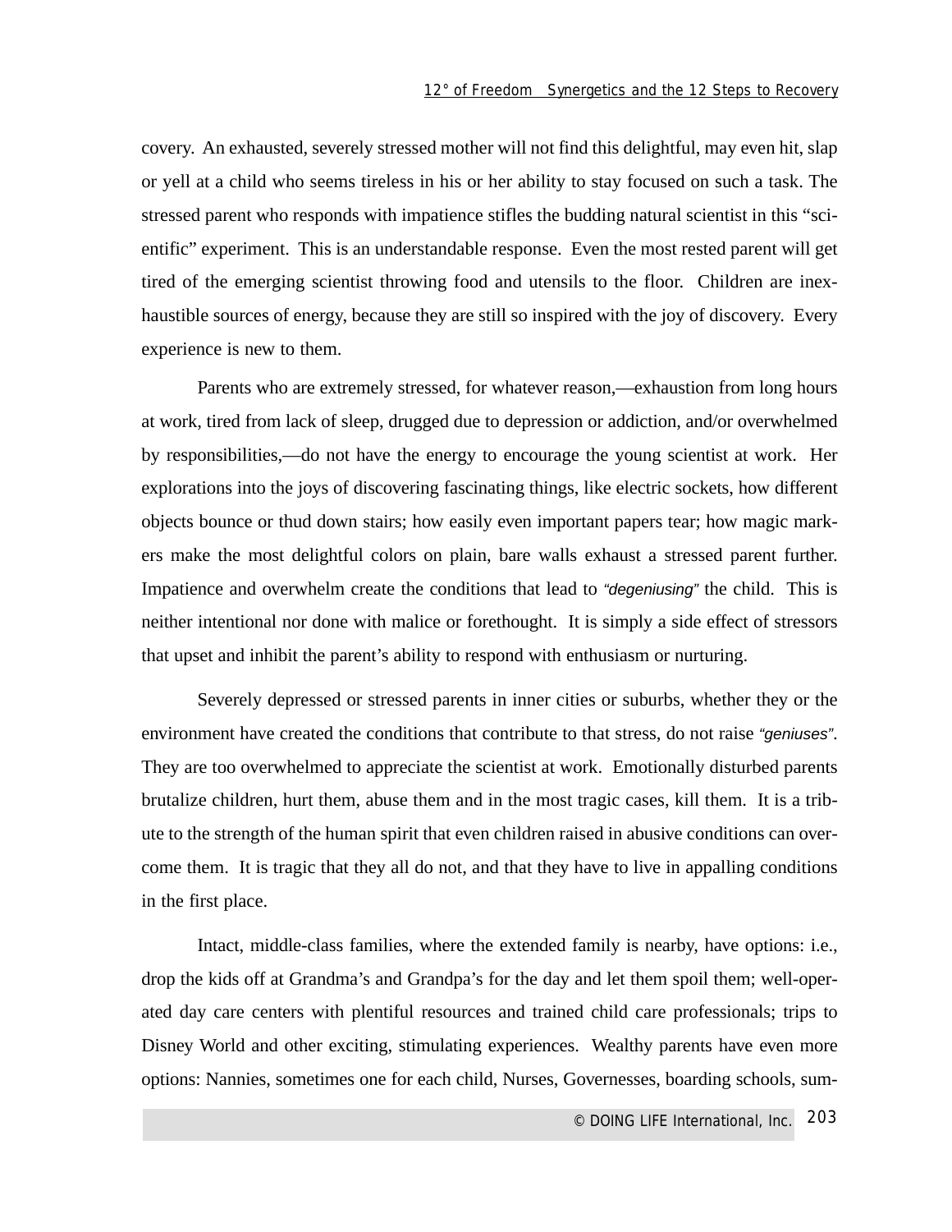covery. An exhausted, severely stressed mother will not find this delightful, may even hit, slap or yell at a child who seems tireless in his or her ability to stay focused on such a task. The stressed parent who responds with impatience stifles the budding natural scientist in this "scientific" experiment. This is an understandable response. Even the most rested parent will get tired of the emerging scientist throwing food and utensils to the floor. Children are inexhaustible sources of energy, because they are still so inspired with the joy of discovery. Every experience is new to them.

Parents who are extremely stressed, for whatever reason,—exhaustion from long hours at work, tired from lack of sleep, drugged due to depression or addiction, and/or overwhelmed by responsibilities,—do not have the energy to encourage the young scientist at work. Her explorations into the joys of discovering fascinating things, like electric sockets, how different objects bounce or thud down stairs; how easily even important papers tear; how magic markers make the most delightful colors on plain, bare walls exhaust a stressed parent further. Impatience and overwhelm create the conditions that lead to *"degeniusing"* the child. This is neither intentional nor done with malice or forethought. It is simply a side effect of stressors that upset and inhibit the parent's ability to respond with enthusiasm or nurturing.

Severely depressed or stressed parents in inner cities or suburbs, whether they or the environment have created the conditions that contribute to that stress, do not raise *"geniuses"*. They are too overwhelmed to appreciate the scientist at work. Emotionally disturbed parents brutalize children, hurt them, abuse them and in the most tragic cases, kill them. It is a tribute to the strength of the human spirit that even children raised in abusive conditions can overcome them. It is tragic that they all do not, and that they have to live in appalling conditions in the first place.

Intact, middle-class families, where the extended family is nearby, have options: i.e., drop the kids off at Grandma's and Grandpa's for the day and let them spoil them; well-operated day care centers with plentiful resources and trained child care professionals; trips to Disney World and other exciting, stimulating experiences. Wealthy parents have even more options: Nannies, sometimes one for each child, Nurses, Governesses, boarding schools, sum-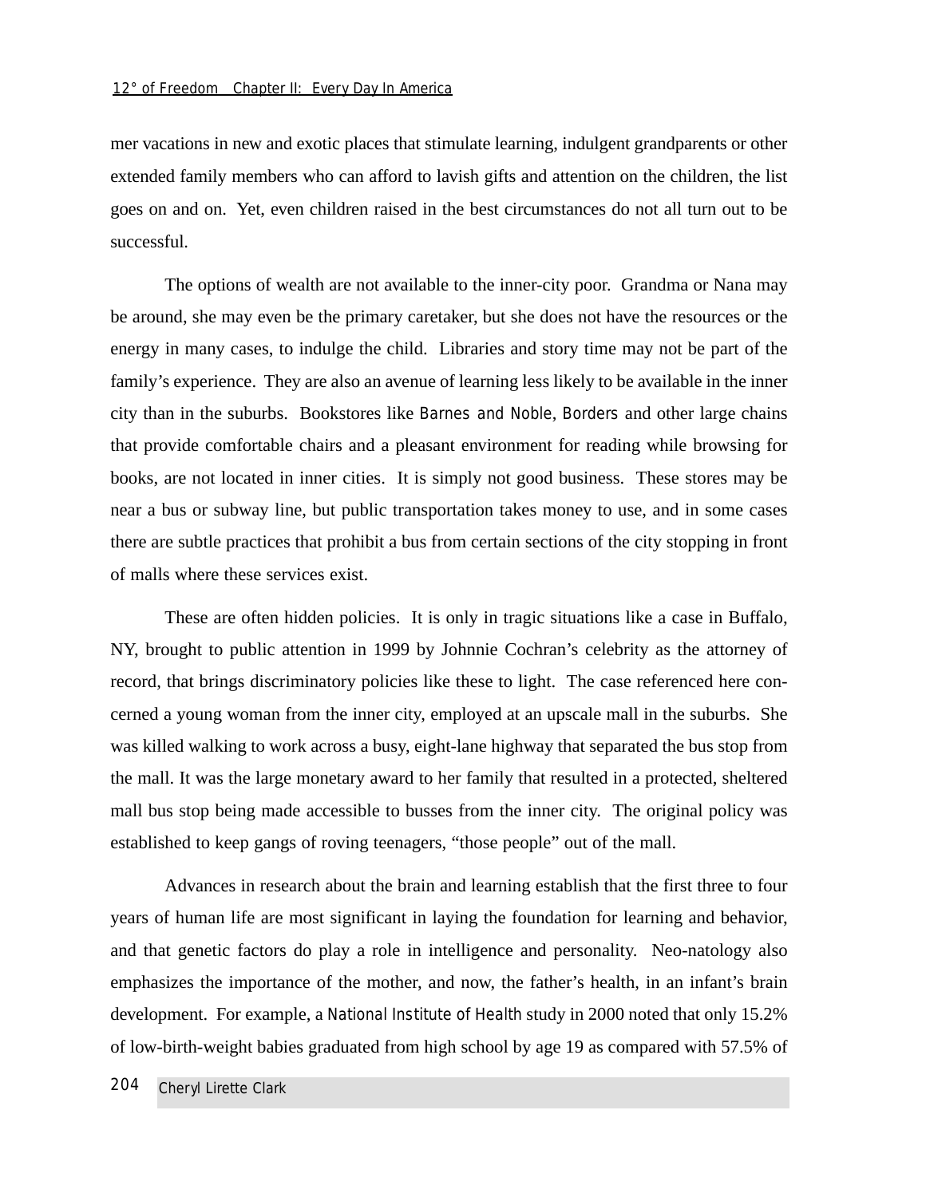mer vacations in new and exotic places that stimulate learning, indulgent grandparents or other extended family members who can afford to lavish gifts and attention on the children, the list goes on and on. Yet, even children raised in the best circumstances do not all turn out to be successful.

The options of wealth are not available to the inner-city poor. Grandma or Nana may be around, she may even be the primary caretaker, but she does not have the resources or the energy in many cases, to indulge the child. Libraries and story time may not be part of the family's experience. They are also an avenue of learning less likely to be available in the inner city than in the suburbs. Bookstores like Barnes and Noble, Borders and other large chains that provide comfortable chairs and a pleasant environment for reading while browsing for books, are not located in inner cities. It is simply not good business. These stores may be near a bus or subway line, but public transportation takes money to use, and in some cases there are subtle practices that prohibit a bus from certain sections of the city stopping in front of malls where these services exist.

These are often hidden policies. It is only in tragic situations like a case in Buffalo, NY, brought to public attention in 1999 by Johnnie Cochran's celebrity as the attorney of record, that brings discriminatory policies like these to light. The case referenced here concerned a young woman from the inner city, employed at an upscale mall in the suburbs. She was killed walking to work across a busy, eight-lane highway that separated the bus stop from the mall. It was the large monetary award to her family that resulted in a protected, sheltered mall bus stop being made accessible to busses from the inner city. The original policy was established to keep gangs of roving teenagers, "those people" out of the mall.

Advances in research about the brain and learning establish that the first three to four years of human life are most significant in laying the foundation for learning and behavior, and that genetic factors do play a role in intelligence and personality. Neo-natology also emphasizes the importance of the mother, and now, the father's health, in an infant's brain development. For example, a National Institute of Health study in 2000 noted that only 15.2% of low-birth-weight babies graduated from high school by age 19 as compared with 57.5% of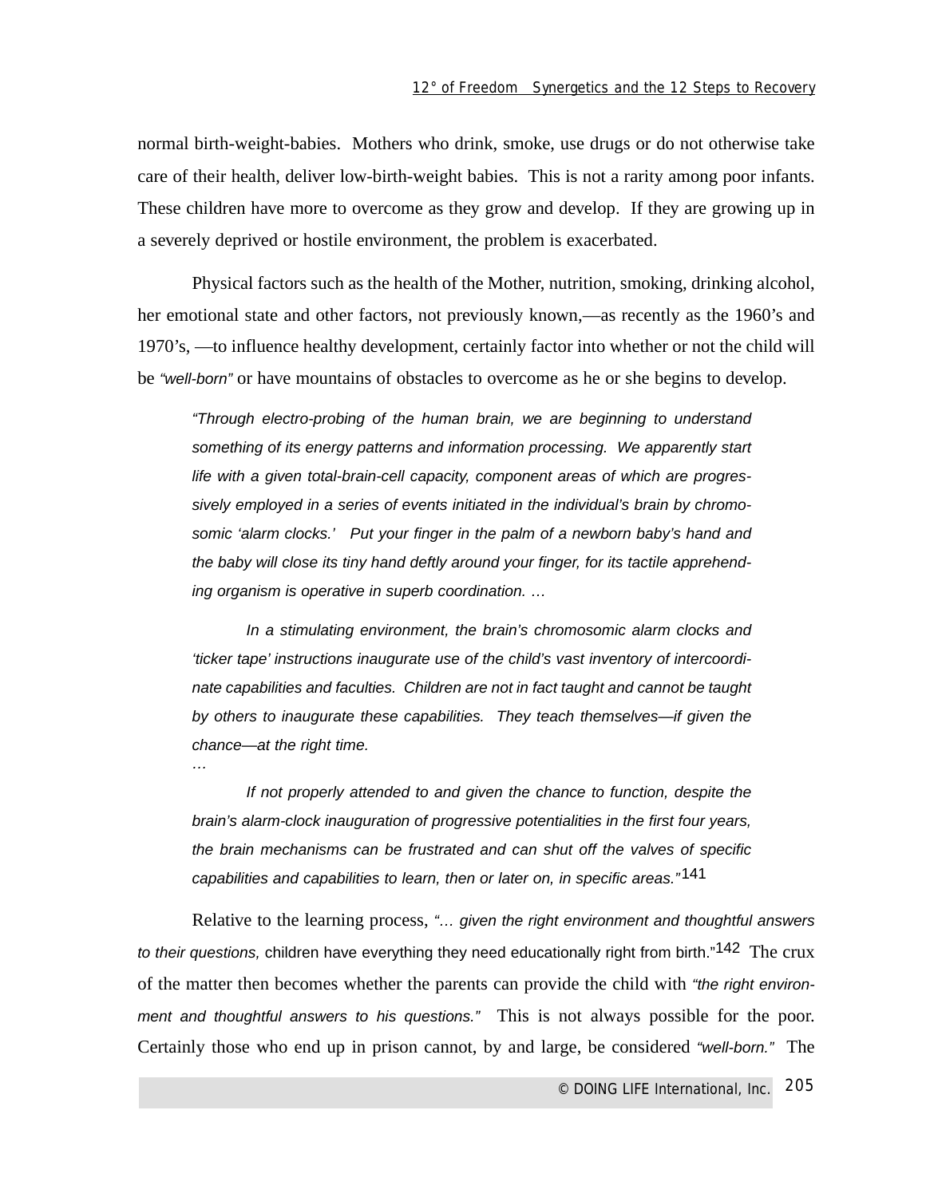normal birth-weight-babies. Mothers who drink, smoke, use drugs or do not otherwise take care of their health, deliver low-birth-weight babies. This is not a rarity among poor infants. These children have more to overcome as they grow and develop. If they are growing up in a severely deprived or hostile environment, the problem is exacerbated.

Physical factors such as the health of the Mother, nutrition, smoking, drinking alcohol, her emotional state and other factors, not previously known,—as recently as the 1960's and 1970's, —to influence healthy development, certainly factor into whether or not the child will be *"well-born"* or have mountains of obstacles to overcome as he or she begins to develop.

> *"Through electro-probing of the human brain, we are beginning to understand something of its energy patterns and information processing. We apparently start life with a given total-brain-cell capacity, component areas of which are progressively employed in a series of events initiated in the individual's brain by chromosomic 'alarm clocks.' Put your finger in the palm of a newborn baby's hand and the baby will close its tiny hand deftly around your finger, for its tactile apprehending organism is operative in superb coordination. …*
>
> *In a stimulating environment, the brain's chromosomic alarm clocks and 'ticker tape' instructions inaugurate use of the child's vast inventory of intercoordinate capabilities and faculties. Children are not in fact taught and cannot be taught by others to inaugurate these capabilities. They teach themselves—if given the chance—at the right time.*
>
> *…*
>
> *If not properly attended to and given the chance to function, despite the brain's alarm-clock inauguration of progressive potentialities in the first four years, the brain mechanisms can be frustrated and can shut off the valves of specific capabilities and capabilities to learn, then or later on, in specific areas."*[141]

Relative to the learning process, *"… given the right environment and thoughtful answers to their questions,* children have everything they need educationally right from birth."[142] The crux of the matter then becomes whether the parents can provide the child with *"the right environment and thoughtful answers to his questions."* This is not always possible for the poor. Certainly those who end up in prison cannot, by and large, be considered *"well-born."* The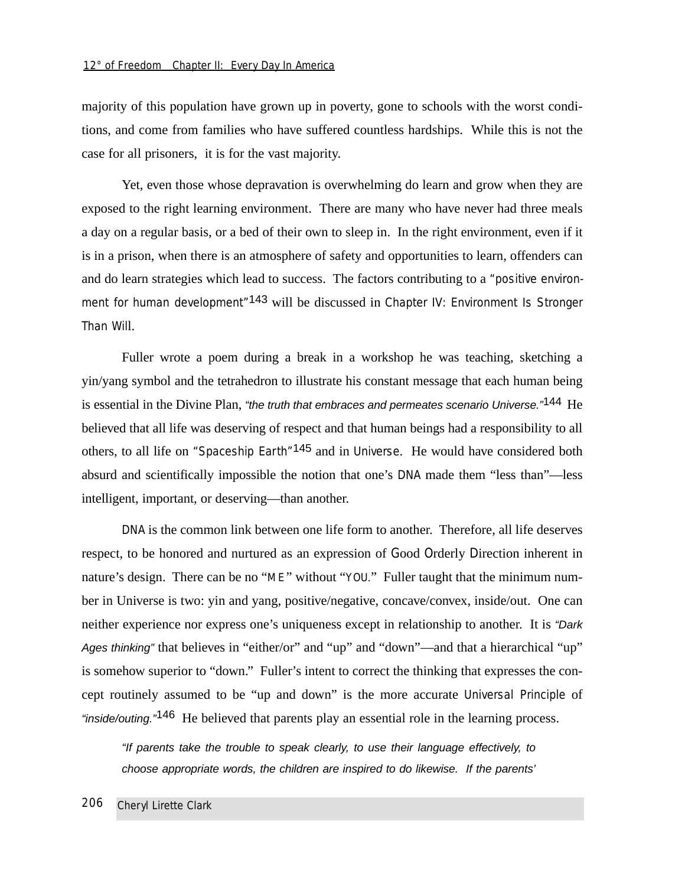majority of this population have grown up in poverty, gone to schools with the worst conditions, and come from families who have suffered countless hardships. While this is not the case for all prisoners, it is for the vast majority.

Yet, even those whose depravation is overwhelming do learn and grow when they are exposed to the right learning environment. There are many who have never had three meals a day on a regular basis, or a bed of their own to sleep in. In the right environment, even if it is in a prison, when there is an atmosphere of safety and opportunities to learn, offenders can and do learn strategies which lead to success. The factors contributing to a "positive environment for human development"[143] will be discussed in Chapter IV: Environment Is Stronger Than Will.

Fuller wrote a poem during a break in a workshop he was teaching, sketching a yin/yang symbol and the tetrahedron to illustrate his constant message that each human being is essential in the Divine Plan, *"the truth that embraces and permeates scenario Universe."*[144] He believed that all life was deserving of respect and that human beings had a responsibility to all others, to all life on "Spaceship Earth"[145] and in Universe. He would have considered both absurd and scientifically impossible the notion that one's DNA made them "less than"—less intelligent, important, or deserving—than another.

DNA is the common link between one life form to another. Therefore, all life deserves respect, to be honored and nurtured as an expression of Good Orderly Direction inherent in nature's design. There can be no "ME" without "YOU." Fuller taught that the minimum number in Universe is two: yin and yang, positive/negative, concave/convex, inside/out. One can neither experience nor express one's uniqueness except in relationship to another. It is *"Dark Ages thinking"* that believes in "either/or" and "up" and "down"—and that a hierarchical "up" is somehow superior to "down." Fuller's intent to correct the thinking that expresses the concept routinely assumed to be "up and down" is the more accurate Universal Principle of *"inside/outing."*[146] He believed that parents play an essential role in the learning process.

> *"If parents take the trouble to speak clearly, to use their language effectively, to choose appropriate words, the children are inspired to do likewise. If the parents'*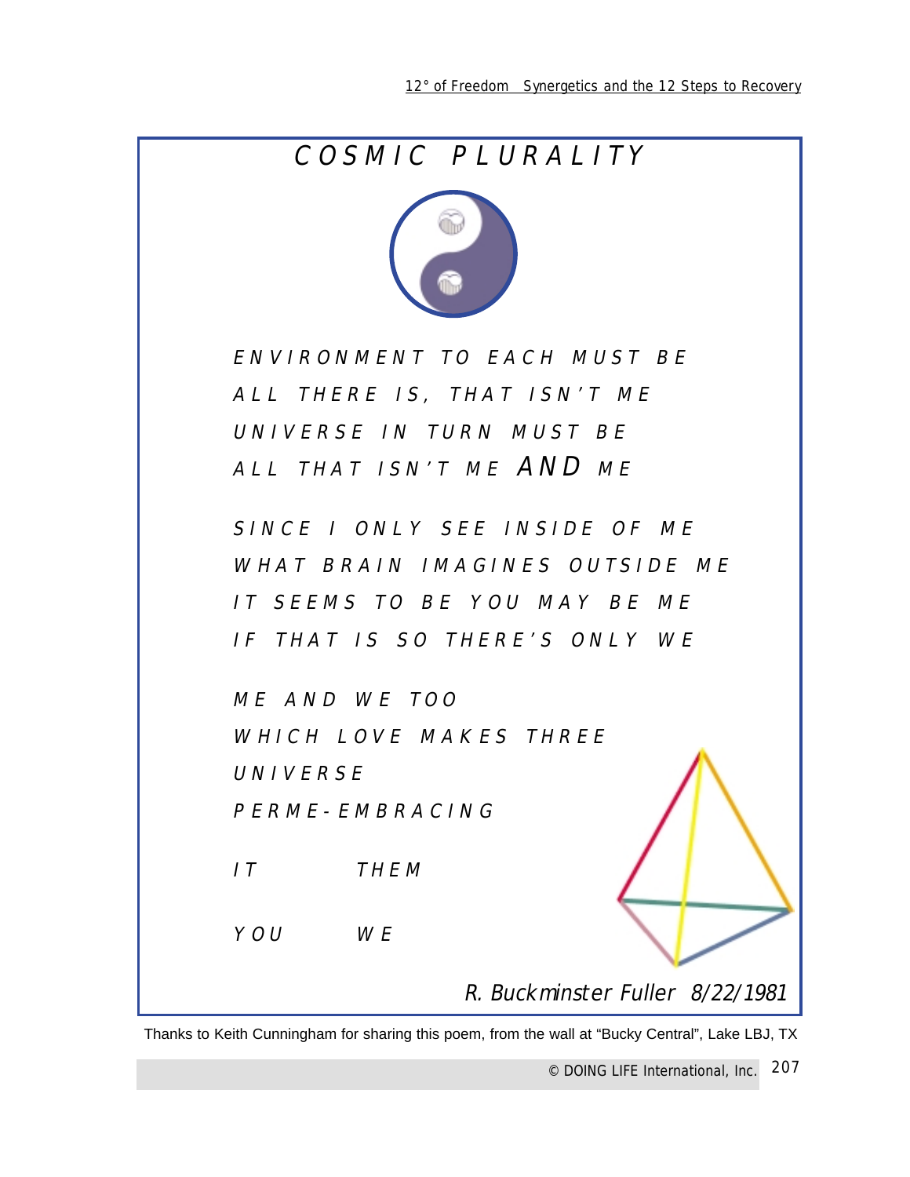# COSMIC PLURALITY

ENVIRONMENT TO EACH MUST BE
ALL THERE IS, THAT ISN'T ME
UNIVERSE IN TURN MUST BE
ALL THAT ISN'T ME **AND** ME

SINCE I ONLY SEE INSIDE OF ME
WHAT BRAIN IMAGINES OUTSIDE ME
IT SEEMS TO BE YOU MAY BE ME
IF THAT IS SO THERE'S ONLY WE

ME AND WE TOO
WHICH LOVE MAKES THREE
UNIVERSE
PERME-EMBRACING

IT THEM

YOU WE

*R. Buckminster Fuller 8/22/1981*

Thanks to Keith Cunningham for sharing this poem, from the wall at "Bucky Central", Lake LBJ, TX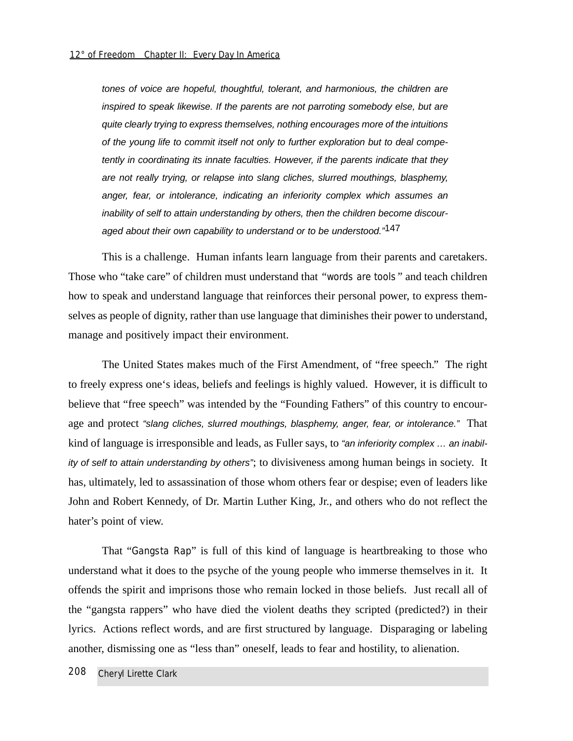> *tones of voice are hopeful, thoughtful, tolerant, and harmonious, the children are inspired to speak likewise. If the parents are not parroting somebody else, but are quite clearly trying to express themselves, nothing encourages more of the intuitions of the young life to commit itself not only to further exploration but to deal competently in coordinating its innate faculties. However, if the parents indicate that they are not really trying, or relapse into slang cliches, slurred mouthings, blasphemy, anger, fear, or intolerance, indicating an inferiority complex which assumes an inability of self to attain understanding by others, then the children become discouraged about their own capability to understand or to be understood."*[147]

This is a challenge. Human infants learn language from their parents and caretakers. Those who "take care" of children must understand that *"words are tools"* and teach children how to speak and understand language that reinforces their personal power, to express themselves as people of dignity, rather than use language that diminishes their power to understand, manage and positively impact their environment.

The United States makes much of the First Amendment, of "free speech." The right to freely express one's ideas, beliefs and feelings is highly valued. However, it is difficult to believe that "free speech" was intended by the "Founding Fathers" of this country to encourage and protect *"slang cliches, slurred mouthings, blasphemy, anger, fear, or intolerance."* That kind of language is irresponsible and leads, as Fuller says, to *"an inferiority complex … an inability of self to attain understanding by others"*; to divisiveness among human beings in society. It has, ultimately, led to assassination of those whom others fear or despise; even of leaders like John and Robert Kennedy, of Dr. Martin Luther King, Jr., and others who do not reflect the hater's point of view.

That "Gangsta Rap" is full of this kind of language is heartbreaking to those who understand what it does to the psyche of the young people who immerse themselves in it. It offends the spirit and imprisons those who remain locked in those beliefs. Just recall all of the "gangsta rappers" who have died the violent deaths they scripted (predicted?) in their lyrics. Actions reflect words, and are first structured by language. Disparaging or labeling another, dismissing one as "less than" oneself, leads to fear and hostility, to alienation.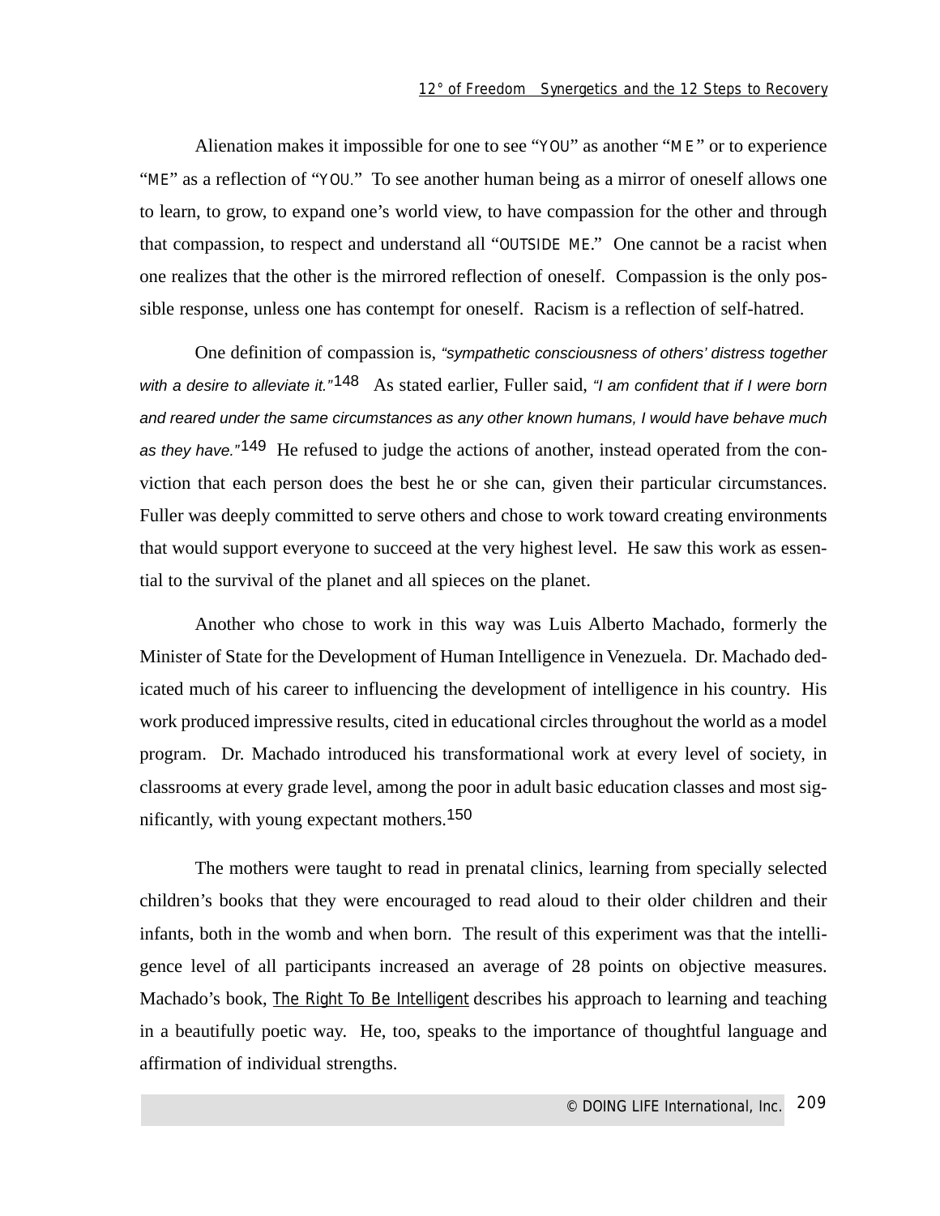Alienation makes it impossible for one to see "YOU" as another "ME" or to experience "ME" as a reflection of "YOU." To see another human being as a mirror of oneself allows one to learn, to grow, to expand one's world view, to have compassion for the other and through that compassion, to respect and understand all "OUTSIDE ME." One cannot be a racist when one realizes that the other is the mirrored reflection of oneself. Compassion is the only possible response, unless one has contempt for oneself. Racism is a reflection of self-hatred.

One definition of compassion is, *"sympathetic consciousness of others' distress together with a desire to alleviate it."*[148] As stated earlier, Fuller said, *"I am confident that if I were born and reared under the same circumstances as any other known humans, I would have behave much as they have."*[149] He refused to judge the actions of another, instead operated from the conviction that each person does the best he or she can, given their particular circumstances. Fuller was deeply committed to serve others and chose to work toward creating environments that would support everyone to succeed at the very highest level. He saw this work as essential to the survival of the planet and all spieces on the planet.

Another who chose to work in this way was Luis Alberto Machado, formerly the Minister of State for the Development of Human Intelligence in Venezuela. Dr. Machado dedicated much of his career to influencing the development of intelligence in his country. His work produced impressive results, cited in educational circles throughout the world as a model program. Dr. Machado introduced his transformational work at every level of society, in classrooms at every grade level, among the poor in adult basic education classes and most significantly, with young expectant mothers.[150]

The mothers were taught to read in prenatal clinics, learning from specially selected children's books that they were encouraged to read aloud to their older children and their infants, both in the womb and when born. The result of this experiment was that the intelligence level of all participants increased an average of 28 points on objective measures. Machado's book, The Right To Be Intelligent describes his approach to learning and teaching in a beautifully poetic way. He, too, speaks to the importance of thoughtful language and affirmation of individual strengths.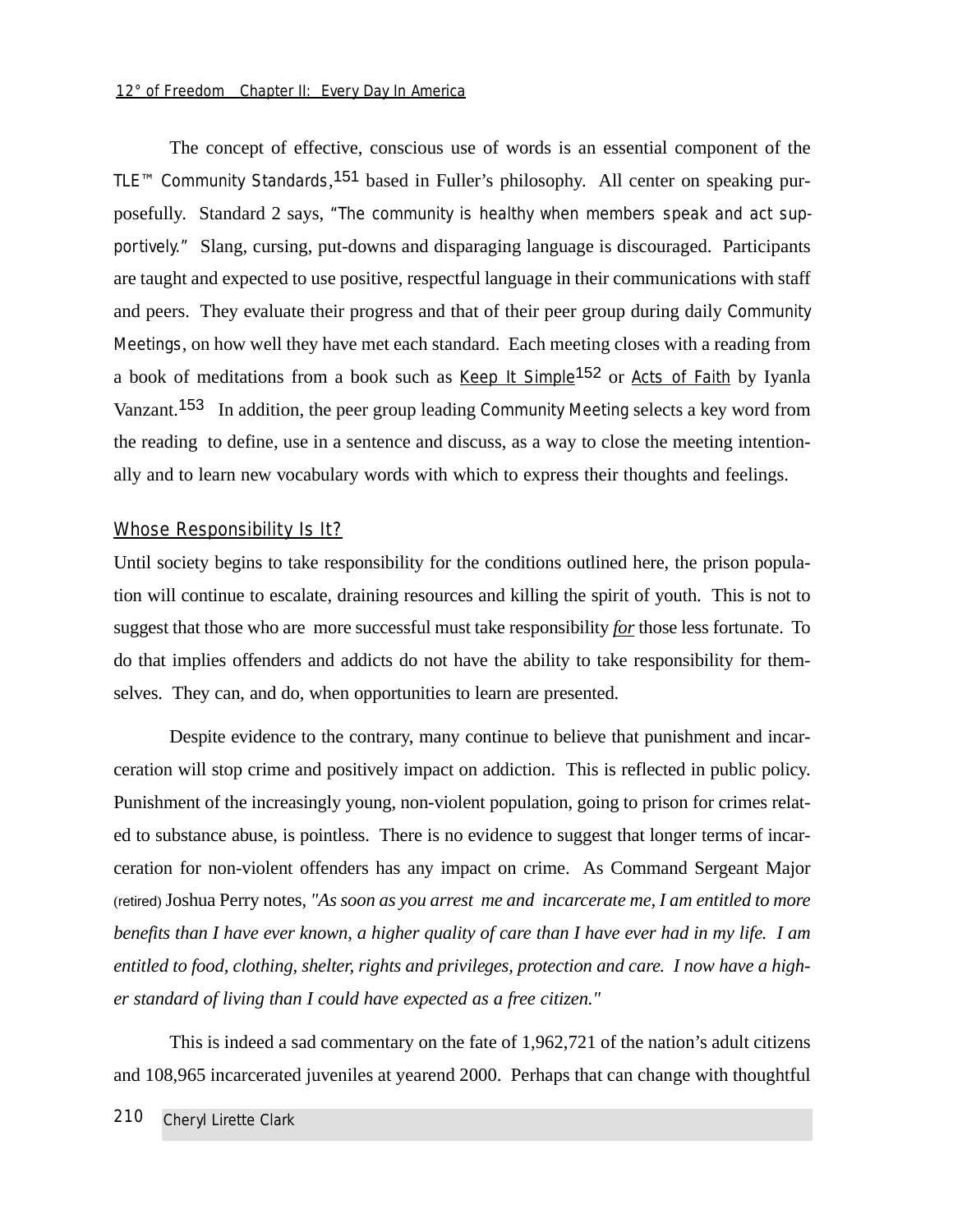The concept of effective, conscious use of words is an essential component of the TLE™ Community Standards,[151] based in Fuller's philosophy. All center on speaking purposefully. Standard 2 says, "The community is healthy when members speak and act supportively." Slang, cursing, put-downs and disparaging language is discouraged. Participants are taught and expected to use positive, respectful language in their communications with staff and peers. They evaluate their progress and that of their peer group during daily Community Meetings, on how well they have met each standard. Each meeting closes with a reading from a book of meditations from a book such as Keep It Simple[152] or Acts of Faith by Iyanla Vanzant.[153] In addition, the peer group leading Community Meeting selects a key word from the reading to define, use in a sentence and discuss, as a way to close the meeting intentionally and to learn new vocabulary words with which to express their thoughts and feelings.

## Whose Responsibility Is It?

Until society begins to take responsibility for the conditions outlined here, the prison population will continue to escalate, draining resources and killing the spirit of youth. This is not to suggest that those who are more successful must take responsibility *for* those less fortunate. To do that implies offenders and addicts do not have the ability to take responsibility for themselves. They can, and do, when opportunities to learn are presented.

Despite evidence to the contrary, many continue to believe that punishment and incarceration will stop crime and positively impact on addiction. This is reflected in public policy. Punishment of the increasingly young, non-violent population, going to prison for crimes related to substance abuse, is pointless. There is no evidence to suggest that longer terms of incarceration for non-violent offenders has any impact on crime. As Command Sergeant Major (retired) Joshua Perry notes, *"As soon as you arrest me and incarcerate me, I am entitled to more benefits than I have ever known, a higher quality of care than I have ever had in my life. I am entitled to food, clothing, shelter, rights and privileges, protection and care. I now have a higher standard of living than I could have expected as a free citizen."*

This is indeed a sad commentary on the fate of 1,962,721 of the nation's adult citizens and 108,965 incarcerated juveniles at yearend 2000. Perhaps that can change with thoughtful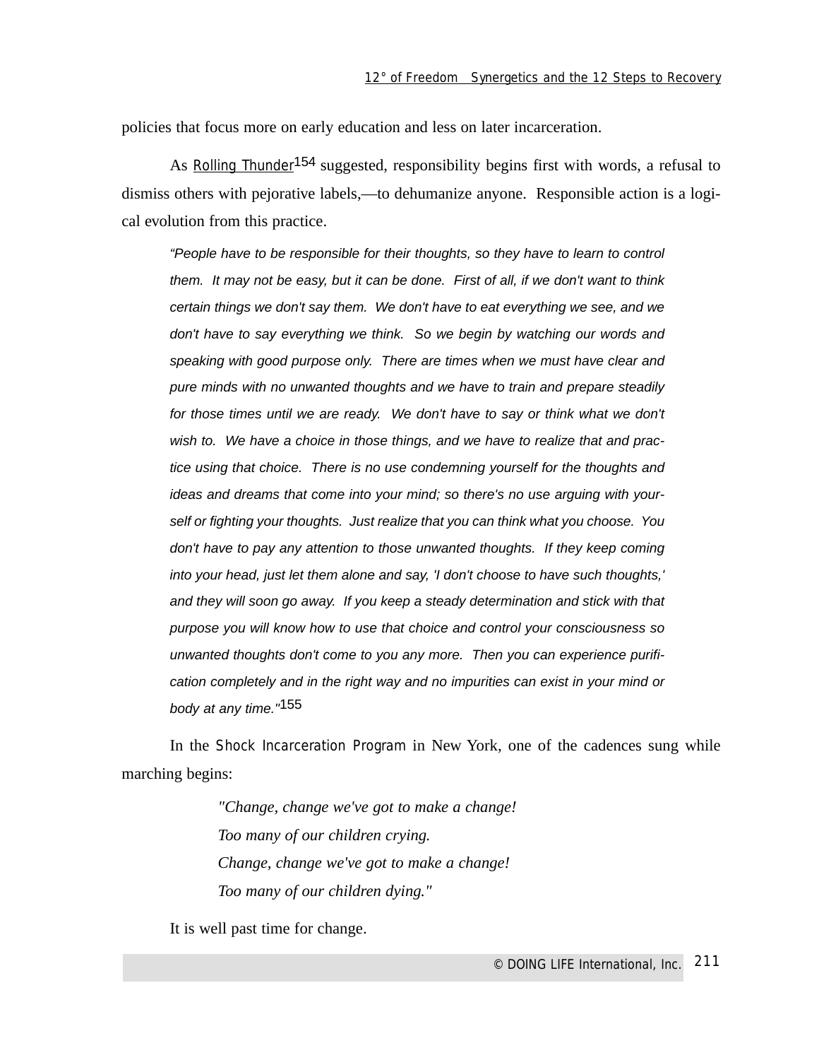policies that focus more on early education and less on later incarceration.

As Rolling Thunder[154] suggested, responsibility begins first with words, a refusal to dismiss others with pejorative labels,—to dehumanize anyone. Responsible action is a logical evolution from this practice.

> *"People have to be responsible for their thoughts, so they have to learn to control them. It may not be easy, but it can be done. First of all, if we don't want to think certain things we don't say them. We don't have to eat everything we see, and we don't have to say everything we think. So we begin by watching our words and speaking with good purpose only. There are times when we must have clear and pure minds with no unwanted thoughts and we have to train and prepare steadily for those times until we are ready. We don't have to say or think what we don't wish to. We have a choice in those things, and we have to realize that and practice using that choice. There is no use condemning yourself for the thoughts and ideas and dreams that come into your mind; so there's no use arguing with yourself or fighting your thoughts. Just realize that you can think what you choose. You don't have to pay any attention to those unwanted thoughts. If they keep coming into your head, just let them alone and say, 'I don't choose to have such thoughts,' and they will soon go away. If you keep a steady determination and stick with that purpose you will know how to use that choice and control your consciousness so unwanted thoughts don't come to you any more. Then you can experience purification completely and in the right way and no impurities can exist in your mind or body at any time."*[155]

In the Shock Incarceration Program in New York, one of the cadences sung while marching begins:

> *"Change, change we've got to make a change!*
> *Too many of our children crying.*
> *Change, change we've got to make a change!*
> *Too many of our children dying."*

It is well past time for change.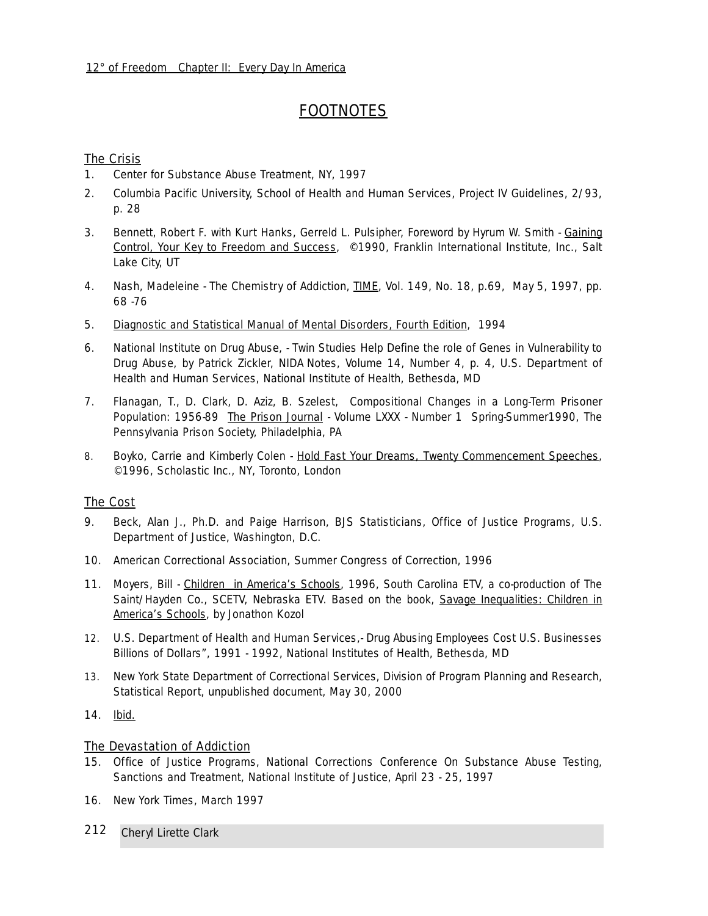# FOOTNOTES

## The Crisis

1. Center for Substance Abuse Treatment, NY, 1997
2. Columbia Pacific University, School of Health and Human Services, Project IV Guidelines, 2/93, p. 28
3. Bennett, Robert F. with Kurt Hanks, Gerreld L. Pulsipher, Foreword by Hyrum W. Smith - Gaining Control, Your Key to Freedom and Success, ©1990, Franklin International Institute, Inc., Salt Lake City, UT
4. Nash, Madeleine - The Chemistry of Addiction, TIME, Vol. 149, No. 18, p.69, May 5, 1997, pp. 68 -76
5. Diagnostic and Statistical Manual of Mental Disorders, Fourth Edition, 1994
6. National Institute on Drug Abuse, - Twin Studies Help Define the role of Genes in Vulnerability to Drug Abuse, by Patrick Zickler, NIDA Notes, Volume 14, Number 4, p. 4, U.S. Department of Health and Human Services, National Institute of Health, Bethesda, MD
7. Flanagan, T., D. Clark, D. Aziz, B. Szelest, Compositional Changes in a Long-Term Prisoner Population: 1956-89 The Prison Journal - Volume LXXX - Number 1 Spring-Summer1990, The Pennsylvania Prison Society, Philadelphia, PA
8. Boyko, Carrie and Kimberly Colen - Hold Fast Your Dreams, Twenty Commencement Speeches, ©1996, Scholastic Inc., NY, Toronto, London

## The Cost

9. Beck, Alan J., Ph.D. and Paige Harrison, BJS Statisticians, Office of Justice Programs, U.S. Department of Justice, Washington, D.C.
10. American Correctional Association, Summer Congress of Correction, 1996
11. Moyers, Bill - Children in America's Schools, 1996, South Carolina ETV, a co-production of The Saint/Hayden Co., SCETV, Nebraska ETV. Based on the book, Savage Inequalities: Children in America's Schools, by Jonathon Kozol
12. U.S. Department of Health and Human Services,- Drug Abusing Employees Cost U.S. Businesses Billions of Dollars", 1991 - 1992, National Institutes of Health, Bethesda, MD
13. New York State Department of Correctional Services, Division of Program Planning and Research, Statistical Report, unpublished document, May 30, 2000
14. Ibid.

## The Devastation of Addiction

15. Office of Justice Programs, National Corrections Conference On Substance Abuse Testing, Sanctions and Treatment, National Institute of Justice, April 23 - 25, 1997
16. New York Times, March 1997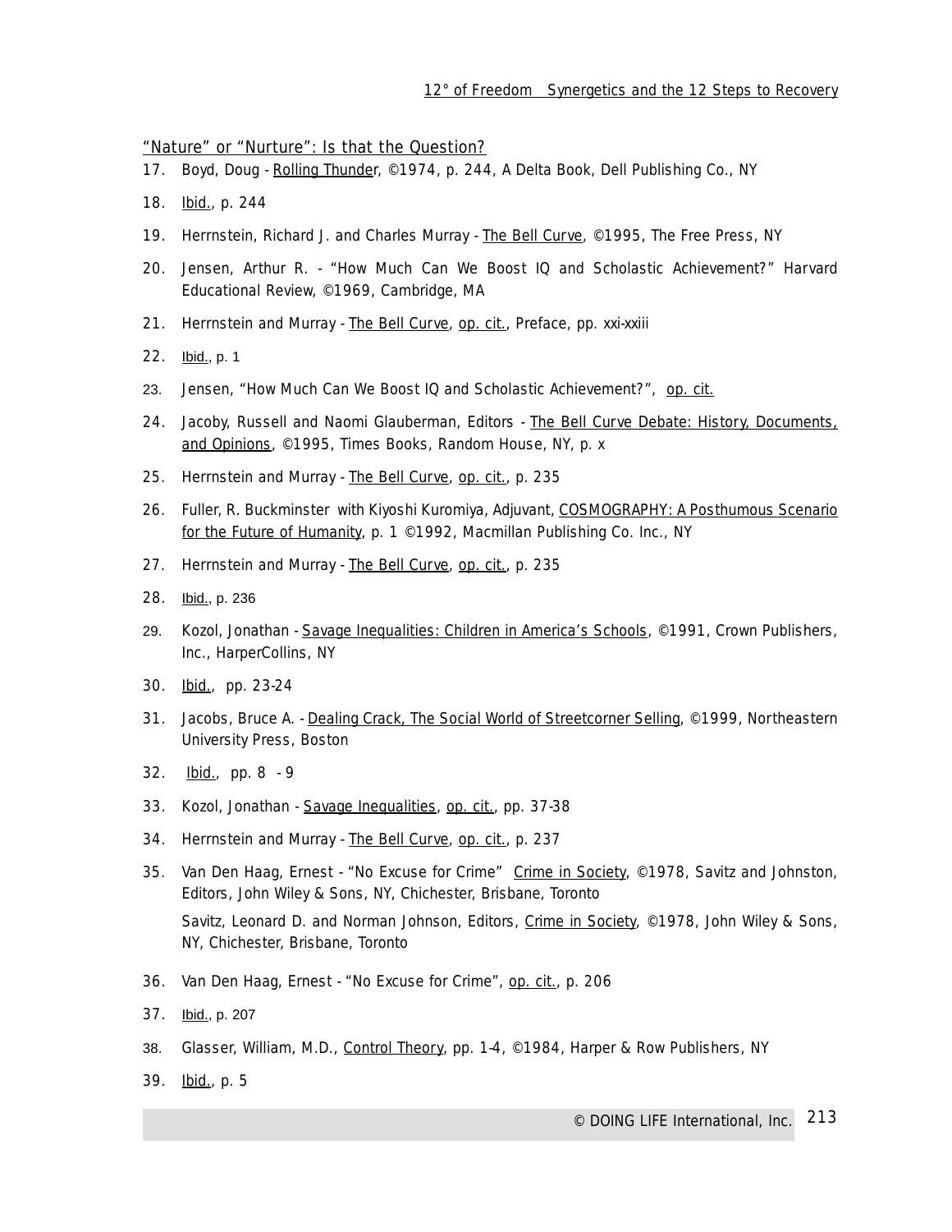"Nature" or "Nurture": Is that the Question?

17. Boyd, Doug - Rolling Thunder, ©1974, p. 244, A Delta Book, Dell Publishing Co., NY
18. Ibid., p. 244
19. Herrnstein, Richard J. and Charles Murray - The Bell Curve, ©1995, The Free Press, NY
20. Jensen, Arthur R. - "How Much Can We Boost IQ and Scholastic Achievement?" Harvard Educational Review, ©1969, Cambridge, MA
21. Herrnstein and Murray - The Bell Curve, op. cit., Preface, pp. xxi-xxiii
22. Ibid., p. 1
23. Jensen, "How Much Can We Boost IQ and Scholastic Achievement?", op. cit.
24. Jacoby, Russell and Naomi Glauberman, Editors - The Bell Curve Debate: History, Documents, and Opinions, ©1995, Times Books, Random House, NY, p. x
25. Herrnstein and Murray - The Bell Curve, op. cit., p. 235
26. Fuller, R. Buckminster with Kiyoshi Kuromiya, Adjuvant, COSMOGRAPHY: A Posthumous Scenario for the Future of Humanity, p. 1 ©1992, Macmillan Publishing Co. Inc., NY
27. Herrnstein and Murray - The Bell Curve, op. cit., p. 235
28. Ibid., p. 236
29. Kozol, Jonathan - Savage Inequalities: Children in America's Schools, ©1991, Crown Publishers, Inc., HarperCollins, NY
30. Ibid., pp. 23-24
31. Jacobs, Bruce A. - Dealing Crack, The Social World of Streetcorner Selling, ©1999, Northeastern University Press, Boston
32. Ibid., pp. 8 - 9
33. Kozol, Jonathan - Savage Inequalities, op. cit., pp. 37-38
34. Herrnstein and Murray - The Bell Curve, op. cit., p. 237
35. Van Den Haag, Ernest - "No Excuse for Crime" Crime in Society, ©1978, Savitz and Johnston, Editors, John Wiley & Sons, NY, Chichester, Brisbane, Toronto

    Savitz, Leonard D. and Norman Johnson, Editors, Crime in Society, ©1978, John Wiley & Sons, NY, Chichester, Brisbane, Toronto
36. Van Den Haag, Ernest - "No Excuse for Crime", op. cit., p. 206
37. Ibid., p. 207
38. Glasser, William, M.D., Control Theory, pp. 1-4, ©1984, Harper & Row Publishers, NY
39. Ibid., p. 5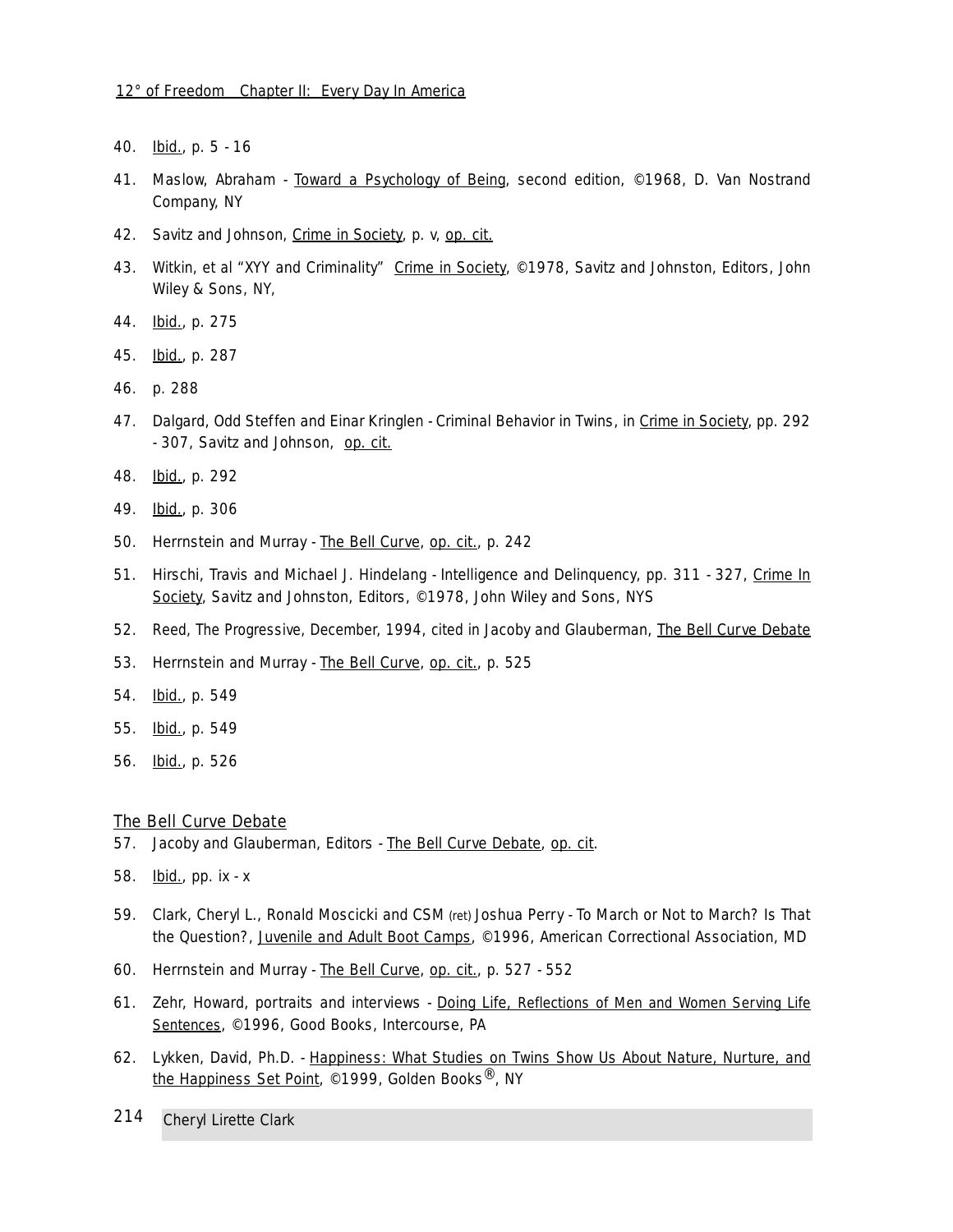40. <u>Ibid.</u>, p. 5 - 16

41. Maslow, Abraham - <u>Toward a Psychology of Being</u>, second edition, ©1968, D. Van Nostrand Company, NY

42. Savitz and Johnson, <u>Crime in Society</u>, p. v, <u>op. cit.</u>

43. Witkin, et al "XYY and Criminality" <u>Crime in Society</u>, ©1978, Savitz and Johnston, Editors, John Wiley & Sons, NY,

44. <u>Ibid.</u>, p. 275

45. <u>Ibid.</u>, p. 287

46. p. 288

47. Dalgard, Odd Steffen and Einar Kringlen - Criminal Behavior in Twins, in <u>Crime in Society</u>, pp. 292 - 307, Savitz and Johnson, <u>op. cit.</u>

48. <u>Ibid.</u>, p. 292

49. <u>Ibid.</u>, p. 306

50. Herrnstein and Murray - <u>The Bell Curve</u>, <u>op. cit.</u>, p. 242

51. Hirschi, Travis and Michael J. Hindelang - Intelligence and Delinquency, pp. 311 - 327, <u>Crime In Society</u>, Savitz and Johnston, Editors, ©1978, John Wiley and Sons, NYS

52. Reed, The Progressive, December, 1994, cited in Jacoby and Glauberman, <u>The Bell Curve Debate</u>

53. Herrnstein and Murray - <u>The Bell Curve</u>, <u>op. cit.</u>, p. 525

54. <u>Ibid.</u>, p. 549

55. <u>Ibid.</u>, p. 549

56. <u>Ibid.</u>, p. 526

## <u>The Bell Curve Debate</u>

57. Jacoby and Glauberman, Editors - <u>The Bell Curve Debate</u>, <u>op. cit</u>.

58. <u>Ibid.</u>, pp. ix - x

59. Clark, Cheryl L., Ronald Moscicki and CSM (ret) Joshua Perry - To March or Not to March? Is That the Question?, <u>Juvenile and Adult Boot Camps</u>, ©1996, American Correctional Association, MD

60. Herrnstein and Murray - <u>The Bell Curve</u>, <u>op. cit.</u>, p. 527 - 552

61. Zehr, Howard, portraits and interviews - <u>Doing Life, Reflections of Men and Women Serving Life Sentences</u>, ©1996, Good Books, Intercourse, PA

62. Lykken, David, Ph.D. - <u>Happiness: What Studies on Twins Show Us About Nature, Nurture, and the Happiness Set Point</u>, ©1999, Golden Books®, NY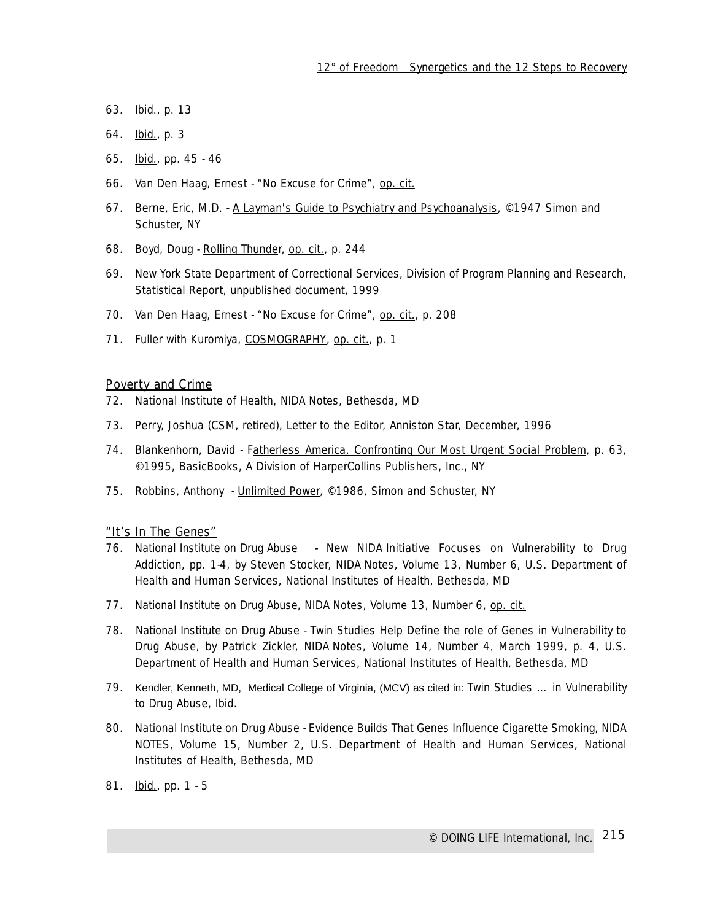63. Ibid., p. 13

64. Ibid., p. 3

65. Ibid., pp. 45 - 46

66. Van Den Haag, Ernest - "No Excuse for Crime", op. cit.

67. Berne, Eric, M.D. - A Layman's Guide to Psychiatry and Psychoanalysis, ©1947 Simon and Schuster, NY

68. Boyd, Doug - Rolling Thunder, op. cit., p. 244

69. New York State Department of Correctional Services, Division of Program Planning and Research, Statistical Report, unpublished document, 1999

70. Van Den Haag, Ernest - "No Excuse for Crime", op. cit., p. 208

71. Fuller with Kuromiya, COSMOGRAPHY, op. cit., p. 1

## Poverty and Crime

72. National Institute of Health, NIDA Notes, Bethesda, MD

73. Perry, Joshua (CSM, retired), Letter to the Editor, Anniston Star, December, 1996

74. Blankenhorn, David - Fatherless America, Confronting Our Most Urgent Social Problem, p. 63, ©1995, BasicBooks, A Division of HarperCollins Publishers, Inc., NY

75. Robbins, Anthony - Unlimited Power, ©1986, Simon and Schuster, NY

## "It's In The Genes"

76. National Institute on Drug Abuse - New NIDA Initiative Focuses on Vulnerability to Drug Addiction, pp. 1-4, by Steven Stocker, NIDA Notes, Volume 13, Number 6, U.S. Department of Health and Human Services, National Institutes of Health, Bethesda, MD

77. National Institute on Drug Abuse, NIDA Notes, Volume 13, Number 6, op. cit.

78. National Institute on Drug Abuse - Twin Studies Help Define the role of Genes in Vulnerability to Drug Abuse, by Patrick Zickler, NIDA Notes, Volume 14, Number 4, March 1999, p. 4, U.S. Department of Health and Human Services, National Institutes of Health, Bethesda, MD

79. Kendler, Kenneth, MD, Medical College of Virginia, (MCV) as cited in: Twin Studies ... in Vulnerability to Drug Abuse, Ibid.

80. National Institute on Drug Abuse - Evidence Builds That Genes Influence Cigarette Smoking, NIDA NOTES, Volume 15, Number 2, U.S. Department of Health and Human Services, National Institutes of Health, Bethesda, MD

81. Ibid., pp. 1 - 5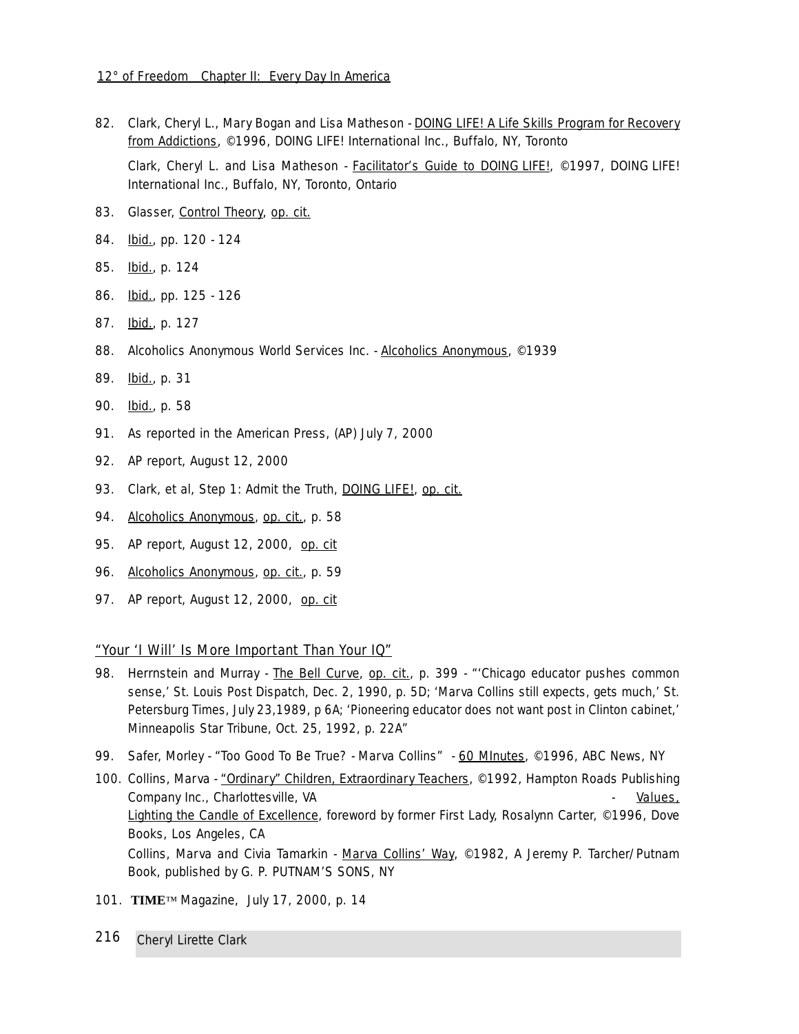82. Clark, Cheryl L., Mary Bogan and Lisa Matheson - DOING LIFE! A Life Skills Program for Recovery from Addictions, ©1996, DOING LIFE! International Inc., Buffalo, NY, Toronto

    Clark, Cheryl L. and Lisa Matheson - Facilitator's Guide to DOING LIFE!, ©1997, DOING LIFE! International Inc., Buffalo, NY, Toronto, Ontario

83. Glasser, Control Theory, op. cit.
84. Ibid., pp. 120 - 124
85. Ibid., p. 124
86. Ibid., pp. 125 - 126
87. Ibid., p. 127
88. Alcoholics Anonymous World Services Inc. - Alcoholics Anonymous, ©1939
89. Ibid., p. 31
90. Ibid., p. 58
91. As reported in the American Press, (AP) July 7, 2000
92. AP report, August 12, 2000
93. Clark, et al, Step 1: Admit the Truth, DOING LIFE!, op. cit.
94. Alcoholics Anonymous, op. cit., p. 58
95. AP report, August 12, 2000, op. cit
96. Alcoholics Anonymous, op. cit., p. 59
97. AP report, August 12, 2000, op. cit

## "Your 'I Will' Is More Important Than Your IQ"

98. Herrnstein and Murray - The Bell Curve, op. cit., p. 399 - "'Chicago educator pushes common sense,' St. Louis Post Dispatch, Dec. 2, 1990, p. 5D; 'Marva Collins still expects, gets much,' St. Petersburg Times, July 23,1989, p 6A; 'Pioneering educator does not want post in Clinton cabinet,' Minneapolis Star Tribune, Oct. 25, 1992, p. 22A"
99. Safer, Morley - "Too Good To Be True? - Marva Collins" - 60 MInutes, ©1996, ABC News, NY
100. Collins, Marva - "Ordinary" Children, Extraordinary Teachers, ©1992, Hampton Roads Publishing Company Inc., Charlottesville, VA - Values, Lighting the Candle of Excellence, foreword by former First Lady, Rosalynn Carter, ©1996, Dove Books, Los Angeles, CA

     Collins, Marva and Civia Tamarkin - Marva Collins' Way, ©1982, A Jeremy P. Tarcher/Putnam Book, published by G. P. PUTNAM'S SONS, NY

101. **TIME**™ Magazine, July 17, 2000, p. 14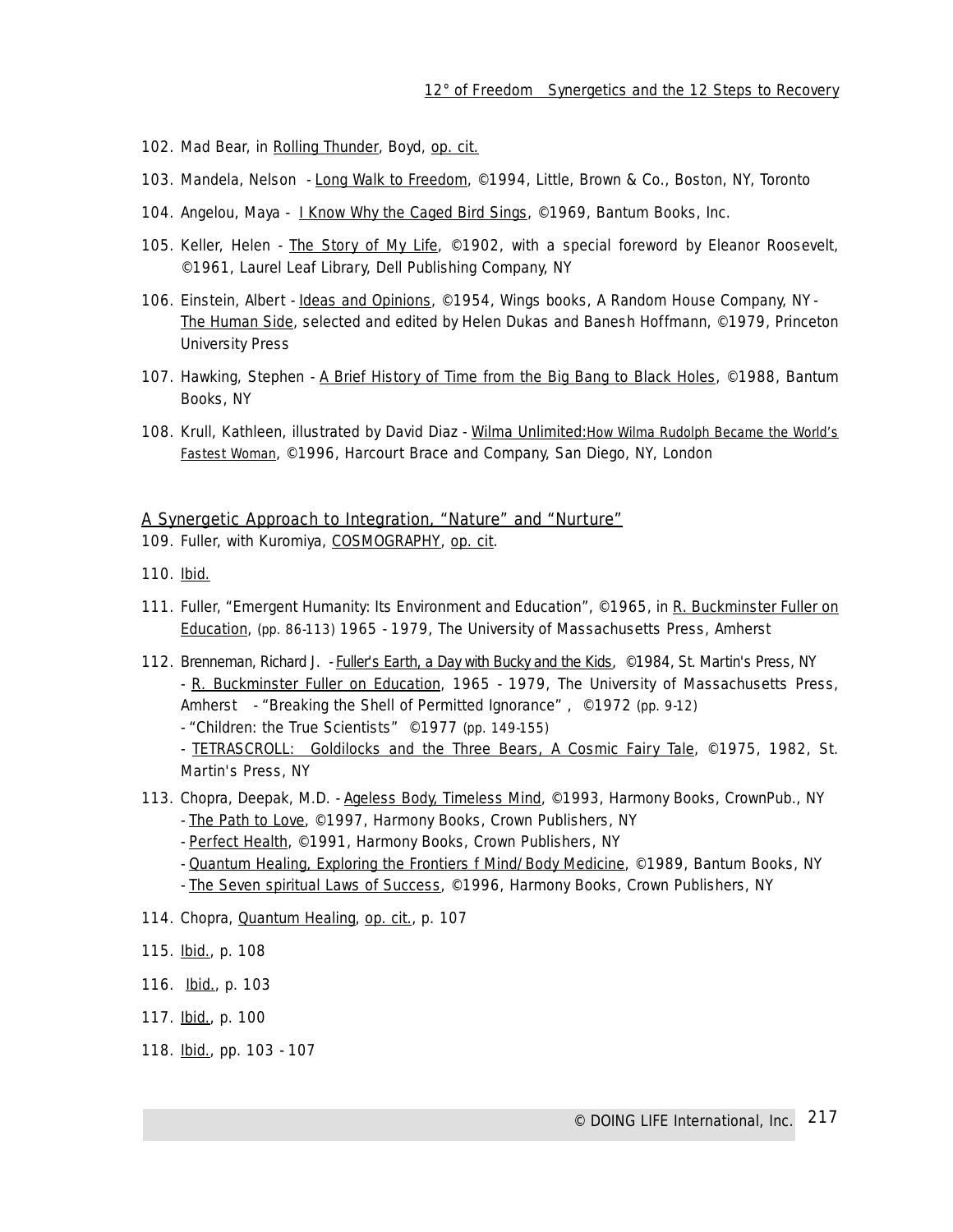102. Mad Bear, in Rolling Thunder, Boyd, op. cit.

103. Mandela, Nelson - Long Walk to Freedom, ©1994, Little, Brown & Co., Boston, NY, Toronto

104. Angelou, Maya - I Know Why the Caged Bird Sings, ©1969, Bantum Books, Inc.

105. Keller, Helen - The Story of My Life, ©1902, with a special foreword by Eleanor Roosevelt, ©1961, Laurel Leaf Library, Dell Publishing Company, NY

106. Einstein, Albert - Ideas and Opinions, ©1954, Wings books, A Random House Company, NY - The Human Side, selected and edited by Helen Dukas and Banesh Hoffmann, ©1979, Princeton University Press

107. Hawking, Stephen - A Brief History of Time from the Big Bang to Black Holes, ©1988, Bantum Books, NY

108. Krull, Kathleen, illustrated by David Diaz - Wilma Unlimited: How Wilma Rudolph Became the World's Fastest Woman, ©1996, Harcourt Brace and Company, San Diego, NY, London

## A Synergetic Approach to Integration, "Nature" and "Nurture"

109. Fuller, with Kuromiya, COSMOGRAPHY, op. cit.

110. Ibid.

111. Fuller, "Emergent Humanity: Its Environment and Education", ©1965, in R. Buckminster Fuller on Education, (pp. 86-113) 1965 - 1979, The University of Massachusetts Press, Amherst

112. Brenneman, Richard J. - Fuller's Earth, a Day with Bucky and the Kids, ©1984, St. Martin's Press, NY
    - R. Buckminster Fuller on Education, 1965 - 1979, The University of Massachusetts Press, Amherst - "Breaking the Shell of Permitted Ignorance", ©1972 (pp. 9-12)
    - "Children: the True Scientists" ©1977 (pp. 149-155)
    - TETRASCROLL: Goldilocks and the Three Bears, A Cosmic Fairy Tale, ©1975, 1982, St. Martin's Press, NY

113. Chopra, Deepak, M.D. - Ageless Body, Timeless Mind, ©1993, Harmony Books, CrownPub., NY
    - The Path to Love, ©1997, Harmony Books, Crown Publishers, NY
    - Perfect Health, ©1991, Harmony Books, Crown Publishers, NY
    - Quantum Healing, Exploring the Frontiers f Mind/Body Medicine, ©1989, Bantum Books, NY
    - The Seven spiritual Laws of Success, ©1996, Harmony Books, Crown Publishers, NY

114. Chopra, Quantum Healing, op. cit., p. 107

115. Ibid., p. 108

116. Ibid., p. 103

117. Ibid., p. 100

118. Ibid., pp. 103 - 107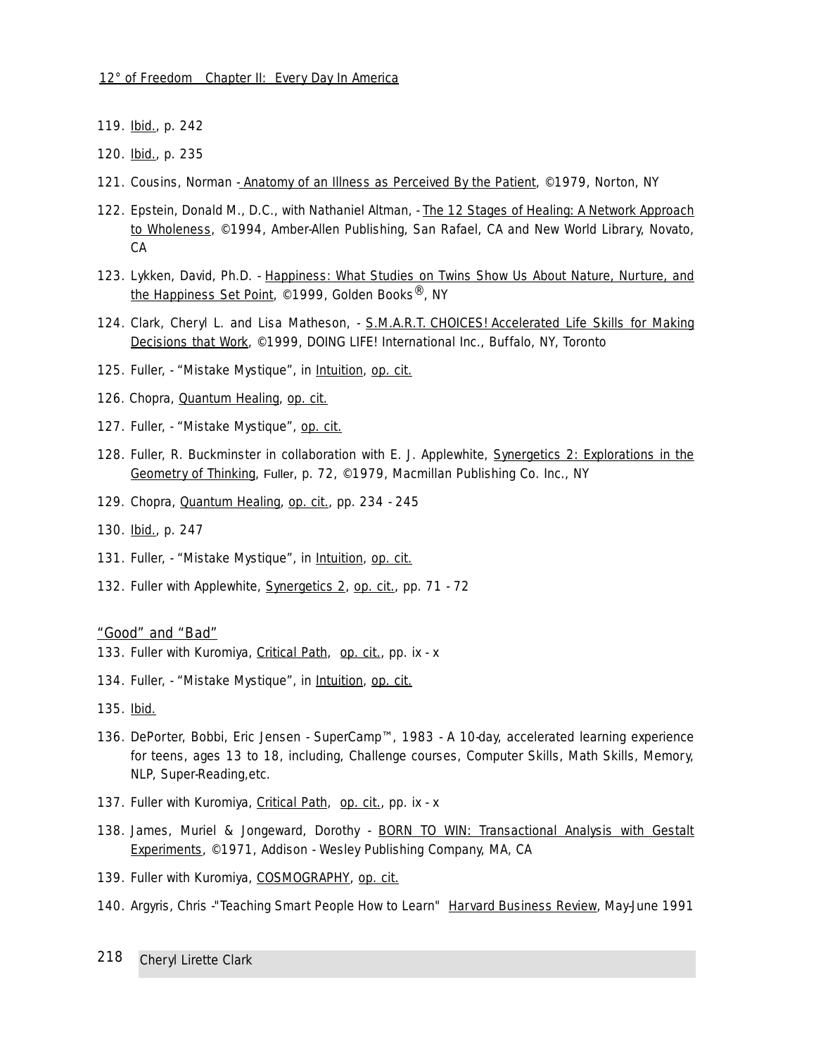119. Ibid., p. 242

120. Ibid., p. 235

121. Cousins, Norman - Anatomy of an Illness as Perceived By the Patient, ©1979, Norton, NY

122. Epstein, Donald M., D.C., with Nathaniel Altman, - The 12 Stages of Healing: A Network Approach to Wholeness, ©1994, Amber-Allen Publishing, San Rafael, CA and New World Library, Novato, CA

123. Lykken, David, Ph.D. - Happiness: What Studies on Twins Show Us About Nature, Nurture, and the Happiness Set Point, ©1999, Golden Books®, NY

124. Clark, Cheryl L. and Lisa Matheson, - S.M.A.R.T. CHOICES! Accelerated Life Skills for Making Decisions that Work, ©1999, DOING LIFE! International Inc., Buffalo, NY, Toronto

125. Fuller, - "Mistake Mystique", in Intuition, op. cit.

126. Chopra, Quantum Healing, op. cit.

127. Fuller, - "Mistake Mystique", op. cit.

128. Fuller, R. Buckminster in collaboration with E. J. Applewhite, Synergetics 2: Explorations in the Geometry of Thinking, Fuller, p. 72, ©1979, Macmillan Publishing Co. Inc., NY

129. Chopra, Quantum Healing, op. cit., pp. 234 - 245

130. Ibid., p. 247

131. Fuller, - "Mistake Mystique", in Intuition, op. cit.

132. Fuller with Applewhite, Synergetics 2, op. cit., pp. 71 - 72

## "Good" and "Bad"

133. Fuller with Kuromiya, Critical Path, op. cit., pp. ix - x

134. Fuller, - "Mistake Mystique", in Intuition, op. cit.

135. Ibid.

136. DePorter, Bobbi, Eric Jensen - SuperCamp™, 1983 - A 10-day, accelerated learning experience for teens, ages 13 to 18, including, Challenge courses, Computer Skills, Math Skills, Memory, NLP, Super-Reading,etc.

137. Fuller with Kuromiya, Critical Path, op. cit., pp. ix - x

138. James, Muriel & Jongeward, Dorothy - BORN TO WIN: Transactional Analysis with Gestalt Experiments, ©1971, Addison - Wesley Publishing Company, MA, CA

139. Fuller with Kuromiya, COSMOGRAPHY, op. cit.

140. Argyris, Chris -"Teaching Smart People How to Learn" Harvard Business Review, May-June 1991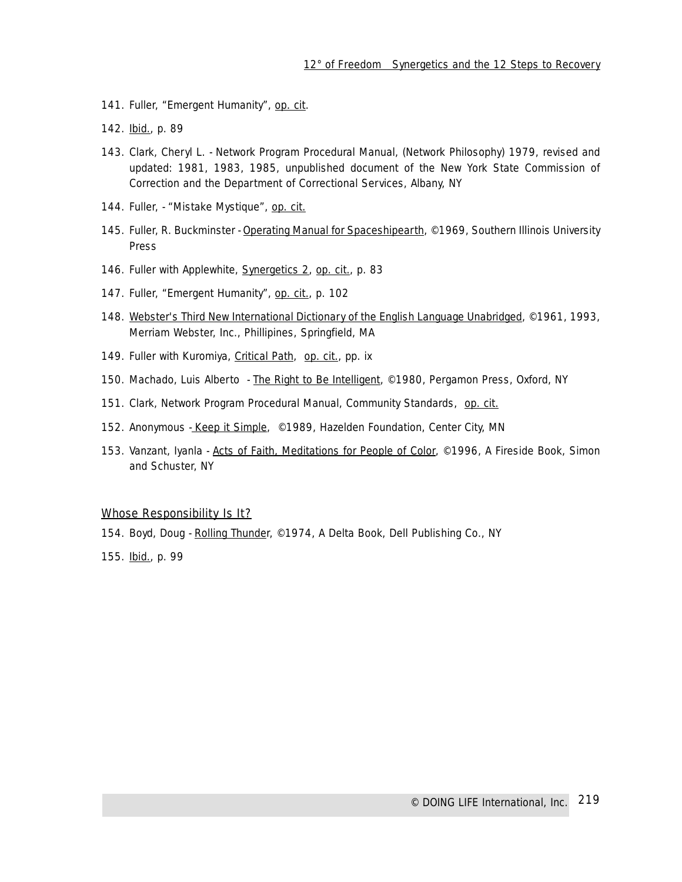141. Fuller, "Emergent Humanity", op. cit.

142. Ibid., p. 89

143. Clark, Cheryl L. - Network Program Procedural Manual, (Network Philosophy) 1979, revised and updated: 1981, 1983, 1985, unpublished document of the New York State Commission of Correction and the Department of Correctional Services, Albany, NY

144. Fuller, - "Mistake Mystique", op. cit.

145. Fuller, R. Buckminster - Operating Manual for Spaceshipearth, ©1969, Southern Illinois University Press

146. Fuller with Applewhite, Synergetics 2, op. cit., p. 83

147. Fuller, "Emergent Humanity", op. cit., p. 102

148. Webster's Third New International Dictionary of the English Language Unabridged, ©1961, 1993, Merriam Webster, Inc., Phillipines, Springfield, MA

149. Fuller with Kuromiya, Critical Path, op. cit., pp. ix

150. Machado, Luis Alberto - The Right to Be Intelligent, ©1980, Pergamon Press, Oxford, NY

151. Clark, Network Program Procedural Manual, Community Standards, op. cit.

152. Anonymous - Keep it Simple, ©1989, Hazelden Foundation, Center City, MN

153. Vanzant, Iyanla - Acts of Faith, Meditations for People of Color, ©1996, A Fireside Book, Simon and Schuster, NY

## Whose Responsibility Is It?

154. Boyd, Doug - Rolling Thunder, ©1974, A Delta Book, Dell Publishing Co., NY

155. Ibid., p. 99